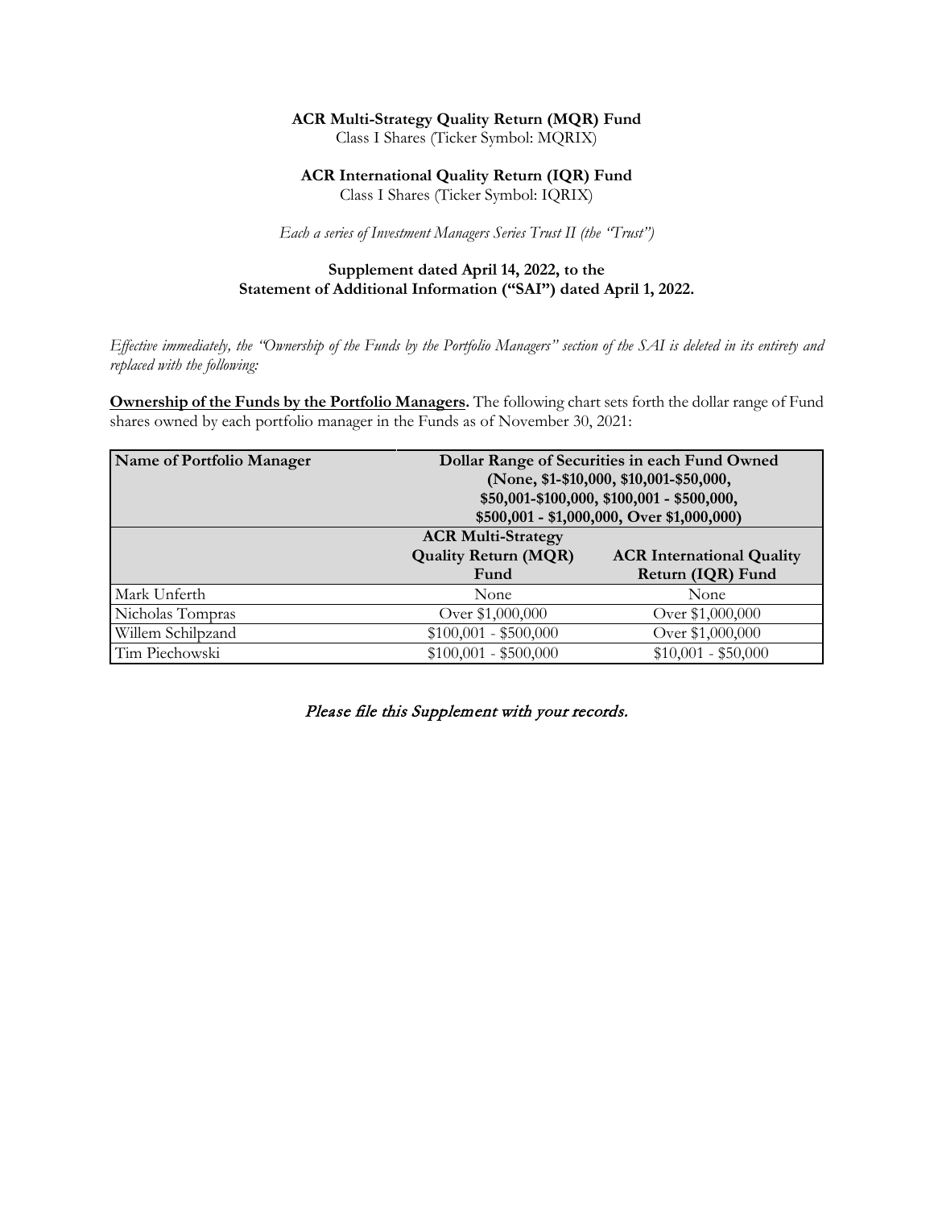**ACR Multi-Strategy Quality Return (MQR) Fund**
Class I Shares (Ticker Symbol: MQRIX)

**ACR International Quality Return (IQR) Fund**
Class I Shares (Ticker Symbol: IQRIX)

*Each a series of Investment Managers Series Trust II (the "Trust")*

**Supplement dated April 14, 2022, to the**
**Statement of Additional Information ("SAI") dated April 1, 2022.**

*Effective immediately, the "Ownership of the Funds by the Portfolio Managers" section of the SAI is deleted in its entirety and replaced with the following:*

**Ownership of the Funds by the Portfolio Managers.** The following chart sets forth the dollar range of Fund shares owned by each portfolio manager in the Funds as of November 30, 2021:

| Name of Portfolio Manager | Dollar Range of Securities in each Fund Owned (None, $1-$10,000, $10,001-$50,000, $50,001-$100,000, $100,001 - $500,000, $500,001 - $1,000,000, Over $1,000,000) | |
|---|---|---|
| | ACR Multi-Strategy Quality Return (MQR) Fund | ACR International Quality Return (IQR) Fund |
| Mark Unferth | None | None |
| Nicholas Tompras | Over $1,000,000 | Over $1,000,000 |
| Willem Schilpzand | $100,001 - $500,000 | Over $1,000,000 |
| Tim Piechowski | $100,001 - $500,000 | $10,001 - $50,000 |

*Please file this Supplement with your records.*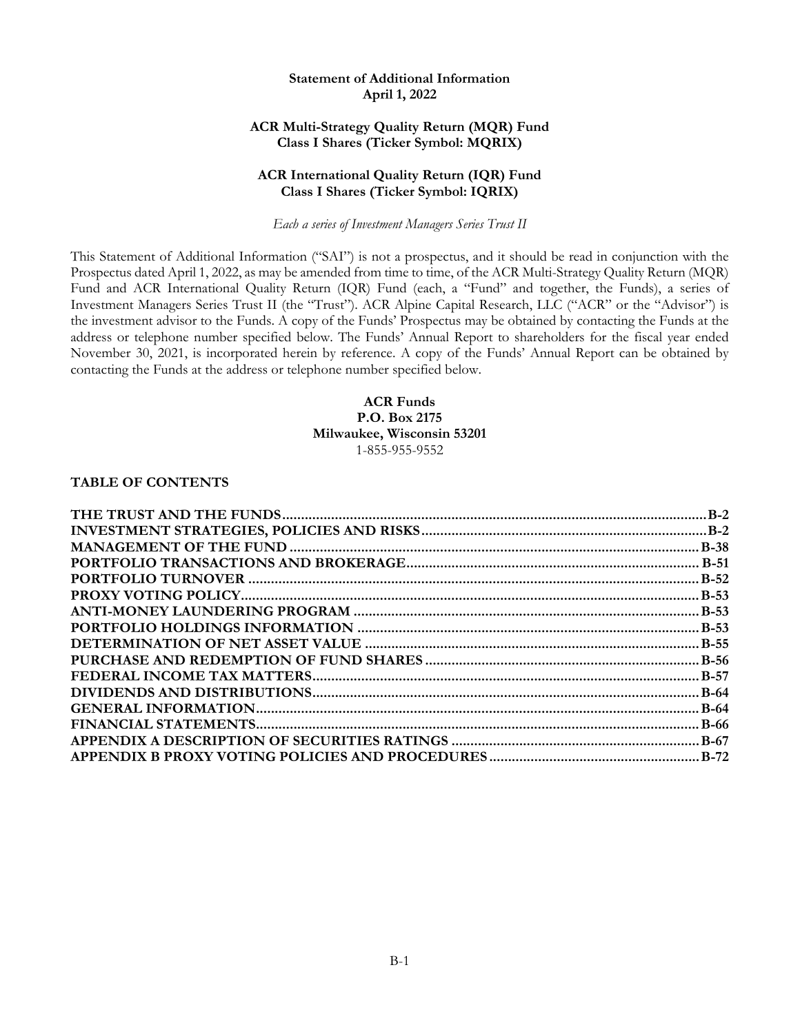**Statement of Additional Information**
**April 1, 2022**

**ACR Multi-Strategy Quality Return (MQR) Fund**
**Class I Shares (Ticker Symbol: MQRIX)**

**ACR International Quality Return (IQR) Fund**
**Class I Shares (Ticker Symbol: IQRIX)**

*Each a series of Investment Managers Series Trust II*

This Statement of Additional Information ("SAI") is not a prospectus, and it should be read in conjunction with the Prospectus dated April 1, 2022, as may be amended from time to time, of the ACR Multi-Strategy Quality Return (MQR) Fund and ACR International Quality Return (IQR) Fund (each, a "Fund" and together, the Funds), a series of Investment Managers Series Trust II (the "Trust"). ACR Alpine Capital Research, LLC ("ACR" or the "Advisor") is the investment advisor to the Funds. A copy of the Funds' Prospectus may be obtained by contacting the Funds at the address or telephone number specified below. The Funds' Annual Report to shareholders for the fiscal year ended November 30, 2021, is incorporated herein by reference. A copy of the Funds' Annual Report can be obtained by contacting the Funds at the address or telephone number specified below.

**ACR Funds**
**P.O. Box 2175**
**Milwaukee, Wisconsin 53201**
1-855-955-9552

**TABLE OF CONTENTS**

| | |
|---|---|
| **THE TRUST AND THE FUNDS** | **B-2** |
| **INVESTMENT STRATEGIES, POLICIES AND RISKS** | **B-2** |
| **MANAGEMENT OF THE FUND** | **B-38** |
| **PORTFOLIO TRANSACTIONS AND BROKERAGE** | **B-51** |
| **PORTFOLIO TURNOVER** | **B-52** |
| **PROXY VOTING POLICY** | **B-53** |
| **ANTI-MONEY LAUNDERING PROGRAM** | **B-53** |
| **PORTFOLIO HOLDINGS INFORMATION** | **B-53** |
| **DETERMINATION OF NET ASSET VALUE** | **B-55** |
| **PURCHASE AND REDEMPTION OF FUND SHARES** | **B-56** |
| **FEDERAL INCOME TAX MATTERS** | **B-57** |
| **DIVIDENDS AND DISTRIBUTIONS** | **B-64** |
| **GENERAL INFORMATION** | **B-64** |
| **FINANCIAL STATEMENTS** | **B-66** |
| **APPENDIX A DESCRIPTION OF SECURITIES RATINGS** | **B-67** |
| **APPENDIX B PROXY VOTING POLICIES AND PROCEDURES** | **B-72** |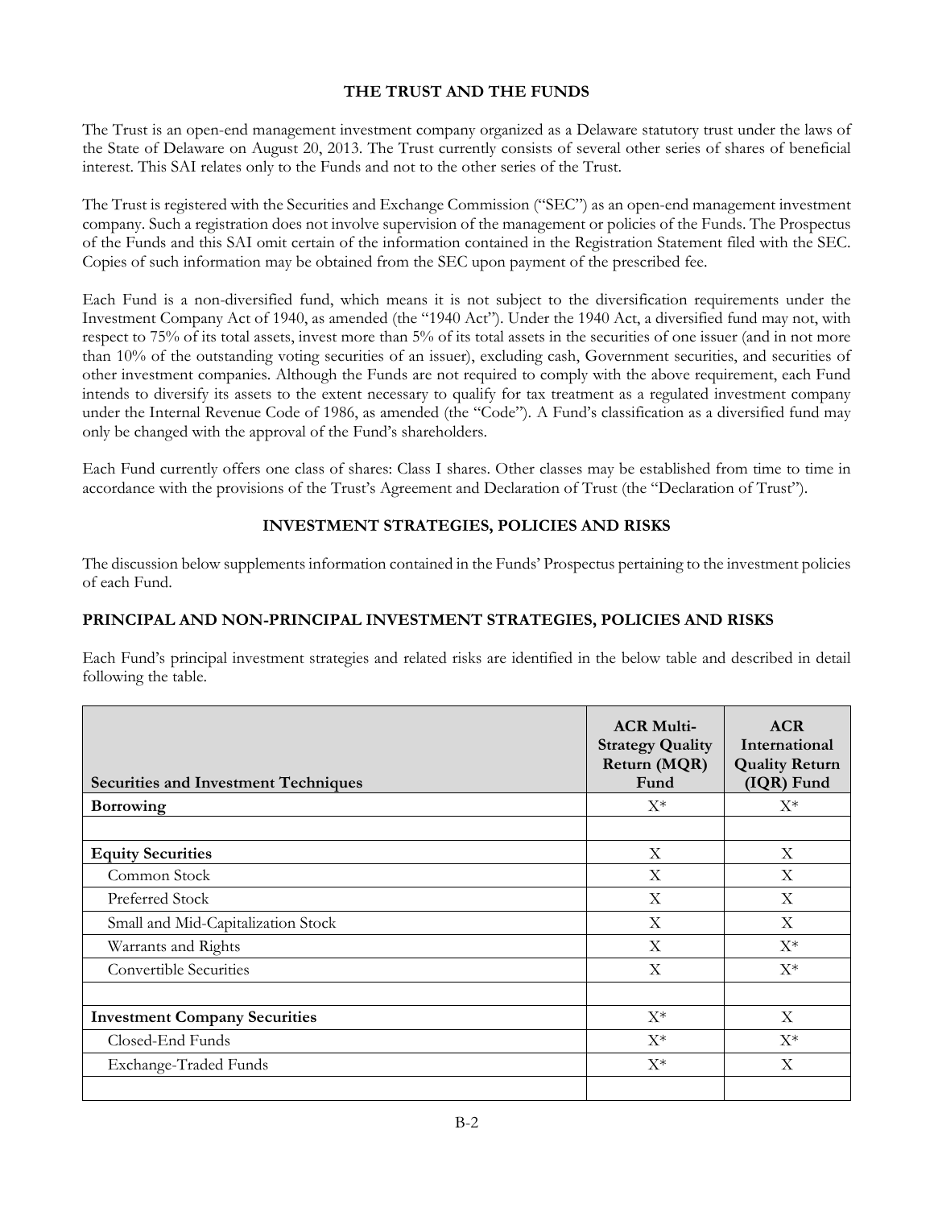## THE TRUST AND THE FUNDS

The Trust is an open-end management investment company organized as a Delaware statutory trust under the laws of the State of Delaware on August 20, 2013. The Trust currently consists of several other series of shares of beneficial interest. This SAI relates only to the Funds and not to the other series of the Trust.

The Trust is registered with the Securities and Exchange Commission ("SEC") as an open-end management investment company. Such a registration does not involve supervision of the management or policies of the Funds. The Prospectus of the Funds and this SAI omit certain of the information contained in the Registration Statement filed with the SEC. Copies of such information may be obtained from the SEC upon payment of the prescribed fee.

Each Fund is a non-diversified fund, which means it is not subject to the diversification requirements under the Investment Company Act of 1940, as amended (the "1940 Act"). Under the 1940 Act, a diversified fund may not, with respect to 75% of its total assets, invest more than 5% of its total assets in the securities of one issuer (and in not more than 10% of the outstanding voting securities of an issuer), excluding cash, Government securities, and securities of other investment companies. Although the Funds are not required to comply with the above requirement, each Fund intends to diversify its assets to the extent necessary to qualify for tax treatment as a regulated investment company under the Internal Revenue Code of 1986, as amended (the "Code"). A Fund's classification as a diversified fund may only be changed with the approval of the Fund's shareholders.

Each Fund currently offers one class of shares: Class I shares. Other classes may be established from time to time in accordance with the provisions of the Trust's Agreement and Declaration of Trust (the "Declaration of Trust").

## INVESTMENT STRATEGIES, POLICIES AND RISKS

The discussion below supplements information contained in the Funds' Prospectus pertaining to the investment policies of each Fund.

### PRINCIPAL AND NON-PRINCIPAL INVESTMENT STRATEGIES, POLICIES AND RISKS

Each Fund's principal investment strategies and related risks are identified in the below table and described in detail following the table.

| Securities and Investment Techniques | ACR Multi-Strategy Quality Return (MQR) Fund | ACR International Quality Return (IQR) Fund |
|---|---|---|
| **Borrowing** | X* | X* |
| | | |
| **Equity Securities** | X | X |
| Common Stock | X | X |
| Preferred Stock | X | X |
| Small and Mid-Capitalization Stock | X | X |
| Warrants and Rights | X | X* |
| Convertible Securities | X | X* |
| | | |
| **Investment Company Securities** | X* | X |
| Closed-End Funds | X* | X* |
| Exchange-Traded Funds | X* | X |
| | | |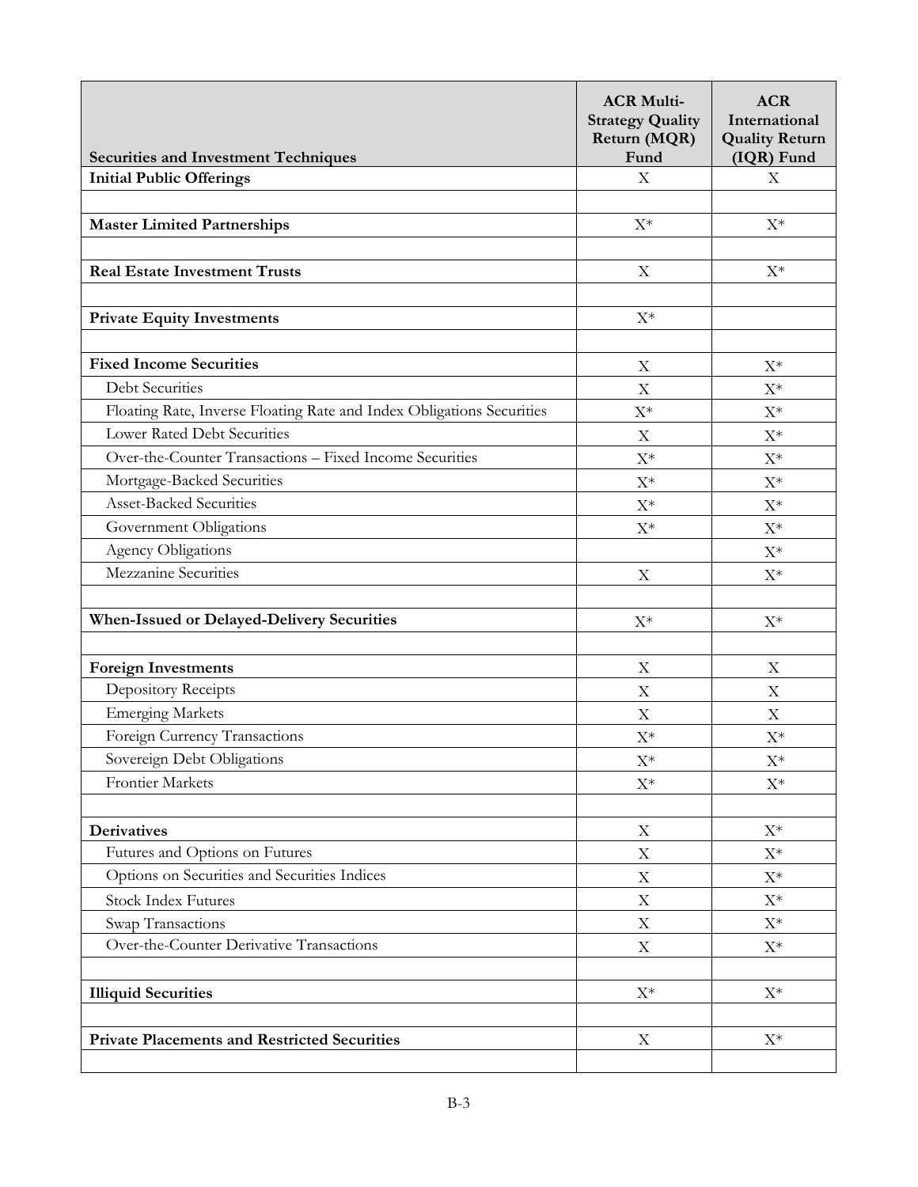| Securities and Investment Techniques | ACR Multi-Strategy Quality Return (MQR) Fund | ACR International Quality Return (IQR) Fund |
|---|---|---|
| **Initial Public Offerings** | X | X |
| | | |
| **Master Limited Partnerships** | X* | X* |
| | | |
| **Real Estate Investment Trusts** | X | X* |
| | | |
| **Private Equity Investments** | X* | |
| | | |
| **Fixed Income Securities** | X | X* |
| Debt Securities | X | X* |
| Floating Rate, Inverse Floating Rate and Index Obligations Securities | X* | X* |
| Lower Rated Debt Securities | X | X* |
| Over-the-Counter Transactions – Fixed Income Securities | X* | X* |
| Mortgage-Backed Securities | X* | X* |
| Asset-Backed Securities | X* | X* |
| Government Obligations | X* | X* |
| Agency Obligations | | X* |
| Mezzanine Securities | X | X* |
| | | |
| **When-Issued or Delayed-Delivery Securities** | X* | X* |
| | | |
| **Foreign Investments** | X | X |
| Depository Receipts | X | X |
| Emerging Markets | X | X |
| Foreign Currency Transactions | X* | X* |
| Sovereign Debt Obligations | X* | X* |
| Frontier Markets | X* | X* |
| | | |
| **Derivatives** | X | X* |
| Futures and Options on Futures | X | X* |
| Options on Securities and Securities Indices | X | X* |
| Stock Index Futures | X | X* |
| Swap Transactions | X | X* |
| Over-the-Counter Derivative Transactions | X | X* |
| | | |
| **Illiquid Securities** | X* | X* |
| | | |
| **Private Placements and Restricted Securities** | X | X* |
| | | |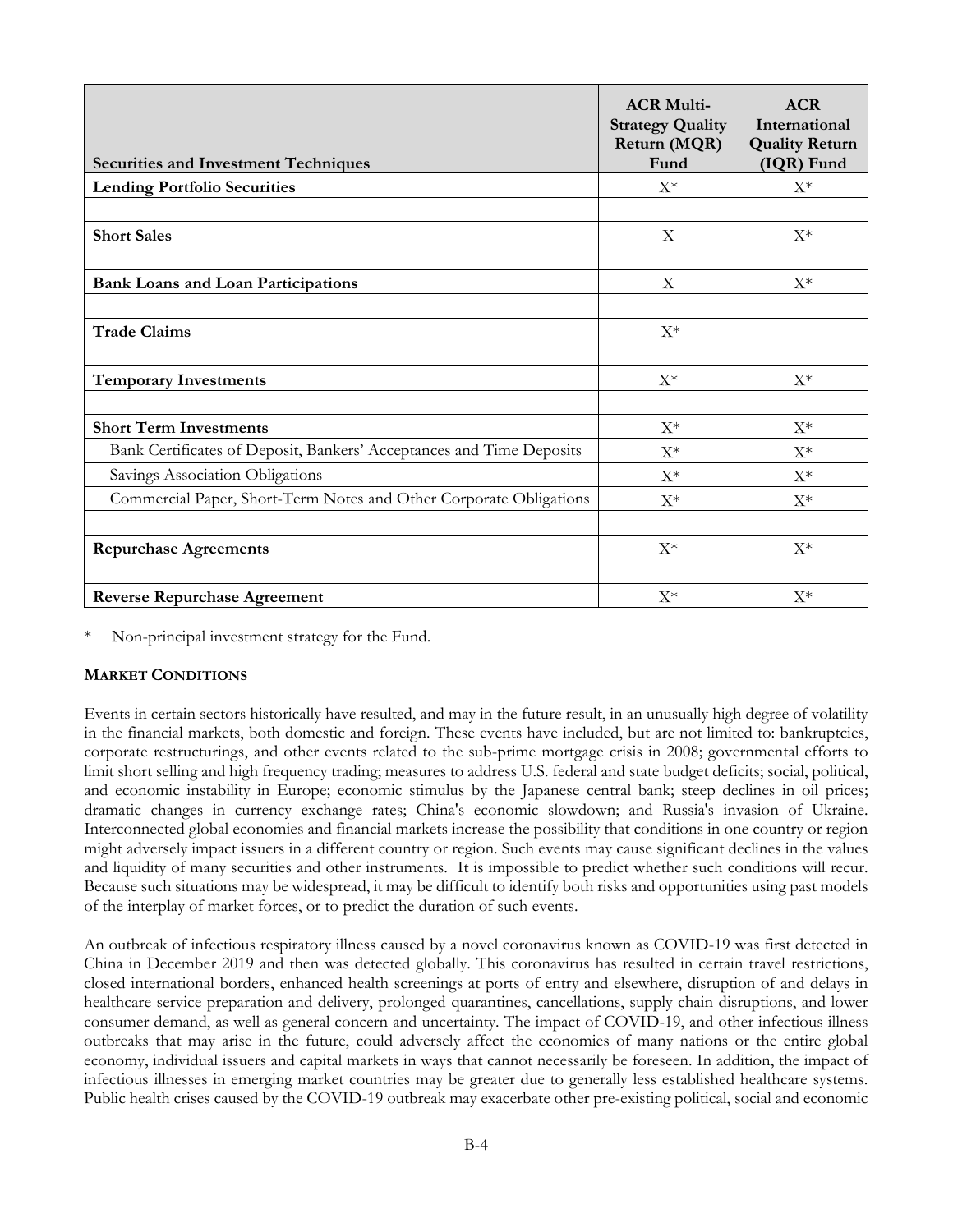| Securities and Investment Techniques | ACR Multi-Strategy Quality Return (MQR) Fund | ACR International Quality Return (IQR) Fund |
|---|---|---|
| **Lending Portfolio Securities** | X* | X* |
| | | |
| **Short Sales** | X | X* |
| | | |
| **Bank Loans and Loan Participations** | X | X* |
| | | |
| **Trade Claims** | X* | |
| | | |
| **Temporary Investments** | X* | X* |
| | | |
| **Short Term Investments** | X* | X* |
| Bank Certificates of Deposit, Bankers' Acceptances and Time Deposits | X* | X* |
| Savings Association Obligations | X* | X* |
| Commercial Paper, Short-Term Notes and Other Corporate Obligations | X* | X* |
| | | |
| **Repurchase Agreements** | X* | X* |
| | | |
| **Reverse Repurchase Agreement** | X* | X* |

\* Non-principal investment strategy for the Fund.

**MARKET CONDITIONS**

Events in certain sectors historically have resulted, and may in the future result, in an unusually high degree of volatility in the financial markets, both domestic and foreign. These events have included, but are not limited to: bankruptcies, corporate restructurings, and other events related to the sub-prime mortgage crisis in 2008; governmental efforts to limit short selling and high frequency trading; measures to address U.S. federal and state budget deficits; social, political, and economic instability in Europe; economic stimulus by the Japanese central bank; steep declines in oil prices; dramatic changes in currency exchange rates; China's economic slowdown; and Russia's invasion of Ukraine. Interconnected global economies and financial markets increase the possibility that conditions in one country or region might adversely impact issuers in a different country or region. Such events may cause significant declines in the values and liquidity of many securities and other instruments. It is impossible to predict whether such conditions will recur. Because such situations may be widespread, it may be difficult to identify both risks and opportunities using past models of the interplay of market forces, or to predict the duration of such events.

An outbreak of infectious respiratory illness caused by a novel coronavirus known as COVID-19 was first detected in China in December 2019 and then was detected globally. This coronavirus has resulted in certain travel restrictions, closed international borders, enhanced health screenings at ports of entry and elsewhere, disruption of and delays in healthcare service preparation and delivery, prolonged quarantines, cancellations, supply chain disruptions, and lower consumer demand, as well as general concern and uncertainty. The impact of COVID-19, and other infectious illness outbreaks that may arise in the future, could adversely affect the economies of many nations or the entire global economy, individual issuers and capital markets in ways that cannot necessarily be foreseen. In addition, the impact of infectious illnesses in emerging market countries may be greater due to generally less established healthcare systems. Public health crises caused by the COVID-19 outbreak may exacerbate other pre-existing political, social and economic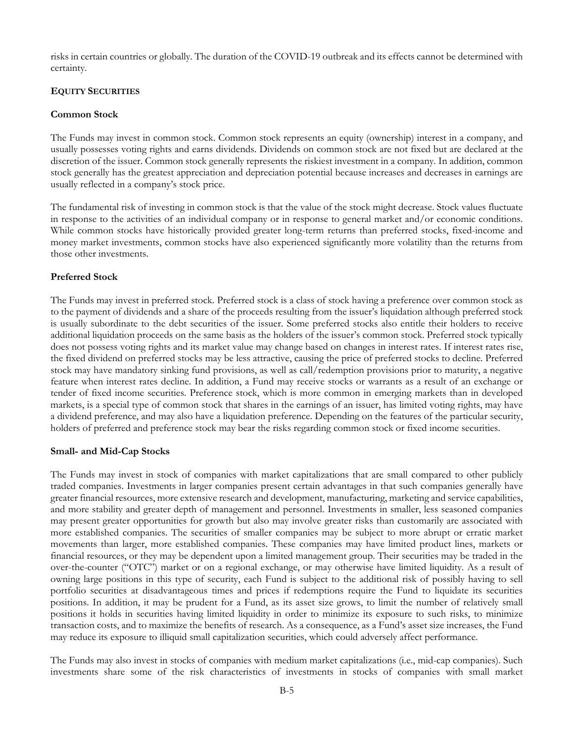risks in certain countries or globally. The duration of the COVID-19 outbreak and its effects cannot be determined with certainty.

## EQUITY SECURITIES

### Common Stock

The Funds may invest in common stock. Common stock represents an equity (ownership) interest in a company, and usually possesses voting rights and earns dividends. Dividends on common stock are not fixed but are declared at the discretion of the issuer. Common stock generally represents the riskiest investment in a company. In addition, common stock generally has the greatest appreciation and depreciation potential because increases and decreases in earnings are usually reflected in a company's stock price.

The fundamental risk of investing in common stock is that the value of the stock might decrease. Stock values fluctuate in response to the activities of an individual company or in response to general market and/or economic conditions. While common stocks have historically provided greater long-term returns than preferred stocks, fixed-income and money market investments, common stocks have also experienced significantly more volatility than the returns from those other investments.

### Preferred Stock

The Funds may invest in preferred stock. Preferred stock is a class of stock having a preference over common stock as to the payment of dividends and a share of the proceeds resulting from the issuer's liquidation although preferred stock is usually subordinate to the debt securities of the issuer. Some preferred stocks also entitle their holders to receive additional liquidation proceeds on the same basis as the holders of the issuer's common stock. Preferred stock typically does not possess voting rights and its market value may change based on changes in interest rates. If interest rates rise, the fixed dividend on preferred stocks may be less attractive, causing the price of preferred stocks to decline. Preferred stock may have mandatory sinking fund provisions, as well as call/redemption provisions prior to maturity, a negative feature when interest rates decline. In addition, a Fund may receive stocks or warrants as a result of an exchange or tender of fixed income securities. Preference stock, which is more common in emerging markets than in developed markets, is a special type of common stock that shares in the earnings of an issuer, has limited voting rights, may have a dividend preference, and may also have a liquidation preference. Depending on the features of the particular security, holders of preferred and preference stock may bear the risks regarding common stock or fixed income securities.

### Small- and Mid-Cap Stocks

The Funds may invest in stock of companies with market capitalizations that are small compared to other publicly traded companies. Investments in larger companies present certain advantages in that such companies generally have greater financial resources, more extensive research and development, manufacturing, marketing and service capabilities, and more stability and greater depth of management and personnel. Investments in smaller, less seasoned companies may present greater opportunities for growth but also may involve greater risks than customarily are associated with more established companies. The securities of smaller companies may be subject to more abrupt or erratic market movements than larger, more established companies. These companies may have limited product lines, markets or financial resources, or they may be dependent upon a limited management group. Their securities may be traded in the over-the-counter ("OTC") market or on a regional exchange, or may otherwise have limited liquidity. As a result of owning large positions in this type of security, each Fund is subject to the additional risk of possibly having to sell portfolio securities at disadvantageous times and prices if redemptions require the Fund to liquidate its securities positions. In addition, it may be prudent for a Fund, as its asset size grows, to limit the number of relatively small positions it holds in securities having limited liquidity in order to minimize its exposure to such risks, to minimize transaction costs, and to maximize the benefits of research. As a consequence, as a Fund's asset size increases, the Fund may reduce its exposure to illiquid small capitalization securities, which could adversely affect performance.

The Funds may also invest in stocks of companies with medium market capitalizations (i.e., mid-cap companies). Such investments share some of the risk characteristics of investments in stocks of companies with small market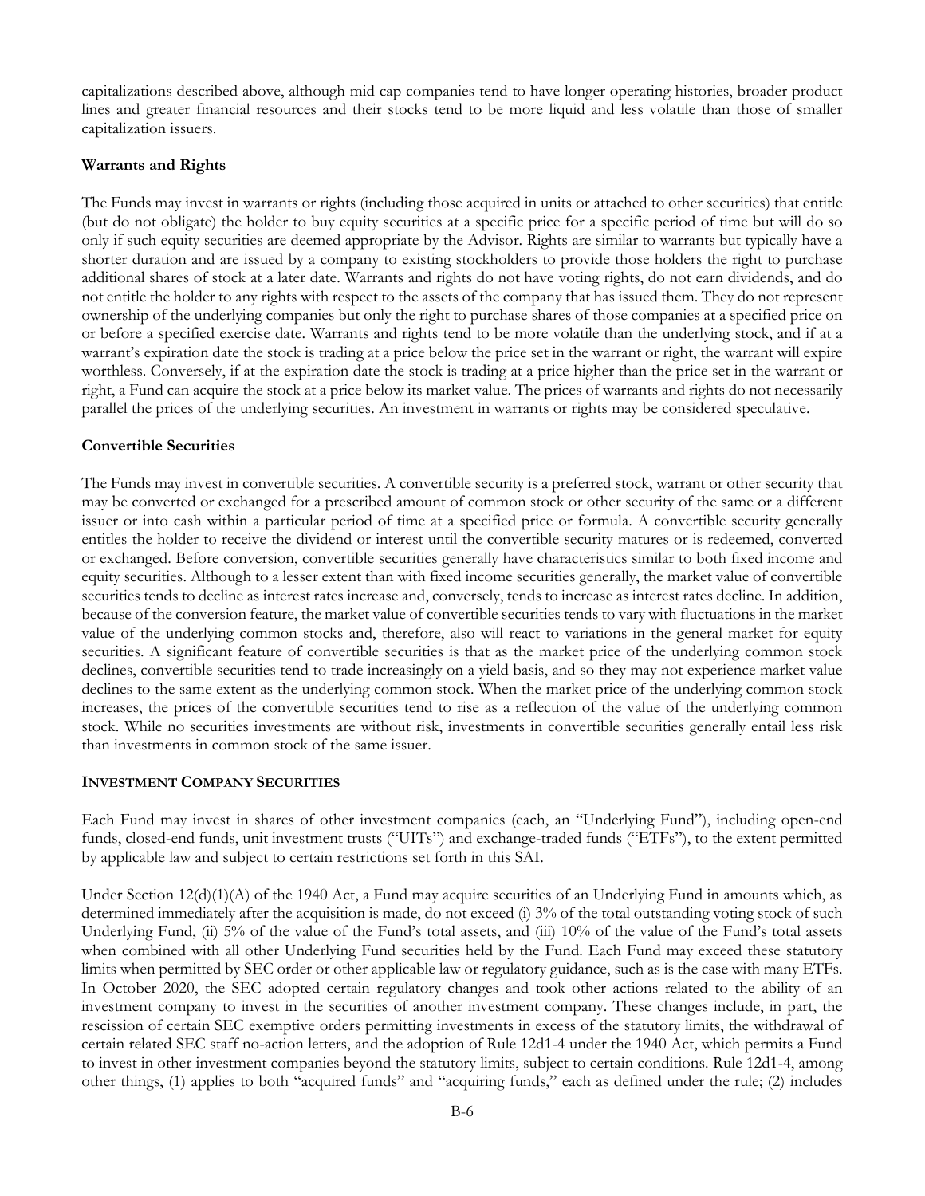capitalizations described above, although mid cap companies tend to have longer operating histories, broader product lines and greater financial resources and their stocks tend to be more liquid and less volatile than those of smaller capitalization issuers.

**Warrants and Rights**

The Funds may invest in warrants or rights (including those acquired in units or attached to other securities) that entitle (but do not obligate) the holder to buy equity securities at a specific price for a specific period of time but will do so only if such equity securities are deemed appropriate by the Advisor. Rights are similar to warrants but typically have a shorter duration and are issued by a company to existing stockholders to provide those holders the right to purchase additional shares of stock at a later date. Warrants and rights do not have voting rights, do not earn dividends, and do not entitle the holder to any rights with respect to the assets of the company that has issued them. They do not represent ownership of the underlying companies but only the right to purchase shares of those companies at a specified price on or before a specified exercise date. Warrants and rights tend to be more volatile than the underlying stock, and if at a warrant's expiration date the stock is trading at a price below the price set in the warrant or right, the warrant will expire worthless. Conversely, if at the expiration date the stock is trading at a price higher than the price set in the warrant or right, a Fund can acquire the stock at a price below its market value. The prices of warrants and rights do not necessarily parallel the prices of the underlying securities. An investment in warrants or rights may be considered speculative.

**Convertible Securities**

The Funds may invest in convertible securities. A convertible security is a preferred stock, warrant or other security that may be converted or exchanged for a prescribed amount of common stock or other security of the same or a different issuer or into cash within a particular period of time at a specified price or formula. A convertible security generally entitles the holder to receive the dividend or interest until the convertible security matures or is redeemed, converted or exchanged. Before conversion, convertible securities generally have characteristics similar to both fixed income and equity securities. Although to a lesser extent than with fixed income securities generally, the market value of convertible securities tends to decline as interest rates increase and, conversely, tends to increase as interest rates decline. In addition, because of the conversion feature, the market value of convertible securities tends to vary with fluctuations in the market value of the underlying common stocks and, therefore, also will react to variations in the general market for equity securities. A significant feature of convertible securities is that as the market price of the underlying common stock declines, convertible securities tend to trade increasingly on a yield basis, and so they may not experience market value declines to the same extent as the underlying common stock. When the market price of the underlying common stock increases, the prices of the convertible securities tend to rise as a reflection of the value of the underlying common stock. While no securities investments are without risk, investments in convertible securities generally entail less risk than investments in common stock of the same issuer.

**INVESTMENT COMPANY SECURITIES**

Each Fund may invest in shares of other investment companies (each, an "Underlying Fund"), including open-end funds, closed-end funds, unit investment trusts ("UITs") and exchange-traded funds ("ETFs"), to the extent permitted by applicable law and subject to certain restrictions set forth in this SAI.

Under Section 12(d)(1)(A) of the 1940 Act, a Fund may acquire securities of an Underlying Fund in amounts which, as determined immediately after the acquisition is made, do not exceed (i) 3% of the total outstanding voting stock of such Underlying Fund, (ii) 5% of the value of the Fund's total assets, and (iii) 10% of the value of the Fund's total assets when combined with all other Underlying Fund securities held by the Fund. Each Fund may exceed these statutory limits when permitted by SEC order or other applicable law or regulatory guidance, such as is the case with many ETFs. In October 2020, the SEC adopted certain regulatory changes and took other actions related to the ability of an investment company to invest in the securities of another investment company. These changes include, in part, the rescission of certain SEC exemptive orders permitting investments in excess of the statutory limits, the withdrawal of certain related SEC staff no-action letters, and the adoption of Rule 12d1-4 under the 1940 Act, which permits a Fund to invest in other investment companies beyond the statutory limits, subject to certain conditions. Rule 12d1-4, among other things, (1) applies to both "acquired funds" and "acquiring funds," each as defined under the rule; (2) includes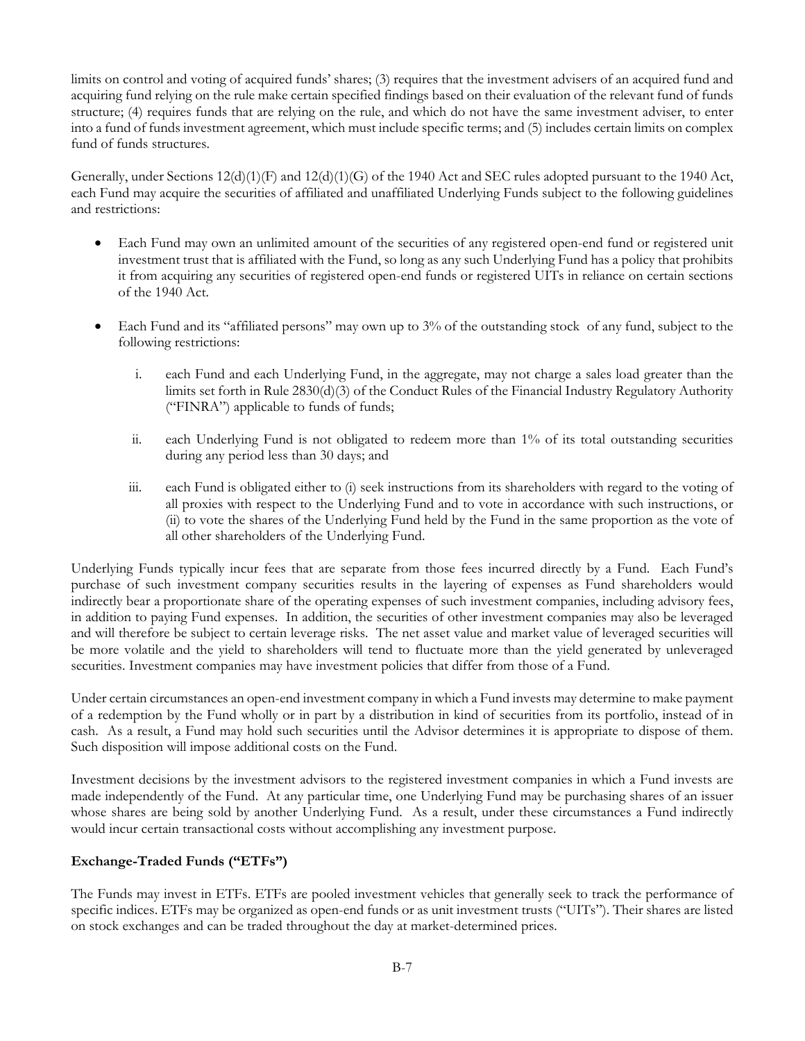limits on control and voting of acquired funds' shares; (3) requires that the investment advisers of an acquired fund and acquiring fund relying on the rule make certain specified findings based on their evaluation of the relevant fund of funds structure; (4) requires funds that are relying on the rule, and which do not have the same investment adviser, to enter into a fund of funds investment agreement, which must include specific terms; and (5) includes certain limits on complex fund of funds structures.

Generally, under Sections 12(d)(1)(F) and 12(d)(1)(G) of the 1940 Act and SEC rules adopted pursuant to the 1940 Act, each Fund may acquire the securities of affiliated and unaffiliated Underlying Funds subject to the following guidelines and restrictions:

- Each Fund may own an unlimited amount of the securities of any registered open-end fund or registered unit investment trust that is affiliated with the Fund, so long as any such Underlying Fund has a policy that prohibits it from acquiring any securities of registered open-end funds or registered UITs in reliance on certain sections of the 1940 Act.

- Each Fund and its "affiliated persons" may own up to 3% of the outstanding stock of any fund, subject to the following restrictions:

  i. each Fund and each Underlying Fund, in the aggregate, may not charge a sales load greater than the limits set forth in Rule 2830(d)(3) of the Conduct Rules of the Financial Industry Regulatory Authority ("FINRA") applicable to funds of funds;

  ii. each Underlying Fund is not obligated to redeem more than 1% of its total outstanding securities during any period less than 30 days; and

  iii. each Fund is obligated either to (i) seek instructions from its shareholders with regard to the voting of all proxies with respect to the Underlying Fund and to vote in accordance with such instructions, or (ii) to vote the shares of the Underlying Fund held by the Fund in the same proportion as the vote of all other shareholders of the Underlying Fund.

Underlying Funds typically incur fees that are separate from those fees incurred directly by a Fund. Each Fund's purchase of such investment company securities results in the layering of expenses as Fund shareholders would indirectly bear a proportionate share of the operating expenses of such investment companies, including advisory fees, in addition to paying Fund expenses. In addition, the securities of other investment companies may also be leveraged and will therefore be subject to certain leverage risks. The net asset value and market value of leveraged securities will be more volatile and the yield to shareholders will tend to fluctuate more than the yield generated by unleveraged securities. Investment companies may have investment policies that differ from those of a Fund.

Under certain circumstances an open-end investment company in which a Fund invests may determine to make payment of a redemption by the Fund wholly or in part by a distribution in kind of securities from its portfolio, instead of in cash. As a result, a Fund may hold such securities until the Advisor determines it is appropriate to dispose of them. Such disposition will impose additional costs on the Fund.

Investment decisions by the investment advisors to the registered investment companies in which a Fund invests are made independently of the Fund. At any particular time, one Underlying Fund may be purchasing shares of an issuer whose shares are being sold by another Underlying Fund. As a result, under these circumstances a Fund indirectly would incur certain transactional costs without accomplishing any investment purpose.

**Exchange-Traded Funds ("ETFs")**

The Funds may invest in ETFs. ETFs are pooled investment vehicles that generally seek to track the performance of specific indices. ETFs may be organized as open-end funds or as unit investment trusts ("UITs"). Their shares are listed on stock exchanges and can be traded throughout the day at market-determined prices.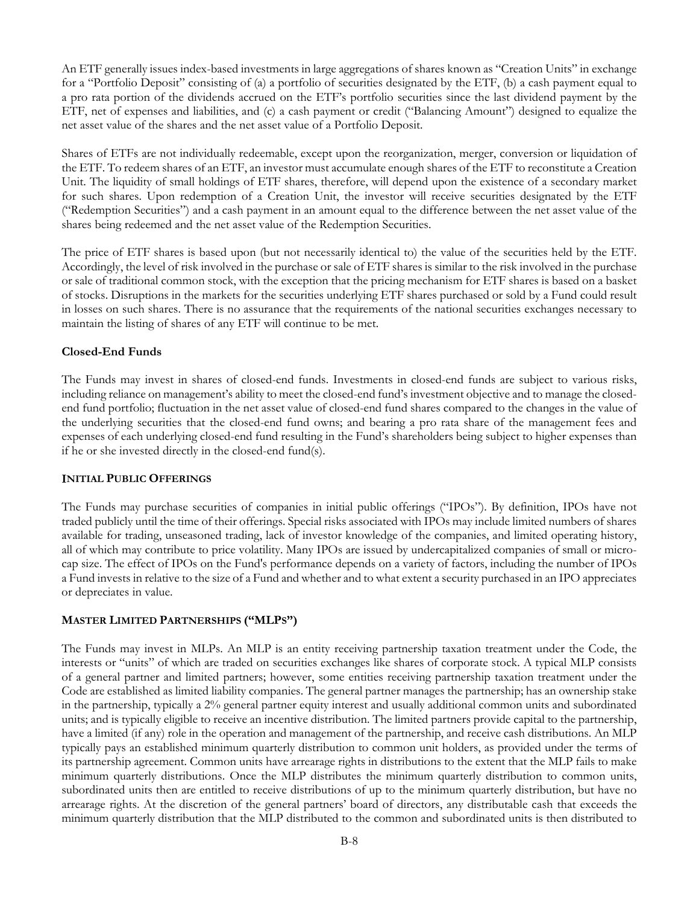An ETF generally issues index-based investments in large aggregations of shares known as "Creation Units" in exchange for a "Portfolio Deposit" consisting of (a) a portfolio of securities designated by the ETF, (b) a cash payment equal to a pro rata portion of the dividends accrued on the ETF's portfolio securities since the last dividend payment by the ETF, net of expenses and liabilities, and (c) a cash payment or credit ("Balancing Amount") designed to equalize the net asset value of the shares and the net asset value of a Portfolio Deposit.

Shares of ETFs are not individually redeemable, except upon the reorganization, merger, conversion or liquidation of the ETF. To redeem shares of an ETF, an investor must accumulate enough shares of the ETF to reconstitute a Creation Unit. The liquidity of small holdings of ETF shares, therefore, will depend upon the existence of a secondary market for such shares. Upon redemption of a Creation Unit, the investor will receive securities designated by the ETF ("Redemption Securities") and a cash payment in an amount equal to the difference between the net asset value of the shares being redeemed and the net asset value of the Redemption Securities.

The price of ETF shares is based upon (but not necessarily identical to) the value of the securities held by the ETF. Accordingly, the level of risk involved in the purchase or sale of ETF shares is similar to the risk involved in the purchase or sale of traditional common stock, with the exception that the pricing mechanism for ETF shares is based on a basket of stocks. Disruptions in the markets for the securities underlying ETF shares purchased or sold by a Fund could result in losses on such shares. There is no assurance that the requirements of the national securities exchanges necessary to maintain the listing of shares of any ETF will continue to be met.

**Closed-End Funds**

The Funds may invest in shares of closed-end funds. Investments in closed-end funds are subject to various risks, including reliance on management's ability to meet the closed-end fund's investment objective and to manage the closed-end fund portfolio; fluctuation in the net asset value of closed-end fund shares compared to the changes in the value of the underlying securities that the closed-end fund owns; and bearing a pro rata share of the management fees and expenses of each underlying closed-end fund resulting in the Fund's shareholders being subject to higher expenses than if he or she invested directly in the closed-end fund(s).

## INITIAL PUBLIC OFFERINGS

The Funds may purchase securities of companies in initial public offerings ("IPOs"). By definition, IPOs have not traded publicly until the time of their offerings. Special risks associated with IPOs may include limited numbers of shares available for trading, unseasoned trading, lack of investor knowledge of the companies, and limited operating history, all of which may contribute to price volatility. Many IPOs are issued by undercapitalized companies of small or micro-cap size. The effect of IPOs on the Fund's performance depends on a variety of factors, including the number of IPOs a Fund invests in relative to the size of a Fund and whether and to what extent a security purchased in an IPO appreciates or depreciates in value.

## MASTER LIMITED PARTNERSHIPS ("MLPS")

The Funds may invest in MLPs. An MLP is an entity receiving partnership taxation treatment under the Code, the interests or "units" of which are traded on securities exchanges like shares of corporate stock. A typical MLP consists of a general partner and limited partners; however, some entities receiving partnership taxation treatment under the Code are established as limited liability companies. The general partner manages the partnership; has an ownership stake in the partnership, typically a 2% general partner equity interest and usually additional common units and subordinated units; and is typically eligible to receive an incentive distribution. The limited partners provide capital to the partnership, have a limited (if any) role in the operation and management of the partnership, and receive cash distributions. An MLP typically pays an established minimum quarterly distribution to common unit holders, as provided under the terms of its partnership agreement. Common units have arrearage rights in distributions to the extent that the MLP fails to make minimum quarterly distributions. Once the MLP distributes the minimum quarterly distribution to common units, subordinated units then are entitled to receive distributions of up to the minimum quarterly distribution, but have no arrearage rights. At the discretion of the general partners' board of directors, any distributable cash that exceeds the minimum quarterly distribution that the MLP distributed to the common and subordinated units is then distributed to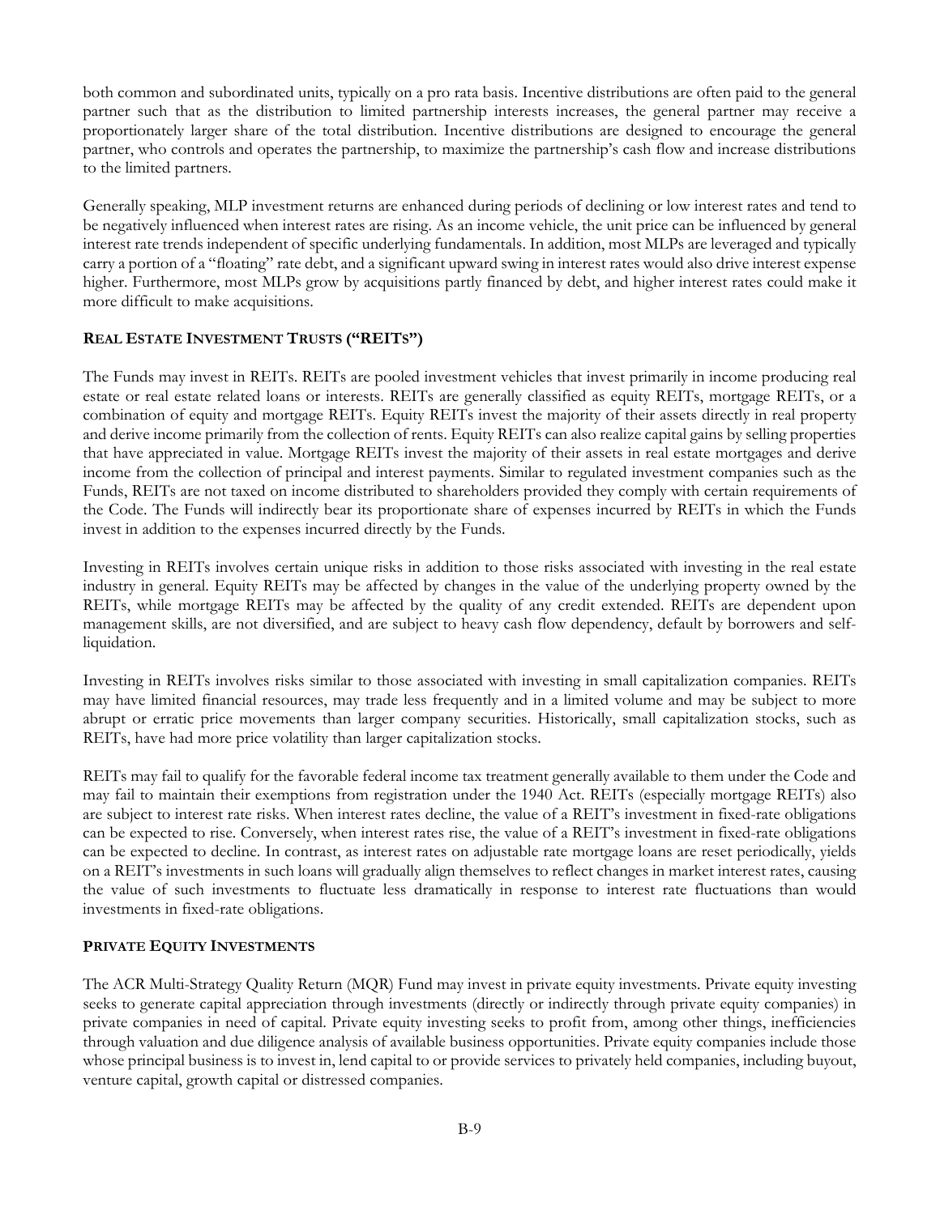both common and subordinated units, typically on a pro rata basis. Incentive distributions are often paid to the general partner such that as the distribution to limited partnership interests increases, the general partner may receive a proportionately larger share of the total distribution. Incentive distributions are designed to encourage the general partner, who controls and operates the partnership, to maximize the partnership's cash flow and increase distributions to the limited partners.

Generally speaking, MLP investment returns are enhanced during periods of declining or low interest rates and tend to be negatively influenced when interest rates are rising. As an income vehicle, the unit price can be influenced by general interest rate trends independent of specific underlying fundamentals. In addition, most MLPs are leveraged and typically carry a portion of a "floating" rate debt, and a significant upward swing in interest rates would also drive interest expense higher. Furthermore, most MLPs grow by acquisitions partly financed by debt, and higher interest rates could make it more difficult to make acquisitions.

### REAL ESTATE INVESTMENT TRUSTS ("REITS")

The Funds may invest in REITs. REITs are pooled investment vehicles that invest primarily in income producing real estate or real estate related loans or interests. REITs are generally classified as equity REITs, mortgage REITs, or a combination of equity and mortgage REITs. Equity REITs invest the majority of their assets directly in real property and derive income primarily from the collection of rents. Equity REITs can also realize capital gains by selling properties that have appreciated in value. Mortgage REITs invest the majority of their assets in real estate mortgages and derive income from the collection of principal and interest payments. Similar to regulated investment companies such as the Funds, REITs are not taxed on income distributed to shareholders provided they comply with certain requirements of the Code. The Funds will indirectly bear its proportionate share of expenses incurred by REITs in which the Funds invest in addition to the expenses incurred directly by the Funds.

Investing in REITs involves certain unique risks in addition to those risks associated with investing in the real estate industry in general. Equity REITs may be affected by changes in the value of the underlying property owned by the REITs, while mortgage REITs may be affected by the quality of any credit extended. REITs are dependent upon management skills, are not diversified, and are subject to heavy cash flow dependency, default by borrowers and self-liquidation.

Investing in REITs involves risks similar to those associated with investing in small capitalization companies. REITs may have limited financial resources, may trade less frequently and in a limited volume and may be subject to more abrupt or erratic price movements than larger company securities. Historically, small capitalization stocks, such as REITs, have had more price volatility than larger capitalization stocks.

REITs may fail to qualify for the favorable federal income tax treatment generally available to them under the Code and may fail to maintain their exemptions from registration under the 1940 Act. REITs (especially mortgage REITs) also are subject to interest rate risks. When interest rates decline, the value of a REIT's investment in fixed-rate obligations can be expected to rise. Conversely, when interest rates rise, the value of a REIT's investment in fixed-rate obligations can be expected to decline. In contrast, as interest rates on adjustable rate mortgage loans are reset periodically, yields on a REIT's investments in such loans will gradually align themselves to reflect changes in market interest rates, causing the value of such investments to fluctuate less dramatically in response to interest rate fluctuations than would investments in fixed-rate obligations.

### PRIVATE EQUITY INVESTMENTS

The ACR Multi-Strategy Quality Return (MQR) Fund may invest in private equity investments. Private equity investing seeks to generate capital appreciation through investments (directly or indirectly through private equity companies) in private companies in need of capital. Private equity investing seeks to profit from, among other things, inefficiencies through valuation and due diligence analysis of available business opportunities. Private equity companies include those whose principal business is to invest in, lend capital to or provide services to privately held companies, including buyout, venture capital, growth capital or distressed companies.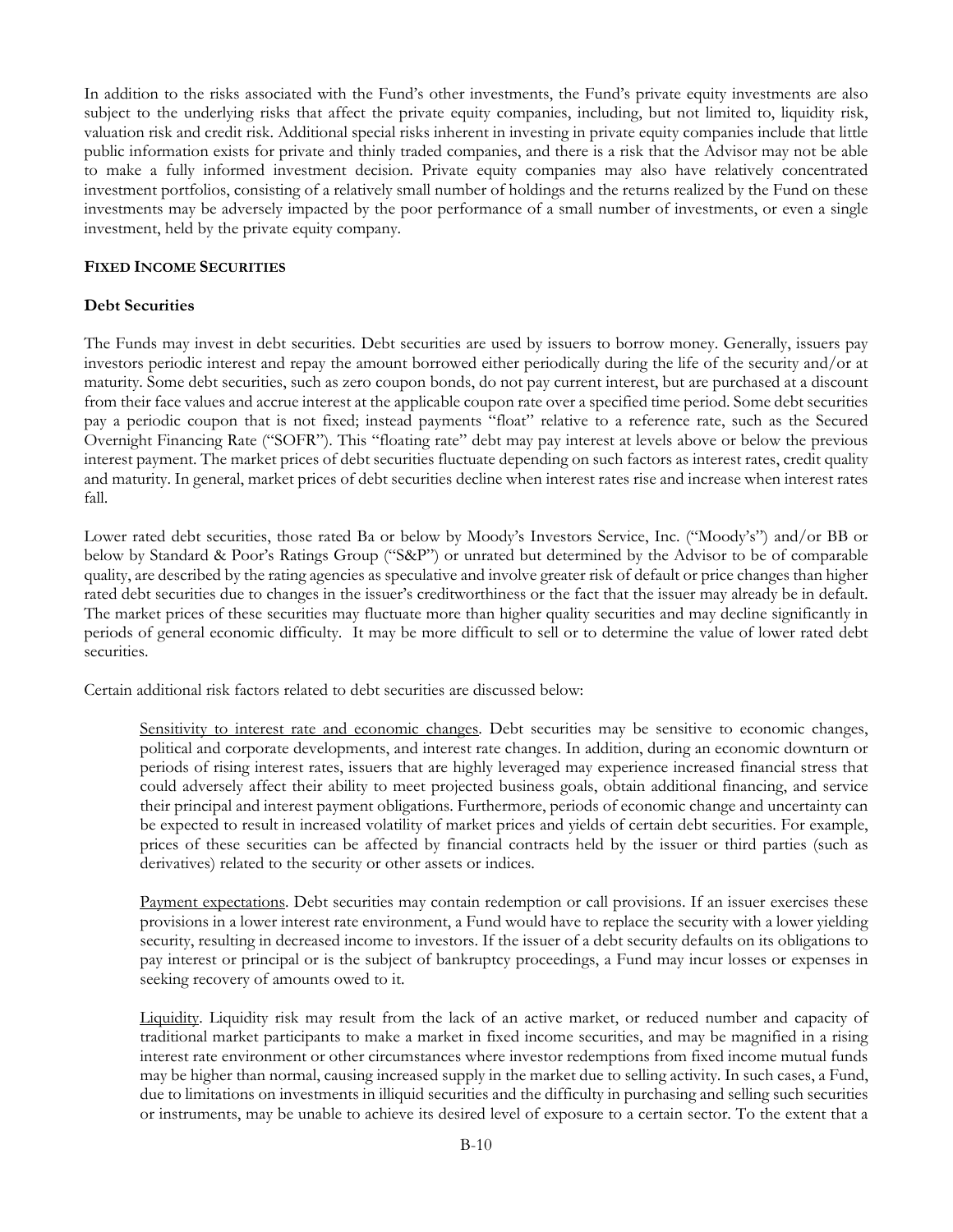In addition to the risks associated with the Fund's other investments, the Fund's private equity investments are also subject to the underlying risks that affect the private equity companies, including, but not limited to, liquidity risk, valuation risk and credit risk. Additional special risks inherent in investing in private equity companies include that little public information exists for private and thinly traded companies, and there is a risk that the Advisor may not be able to make a fully informed investment decision. Private equity companies may also have relatively concentrated investment portfolios, consisting of a relatively small number of holdings and the returns realized by the Fund on these investments may be adversely impacted by the poor performance of a small number of investments, or even a single investment, held by the private equity company.

## FIXED INCOME SECURITIES

### Debt Securities

The Funds may invest in debt securities. Debt securities are used by issuers to borrow money. Generally, issuers pay investors periodic interest and repay the amount borrowed either periodically during the life of the security and/or at maturity. Some debt securities, such as zero coupon bonds, do not pay current interest, but are purchased at a discount from their face values and accrue interest at the applicable coupon rate over a specified time period. Some debt securities pay a periodic coupon that is not fixed; instead payments "float" relative to a reference rate, such as the Secured Overnight Financing Rate ("SOFR"). This "floating rate" debt may pay interest at levels above or below the previous interest payment. The market prices of debt securities fluctuate depending on such factors as interest rates, credit quality and maturity. In general, market prices of debt securities decline when interest rates rise and increase when interest rates fall.

Lower rated debt securities, those rated Ba or below by Moody's Investors Service, Inc. ("Moody's") and/or BB or below by Standard & Poor's Ratings Group ("S&P") or unrated but determined by the Advisor to be of comparable quality, are described by the rating agencies as speculative and involve greater risk of default or price changes than higher rated debt securities due to changes in the issuer's creditworthiness or the fact that the issuer may already be in default. The market prices of these securities may fluctuate more than higher quality securities and may decline significantly in periods of general economic difficulty. It may be more difficult to sell or to determine the value of lower rated debt securities.

Certain additional risk factors related to debt securities are discussed below:

Sensitivity to interest rate and economic changes. Debt securities may be sensitive to economic changes, political and corporate developments, and interest rate changes. In addition, during an economic downturn or periods of rising interest rates, issuers that are highly leveraged may experience increased financial stress that could adversely affect their ability to meet projected business goals, obtain additional financing, and service their principal and interest payment obligations. Furthermore, periods of economic change and uncertainty can be expected to result in increased volatility of market prices and yields of certain debt securities. For example, prices of these securities can be affected by financial contracts held by the issuer or third parties (such as derivatives) related to the security or other assets or indices.

Payment expectations. Debt securities may contain redemption or call provisions. If an issuer exercises these provisions in a lower interest rate environment, a Fund would have to replace the security with a lower yielding security, resulting in decreased income to investors. If the issuer of a debt security defaults on its obligations to pay interest or principal or is the subject of bankruptcy proceedings, a Fund may incur losses or expenses in seeking recovery of amounts owed to it.

Liquidity. Liquidity risk may result from the lack of an active market, or reduced number and capacity of traditional market participants to make a market in fixed income securities, and may be magnified in a rising interest rate environment or other circumstances where investor redemptions from fixed income mutual funds may be higher than normal, causing increased supply in the market due to selling activity. In such cases, a Fund, due to limitations on investments in illiquid securities and the difficulty in purchasing and selling such securities or instruments, may be unable to achieve its desired level of exposure to a certain sector. To the extent that a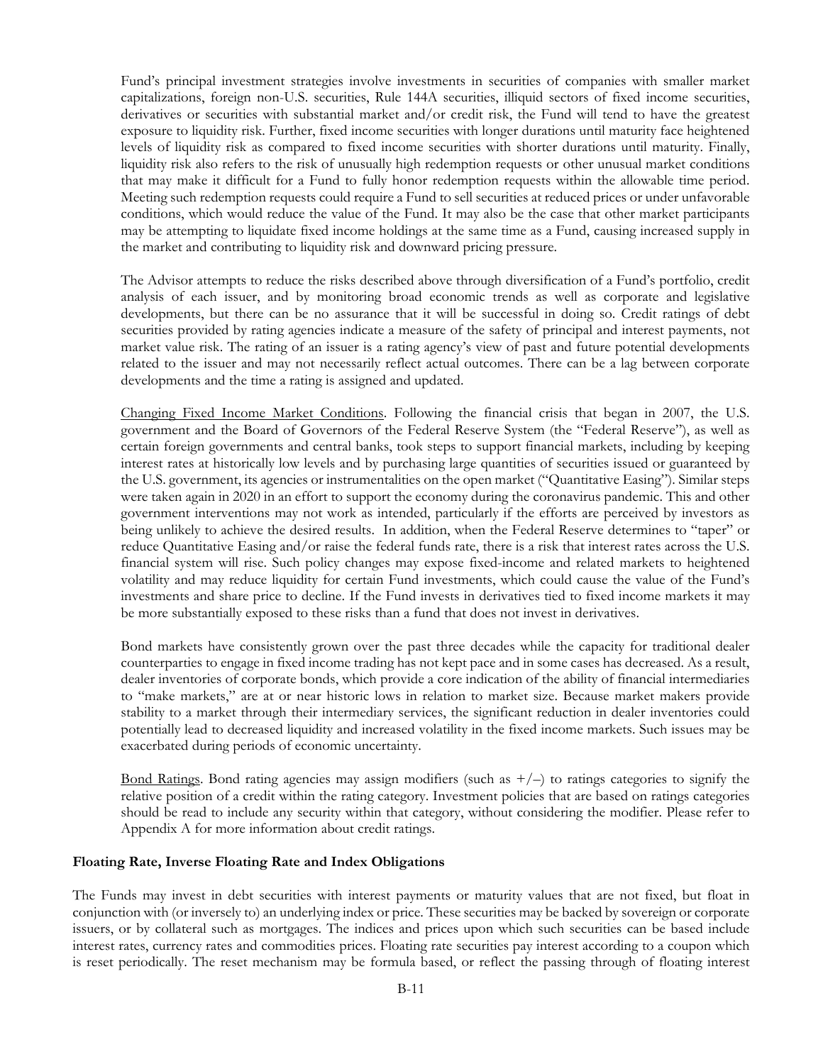Fund's principal investment strategies involve investments in securities of companies with smaller market capitalizations, foreign non-U.S. securities, Rule 144A securities, illiquid sectors of fixed income securities, derivatives or securities with substantial market and/or credit risk, the Fund will tend to have the greatest exposure to liquidity risk. Further, fixed income securities with longer durations until maturity face heightened levels of liquidity risk as compared to fixed income securities with shorter durations until maturity. Finally, liquidity risk also refers to the risk of unusually high redemption requests or other unusual market conditions that may make it difficult for a Fund to fully honor redemption requests within the allowable time period. Meeting such redemption requests could require a Fund to sell securities at reduced prices or under unfavorable conditions, which would reduce the value of the Fund. It may also be the case that other market participants may be attempting to liquidate fixed income holdings at the same time as a Fund, causing increased supply in the market and contributing to liquidity risk and downward pricing pressure.

The Advisor attempts to reduce the risks described above through diversification of a Fund's portfolio, credit analysis of each issuer, and by monitoring broad economic trends as well as corporate and legislative developments, but there can be no assurance that it will be successful in doing so. Credit ratings of debt securities provided by rating agencies indicate a measure of the safety of principal and interest payments, not market value risk. The rating of an issuer is a rating agency's view of past and future potential developments related to the issuer and may not necessarily reflect actual outcomes. There can be a lag between corporate developments and the time a rating is assigned and updated.

Changing Fixed Income Market Conditions. Following the financial crisis that began in 2007, the U.S. government and the Board of Governors of the Federal Reserve System (the "Federal Reserve"), as well as certain foreign governments and central banks, took steps to support financial markets, including by keeping interest rates at historically low levels and by purchasing large quantities of securities issued or guaranteed by the U.S. government, its agencies or instrumentalities on the open market ("Quantitative Easing"). Similar steps were taken again in 2020 in an effort to support the economy during the coronavirus pandemic. This and other government interventions may not work as intended, particularly if the efforts are perceived by investors as being unlikely to achieve the desired results. In addition, when the Federal Reserve determines to "taper" or reduce Quantitative Easing and/or raise the federal funds rate, there is a risk that interest rates across the U.S. financial system will rise. Such policy changes may expose fixed-income and related markets to heightened volatility and may reduce liquidity for certain Fund investments, which could cause the value of the Fund's investments and share price to decline. If the Fund invests in derivatives tied to fixed income markets it may be more substantially exposed to these risks than a fund that does not invest in derivatives.

Bond markets have consistently grown over the past three decades while the capacity for traditional dealer counterparties to engage in fixed income trading has not kept pace and in some cases has decreased. As a result, dealer inventories of corporate bonds, which provide a core indication of the ability of financial intermediaries to "make markets," are at or near historic lows in relation to market size. Because market makers provide stability to a market through their intermediary services, the significant reduction in dealer inventories could potentially lead to decreased liquidity and increased volatility in the fixed income markets. Such issues may be exacerbated during periods of economic uncertainty.

Bond Ratings. Bond rating agencies may assign modifiers (such as +/–) to ratings categories to signify the relative position of a credit within the rating category. Investment policies that are based on ratings categories should be read to include any security within that category, without considering the modifier. Please refer to Appendix A for more information about credit ratings.

**Floating Rate, Inverse Floating Rate and Index Obligations**

The Funds may invest in debt securities with interest payments or maturity values that are not fixed, but float in conjunction with (or inversely to) an underlying index or price. These securities may be backed by sovereign or corporate issuers, or by collateral such as mortgages. The indices and prices upon which such securities can be based include interest rates, currency rates and commodities prices. Floating rate securities pay interest according to a coupon which is reset periodically. The reset mechanism may be formula based, or reflect the passing through of floating interest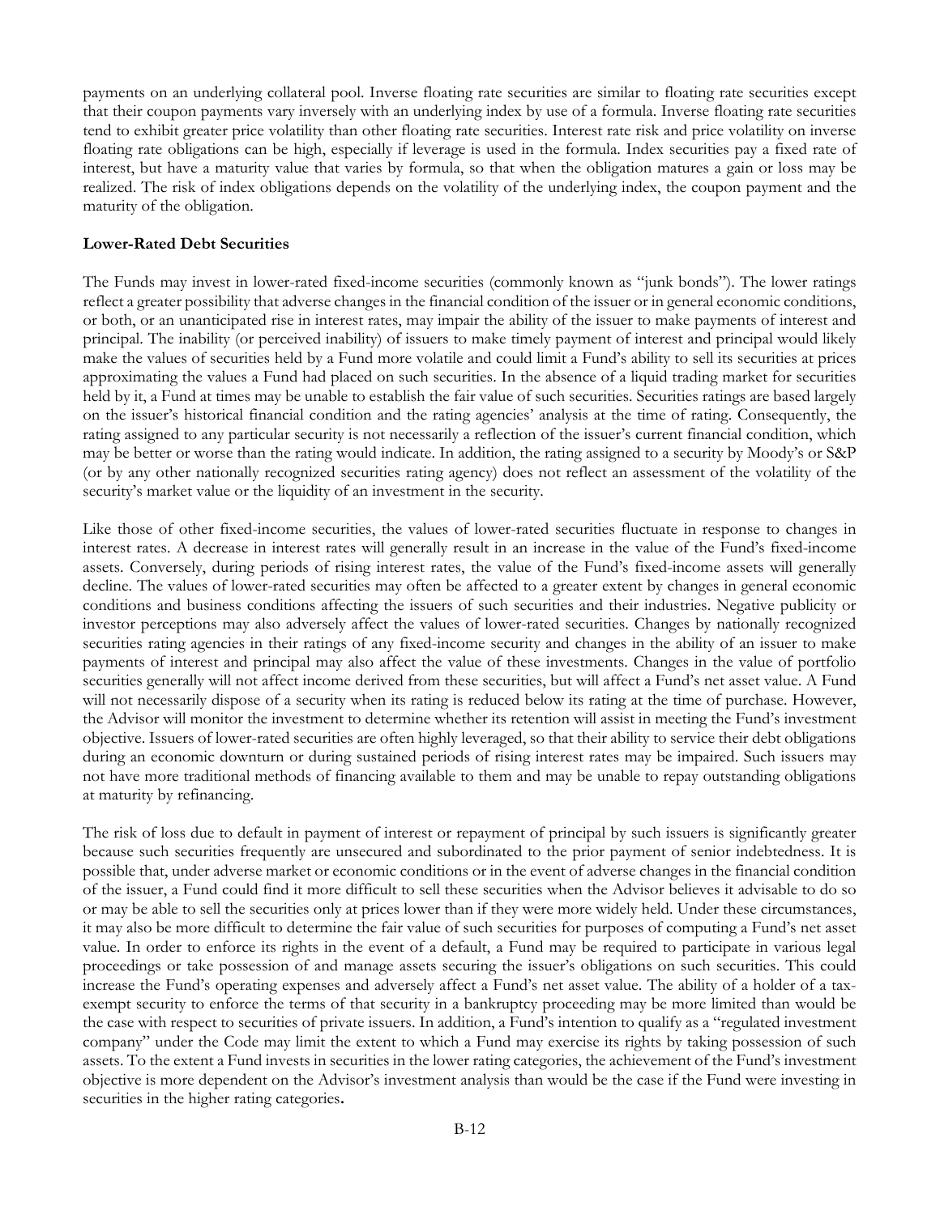payments on an underlying collateral pool. Inverse floating rate securities are similar to floating rate securities except that their coupon payments vary inversely with an underlying index by use of a formula. Inverse floating rate securities tend to exhibit greater price volatility than other floating rate securities. Interest rate risk and price volatility on inverse floating rate obligations can be high, especially if leverage is used in the formula. Index securities pay a fixed rate of interest, but have a maturity value that varies by formula, so that when the obligation matures a gain or loss may be realized. The risk of index obligations depends on the volatility of the underlying index, the coupon payment and the maturity of the obligation.

**Lower-Rated Debt Securities**

The Funds may invest in lower-rated fixed-income securities (commonly known as "junk bonds"). The lower ratings reflect a greater possibility that adverse changes in the financial condition of the issuer or in general economic conditions, or both, or an unanticipated rise in interest rates, may impair the ability of the issuer to make payments of interest and principal. The inability (or perceived inability) of issuers to make timely payment of interest and principal would likely make the values of securities held by a Fund more volatile and could limit a Fund's ability to sell its securities at prices approximating the values a Fund had placed on such securities. In the absence of a liquid trading market for securities held by it, a Fund at times may be unable to establish the fair value of such securities. Securities ratings are based largely on the issuer's historical financial condition and the rating agencies' analysis at the time of rating. Consequently, the rating assigned to any particular security is not necessarily a reflection of the issuer's current financial condition, which may be better or worse than the rating would indicate. In addition, the rating assigned to a security by Moody's or S&P (or by any other nationally recognized securities rating agency) does not reflect an assessment of the volatility of the security's market value or the liquidity of an investment in the security.

Like those of other fixed-income securities, the values of lower-rated securities fluctuate in response to changes in interest rates. A decrease in interest rates will generally result in an increase in the value of the Fund's fixed-income assets. Conversely, during periods of rising interest rates, the value of the Fund's fixed-income assets will generally decline. The values of lower-rated securities may often be affected to a greater extent by changes in general economic conditions and business conditions affecting the issuers of such securities and their industries. Negative publicity or investor perceptions may also adversely affect the values of lower-rated securities. Changes by nationally recognized securities rating agencies in their ratings of any fixed-income security and changes in the ability of an issuer to make payments of interest and principal may also affect the value of these investments. Changes in the value of portfolio securities generally will not affect income derived from these securities, but will affect a Fund's net asset value. A Fund will not necessarily dispose of a security when its rating is reduced below its rating at the time of purchase. However, the Advisor will monitor the investment to determine whether its retention will assist in meeting the Fund's investment objective. Issuers of lower-rated securities are often highly leveraged, so that their ability to service their debt obligations during an economic downturn or during sustained periods of rising interest rates may be impaired. Such issuers may not have more traditional methods of financing available to them and may be unable to repay outstanding obligations at maturity by refinancing.

The risk of loss due to default in payment of interest or repayment of principal by such issuers is significantly greater because such securities frequently are unsecured and subordinated to the prior payment of senior indebtedness. It is possible that, under adverse market or economic conditions or in the event of adverse changes in the financial condition of the issuer, a Fund could find it more difficult to sell these securities when the Advisor believes it advisable to do so or may be able to sell the securities only at prices lower than if they were more widely held. Under these circumstances, it may also be more difficult to determine the fair value of such securities for purposes of computing a Fund's net asset value. In order to enforce its rights in the event of a default, a Fund may be required to participate in various legal proceedings or take possession of and manage assets securing the issuer's obligations on such securities. This could increase the Fund's operating expenses and adversely affect a Fund's net asset value. The ability of a holder of a tax-exempt security to enforce the terms of that security in a bankruptcy proceeding may be more limited than would be the case with respect to securities of private issuers. In addition, a Fund's intention to qualify as a "regulated investment company" under the Code may limit the extent to which a Fund may exercise its rights by taking possession of such assets. To the extent a Fund invests in securities in the lower rating categories, the achievement of the Fund's investment objective is more dependent on the Advisor's investment analysis than would be the case if the Fund were investing in securities in the higher rating categories.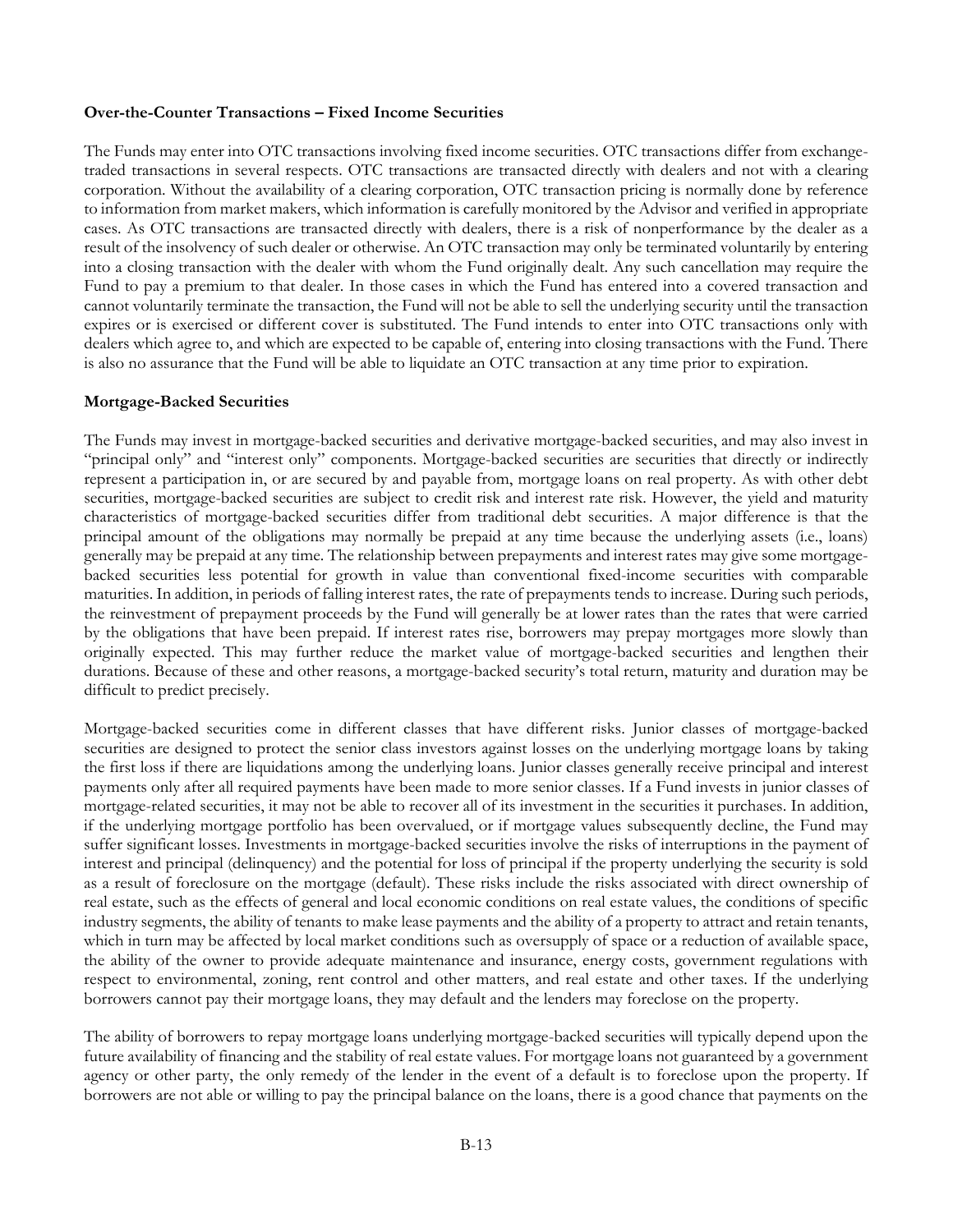**Over-the-Counter Transactions – Fixed Income Securities**

The Funds may enter into OTC transactions involving fixed income securities. OTC transactions differ from exchange-traded transactions in several respects. OTC transactions are transacted directly with dealers and not with a clearing corporation. Without the availability of a clearing corporation, OTC transaction pricing is normally done by reference to information from market makers, which information is carefully monitored by the Advisor and verified in appropriate cases. As OTC transactions are transacted directly with dealers, there is a risk of nonperformance by the dealer as a result of the insolvency of such dealer or otherwise. An OTC transaction may only be terminated voluntarily by entering into a closing transaction with the dealer with whom the Fund originally dealt. Any such cancellation may require the Fund to pay a premium to that dealer. In those cases in which the Fund has entered into a covered transaction and cannot voluntarily terminate the transaction, the Fund will not be able to sell the underlying security until the transaction expires or is exercised or different cover is substituted. The Fund intends to enter into OTC transactions only with dealers which agree to, and which are expected to be capable of, entering into closing transactions with the Fund. There is also no assurance that the Fund will be able to liquidate an OTC transaction at any time prior to expiration.

**Mortgage-Backed Securities**

The Funds may invest in mortgage-backed securities and derivative mortgage-backed securities, and may also invest in "principal only" and "interest only" components. Mortgage-backed securities are securities that directly or indirectly represent a participation in, or are secured by and payable from, mortgage loans on real property. As with other debt securities, mortgage-backed securities are subject to credit risk and interest rate risk. However, the yield and maturity characteristics of mortgage-backed securities differ from traditional debt securities. A major difference is that the principal amount of the obligations may normally be prepaid at any time because the underlying assets (i.e., loans) generally may be prepaid at any time. The relationship between prepayments and interest rates may give some mortgage-backed securities less potential for growth in value than conventional fixed-income securities with comparable maturities. In addition, in periods of falling interest rates, the rate of prepayments tends to increase. During such periods, the reinvestment of prepayment proceeds by the Fund will generally be at lower rates than the rates that were carried by the obligations that have been prepaid. If interest rates rise, borrowers may prepay mortgages more slowly than originally expected. This may further reduce the market value of mortgage-backed securities and lengthen their durations. Because of these and other reasons, a mortgage-backed security's total return, maturity and duration may be difficult to predict precisely.

Mortgage-backed securities come in different classes that have different risks. Junior classes of mortgage-backed securities are designed to protect the senior class investors against losses on the underlying mortgage loans by taking the first loss if there are liquidations among the underlying loans. Junior classes generally receive principal and interest payments only after all required payments have been made to more senior classes. If a Fund invests in junior classes of mortgage-related securities, it may not be able to recover all of its investment in the securities it purchases. In addition, if the underlying mortgage portfolio has been overvalued, or if mortgage values subsequently decline, the Fund may suffer significant losses. Investments in mortgage-backed securities involve the risks of interruptions in the payment of interest and principal (delinquency) and the potential for loss of principal if the property underlying the security is sold as a result of foreclosure on the mortgage (default). These risks include the risks associated with direct ownership of real estate, such as the effects of general and local economic conditions on real estate values, the conditions of specific industry segments, the ability of tenants to make lease payments and the ability of a property to attract and retain tenants, which in turn may be affected by local market conditions such as oversupply of space or a reduction of available space, the ability of the owner to provide adequate maintenance and insurance, energy costs, government regulations with respect to environmental, zoning, rent control and other matters, and real estate and other taxes. If the underlying borrowers cannot pay their mortgage loans, they may default and the lenders may foreclose on the property.

The ability of borrowers to repay mortgage loans underlying mortgage-backed securities will typically depend upon the future availability of financing and the stability of real estate values. For mortgage loans not guaranteed by a government agency or other party, the only remedy of the lender in the event of a default is to foreclose upon the property. If borrowers are not able or willing to pay the principal balance on the loans, there is a good chance that payments on the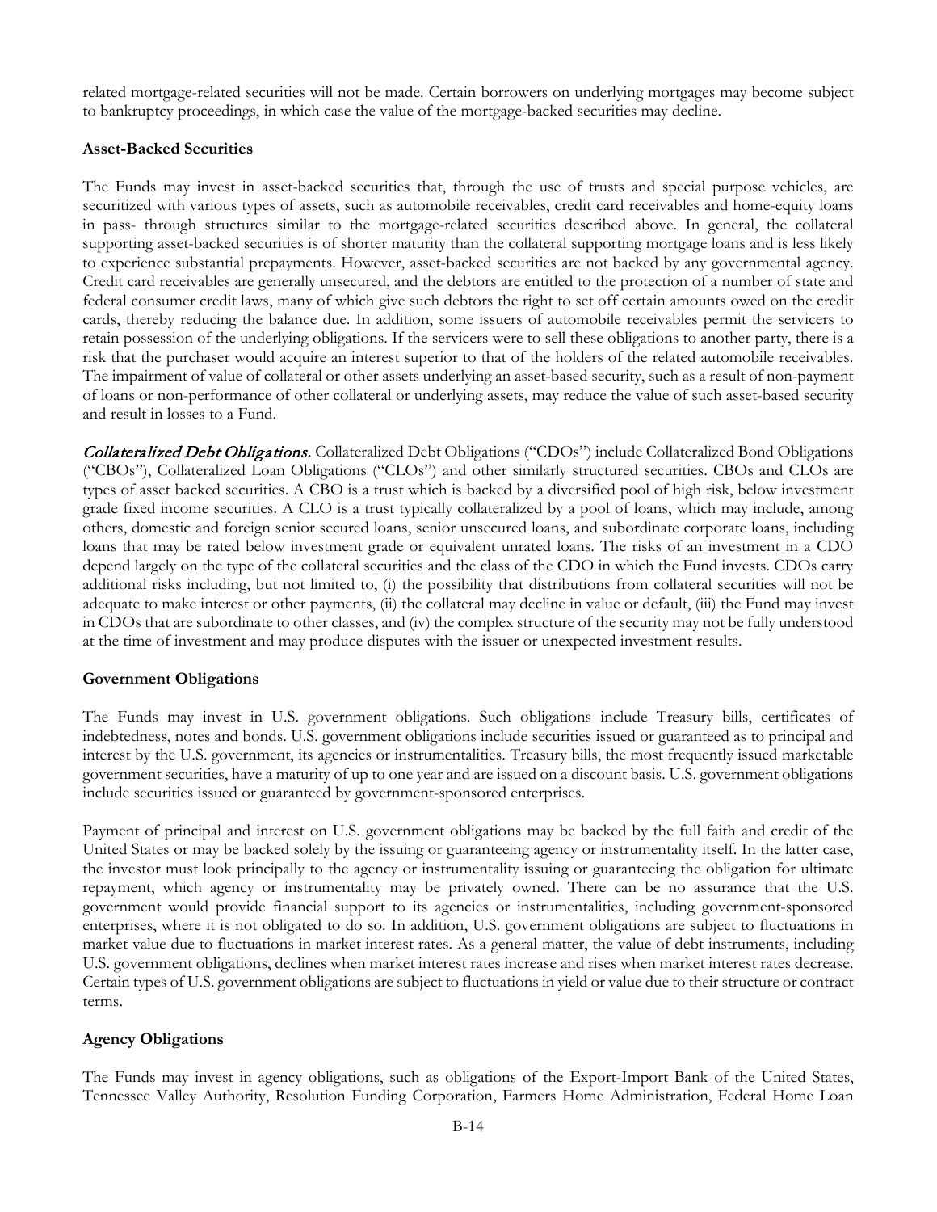related mortgage-related securities will not be made. Certain borrowers on underlying mortgages may become subject to bankruptcy proceedings, in which case the value of the mortgage-backed securities may decline.

### Asset-Backed Securities

The Funds may invest in asset-backed securities that, through the use of trusts and special purpose vehicles, are securitized with various types of assets, such as automobile receivables, credit card receivables and home-equity loans in pass- through structures similar to the mortgage-related securities described above. In general, the collateral supporting asset-backed securities is of shorter maturity than the collateral supporting mortgage loans and is less likely to experience substantial prepayments. However, asset-backed securities are not backed by any governmental agency. Credit card receivables are generally unsecured, and the debtors are entitled to the protection of a number of state and federal consumer credit laws, many of which give such debtors the right to set off certain amounts owed on the credit cards, thereby reducing the balance due. In addition, some issuers of automobile receivables permit the servicers to retain possession of the underlying obligations. If the servicers were to sell these obligations to another party, there is a risk that the purchaser would acquire an interest superior to that of the holders of the related automobile receivables. The impairment of value of collateral or other assets underlying an asset-based security, such as a result of non-payment of loans or non-performance of other collateral or underlying assets, may reduce the value of such asset-based security and result in losses to a Fund.

***Collateralized Debt Obligations.*** Collateralized Debt Obligations ("CDOs") include Collateralized Bond Obligations ("CBOs"), Collateralized Loan Obligations ("CLOs") and other similarly structured securities. CBOs and CLOs are types of asset backed securities. A CBO is a trust which is backed by a diversified pool of high risk, below investment grade fixed income securities. A CLO is a trust typically collateralized by a pool of loans, which may include, among others, domestic and foreign senior secured loans, senior unsecured loans, and subordinate corporate loans, including loans that may be rated below investment grade or equivalent unrated loans. The risks of an investment in a CDO depend largely on the type of the collateral securities and the class of the CDO in which the Fund invests. CDOs carry additional risks including, but not limited to, (i) the possibility that distributions from collateral securities will not be adequate to make interest or other payments, (ii) the collateral may decline in value or default, (iii) the Fund may invest in CDOs that are subordinate to other classes, and (iv) the complex structure of the security may not be fully understood at the time of investment and may produce disputes with the issuer or unexpected investment results.

### Government Obligations

The Funds may invest in U.S. government obligations. Such obligations include Treasury bills, certificates of indebtedness, notes and bonds. U.S. government obligations include securities issued or guaranteed as to principal and interest by the U.S. government, its agencies or instrumentalities. Treasury bills, the most frequently issued marketable government securities, have a maturity of up to one year and are issued on a discount basis. U.S. government obligations include securities issued or guaranteed by government-sponsored enterprises.

Payment of principal and interest on U.S. government obligations may be backed by the full faith and credit of the United States or may be backed solely by the issuing or guaranteeing agency or instrumentality itself. In the latter case, the investor must look principally to the agency or instrumentality issuing or guaranteeing the obligation for ultimate repayment, which agency or instrumentality may be privately owned. There can be no assurance that the U.S. government would provide financial support to its agencies or instrumentalities, including government-sponsored enterprises, where it is not obligated to do so. In addition, U.S. government obligations are subject to fluctuations in market value due to fluctuations in market interest rates. As a general matter, the value of debt instruments, including U.S. government obligations, declines when market interest rates increase and rises when market interest rates decrease. Certain types of U.S. government obligations are subject to fluctuations in yield or value due to their structure or contract terms.

### Agency Obligations

The Funds may invest in agency obligations, such as obligations of the Export-Import Bank of the United States, Tennessee Valley Authority, Resolution Funding Corporation, Farmers Home Administration, Federal Home Loan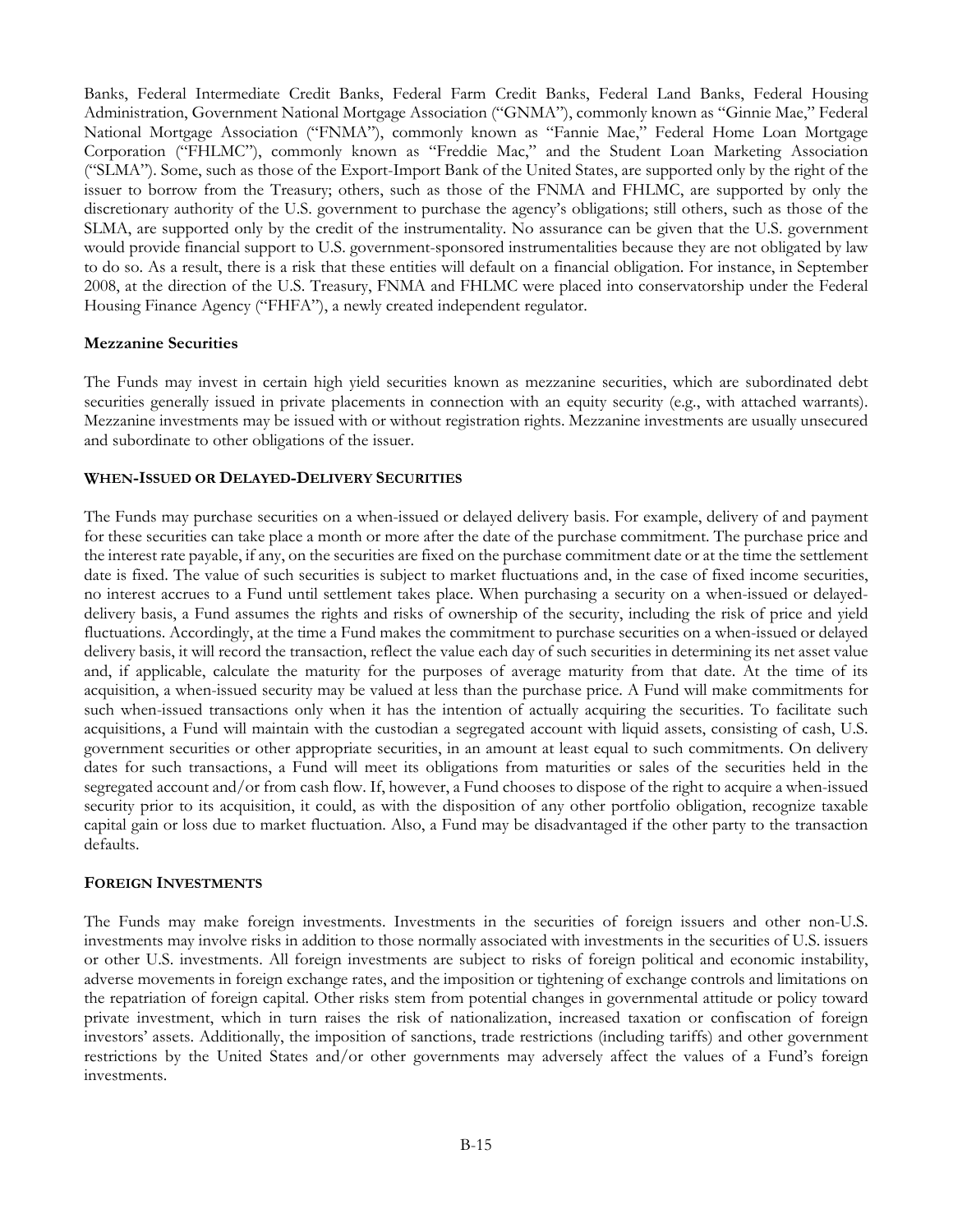Banks, Federal Intermediate Credit Banks, Federal Farm Credit Banks, Federal Land Banks, Federal Housing Administration, Government National Mortgage Association ("GNMA"), commonly known as "Ginnie Mae," Federal National Mortgage Association ("FNMA"), commonly known as "Fannie Mae," Federal Home Loan Mortgage Corporation ("FHLMC"), commonly known as "Freddie Mac," and the Student Loan Marketing Association ("SLMA"). Some, such as those of the Export-Import Bank of the United States, are supported only by the right of the issuer to borrow from the Treasury; others, such as those of the FNMA and FHLMC, are supported by only the discretionary authority of the U.S. government to purchase the agency's obligations; still others, such as those of the SLMA, are supported only by the credit of the instrumentality. No assurance can be given that the U.S. government would provide financial support to U.S. government-sponsored instrumentalities because they are not obligated by law to do so. As a result, there is a risk that these entities will default on a financial obligation. For instance, in September 2008, at the direction of the U.S. Treasury, FNMA and FHLMC were placed into conservatorship under the Federal Housing Finance Agency ("FHFA"), a newly created independent regulator.

**Mezzanine Securities**

The Funds may invest in certain high yield securities known as mezzanine securities, which are subordinated debt securities generally issued in private placements in connection with an equity security (e.g., with attached warrants). Mezzanine investments may be issued with or without registration rights. Mezzanine investments are usually unsecured and subordinate to other obligations of the issuer.

**WHEN-ISSUED OR DELAYED-DELIVERY SECURITIES**

The Funds may purchase securities on a when-issued or delayed delivery basis. For example, delivery of and payment for these securities can take place a month or more after the date of the purchase commitment. The purchase price and the interest rate payable, if any, on the securities are fixed on the purchase commitment date or at the time the settlement date is fixed. The value of such securities is subject to market fluctuations and, in the case of fixed income securities, no interest accrues to a Fund until settlement takes place. When purchasing a security on a when-issued or delayed-delivery basis, a Fund assumes the rights and risks of ownership of the security, including the risk of price and yield fluctuations. Accordingly, at the time a Fund makes the commitment to purchase securities on a when-issued or delayed delivery basis, it will record the transaction, reflect the value each day of such securities in determining its net asset value and, if applicable, calculate the maturity for the purposes of average maturity from that date. At the time of its acquisition, a when-issued security may be valued at less than the purchase price. A Fund will make commitments for such when-issued transactions only when it has the intention of actually acquiring the securities. To facilitate such acquisitions, a Fund will maintain with the custodian a segregated account with liquid assets, consisting of cash, U.S. government securities or other appropriate securities, in an amount at least equal to such commitments. On delivery dates for such transactions, a Fund will meet its obligations from maturities or sales of the securities held in the segregated account and/or from cash flow. If, however, a Fund chooses to dispose of the right to acquire a when-issued security prior to its acquisition, it could, as with the disposition of any other portfolio obligation, recognize taxable capital gain or loss due to market fluctuation. Also, a Fund may be disadvantaged if the other party to the transaction defaults.

**FOREIGN INVESTMENTS**

The Funds may make foreign investments. Investments in the securities of foreign issuers and other non-U.S. investments may involve risks in addition to those normally associated with investments in the securities of U.S. issuers or other U.S. investments. All foreign investments are subject to risks of foreign political and economic instability, adverse movements in foreign exchange rates, and the imposition or tightening of exchange controls and limitations on the repatriation of foreign capital. Other risks stem from potential changes in governmental attitude or policy toward private investment, which in turn raises the risk of nationalization, increased taxation or confiscation of foreign investors' assets. Additionally, the imposition of sanctions, trade restrictions (including tariffs) and other government restrictions by the United States and/or other governments may adversely affect the values of a Fund's foreign investments.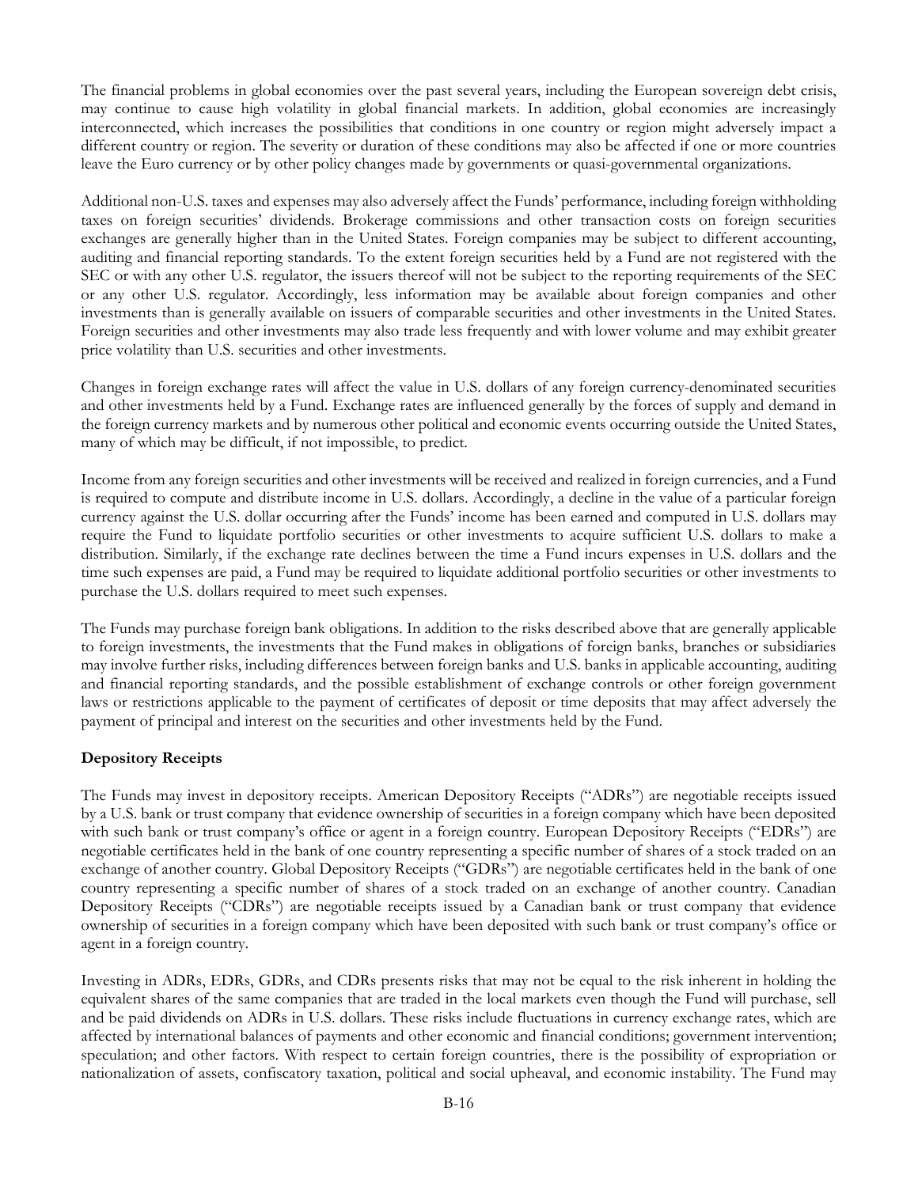The financial problems in global economies over the past several years, including the European sovereign debt crisis, may continue to cause high volatility in global financial markets. In addition, global economies are increasingly interconnected, which increases the possibilities that conditions in one country or region might adversely impact a different country or region. The severity or duration of these conditions may also be affected if one or more countries leave the Euro currency or by other policy changes made by governments or quasi-governmental organizations.

Additional non-U.S. taxes and expenses may also adversely affect the Funds' performance, including foreign withholding taxes on foreign securities' dividends. Brokerage commissions and other transaction costs on foreign securities exchanges are generally higher than in the United States. Foreign companies may be subject to different accounting, auditing and financial reporting standards. To the extent foreign securities held by a Fund are not registered with the SEC or with any other U.S. regulator, the issuers thereof will not be subject to the reporting requirements of the SEC or any other U.S. regulator. Accordingly, less information may be available about foreign companies and other investments than is generally available on issuers of comparable securities and other investments in the United States. Foreign securities and other investments may also trade less frequently and with lower volume and may exhibit greater price volatility than U.S. securities and other investments.

Changes in foreign exchange rates will affect the value in U.S. dollars of any foreign currency-denominated securities and other investments held by a Fund. Exchange rates are influenced generally by the forces of supply and demand in the foreign currency markets and by numerous other political and economic events occurring outside the United States, many of which may be difficult, if not impossible, to predict.

Income from any foreign securities and other investments will be received and realized in foreign currencies, and a Fund is required to compute and distribute income in U.S. dollars. Accordingly, a decline in the value of a particular foreign currency against the U.S. dollar occurring after the Funds' income has been earned and computed in U.S. dollars may require the Fund to liquidate portfolio securities or other investments to acquire sufficient U.S. dollars to make a distribution. Similarly, if the exchange rate declines between the time a Fund incurs expenses in U.S. dollars and the time such expenses are paid, a Fund may be required to liquidate additional portfolio securities or other investments to purchase the U.S. dollars required to meet such expenses.

The Funds may purchase foreign bank obligations. In addition to the risks described above that are generally applicable to foreign investments, the investments that the Fund makes in obligations of foreign banks, branches or subsidiaries may involve further risks, including differences between foreign banks and U.S. banks in applicable accounting, auditing and financial reporting standards, and the possible establishment of exchange controls or other foreign government laws or restrictions applicable to the payment of certificates of deposit or time deposits that may affect adversely the payment of principal and interest on the securities and other investments held by the Fund.

**Depository Receipts**

The Funds may invest in depository receipts. American Depository Receipts ("ADRs") are negotiable receipts issued by a U.S. bank or trust company that evidence ownership of securities in a foreign company which have been deposited with such bank or trust company's office or agent in a foreign country. European Depository Receipts ("EDRs") are negotiable certificates held in the bank of one country representing a specific number of shares of a stock traded on an exchange of another country. Global Depository Receipts ("GDRs") are negotiable certificates held in the bank of one country representing a specific number of shares of a stock traded on an exchange of another country. Canadian Depository Receipts ("CDRs") are negotiable receipts issued by a Canadian bank or trust company that evidence ownership of securities in a foreign company which have been deposited with such bank or trust company's office or agent in a foreign country.

Investing in ADRs, EDRs, GDRs, and CDRs presents risks that may not be equal to the risk inherent in holding the equivalent shares of the same companies that are traded in the local markets even though the Fund will purchase, sell and be paid dividends on ADRs in U.S. dollars. These risks include fluctuations in currency exchange rates, which are affected by international balances of payments and other economic and financial conditions; government intervention; speculation; and other factors. With respect to certain foreign countries, there is the possibility of expropriation or nationalization of assets, confiscatory taxation, political and social upheaval, and economic instability. The Fund may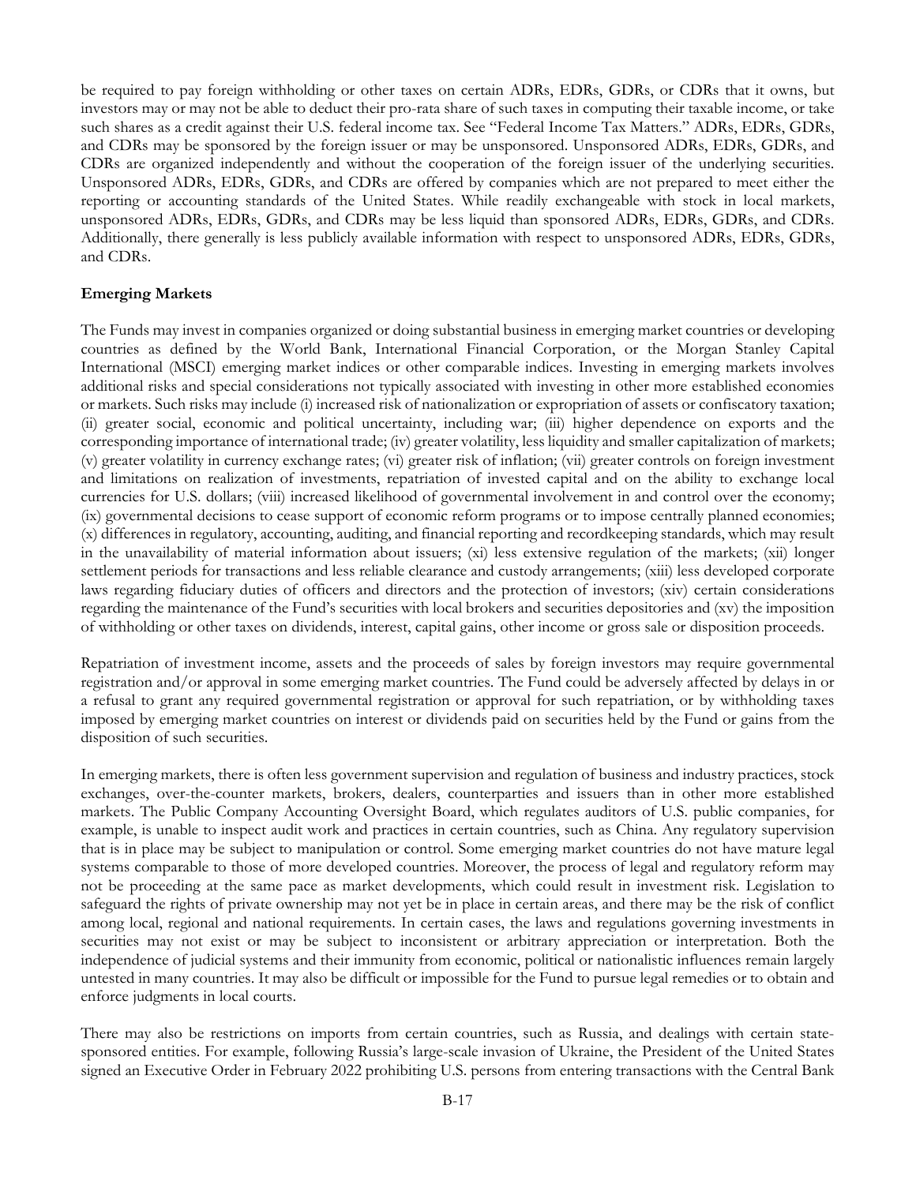be required to pay foreign withholding or other taxes on certain ADRs, EDRs, GDRs, or CDRs that it owns, but investors may or may not be able to deduct their pro-rata share of such taxes in computing their taxable income, or take such shares as a credit against their U.S. federal income tax. See "Federal Income Tax Matters." ADRs, EDRs, GDRs, and CDRs may be sponsored by the foreign issuer or may be unsponsored. Unsponsored ADRs, EDRs, GDRs, and CDRs are organized independently and without the cooperation of the foreign issuer of the underlying securities. Unsponsored ADRs, EDRs, GDRs, and CDRs are offered by companies which are not prepared to meet either the reporting or accounting standards of the United States. While readily exchangeable with stock in local markets, unsponsored ADRs, EDRs, GDRs, and CDRs may be less liquid than sponsored ADRs, EDRs, GDRs, and CDRs. Additionally, there generally is less publicly available information with respect to unsponsored ADRs, EDRs, GDRs, and CDRs.

**Emerging Markets**

The Funds may invest in companies organized or doing substantial business in emerging market countries or developing countries as defined by the World Bank, International Financial Corporation, or the Morgan Stanley Capital International (MSCI) emerging market indices or other comparable indices. Investing in emerging markets involves additional risks and special considerations not typically associated with investing in other more established economies or markets. Such risks may include (i) increased risk of nationalization or expropriation of assets or confiscatory taxation; (ii) greater social, economic and political uncertainty, including war; (iii) higher dependence on exports and the corresponding importance of international trade; (iv) greater volatility, less liquidity and smaller capitalization of markets; (v) greater volatility in currency exchange rates; (vi) greater risk of inflation; (vii) greater controls on foreign investment and limitations on realization of investments, repatriation of invested capital and on the ability to exchange local currencies for U.S. dollars; (viii) increased likelihood of governmental involvement in and control over the economy; (ix) governmental decisions to cease support of economic reform programs or to impose centrally planned economies; (x) differences in regulatory, accounting, auditing, and financial reporting and recordkeeping standards, which may result in the unavailability of material information about issuers; (xi) less extensive regulation of the markets; (xii) longer settlement periods for transactions and less reliable clearance and custody arrangements; (xiii) less developed corporate laws regarding fiduciary duties of officers and directors and the protection of investors; (xiv) certain considerations regarding the maintenance of the Fund's securities with local brokers and securities depositories and (xv) the imposition of withholding or other taxes on dividends, interest, capital gains, other income or gross sale or disposition proceeds.

Repatriation of investment income, assets and the proceeds of sales by foreign investors may require governmental registration and/or approval in some emerging market countries. The Fund could be adversely affected by delays in or a refusal to grant any required governmental registration or approval for such repatriation, or by withholding taxes imposed by emerging market countries on interest or dividends paid on securities held by the Fund or gains from the disposition of such securities.

In emerging markets, there is often less government supervision and regulation of business and industry practices, stock exchanges, over-the-counter markets, brokers, dealers, counterparties and issuers than in other more established markets. The Public Company Accounting Oversight Board, which regulates auditors of U.S. public companies, for example, is unable to inspect audit work and practices in certain countries, such as China. Any regulatory supervision that is in place may be subject to manipulation or control. Some emerging market countries do not have mature legal systems comparable to those of more developed countries. Moreover, the process of legal and regulatory reform may not be proceeding at the same pace as market developments, which could result in investment risk. Legislation to safeguard the rights of private ownership may not yet be in place in certain areas, and there may be the risk of conflict among local, regional and national requirements. In certain cases, the laws and regulations governing investments in securities may not exist or may be subject to inconsistent or arbitrary appreciation or interpretation. Both the independence of judicial systems and their immunity from economic, political or nationalistic influences remain largely untested in many countries. It may also be difficult or impossible for the Fund to pursue legal remedies or to obtain and enforce judgments in local courts.

There may also be restrictions on imports from certain countries, such as Russia, and dealings with certain state-sponsored entities. For example, following Russia's large-scale invasion of Ukraine, the President of the United States signed an Executive Order in February 2022 prohibiting U.S. persons from entering transactions with the Central Bank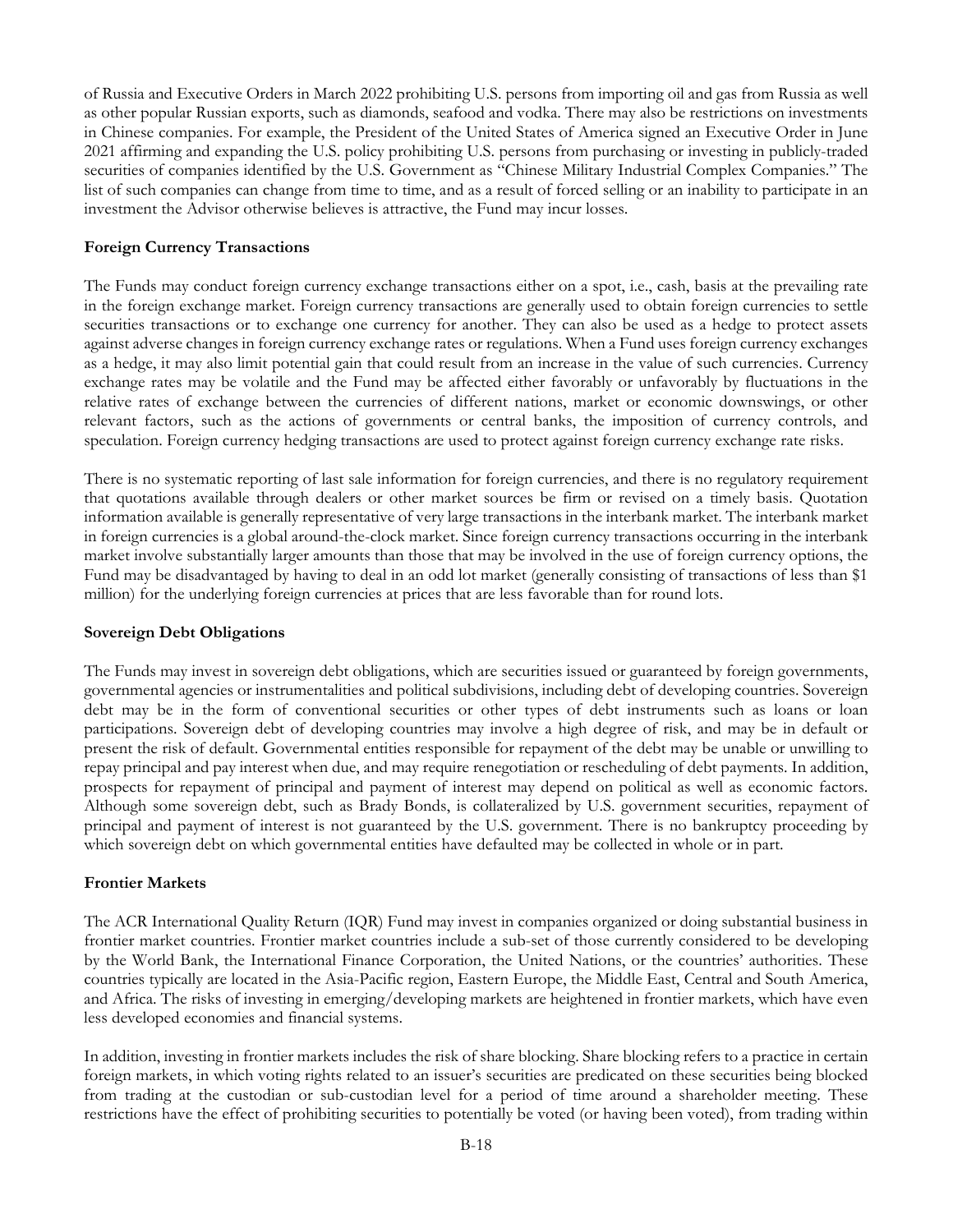of Russia and Executive Orders in March 2022 prohibiting U.S. persons from importing oil and gas from Russia as well as other popular Russian exports, such as diamonds, seafood and vodka. There may also be restrictions on investments in Chinese companies. For example, the President of the United States of America signed an Executive Order in June 2021 affirming and expanding the U.S. policy prohibiting U.S. persons from purchasing or investing in publicly-traded securities of companies identified by the U.S. Government as "Chinese Military Industrial Complex Companies." The list of such companies can change from time to time, and as a result of forced selling or an inability to participate in an investment the Advisor otherwise believes is attractive, the Fund may incur losses.

**Foreign Currency Transactions**

The Funds may conduct foreign currency exchange transactions either on a spot, i.e., cash, basis at the prevailing rate in the foreign exchange market. Foreign currency transactions are generally used to obtain foreign currencies to settle securities transactions or to exchange one currency for another. They can also be used as a hedge to protect assets against adverse changes in foreign currency exchange rates or regulations. When a Fund uses foreign currency exchanges as a hedge, it may also limit potential gain that could result from an increase in the value of such currencies. Currency exchange rates may be volatile and the Fund may be affected either favorably or unfavorably by fluctuations in the relative rates of exchange between the currencies of different nations, market or economic downswings, or other relevant factors, such as the actions of governments or central banks, the imposition of currency controls, and speculation. Foreign currency hedging transactions are used to protect against foreign currency exchange rate risks.

There is no systematic reporting of last sale information for foreign currencies, and there is no regulatory requirement that quotations available through dealers or other market sources be firm or revised on a timely basis. Quotation information available is generally representative of very large transactions in the interbank market. The interbank market in foreign currencies is a global around-the-clock market. Since foreign currency transactions occurring in the interbank market involve substantially larger amounts than those that may be involved in the use of foreign currency options, the Fund may be disadvantaged by having to deal in an odd lot market (generally consisting of transactions of less than $1 million) for the underlying foreign currencies at prices that are less favorable than for round lots.

**Sovereign Debt Obligations**

The Funds may invest in sovereign debt obligations, which are securities issued or guaranteed by foreign governments, governmental agencies or instrumentalities and political subdivisions, including debt of developing countries. Sovereign debt may be in the form of conventional securities or other types of debt instruments such as loans or loan participations. Sovereign debt of developing countries may involve a high degree of risk, and may be in default or present the risk of default. Governmental entities responsible for repayment of the debt may be unable or unwilling to repay principal and pay interest when due, and may require renegotiation or rescheduling of debt payments. In addition, prospects for repayment of principal and payment of interest may depend on political as well as economic factors. Although some sovereign debt, such as Brady Bonds, is collateralized by U.S. government securities, repayment of principal and payment of interest is not guaranteed by the U.S. government. There is no bankruptcy proceeding by which sovereign debt on which governmental entities have defaulted may be collected in whole or in part.

**Frontier Markets**

The ACR International Quality Return (IQR) Fund may invest in companies organized or doing substantial business in frontier market countries. Frontier market countries include a sub-set of those currently considered to be developing by the World Bank, the International Finance Corporation, the United Nations, or the countries' authorities. These countries typically are located in the Asia-Pacific region, Eastern Europe, the Middle East, Central and South America, and Africa. The risks of investing in emerging/developing markets are heightened in frontier markets, which have even less developed economies and financial systems.

In addition, investing in frontier markets includes the risk of share blocking. Share blocking refers to a practice in certain foreign markets, in which voting rights related to an issuer's securities are predicated on these securities being blocked from trading at the custodian or sub-custodian level for a period of time around a shareholder meeting. These restrictions have the effect of prohibiting securities to potentially be voted (or having been voted), from trading within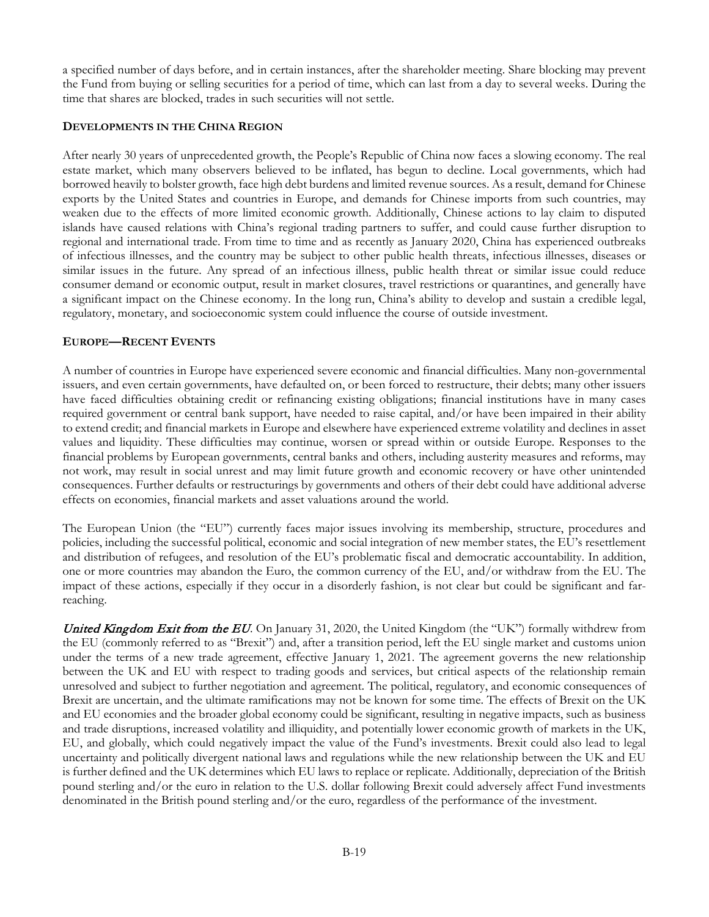a specified number of days before, and in certain instances, after the shareholder meeting. Share blocking may prevent the Fund from buying or selling securities for a period of time, which can last from a day to several weeks. During the time that shares are blocked, trades in such securities will not settle.

**DEVELOPMENTS IN THE CHINA REGION**

After nearly 30 years of unprecedented growth, the People's Republic of China now faces a slowing economy. The real estate market, which many observers believed to be inflated, has begun to decline. Local governments, which had borrowed heavily to bolster growth, face high debt burdens and limited revenue sources. As a result, demand for Chinese exports by the United States and countries in Europe, and demands for Chinese imports from such countries, may weaken due to the effects of more limited economic growth. Additionally, Chinese actions to lay claim to disputed islands have caused relations with China's regional trading partners to suffer, and could cause further disruption to regional and international trade. From time to time and as recently as January 2020, China has experienced outbreaks of infectious illnesses, and the country may be subject to other public health threats, infectious illnesses, diseases or similar issues in the future. Any spread of an infectious illness, public health threat or similar issue could reduce consumer demand or economic output, result in market closures, travel restrictions or quarantines, and generally have a significant impact on the Chinese economy. In the long run, China's ability to develop and sustain a credible legal, regulatory, monetary, and socioeconomic system could influence the course of outside investment.

**EUROPE—RECENT EVENTS**

A number of countries in Europe have experienced severe economic and financial difficulties. Many non-governmental issuers, and even certain governments, have defaulted on, or been forced to restructure, their debts; many other issuers have faced difficulties obtaining credit or refinancing existing obligations; financial institutions have in many cases required government or central bank support, have needed to raise capital, and/or have been impaired in their ability to extend credit; and financial markets in Europe and elsewhere have experienced extreme volatility and declines in asset values and liquidity. These difficulties may continue, worsen or spread within or outside Europe. Responses to the financial problems by European governments, central banks and others, including austerity measures and reforms, may not work, may result in social unrest and may limit future growth and economic recovery or have other unintended consequences. Further defaults or restructurings by governments and others of their debt could have additional adverse effects on economies, financial markets and asset valuations around the world.

The European Union (the "EU") currently faces major issues involving its membership, structure, procedures and policies, including the successful political, economic and social integration of new member states, the EU's resettlement and distribution of refugees, and resolution of the EU's problematic fiscal and democratic accountability. In addition, one or more countries may abandon the Euro, the common currency of the EU, and/or withdraw from the EU. The impact of these actions, especially if they occur in a disorderly fashion, is not clear but could be significant and far-reaching.

***United Kingdom Exit from the EU***. On January 31, 2020, the United Kingdom (the "UK") formally withdrew from the EU (commonly referred to as "Brexit") and, after a transition period, left the EU single market and customs union under the terms of a new trade agreement, effective January 1, 2021. The agreement governs the new relationship between the UK and EU with respect to trading goods and services, but critical aspects of the relationship remain unresolved and subject to further negotiation and agreement. The political, regulatory, and economic consequences of Brexit are uncertain, and the ultimate ramifications may not be known for some time. The effects of Brexit on the UK and EU economies and the broader global economy could be significant, resulting in negative impacts, such as business and trade disruptions, increased volatility and illiquidity, and potentially lower economic growth of markets in the UK, EU, and globally, which could negatively impact the value of the Fund's investments. Brexit could also lead to legal uncertainty and politically divergent national laws and regulations while the new relationship between the UK and EU is further defined and the UK determines which EU laws to replace or replicate. Additionally, depreciation of the British pound sterling and/or the euro in relation to the U.S. dollar following Brexit could adversely affect Fund investments denominated in the British pound sterling and/or the euro, regardless of the performance of the investment.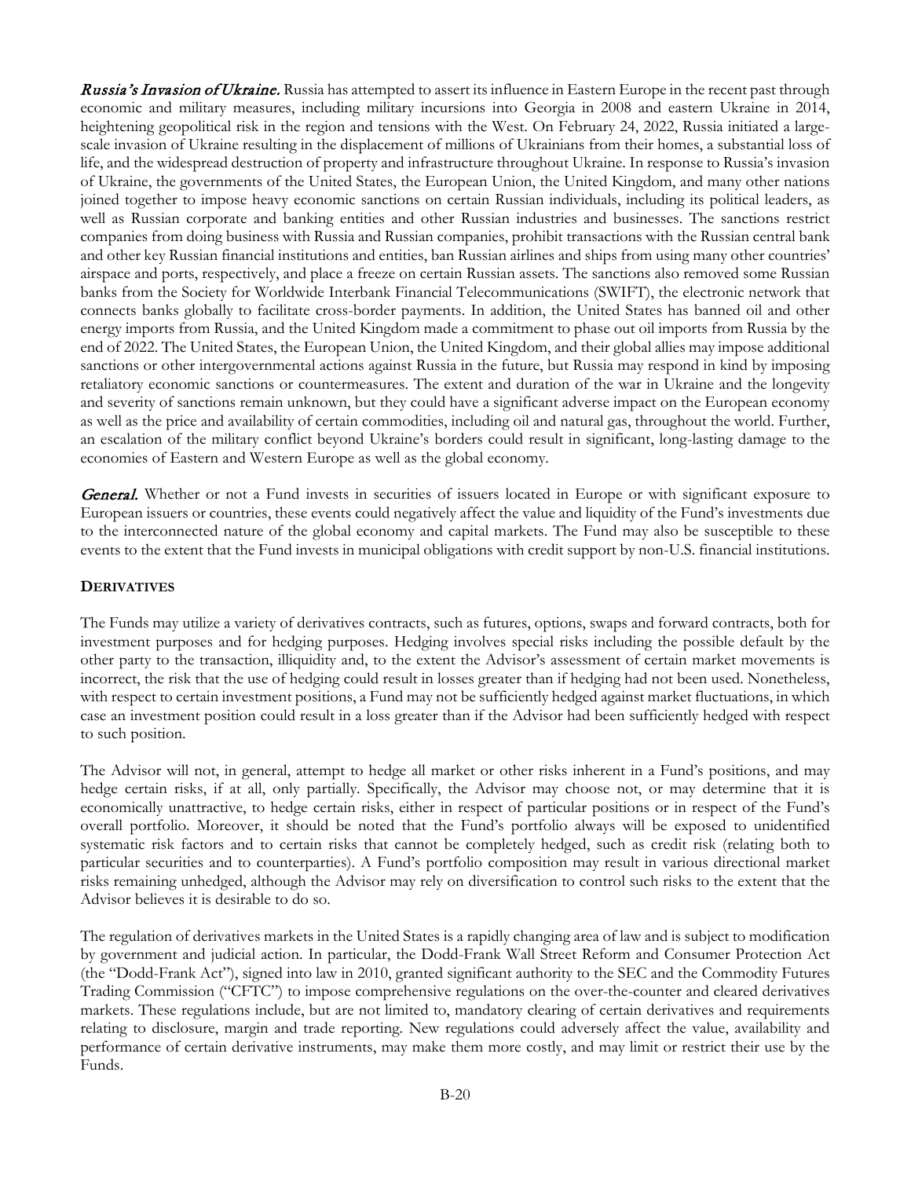***Russia's Invasion of Ukraine.*** Russia has attempted to assert its influence in Eastern Europe in the recent past through economic and military measures, including military incursions into Georgia in 2008 and eastern Ukraine in 2014, heightening geopolitical risk in the region and tensions with the West. On February 24, 2022, Russia initiated a large-scale invasion of Ukraine resulting in the displacement of millions of Ukrainians from their homes, a substantial loss of life, and the widespread destruction of property and infrastructure throughout Ukraine. In response to Russia's invasion of Ukraine, the governments of the United States, the European Union, the United Kingdom, and many other nations joined together to impose heavy economic sanctions on certain Russian individuals, including its political leaders, as well as Russian corporate and banking entities and other Russian industries and businesses. The sanctions restrict companies from doing business with Russia and Russian companies, prohibit transactions with the Russian central bank and other key Russian financial institutions and entities, ban Russian airlines and ships from using many other countries' airspace and ports, respectively, and place a freeze on certain Russian assets. The sanctions also removed some Russian banks from the Society for Worldwide Interbank Financial Telecommunications (SWIFT), the electronic network that connects banks globally to facilitate cross-border payments. In addition, the United States has banned oil and other energy imports from Russia, and the United Kingdom made a commitment to phase out oil imports from Russia by the end of 2022. The United States, the European Union, the United Kingdom, and their global allies may impose additional sanctions or other intergovernmental actions against Russia in the future, but Russia may respond in kind by imposing retaliatory economic sanctions or countermeasures. The extent and duration of the war in Ukraine and the longevity and severity of sanctions remain unknown, but they could have a significant adverse impact on the European economy as well as the price and availability of certain commodities, including oil and natural gas, throughout the world. Further, an escalation of the military conflict beyond Ukraine's borders could result in significant, long-lasting damage to the economies of Eastern and Western Europe as well as the global economy.

***General.*** Whether or not a Fund invests in securities of issuers located in Europe or with significant exposure to European issuers or countries, these events could negatively affect the value and liquidity of the Fund's investments due to the interconnected nature of the global economy and capital markets. The Fund may also be susceptible to these events to the extent that the Fund invests in municipal obligations with credit support by non-U.S. financial institutions.

**DERIVATIVES**

The Funds may utilize a variety of derivatives contracts, such as futures, options, swaps and forward contracts, both for investment purposes and for hedging purposes. Hedging involves special risks including the possible default by the other party to the transaction, illiquidity and, to the extent the Advisor's assessment of certain market movements is incorrect, the risk that the use of hedging could result in losses greater than if hedging had not been used. Nonetheless, with respect to certain investment positions, a Fund may not be sufficiently hedged against market fluctuations, in which case an investment position could result in a loss greater than if the Advisor had been sufficiently hedged with respect to such position.

The Advisor will not, in general, attempt to hedge all market or other risks inherent in a Fund's positions, and may hedge certain risks, if at all, only partially. Specifically, the Advisor may choose not, or may determine that it is economically unattractive, to hedge certain risks, either in respect of particular positions or in respect of the Fund's overall portfolio. Moreover, it should be noted that the Fund's portfolio always will be exposed to unidentified systematic risk factors and to certain risks that cannot be completely hedged, such as credit risk (relating both to particular securities and to counterparties). A Fund's portfolio composition may result in various directional market risks remaining unhedged, although the Advisor may rely on diversification to control such risks to the extent that the Advisor believes it is desirable to do so.

The regulation of derivatives markets in the United States is a rapidly changing area of law and is subject to modification by government and judicial action. In particular, the Dodd-Frank Wall Street Reform and Consumer Protection Act (the "Dodd-Frank Act"), signed into law in 2010, granted significant authority to the SEC and the Commodity Futures Trading Commission ("CFTC") to impose comprehensive regulations on the over-the-counter and cleared derivatives markets. These regulations include, but are not limited to, mandatory clearing of certain derivatives and requirements relating to disclosure, margin and trade reporting. New regulations could adversely affect the value, availability and performance of certain derivative instruments, may make them more costly, and may limit or restrict their use by the Funds.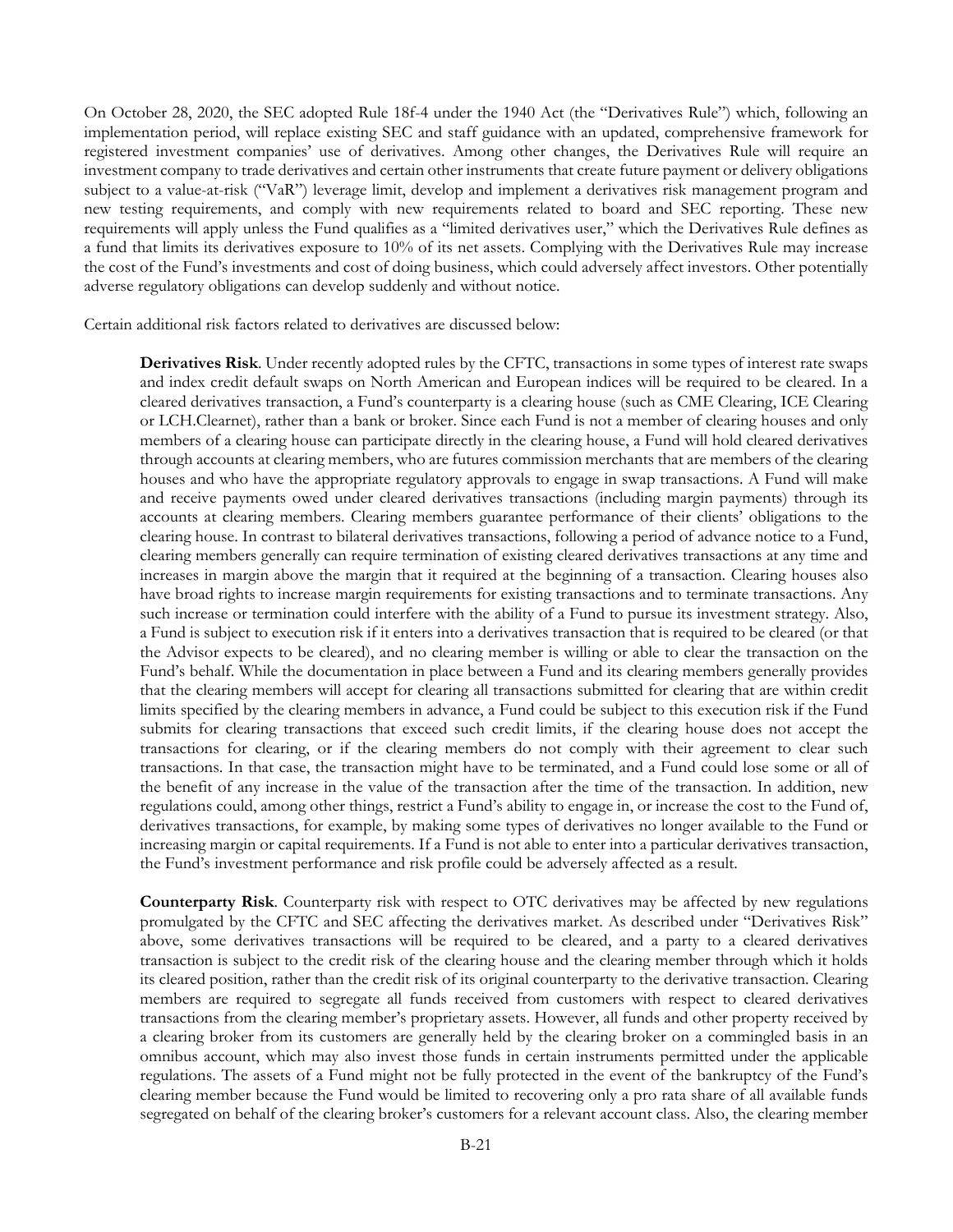On October 28, 2020, the SEC adopted Rule 18f-4 under the 1940 Act (the "Derivatives Rule") which, following an implementation period, will replace existing SEC and staff guidance with an updated, comprehensive framework for registered investment companies' use of derivatives. Among other changes, the Derivatives Rule will require an investment company to trade derivatives and certain other instruments that create future payment or delivery obligations subject to a value-at-risk ("VaR") leverage limit, develop and implement a derivatives risk management program and new testing requirements, and comply with new requirements related to board and SEC reporting. These new requirements will apply unless the Fund qualifies as a "limited derivatives user," which the Derivatives Rule defines as a fund that limits its derivatives exposure to 10% of its net assets. Complying with the Derivatives Rule may increase the cost of the Fund's investments and cost of doing business, which could adversely affect investors. Other potentially adverse regulatory obligations can develop suddenly and without notice.

Certain additional risk factors related to derivatives are discussed below:

> **Derivatives Risk**. Under recently adopted rules by the CFTC, transactions in some types of interest rate swaps and index credit default swaps on North American and European indices will be required to be cleared. In a cleared derivatives transaction, a Fund's counterparty is a clearing house (such as CME Clearing, ICE Clearing or LCH.Clearnet), rather than a bank or broker. Since each Fund is not a member of clearing houses and only members of a clearing house can participate directly in the clearing house, a Fund will hold cleared derivatives through accounts at clearing members, who are futures commission merchants that are members of the clearing houses and who have the appropriate regulatory approvals to engage in swap transactions. A Fund will make and receive payments owed under cleared derivatives transactions (including margin payments) through its accounts at clearing members. Clearing members guarantee performance of their clients' obligations to the clearing house. In contrast to bilateral derivatives transactions, following a period of advance notice to a Fund, clearing members generally can require termination of existing cleared derivatives transactions at any time and increases in margin above the margin that it required at the beginning of a transaction. Clearing houses also have broad rights to increase margin requirements for existing transactions and to terminate transactions. Any such increase or termination could interfere with the ability of a Fund to pursue its investment strategy. Also, a Fund is subject to execution risk if it enters into a derivatives transaction that is required to be cleared (or that the Advisor expects to be cleared), and no clearing member is willing or able to clear the transaction on the Fund's behalf. While the documentation in place between a Fund and its clearing members generally provides that the clearing members will accept for clearing all transactions submitted for clearing that are within credit limits specified by the clearing members in advance, a Fund could be subject to this execution risk if the Fund submits for clearing transactions that exceed such credit limits, if the clearing house does not accept the transactions for clearing, or if the clearing members do not comply with their agreement to clear such transactions. In that case, the transaction might have to be terminated, and a Fund could lose some or all of the benefit of any increase in the value of the transaction after the time of the transaction. In addition, new regulations could, among other things, restrict a Fund's ability to engage in, or increase the cost to the Fund of, derivatives transactions, for example, by making some types of derivatives no longer available to the Fund or increasing margin or capital requirements. If a Fund is not able to enter into a particular derivatives transaction, the Fund's investment performance and risk profile could be adversely affected as a result.

> **Counterparty Risk**. Counterparty risk with respect to OTC derivatives may be affected by new regulations promulgated by the CFTC and SEC affecting the derivatives market. As described under "Derivatives Risk" above, some derivatives transactions will be required to be cleared, and a party to a cleared derivatives transaction is subject to the credit risk of the clearing house and the clearing member through which it holds its cleared position, rather than the credit risk of its original counterparty to the derivative transaction. Clearing members are required to segregate all funds received from customers with respect to cleared derivatives transactions from the clearing member's proprietary assets. However, all funds and other property received by a clearing broker from its customers are generally held by the clearing broker on a commingled basis in an omnibus account, which may also invest those funds in certain instruments permitted under the applicable regulations. The assets of a Fund might not be fully protected in the event of the bankruptcy of the Fund's clearing member because the Fund would be limited to recovering only a pro rata share of all available funds segregated on behalf of the clearing broker's customers for a relevant account class. Also, the clearing member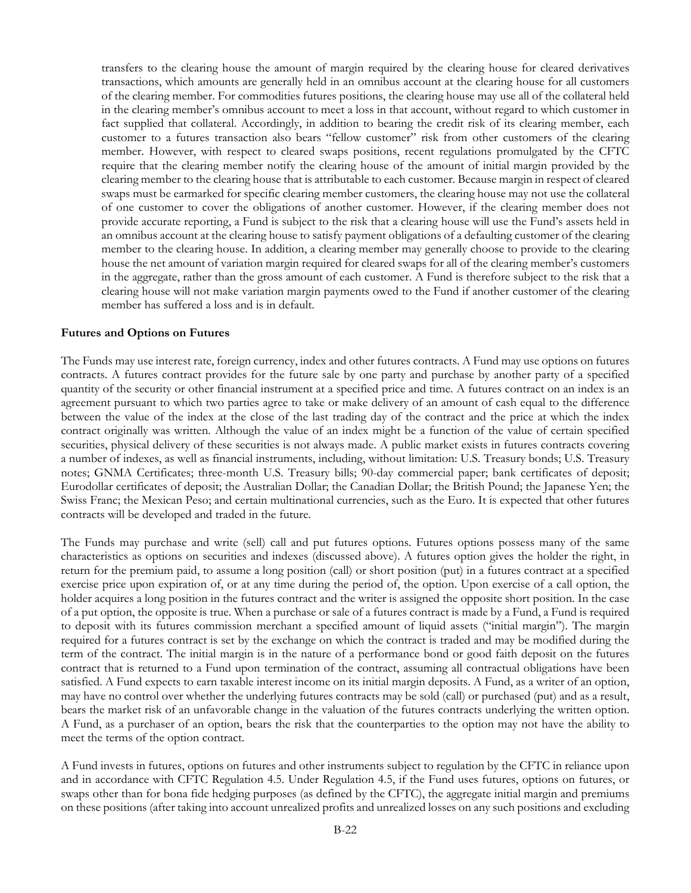transfers to the clearing house the amount of margin required by the clearing house for cleared derivatives transactions, which amounts are generally held in an omnibus account at the clearing house for all customers of the clearing member. For commodities futures positions, the clearing house may use all of the collateral held in the clearing member's omnibus account to meet a loss in that account, without regard to which customer in fact supplied that collateral. Accordingly, in addition to bearing the credit risk of its clearing member, each customer to a futures transaction also bears "fellow customer" risk from other customers of the clearing member. However, with respect to cleared swaps positions, recent regulations promulgated by the CFTC require that the clearing member notify the clearing house of the amount of initial margin provided by the clearing member to the clearing house that is attributable to each customer. Because margin in respect of cleared swaps must be earmarked for specific clearing member customers, the clearing house may not use the collateral of one customer to cover the obligations of another customer. However, if the clearing member does not provide accurate reporting, a Fund is subject to the risk that a clearing house will use the Fund's assets held in an omnibus account at the clearing house to satisfy payment obligations of a defaulting customer of the clearing member to the clearing house. In addition, a clearing member may generally choose to provide to the clearing house the net amount of variation margin required for cleared swaps for all of the clearing member's customers in the aggregate, rather than the gross amount of each customer. A Fund is therefore subject to the risk that a clearing house will not make variation margin payments owed to the Fund if another customer of the clearing member has suffered a loss and is in default.

**Futures and Options on Futures**

The Funds may use interest rate, foreign currency, index and other futures contracts. A Fund may use options on futures contracts. A futures contract provides for the future sale by one party and purchase by another party of a specified quantity of the security or other financial instrument at a specified price and time. A futures contract on an index is an agreement pursuant to which two parties agree to take or make delivery of an amount of cash equal to the difference between the value of the index at the close of the last trading day of the contract and the price at which the index contract originally was written. Although the value of an index might be a function of the value of certain specified securities, physical delivery of these securities is not always made. A public market exists in futures contracts covering a number of indexes, as well as financial instruments, including, without limitation: U.S. Treasury bonds; U.S. Treasury notes; GNMA Certificates; three-month U.S. Treasury bills; 90-day commercial paper; bank certificates of deposit; Eurodollar certificates of deposit; the Australian Dollar; the Canadian Dollar; the British Pound; the Japanese Yen; the Swiss Franc; the Mexican Peso; and certain multinational currencies, such as the Euro. It is expected that other futures contracts will be developed and traded in the future.

The Funds may purchase and write (sell) call and put futures options. Futures options possess many of the same characteristics as options on securities and indexes (discussed above). A futures option gives the holder the right, in return for the premium paid, to assume a long position (call) or short position (put) in a futures contract at a specified exercise price upon expiration of, or at any time during the period of, the option. Upon exercise of a call option, the holder acquires a long position in the futures contract and the writer is assigned the opposite short position. In the case of a put option, the opposite is true. When a purchase or sale of a futures contract is made by a Fund, a Fund is required to deposit with its futures commission merchant a specified amount of liquid assets ("initial margin"). The margin required for a futures contract is set by the exchange on which the contract is traded and may be modified during the term of the contract. The initial margin is in the nature of a performance bond or good faith deposit on the futures contract that is returned to a Fund upon termination of the contract, assuming all contractual obligations have been satisfied. A Fund expects to earn taxable interest income on its initial margin deposits. A Fund, as a writer of an option, may have no control over whether the underlying futures contracts may be sold (call) or purchased (put) and as a result, bears the market risk of an unfavorable change in the valuation of the futures contracts underlying the written option. A Fund, as a purchaser of an option, bears the risk that the counterparties to the option may not have the ability to meet the terms of the option contract.

A Fund invests in futures, options on futures and other instruments subject to regulation by the CFTC in reliance upon and in accordance with CFTC Regulation 4.5. Under Regulation 4.5, if the Fund uses futures, options on futures, or swaps other than for bona fide hedging purposes (as defined by the CFTC), the aggregate initial margin and premiums on these positions (after taking into account unrealized profits and unrealized losses on any such positions and excluding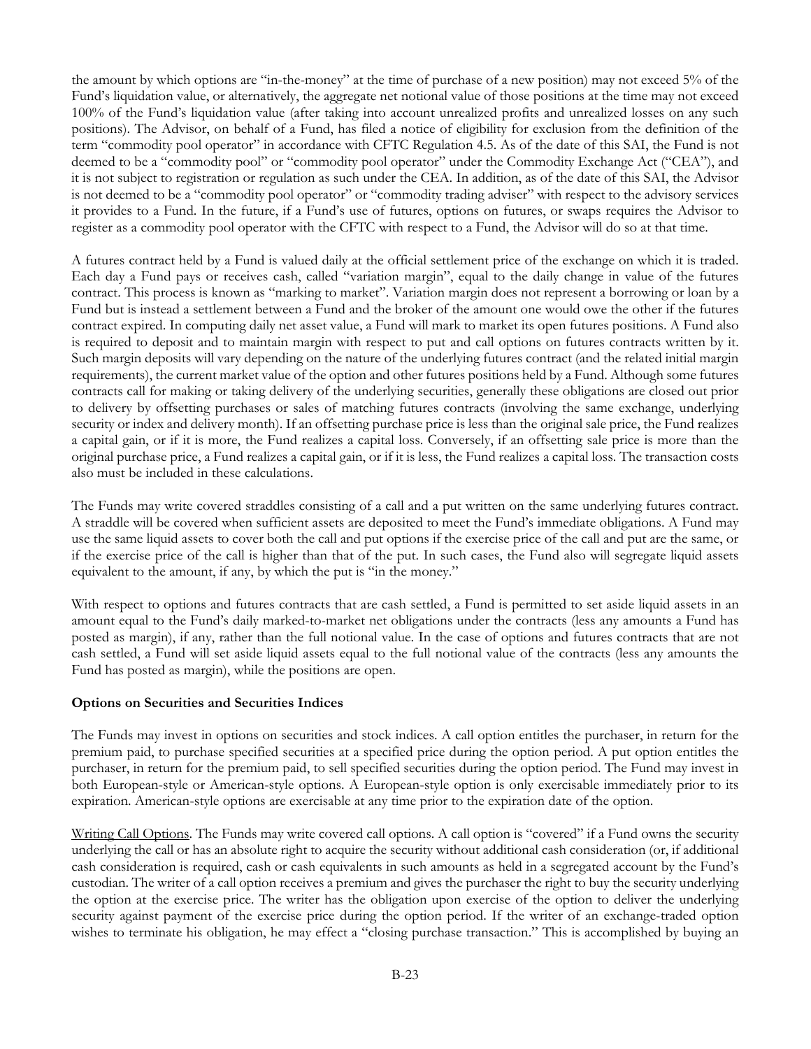the amount by which options are "in-the-money" at the time of purchase of a new position) may not exceed 5% of the Fund's liquidation value, or alternatively, the aggregate net notional value of those positions at the time may not exceed 100% of the Fund's liquidation value (after taking into account unrealized profits and unrealized losses on any such positions). The Advisor, on behalf of a Fund, has filed a notice of eligibility for exclusion from the definition of the term "commodity pool operator" in accordance with CFTC Regulation 4.5. As of the date of this SAI, the Fund is not deemed to be a "commodity pool" or "commodity pool operator" under the Commodity Exchange Act ("CEA"), and it is not subject to registration or regulation as such under the CEA. In addition, as of the date of this SAI, the Advisor is not deemed to be a "commodity pool operator" or "commodity trading adviser" with respect to the advisory services it provides to a Fund. In the future, if a Fund's use of futures, options on futures, or swaps requires the Advisor to register as a commodity pool operator with the CFTC with respect to a Fund, the Advisor will do so at that time.

A futures contract held by a Fund is valued daily at the official settlement price of the exchange on which it is traded. Each day a Fund pays or receives cash, called "variation margin", equal to the daily change in value of the futures contract. This process is known as "marking to market". Variation margin does not represent a borrowing or loan by a Fund but is instead a settlement between a Fund and the broker of the amount one would owe the other if the futures contract expired. In computing daily net asset value, a Fund will mark to market its open futures positions. A Fund also is required to deposit and to maintain margin with respect to put and call options on futures contracts written by it. Such margin deposits will vary depending on the nature of the underlying futures contract (and the related initial margin requirements), the current market value of the option and other futures positions held by a Fund. Although some futures contracts call for making or taking delivery of the underlying securities, generally these obligations are closed out prior to delivery by offsetting purchases or sales of matching futures contracts (involving the same exchange, underlying security or index and delivery month). If an offsetting purchase price is less than the original sale price, the Fund realizes a capital gain, or if it is more, the Fund realizes a capital loss. Conversely, if an offsetting sale price is more than the original purchase price, a Fund realizes a capital gain, or if it is less, the Fund realizes a capital loss. The transaction costs also must be included in these calculations.

The Funds may write covered straddles consisting of a call and a put written on the same underlying futures contract. A straddle will be covered when sufficient assets are deposited to meet the Fund's immediate obligations. A Fund may use the same liquid assets to cover both the call and put options if the exercise price of the call and put are the same, or if the exercise price of the call is higher than that of the put. In such cases, the Fund also will segregate liquid assets equivalent to the amount, if any, by which the put is "in the money."

With respect to options and futures contracts that are cash settled, a Fund is permitted to set aside liquid assets in an amount equal to the Fund's daily marked-to-market net obligations under the contracts (less any amounts a Fund has posted as margin), if any, rather than the full notional value. In the case of options and futures contracts that are not cash settled, a Fund will set aside liquid assets equal to the full notional value of the contracts (less any amounts the Fund has posted as margin), while the positions are open.

**Options on Securities and Securities Indices**

The Funds may invest in options on securities and stock indices. A call option entitles the purchaser, in return for the premium paid, to purchase specified securities at a specified price during the option period. A put option entitles the purchaser, in return for the premium paid, to sell specified securities during the option period. The Fund may invest in both European-style or American-style options. A European-style option is only exercisable immediately prior to its expiration. American-style options are exercisable at any time prior to the expiration date of the option.

Writing Call Options. The Funds may write covered call options. A call option is "covered" if a Fund owns the security underlying the call or has an absolute right to acquire the security without additional cash consideration (or, if additional cash consideration is required, cash or cash equivalents in such amounts as held in a segregated account by the Fund's custodian. The writer of a call option receives a premium and gives the purchaser the right to buy the security underlying the option at the exercise price. The writer has the obligation upon exercise of the option to deliver the underlying security against payment of the exercise price during the option period. If the writer of an exchange-traded option wishes to terminate his obligation, he may effect a "closing purchase transaction." This is accomplished by buying an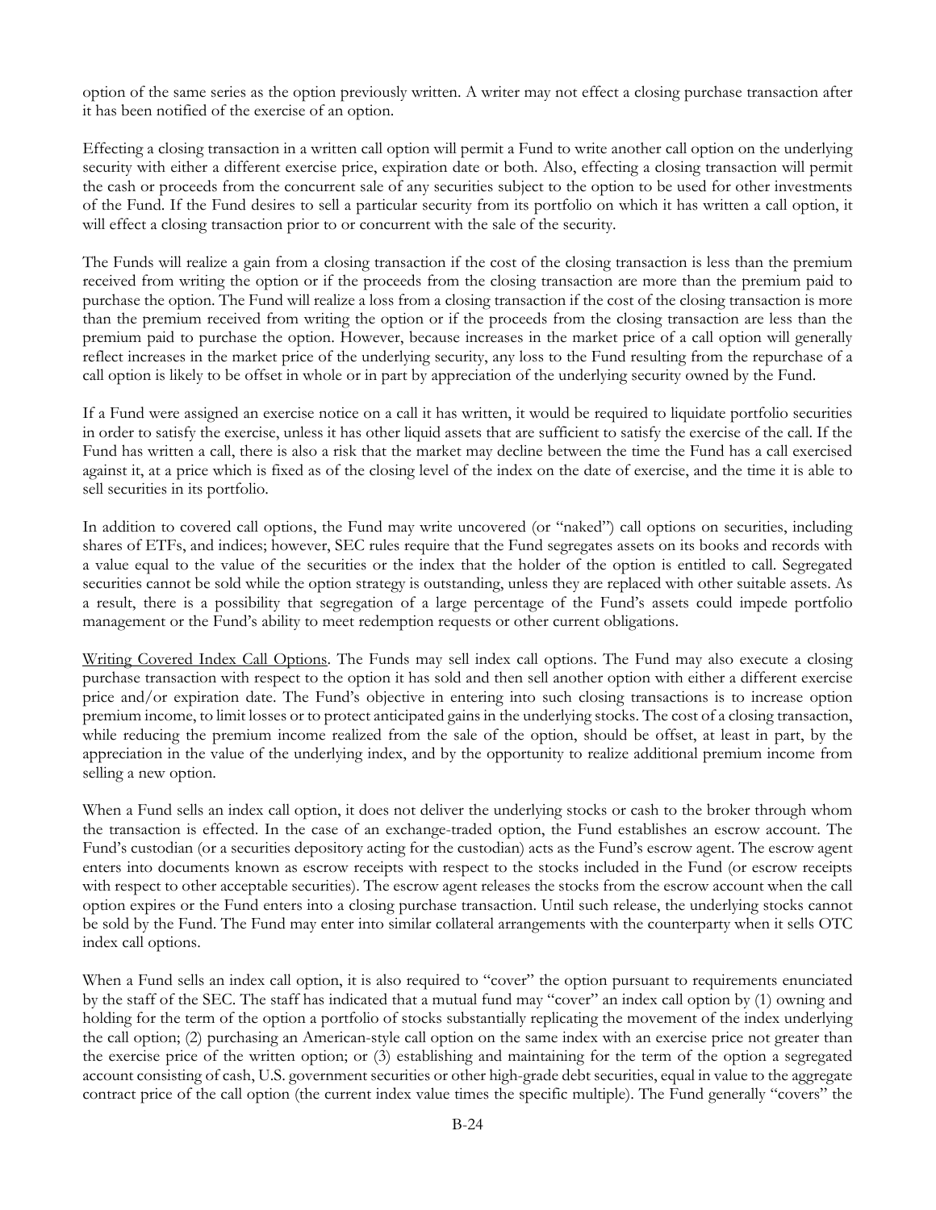option of the same series as the option previously written. A writer may not effect a closing purchase transaction after it has been notified of the exercise of an option.

Effecting a closing transaction in a written call option will permit a Fund to write another call option on the underlying security with either a different exercise price, expiration date or both. Also, effecting a closing transaction will permit the cash or proceeds from the concurrent sale of any securities subject to the option to be used for other investments of the Fund. If the Fund desires to sell a particular security from its portfolio on which it has written a call option, it will effect a closing transaction prior to or concurrent with the sale of the security.

The Funds will realize a gain from a closing transaction if the cost of the closing transaction is less than the premium received from writing the option or if the proceeds from the closing transaction are more than the premium paid to purchase the option. The Fund will realize a loss from a closing transaction if the cost of the closing transaction is more than the premium received from writing the option or if the proceeds from the closing transaction are less than the premium paid to purchase the option. However, because increases in the market price of a call option will generally reflect increases in the market price of the underlying security, any loss to the Fund resulting from the repurchase of a call option is likely to be offset in whole or in part by appreciation of the underlying security owned by the Fund.

If a Fund were assigned an exercise notice on a call it has written, it would be required to liquidate portfolio securities in order to satisfy the exercise, unless it has other liquid assets that are sufficient to satisfy the exercise of the call. If the Fund has written a call, there is also a risk that the market may decline between the time the Fund has a call exercised against it, at a price which is fixed as of the closing level of the index on the date of exercise, and the time it is able to sell securities in its portfolio.

In addition to covered call options, the Fund may write uncovered (or "naked") call options on securities, including shares of ETFs, and indices; however, SEC rules require that the Fund segregates assets on its books and records with a value equal to the value of the securities or the index that the holder of the option is entitled to call. Segregated securities cannot be sold while the option strategy is outstanding, unless they are replaced with other suitable assets. As a result, there is a possibility that segregation of a large percentage of the Fund's assets could impede portfolio management or the Fund's ability to meet redemption requests or other current obligations.

Writing Covered Index Call Options. The Funds may sell index call options. The Fund may also execute a closing purchase transaction with respect to the option it has sold and then sell another option with either a different exercise price and/or expiration date. The Fund's objective in entering into such closing transactions is to increase option premium income, to limit losses or to protect anticipated gains in the underlying stocks. The cost of a closing transaction, while reducing the premium income realized from the sale of the option, should be offset, at least in part, by the appreciation in the value of the underlying index, and by the opportunity to realize additional premium income from selling a new option.

When a Fund sells an index call option, it does not deliver the underlying stocks or cash to the broker through whom the transaction is effected. In the case of an exchange-traded option, the Fund establishes an escrow account. The Fund's custodian (or a securities depository acting for the custodian) acts as the Fund's escrow agent. The escrow agent enters into documents known as escrow receipts with respect to the stocks included in the Fund (or escrow receipts with respect to other acceptable securities). The escrow agent releases the stocks from the escrow account when the call option expires or the Fund enters into a closing purchase transaction. Until such release, the underlying stocks cannot be sold by the Fund. The Fund may enter into similar collateral arrangements with the counterparty when it sells OTC index call options.

When a Fund sells an index call option, it is also required to "cover" the option pursuant to requirements enunciated by the staff of the SEC. The staff has indicated that a mutual fund may "cover" an index call option by (1) owning and holding for the term of the option a portfolio of stocks substantially replicating the movement of the index underlying the call option; (2) purchasing an American-style call option on the same index with an exercise price not greater than the exercise price of the written option; or (3) establishing and maintaining for the term of the option a segregated account consisting of cash, U.S. government securities or other high-grade debt securities, equal in value to the aggregate contract price of the call option (the current index value times the specific multiple). The Fund generally "covers" the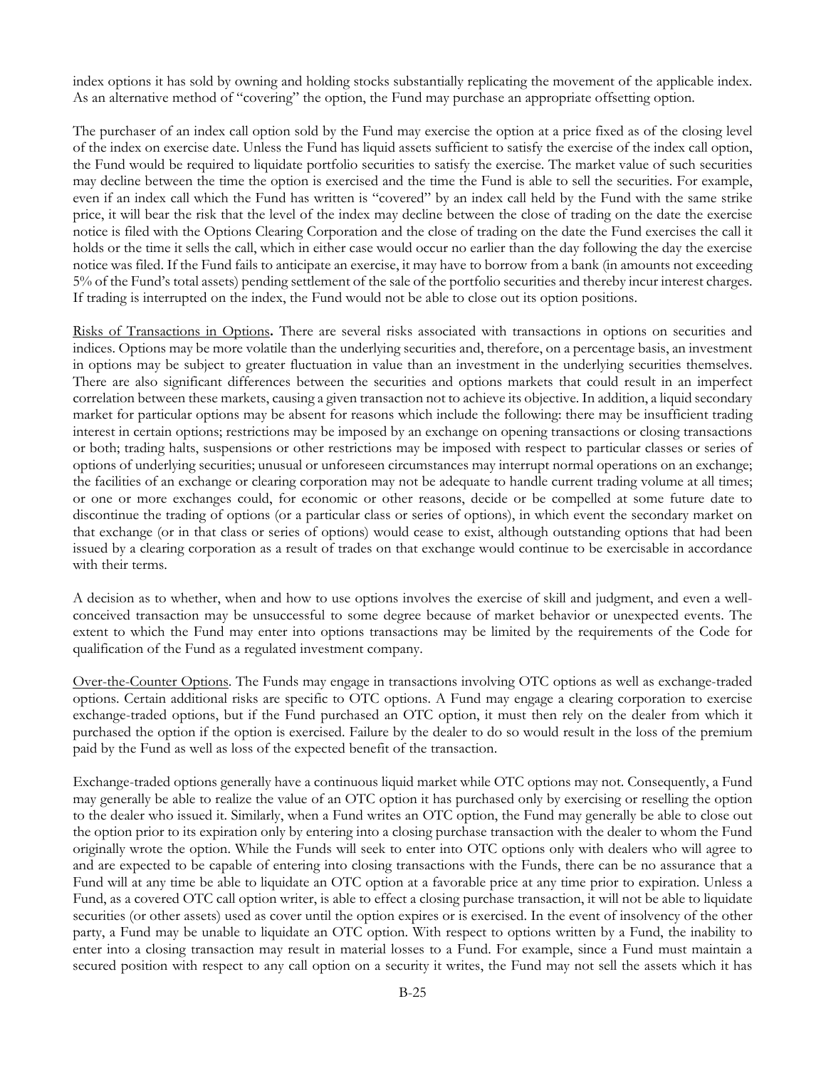index options it has sold by owning and holding stocks substantially replicating the movement of the applicable index. As an alternative method of "covering" the option, the Fund may purchase an appropriate offsetting option.

The purchaser of an index call option sold by the Fund may exercise the option at a price fixed as of the closing level of the index on exercise date. Unless the Fund has liquid assets sufficient to satisfy the exercise of the index call option, the Fund would be required to liquidate portfolio securities to satisfy the exercise. The market value of such securities may decline between the time the option is exercised and the time the Fund is able to sell the securities. For example, even if an index call which the Fund has written is "covered" by an index call held by the Fund with the same strike price, it will bear the risk that the level of the index may decline between the close of trading on the date the exercise notice is filed with the Options Clearing Corporation and the close of trading on the date the Fund exercises the call it holds or the time it sells the call, which in either case would occur no earlier than the day following the day the exercise notice was filed. If the Fund fails to anticipate an exercise, it may have to borrow from a bank (in amounts not exceeding 5% of the Fund's total assets) pending settlement of the sale of the portfolio securities and thereby incur interest charges. If trading is interrupted on the index, the Fund would not be able to close out its option positions.

Risks of Transactions in Options**.** There are several risks associated with transactions in options on securities and indices. Options may be more volatile than the underlying securities and, therefore, on a percentage basis, an investment in options may be subject to greater fluctuation in value than an investment in the underlying securities themselves. There are also significant differences between the securities and options markets that could result in an imperfect correlation between these markets, causing a given transaction not to achieve its objective. In addition, a liquid secondary market for particular options may be absent for reasons which include the following: there may be insufficient trading interest in certain options; restrictions may be imposed by an exchange on opening transactions or closing transactions or both; trading halts, suspensions or other restrictions may be imposed with respect to particular classes or series of options of underlying securities; unusual or unforeseen circumstances may interrupt normal operations on an exchange; the facilities of an exchange or clearing corporation may not be adequate to handle current trading volume at all times; or one or more exchanges could, for economic or other reasons, decide or be compelled at some future date to discontinue the trading of options (or a particular class or series of options), in which event the secondary market on that exchange (or in that class or series of options) would cease to exist, although outstanding options that had been issued by a clearing corporation as a result of trades on that exchange would continue to be exercisable in accordance with their terms.

A decision as to whether, when and how to use options involves the exercise of skill and judgment, and even a well-conceived transaction may be unsuccessful to some degree because of market behavior or unexpected events. The extent to which the Fund may enter into options transactions may be limited by the requirements of the Code for qualification of the Fund as a regulated investment company.

Over-the-Counter Options. The Funds may engage in transactions involving OTC options as well as exchange-traded options. Certain additional risks are specific to OTC options. A Fund may engage a clearing corporation to exercise exchange-traded options, but if the Fund purchased an OTC option, it must then rely on the dealer from which it purchased the option if the option is exercised. Failure by the dealer to do so would result in the loss of the premium paid by the Fund as well as loss of the expected benefit of the transaction.

Exchange-traded options generally have a continuous liquid market while OTC options may not. Consequently, a Fund may generally be able to realize the value of an OTC option it has purchased only by exercising or reselling the option to the dealer who issued it. Similarly, when a Fund writes an OTC option, the Fund may generally be able to close out the option prior to its expiration only by entering into a closing purchase transaction with the dealer to whom the Fund originally wrote the option. While the Funds will seek to enter into OTC options only with dealers who will agree to and are expected to be capable of entering into closing transactions with the Funds, there can be no assurance that a Fund will at any time be able to liquidate an OTC option at a favorable price at any time prior to expiration. Unless a Fund, as a covered OTC call option writer, is able to effect a closing purchase transaction, it will not be able to liquidate securities (or other assets) used as cover until the option expires or is exercised. In the event of insolvency of the other party, a Fund may be unable to liquidate an OTC option. With respect to options written by a Fund, the inability to enter into a closing transaction may result in material losses to a Fund. For example, since a Fund must maintain a secured position with respect to any call option on a security it writes, the Fund may not sell the assets which it has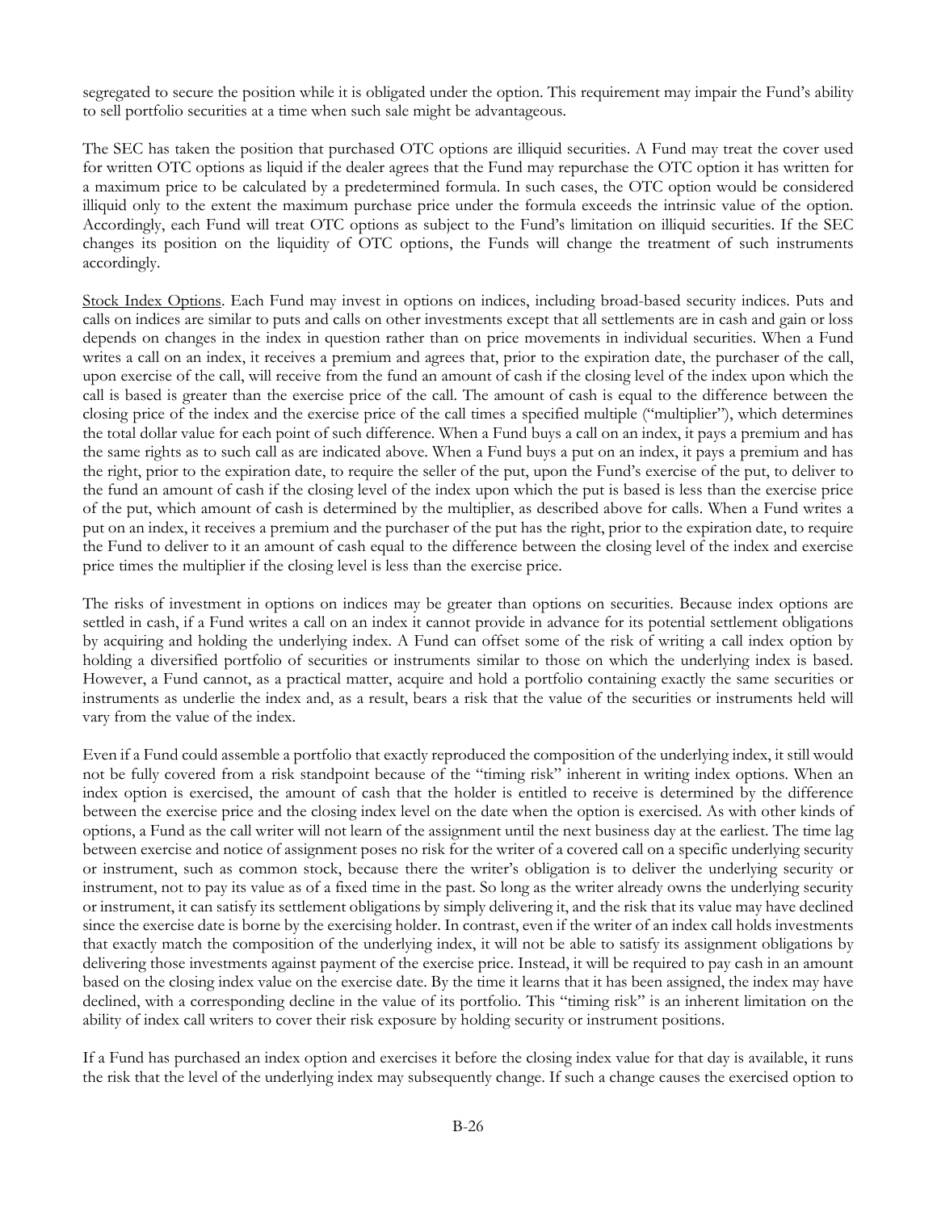segregated to secure the position while it is obligated under the option. This requirement may impair the Fund's ability to sell portfolio securities at a time when such sale might be advantageous.

The SEC has taken the position that purchased OTC options are illiquid securities. A Fund may treat the cover used for written OTC options as liquid if the dealer agrees that the Fund may repurchase the OTC option it has written for a maximum price to be calculated by a predetermined formula. In such cases, the OTC option would be considered illiquid only to the extent the maximum purchase price under the formula exceeds the intrinsic value of the option. Accordingly, each Fund will treat OTC options as subject to the Fund's limitation on illiquid securities. If the SEC changes its position on the liquidity of OTC options, the Funds will change the treatment of such instruments accordingly.

Stock Index Options. Each Fund may invest in options on indices, including broad-based security indices. Puts and calls on indices are similar to puts and calls on other investments except that all settlements are in cash and gain or loss depends on changes in the index in question rather than on price movements in individual securities. When a Fund writes a call on an index, it receives a premium and agrees that, prior to the expiration date, the purchaser of the call, upon exercise of the call, will receive from the fund an amount of cash if the closing level of the index upon which the call is based is greater than the exercise price of the call. The amount of cash is equal to the difference between the closing price of the index and the exercise price of the call times a specified multiple ("multiplier"), which determines the total dollar value for each point of such difference. When a Fund buys a call on an index, it pays a premium and has the same rights as to such call as are indicated above. When a Fund buys a put on an index, it pays a premium and has the right, prior to the expiration date, to require the seller of the put, upon the Fund's exercise of the put, to deliver to the fund an amount of cash if the closing level of the index upon which the put is based is less than the exercise price of the put, which amount of cash is determined by the multiplier, as described above for calls. When a Fund writes a put on an index, it receives a premium and the purchaser of the put has the right, prior to the expiration date, to require the Fund to deliver to it an amount of cash equal to the difference between the closing level of the index and exercise price times the multiplier if the closing level is less than the exercise price.

The risks of investment in options on indices may be greater than options on securities. Because index options are settled in cash, if a Fund writes a call on an index it cannot provide in advance for its potential settlement obligations by acquiring and holding the underlying index. A Fund can offset some of the risk of writing a call index option by holding a diversified portfolio of securities or instruments similar to those on which the underlying index is based. However, a Fund cannot, as a practical matter, acquire and hold a portfolio containing exactly the same securities or instruments as underlie the index and, as a result, bears a risk that the value of the securities or instruments held will vary from the value of the index.

Even if a Fund could assemble a portfolio that exactly reproduced the composition of the underlying index, it still would not be fully covered from a risk standpoint because of the "timing risk" inherent in writing index options. When an index option is exercised, the amount of cash that the holder is entitled to receive is determined by the difference between the exercise price and the closing index level on the date when the option is exercised. As with other kinds of options, a Fund as the call writer will not learn of the assignment until the next business day at the earliest. The time lag between exercise and notice of assignment poses no risk for the writer of a covered call on a specific underlying security or instrument, such as common stock, because there the writer's obligation is to deliver the underlying security or instrument, not to pay its value as of a fixed time in the past. So long as the writer already owns the underlying security or instrument, it can satisfy its settlement obligations by simply delivering it, and the risk that its value may have declined since the exercise date is borne by the exercising holder. In contrast, even if the writer of an index call holds investments that exactly match the composition of the underlying index, it will not be able to satisfy its assignment obligations by delivering those investments against payment of the exercise price. Instead, it will be required to pay cash in an amount based on the closing index value on the exercise date. By the time it learns that it has been assigned, the index may have declined, with a corresponding decline in the value of its portfolio. This "timing risk" is an inherent limitation on the ability of index call writers to cover their risk exposure by holding security or instrument positions.

If a Fund has purchased an index option and exercises it before the closing index value for that day is available, it runs the risk that the level of the underlying index may subsequently change. If such a change causes the exercised option to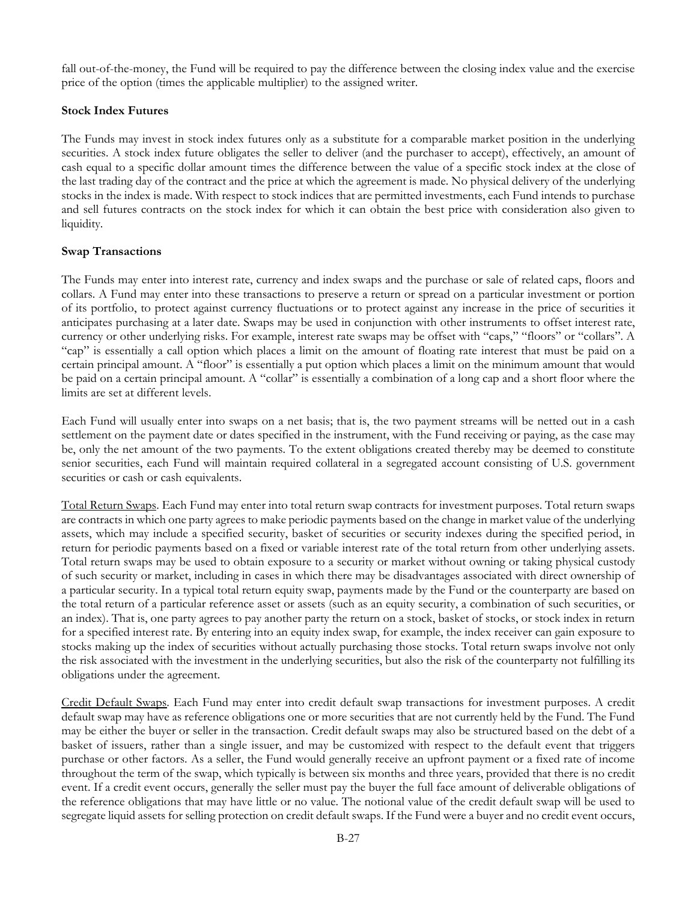fall out-of-the-money, the Fund will be required to pay the difference between the closing index value and the exercise price of the option (times the applicable multiplier) to the assigned writer.

**Stock Index Futures**

The Funds may invest in stock index futures only as a substitute for a comparable market position in the underlying securities. A stock index future obligates the seller to deliver (and the purchaser to accept), effectively, an amount of cash equal to a specific dollar amount times the difference between the value of a specific stock index at the close of the last trading day of the contract and the price at which the agreement is made. No physical delivery of the underlying stocks in the index is made. With respect to stock indices that are permitted investments, each Fund intends to purchase and sell futures contracts on the stock index for which it can obtain the best price with consideration also given to liquidity.

**Swap Transactions**

The Funds may enter into interest rate, currency and index swaps and the purchase or sale of related caps, floors and collars. A Fund may enter into these transactions to preserve a return or spread on a particular investment or portion of its portfolio, to protect against currency fluctuations or to protect against any increase in the price of securities it anticipates purchasing at a later date. Swaps may be used in conjunction with other instruments to offset interest rate, currency or other underlying risks. For example, interest rate swaps may be offset with "caps," "floors" or "collars". A "cap" is essentially a call option which places a limit on the amount of floating rate interest that must be paid on a certain principal amount. A "floor" is essentially a put option which places a limit on the minimum amount that would be paid on a certain principal amount. A "collar" is essentially a combination of a long cap and a short floor where the limits are set at different levels.

Each Fund will usually enter into swaps on a net basis; that is, the two payment streams will be netted out in a cash settlement on the payment date or dates specified in the instrument, with the Fund receiving or paying, as the case may be, only the net amount of the two payments. To the extent obligations created thereby may be deemed to constitute senior securities, each Fund will maintain required collateral in a segregated account consisting of U.S. government securities or cash or cash equivalents.

Total Return Swaps. Each Fund may enter into total return swap contracts for investment purposes. Total return swaps are contracts in which one party agrees to make periodic payments based on the change in market value of the underlying assets, which may include a specified security, basket of securities or security indexes during the specified period, in return for periodic payments based on a fixed or variable interest rate of the total return from other underlying assets. Total return swaps may be used to obtain exposure to a security or market without owning or taking physical custody of such security or market, including in cases in which there may be disadvantages associated with direct ownership of a particular security. In a typical total return equity swap, payments made by the Fund or the counterparty are based on the total return of a particular reference asset or assets (such as an equity security, a combination of such securities, or an index). That is, one party agrees to pay another party the return on a stock, basket of stocks, or stock index in return for a specified interest rate. By entering into an equity index swap, for example, the index receiver can gain exposure to stocks making up the index of securities without actually purchasing those stocks. Total return swaps involve not only the risk associated with the investment in the underlying securities, but also the risk of the counterparty not fulfilling its obligations under the agreement.

Credit Default Swaps. Each Fund may enter into credit default swap transactions for investment purposes. A credit default swap may have as reference obligations one or more securities that are not currently held by the Fund. The Fund may be either the buyer or seller in the transaction. Credit default swaps may also be structured based on the debt of a basket of issuers, rather than a single issuer, and may be customized with respect to the default event that triggers purchase or other factors. As a seller, the Fund would generally receive an upfront payment or a fixed rate of income throughout the term of the swap, which typically is between six months and three years, provided that there is no credit event. If a credit event occurs, generally the seller must pay the buyer the full face amount of deliverable obligations of the reference obligations that may have little or no value. The notional value of the credit default swap will be used to segregate liquid assets for selling protection on credit default swaps. If the Fund were a buyer and no credit event occurs,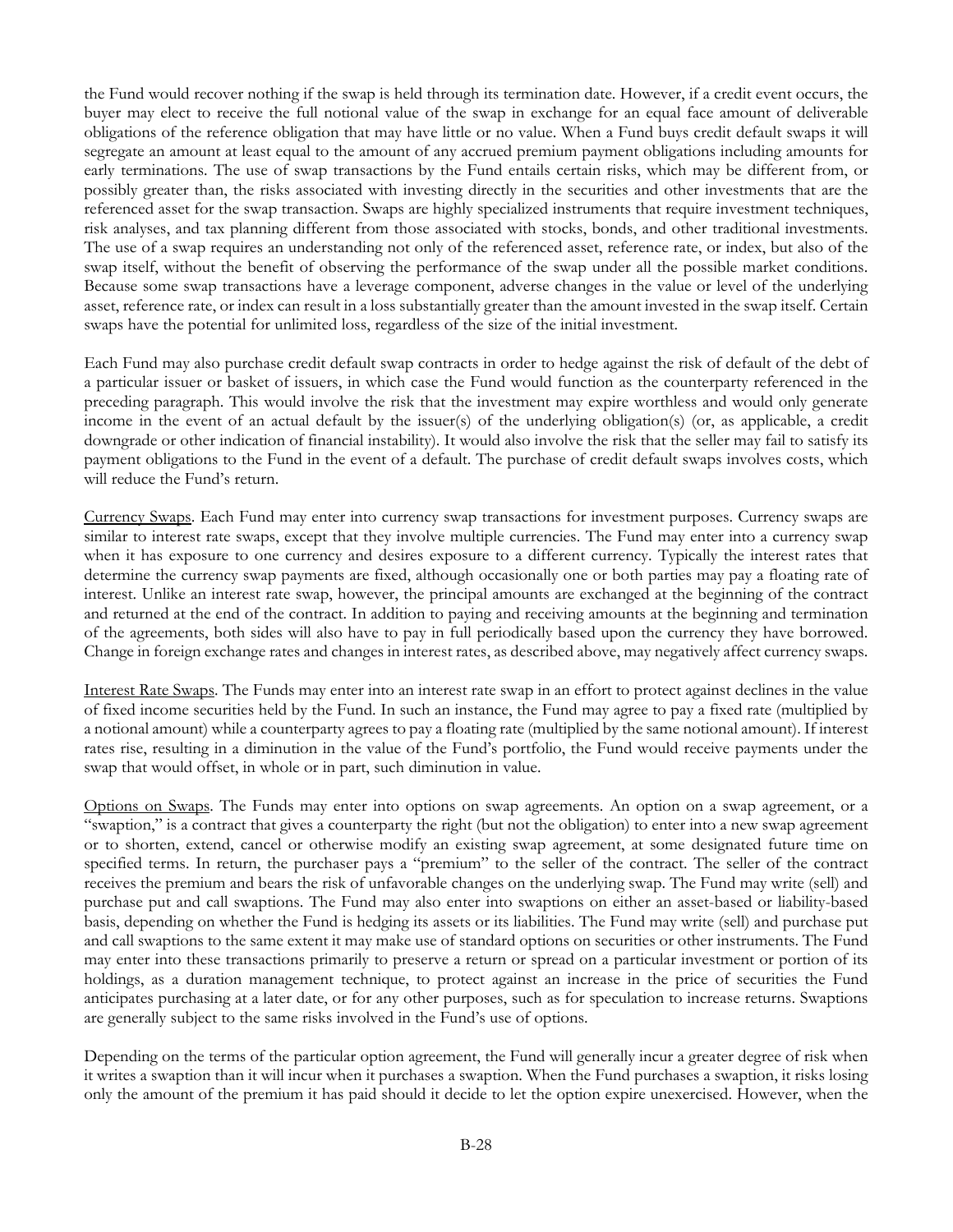the Fund would recover nothing if the swap is held through its termination date. However, if a credit event occurs, the buyer may elect to receive the full notional value of the swap in exchange for an equal face amount of deliverable obligations of the reference obligation that may have little or no value. When a Fund buys credit default swaps it will segregate an amount at least equal to the amount of any accrued premium payment obligations including amounts for early terminations. The use of swap transactions by the Fund entails certain risks, which may be different from, or possibly greater than, the risks associated with investing directly in the securities and other investments that are the referenced asset for the swap transaction. Swaps are highly specialized instruments that require investment techniques, risk analyses, and tax planning different from those associated with stocks, bonds, and other traditional investments. The use of a swap requires an understanding not only of the referenced asset, reference rate, or index, but also of the swap itself, without the benefit of observing the performance of the swap under all the possible market conditions. Because some swap transactions have a leverage component, adverse changes in the value or level of the underlying asset, reference rate, or index can result in a loss substantially greater than the amount invested in the swap itself. Certain swaps have the potential for unlimited loss, regardless of the size of the initial investment.

Each Fund may also purchase credit default swap contracts in order to hedge against the risk of default of the debt of a particular issuer or basket of issuers, in which case the Fund would function as the counterparty referenced in the preceding paragraph. This would involve the risk that the investment may expire worthless and would only generate income in the event of an actual default by the issuer(s) of the underlying obligation(s) (or, as applicable, a credit downgrade or other indication of financial instability). It would also involve the risk that the seller may fail to satisfy its payment obligations to the Fund in the event of a default. The purchase of credit default swaps involves costs, which will reduce the Fund's return.

Currency Swaps. Each Fund may enter into currency swap transactions for investment purposes. Currency swaps are similar to interest rate swaps, except that they involve multiple currencies. The Fund may enter into a currency swap when it has exposure to one currency and desires exposure to a different currency. Typically the interest rates that determine the currency swap payments are fixed, although occasionally one or both parties may pay a floating rate of interest. Unlike an interest rate swap, however, the principal amounts are exchanged at the beginning of the contract and returned at the end of the contract. In addition to paying and receiving amounts at the beginning and termination of the agreements, both sides will also have to pay in full periodically based upon the currency they have borrowed. Change in foreign exchange rates and changes in interest rates, as described above, may negatively affect currency swaps.

Interest Rate Swaps. The Funds may enter into an interest rate swap in an effort to protect against declines in the value of fixed income securities held by the Fund. In such an instance, the Fund may agree to pay a fixed rate (multiplied by a notional amount) while a counterparty agrees to pay a floating rate (multiplied by the same notional amount). If interest rates rise, resulting in a diminution in the value of the Fund's portfolio, the Fund would receive payments under the swap that would offset, in whole or in part, such diminution in value.

Options on Swaps. The Funds may enter into options on swap agreements. An option on a swap agreement, or a "swaption," is a contract that gives a counterparty the right (but not the obligation) to enter into a new swap agreement or to shorten, extend, cancel or otherwise modify an existing swap agreement, at some designated future time on specified terms. In return, the purchaser pays a "premium" to the seller of the contract. The seller of the contract receives the premium and bears the risk of unfavorable changes on the underlying swap. The Fund may write (sell) and purchase put and call swaptions. The Fund may also enter into swaptions on either an asset-based or liability-based basis, depending on whether the Fund is hedging its assets or its liabilities. The Fund may write (sell) and purchase put and call swaptions to the same extent it may make use of standard options on securities or other instruments. The Fund may enter into these transactions primarily to preserve a return or spread on a particular investment or portion of its holdings, as a duration management technique, to protect against an increase in the price of securities the Fund anticipates purchasing at a later date, or for any other purposes, such as for speculation to increase returns. Swaptions are generally subject to the same risks involved in the Fund's use of options.

Depending on the terms of the particular option agreement, the Fund will generally incur a greater degree of risk when it writes a swaption than it will incur when it purchases a swaption. When the Fund purchases a swaption, it risks losing only the amount of the premium it has paid should it decide to let the option expire unexercised. However, when the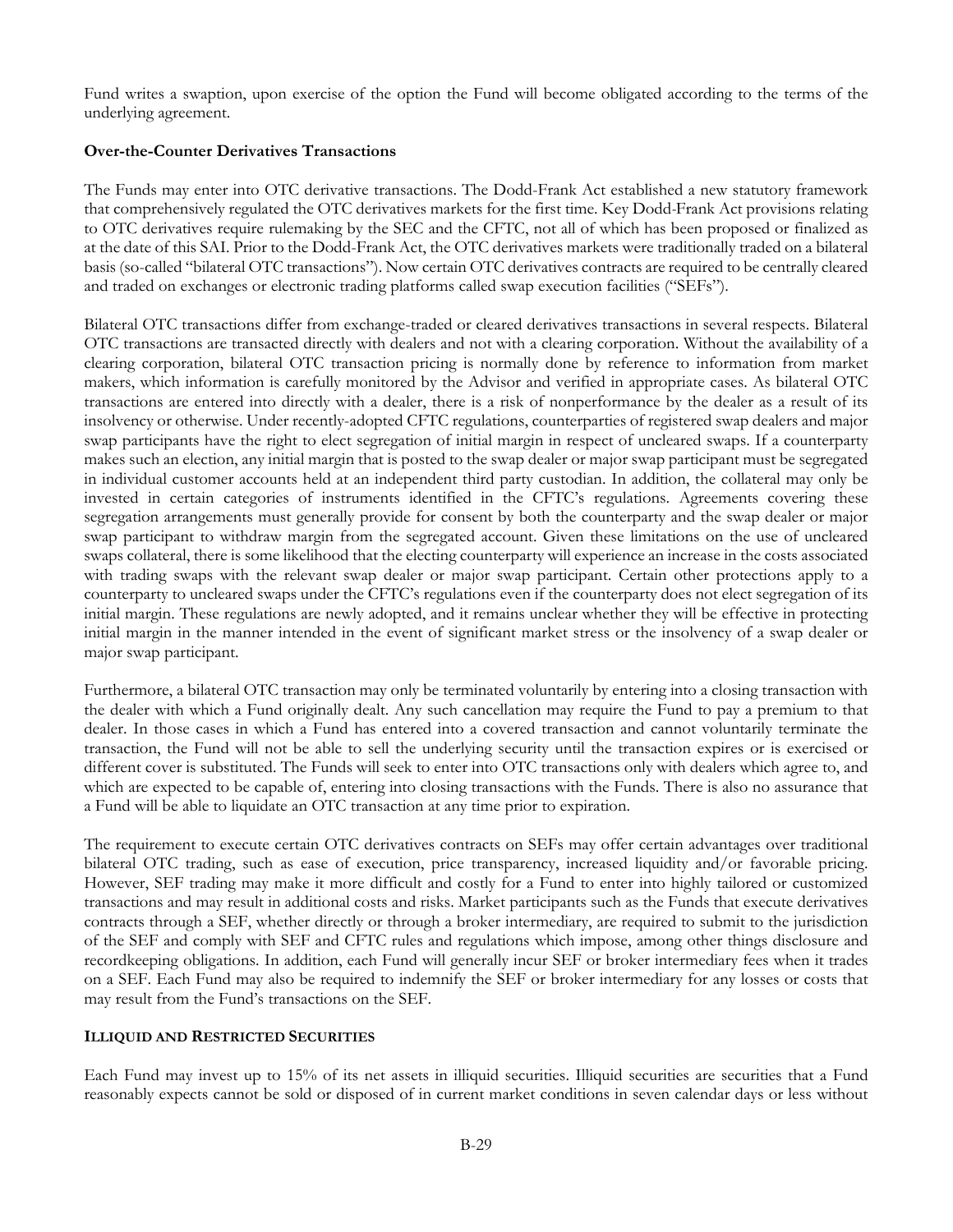Fund writes a swaption, upon exercise of the option the Fund will become obligated according to the terms of the underlying agreement.

**Over-the-Counter Derivatives Transactions**

The Funds may enter into OTC derivative transactions. The Dodd-Frank Act established a new statutory framework that comprehensively regulated the OTC derivatives markets for the first time. Key Dodd-Frank Act provisions relating to OTC derivatives require rulemaking by the SEC and the CFTC, not all of which has been proposed or finalized as at the date of this SAI. Prior to the Dodd-Frank Act, the OTC derivatives markets were traditionally traded on a bilateral basis (so-called "bilateral OTC transactions"). Now certain OTC derivatives contracts are required to be centrally cleared and traded on exchanges or electronic trading platforms called swap execution facilities ("SEFs").

Bilateral OTC transactions differ from exchange-traded or cleared derivatives transactions in several respects. Bilateral OTC transactions are transacted directly with dealers and not with a clearing corporation. Without the availability of a clearing corporation, bilateral OTC transaction pricing is normally done by reference to information from market makers, which information is carefully monitored by the Advisor and verified in appropriate cases. As bilateral OTC transactions are entered into directly with a dealer, there is a risk of nonperformance by the dealer as a result of its insolvency or otherwise. Under recently-adopted CFTC regulations, counterparties of registered swap dealers and major swap participants have the right to elect segregation of initial margin in respect of uncleared swaps. If a counterparty makes such an election, any initial margin that is posted to the swap dealer or major swap participant must be segregated in individual customer accounts held at an independent third party custodian. In addition, the collateral may only be invested in certain categories of instruments identified in the CFTC's regulations. Agreements covering these segregation arrangements must generally provide for consent by both the counterparty and the swap dealer or major swap participant to withdraw margin from the segregated account. Given these limitations on the use of uncleared swaps collateral, there is some likelihood that the electing counterparty will experience an increase in the costs associated with trading swaps with the relevant swap dealer or major swap participant. Certain other protections apply to a counterparty to uncleared swaps under the CFTC's regulations even if the counterparty does not elect segregation of its initial margin. These regulations are newly adopted, and it remains unclear whether they will be effective in protecting initial margin in the manner intended in the event of significant market stress or the insolvency of a swap dealer or major swap participant.

Furthermore, a bilateral OTC transaction may only be terminated voluntarily by entering into a closing transaction with the dealer with which a Fund originally dealt. Any such cancellation may require the Fund to pay a premium to that dealer. In those cases in which a Fund has entered into a covered transaction and cannot voluntarily terminate the transaction, the Fund will not be able to sell the underlying security until the transaction expires or is exercised or different cover is substituted. The Funds will seek to enter into OTC transactions only with dealers which agree to, and which are expected to be capable of, entering into closing transactions with the Funds. There is also no assurance that a Fund will be able to liquidate an OTC transaction at any time prior to expiration.

The requirement to execute certain OTC derivatives contracts on SEFs may offer certain advantages over traditional bilateral OTC trading, such as ease of execution, price transparency, increased liquidity and/or favorable pricing. However, SEF trading may make it more difficult and costly for a Fund to enter into highly tailored or customized transactions and may result in additional costs and risks. Market participants such as the Funds that execute derivatives contracts through a SEF, whether directly or through a broker intermediary, are required to submit to the jurisdiction of the SEF and comply with SEF and CFTC rules and regulations which impose, among other things disclosure and recordkeeping obligations. In addition, each Fund will generally incur SEF or broker intermediary fees when it trades on a SEF. Each Fund may also be required to indemnify the SEF or broker intermediary for any losses or costs that may result from the Fund's transactions on the SEF.

**ILLIQUID AND RESTRICTED SECURITIES**

Each Fund may invest up to 15% of its net assets in illiquid securities. Illiquid securities are securities that a Fund reasonably expects cannot be sold or disposed of in current market conditions in seven calendar days or less without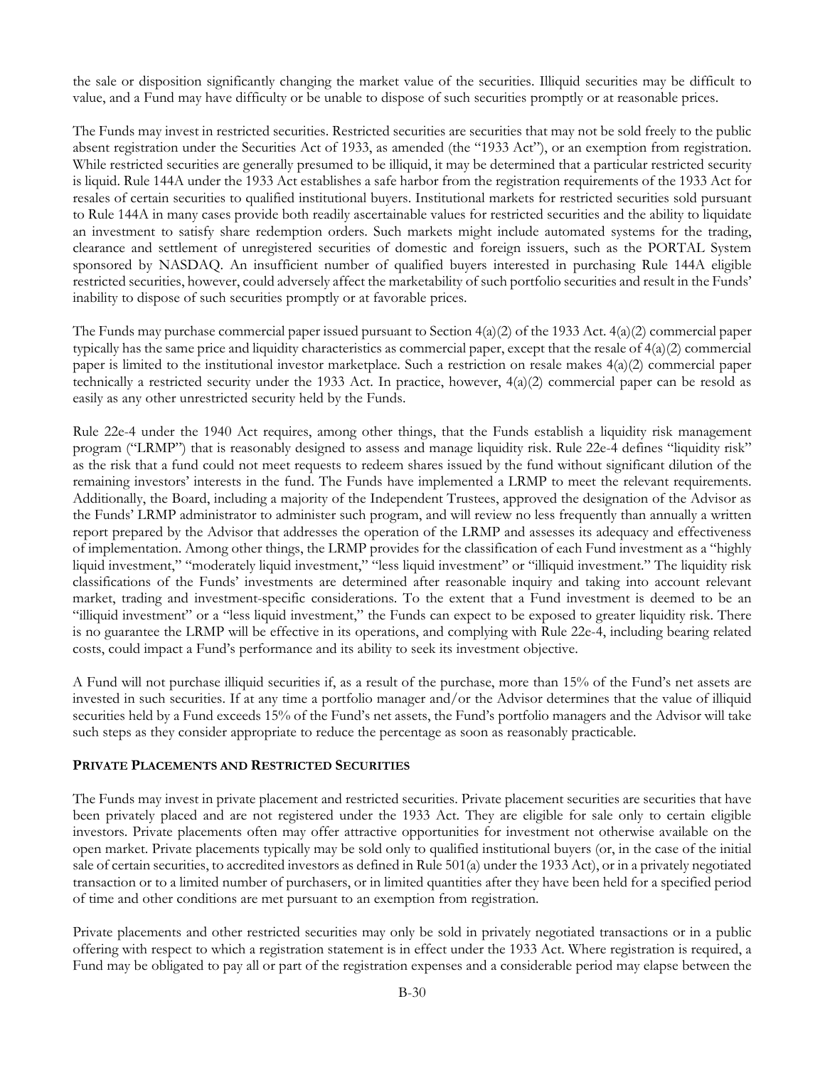the sale or disposition significantly changing the market value of the securities. Illiquid securities may be difficult to value, and a Fund may have difficulty or be unable to dispose of such securities promptly or at reasonable prices.

The Funds may invest in restricted securities. Restricted securities are securities that may not be sold freely to the public absent registration under the Securities Act of 1933, as amended (the "1933 Act"), or an exemption from registration. While restricted securities are generally presumed to be illiquid, it may be determined that a particular restricted security is liquid. Rule 144A under the 1933 Act establishes a safe harbor from the registration requirements of the 1933 Act for resales of certain securities to qualified institutional buyers. Institutional markets for restricted securities sold pursuant to Rule 144A in many cases provide both readily ascertainable values for restricted securities and the ability to liquidate an investment to satisfy share redemption orders. Such markets might include automated systems for the trading, clearance and settlement of unregistered securities of domestic and foreign issuers, such as the PORTAL System sponsored by NASDAQ. An insufficient number of qualified buyers interested in purchasing Rule 144A eligible restricted securities, however, could adversely affect the marketability of such portfolio securities and result in the Funds' inability to dispose of such securities promptly or at favorable prices.

The Funds may purchase commercial paper issued pursuant to Section 4(a)(2) of the 1933 Act. 4(a)(2) commercial paper typically has the same price and liquidity characteristics as commercial paper, except that the resale of 4(a)(2) commercial paper is limited to the institutional investor marketplace. Such a restriction on resale makes 4(a)(2) commercial paper technically a restricted security under the 1933 Act. In practice, however, 4(a)(2) commercial paper can be resold as easily as any other unrestricted security held by the Funds.

Rule 22e-4 under the 1940 Act requires, among other things, that the Funds establish a liquidity risk management program ("LRMP") that is reasonably designed to assess and manage liquidity risk. Rule 22e-4 defines "liquidity risk" as the risk that a fund could not meet requests to redeem shares issued by the fund without significant dilution of the remaining investors' interests in the fund. The Funds have implemented a LRMP to meet the relevant requirements. Additionally, the Board, including a majority of the Independent Trustees, approved the designation of the Advisor as the Funds' LRMP administrator to administer such program, and will review no less frequently than annually a written report prepared by the Advisor that addresses the operation of the LRMP and assesses its adequacy and effectiveness of implementation. Among other things, the LRMP provides for the classification of each Fund investment as a "highly liquid investment," "moderately liquid investment," "less liquid investment" or "illiquid investment." The liquidity risk classifications of the Funds' investments are determined after reasonable inquiry and taking into account relevant market, trading and investment-specific considerations. To the extent that a Fund investment is deemed to be an "illiquid investment" or a "less liquid investment," the Funds can expect to be exposed to greater liquidity risk. There is no guarantee the LRMP will be effective in its operations, and complying with Rule 22e-4, including bearing related costs, could impact a Fund's performance and its ability to seek its investment objective.

A Fund will not purchase illiquid securities if, as a result of the purchase, more than 15% of the Fund's net assets are invested in such securities. If at any time a portfolio manager and/or the Advisor determines that the value of illiquid securities held by a Fund exceeds 15% of the Fund's net assets, the Fund's portfolio managers and the Advisor will take such steps as they consider appropriate to reduce the percentage as soon as reasonably practicable.

**PRIVATE PLACEMENTS AND RESTRICTED SECURITIES**

The Funds may invest in private placement and restricted securities. Private placement securities are securities that have been privately placed and are not registered under the 1933 Act. They are eligible for sale only to certain eligible investors. Private placements often may offer attractive opportunities for investment not otherwise available on the open market. Private placements typically may be sold only to qualified institutional buyers (or, in the case of the initial sale of certain securities, to accredited investors as defined in Rule 501(a) under the 1933 Act), or in a privately negotiated transaction or to a limited number of purchasers, or in limited quantities after they have been held for a specified period of time and other conditions are met pursuant to an exemption from registration.

Private placements and other restricted securities may only be sold in privately negotiated transactions or in a public offering with respect to which a registration statement is in effect under the 1933 Act. Where registration is required, a Fund may be obligated to pay all or part of the registration expenses and a considerable period may elapse between the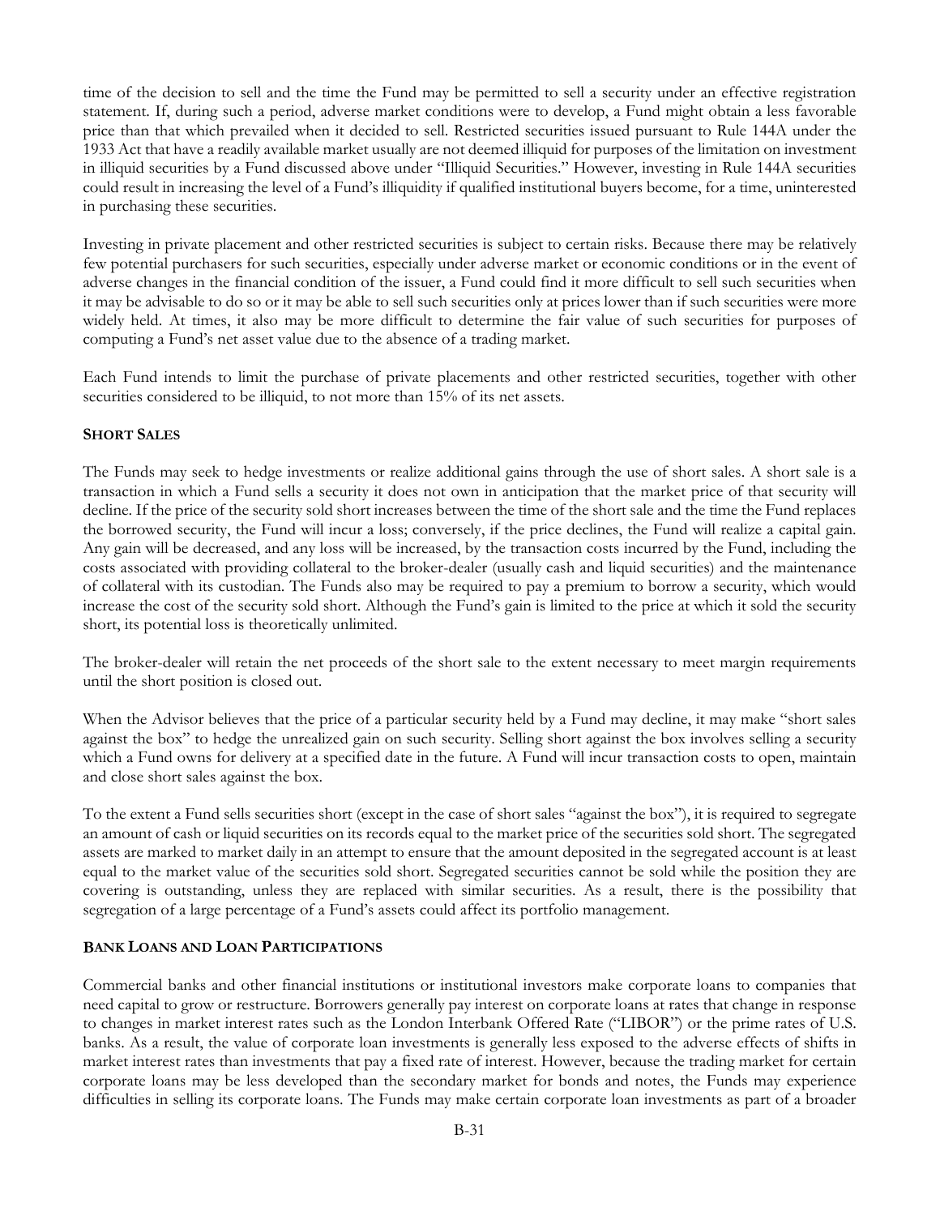time of the decision to sell and the time the Fund may be permitted to sell a security under an effective registration statement. If, during such a period, adverse market conditions were to develop, a Fund might obtain a less favorable price than that which prevailed when it decided to sell. Restricted securities issued pursuant to Rule 144A under the 1933 Act that have a readily available market usually are not deemed illiquid for purposes of the limitation on investment in illiquid securities by a Fund discussed above under "Illiquid Securities." However, investing in Rule 144A securities could result in increasing the level of a Fund's illiquidity if qualified institutional buyers become, for a time, uninterested in purchasing these securities.

Investing in private placement and other restricted securities is subject to certain risks. Because there may be relatively few potential purchasers for such securities, especially under adverse market or economic conditions or in the event of adverse changes in the financial condition of the issuer, a Fund could find it more difficult to sell such securities when it may be advisable to do so or it may be able to sell such securities only at prices lower than if such securities were more widely held. At times, it also may be more difficult to determine the fair value of such securities for purposes of computing a Fund's net asset value due to the absence of a trading market.

Each Fund intends to limit the purchase of private placements and other restricted securities, together with other securities considered to be illiquid, to not more than 15% of its net assets.

**SHORT SALES**

The Funds may seek to hedge investments or realize additional gains through the use of short sales. A short sale is a transaction in which a Fund sells a security it does not own in anticipation that the market price of that security will decline. If the price of the security sold short increases between the time of the short sale and the time the Fund replaces the borrowed security, the Fund will incur a loss; conversely, if the price declines, the Fund will realize a capital gain. Any gain will be decreased, and any loss will be increased, by the transaction costs incurred by the Fund, including the costs associated with providing collateral to the broker-dealer (usually cash and liquid securities) and the maintenance of collateral with its custodian. The Funds also may be required to pay a premium to borrow a security, which would increase the cost of the security sold short. Although the Fund's gain is limited to the price at which it sold the security short, its potential loss is theoretically unlimited.

The broker-dealer will retain the net proceeds of the short sale to the extent necessary to meet margin requirements until the short position is closed out.

When the Advisor believes that the price of a particular security held by a Fund may decline, it may make "short sales against the box" to hedge the unrealized gain on such security. Selling short against the box involves selling a security which a Fund owns for delivery at a specified date in the future. A Fund will incur transaction costs to open, maintain and close short sales against the box.

To the extent a Fund sells securities short (except in the case of short sales "against the box"), it is required to segregate an amount of cash or liquid securities on its records equal to the market price of the securities sold short. The segregated assets are marked to market daily in an attempt to ensure that the amount deposited in the segregated account is at least equal to the market value of the securities sold short. Segregated securities cannot be sold while the position they are covering is outstanding, unless they are replaced with similar securities. As a result, there is the possibility that segregation of a large percentage of a Fund's assets could affect its portfolio management.

**BANK LOANS AND LOAN PARTICIPATIONS**

Commercial banks and other financial institutions or institutional investors make corporate loans to companies that need capital to grow or restructure. Borrowers generally pay interest on corporate loans at rates that change in response to changes in market interest rates such as the London Interbank Offered Rate ("LIBOR") or the prime rates of U.S. banks. As a result, the value of corporate loan investments is generally less exposed to the adverse effects of shifts in market interest rates than investments that pay a fixed rate of interest. However, because the trading market for certain corporate loans may be less developed than the secondary market for bonds and notes, the Funds may experience difficulties in selling its corporate loans. The Funds may make certain corporate loan investments as part of a broader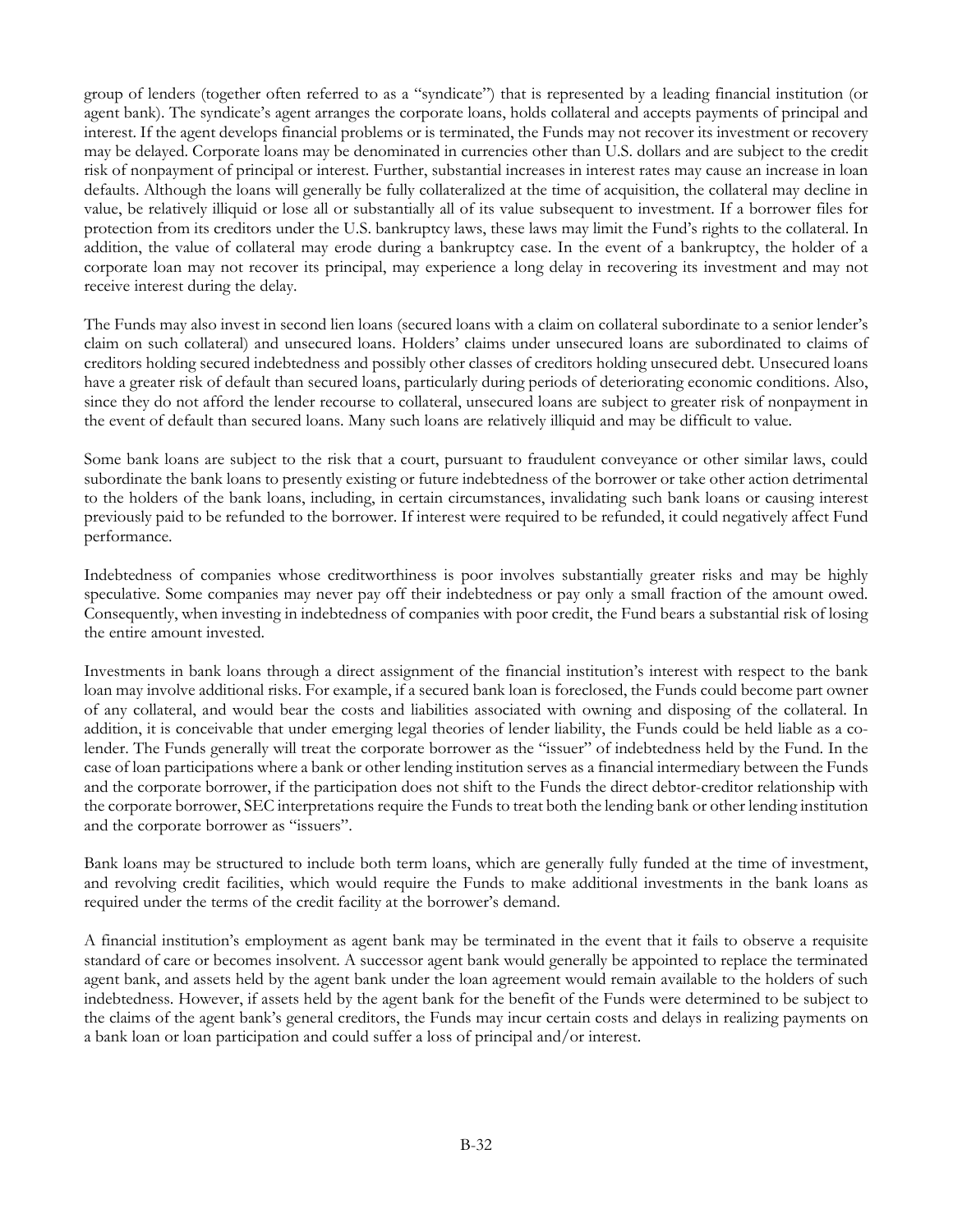group of lenders (together often referred to as a "syndicate") that is represented by a leading financial institution (or agent bank). The syndicate's agent arranges the corporate loans, holds collateral and accepts payments of principal and interest. If the agent develops financial problems or is terminated, the Funds may not recover its investment or recovery may be delayed. Corporate loans may be denominated in currencies other than U.S. dollars and are subject to the credit risk of nonpayment of principal or interest. Further, substantial increases in interest rates may cause an increase in loan defaults. Although the loans will generally be fully collateralized at the time of acquisition, the collateral may decline in value, be relatively illiquid or lose all or substantially all of its value subsequent to investment. If a borrower files for protection from its creditors under the U.S. bankruptcy laws, these laws may limit the Fund's rights to the collateral. In addition, the value of collateral may erode during a bankruptcy case. In the event of a bankruptcy, the holder of a corporate loan may not recover its principal, may experience a long delay in recovering its investment and may not receive interest during the delay.

The Funds may also invest in second lien loans (secured loans with a claim on collateral subordinate to a senior lender's claim on such collateral) and unsecured loans. Holders' claims under unsecured loans are subordinated to claims of creditors holding secured indebtedness and possibly other classes of creditors holding unsecured debt. Unsecured loans have a greater risk of default than secured loans, particularly during periods of deteriorating economic conditions. Also, since they do not afford the lender recourse to collateral, unsecured loans are subject to greater risk of nonpayment in the event of default than secured loans. Many such loans are relatively illiquid and may be difficult to value.

Some bank loans are subject to the risk that a court, pursuant to fraudulent conveyance or other similar laws, could subordinate the bank loans to presently existing or future indebtedness of the borrower or take other action detrimental to the holders of the bank loans, including, in certain circumstances, invalidating such bank loans or causing interest previously paid to be refunded to the borrower. If interest were required to be refunded, it could negatively affect Fund performance.

Indebtedness of companies whose creditworthiness is poor involves substantially greater risks and may be highly speculative. Some companies may never pay off their indebtedness or pay only a small fraction of the amount owed. Consequently, when investing in indebtedness of companies with poor credit, the Fund bears a substantial risk of losing the entire amount invested.

Investments in bank loans through a direct assignment of the financial institution's interest with respect to the bank loan may involve additional risks. For example, if a secured bank loan is foreclosed, the Funds could become part owner of any collateral, and would bear the costs and liabilities associated with owning and disposing of the collateral. In addition, it is conceivable that under emerging legal theories of lender liability, the Funds could be held liable as a co-lender. The Funds generally will treat the corporate borrower as the "issuer" of indebtedness held by the Fund. In the case of loan participations where a bank or other lending institution serves as a financial intermediary between the Funds and the corporate borrower, if the participation does not shift to the Funds the direct debtor-creditor relationship with the corporate borrower, SEC interpretations require the Funds to treat both the lending bank or other lending institution and the corporate borrower as "issuers".

Bank loans may be structured to include both term loans, which are generally fully funded at the time of investment, and revolving credit facilities, which would require the Funds to make additional investments in the bank loans as required under the terms of the credit facility at the borrower's demand.

A financial institution's employment as agent bank may be terminated in the event that it fails to observe a requisite standard of care or becomes insolvent. A successor agent bank would generally be appointed to replace the terminated agent bank, and assets held by the agent bank under the loan agreement would remain available to the holders of such indebtedness. However, if assets held by the agent bank for the benefit of the Funds were determined to be subject to the claims of the agent bank's general creditors, the Funds may incur certain costs and delays in realizing payments on a bank loan or loan participation and could suffer a loss of principal and/or interest.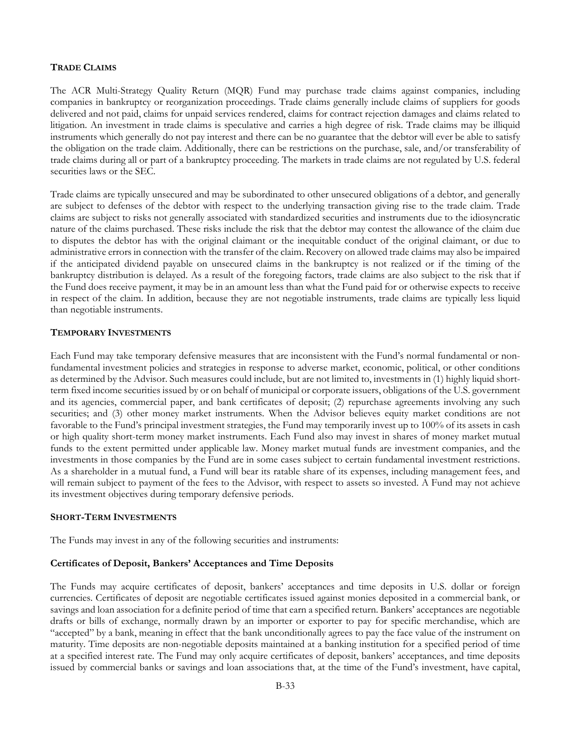## TRADE CLAIMS

The ACR Multi-Strategy Quality Return (MQR) Fund may purchase trade claims against companies, including companies in bankruptcy or reorganization proceedings. Trade claims generally include claims of suppliers for goods delivered and not paid, claims for unpaid services rendered, claims for contract rejection damages and claims related to litigation. An investment in trade claims is speculative and carries a high degree of risk. Trade claims may be illiquid instruments which generally do not pay interest and there can be no guarantee that the debtor will ever be able to satisfy the obligation on the trade claim. Additionally, there can be restrictions on the purchase, sale, and/or transferability of trade claims during all or part of a bankruptcy proceeding. The markets in trade claims are not regulated by U.S. federal securities laws or the SEC.

Trade claims are typically unsecured and may be subordinated to other unsecured obligations of a debtor, and generally are subject to defenses of the debtor with respect to the underlying transaction giving rise to the trade claim. Trade claims are subject to risks not generally associated with standardized securities and instruments due to the idiosyncratic nature of the claims purchased. These risks include the risk that the debtor may contest the allowance of the claim due to disputes the debtor has with the original claimant or the inequitable conduct of the original claimant, or due to administrative errors in connection with the transfer of the claim. Recovery on allowed trade claims may also be impaired if the anticipated dividend payable on unsecured claims in the bankruptcy is not realized or if the timing of the bankruptcy distribution is delayed. As a result of the foregoing factors, trade claims are also subject to the risk that if the Fund does receive payment, it may be in an amount less than what the Fund paid for or otherwise expects to receive in respect of the claim. In addition, because they are not negotiable instruments, trade claims are typically less liquid than negotiable instruments.

## TEMPORARY INVESTMENTS

Each Fund may take temporary defensive measures that are inconsistent with the Fund's normal fundamental or non-fundamental investment policies and strategies in response to adverse market, economic, political, or other conditions as determined by the Advisor. Such measures could include, but are not limited to, investments in (1) highly liquid short-term fixed income securities issued by or on behalf of municipal or corporate issuers, obligations of the U.S. government and its agencies, commercial paper, and bank certificates of deposit; (2) repurchase agreements involving any such securities; and (3) other money market instruments. When the Advisor believes equity market conditions are not favorable to the Fund's principal investment strategies, the Fund may temporarily invest up to 100% of its assets in cash or high quality short-term money market instruments. Each Fund also may invest in shares of money market mutual funds to the extent permitted under applicable law. Money market mutual funds are investment companies, and the investments in those companies by the Fund are in some cases subject to certain fundamental investment restrictions. As a shareholder in a mutual fund, a Fund will bear its ratable share of its expenses, including management fees, and will remain subject to payment of the fees to the Advisor, with respect to assets so invested. A Fund may not achieve its investment objectives during temporary defensive periods.

## SHORT-TERM INVESTMENTS

The Funds may invest in any of the following securities and instruments:

### Certificates of Deposit, Bankers' Acceptances and Time Deposits

The Funds may acquire certificates of deposit, bankers' acceptances and time deposits in U.S. dollar or foreign currencies. Certificates of deposit are negotiable certificates issued against monies deposited in a commercial bank, or savings and loan association for a definite period of time that earn a specified return. Bankers' acceptances are negotiable drafts or bills of exchange, normally drawn by an importer or exporter to pay for specific merchandise, which are "accepted" by a bank, meaning in effect that the bank unconditionally agrees to pay the face value of the instrument on maturity. Time deposits are non-negotiable deposits maintained at a banking institution for a specified period of time at a specified interest rate. The Fund may only acquire certificates of deposit, bankers' acceptances, and time deposits issued by commercial banks or savings and loan associations that, at the time of the Fund's investment, have capital,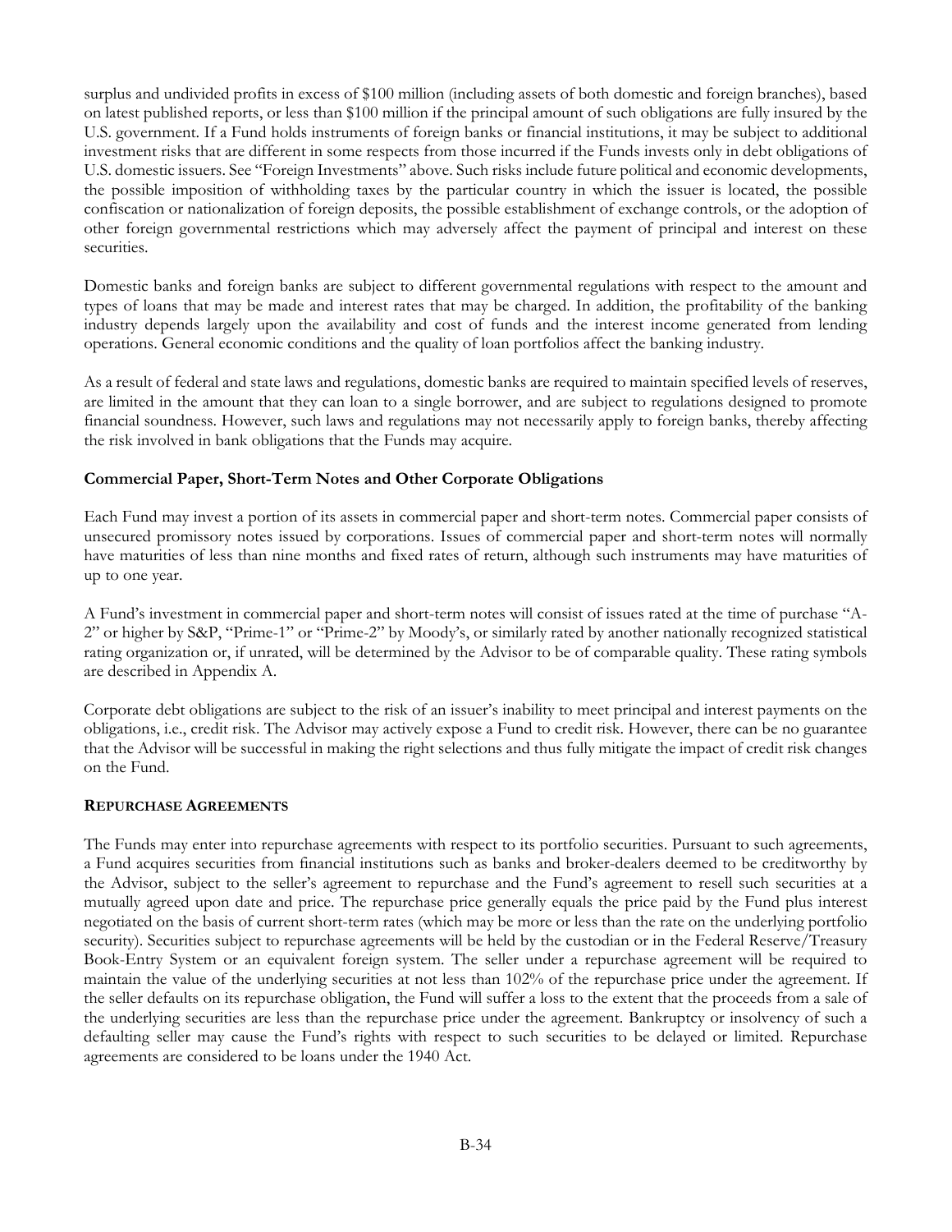surplus and undivided profits in excess of $100 million (including assets of both domestic and foreign branches), based on latest published reports, or less than $100 million if the principal amount of such obligations are fully insured by the U.S. government. If a Fund holds instruments of foreign banks or financial institutions, it may be subject to additional investment risks that are different in some respects from those incurred if the Funds invests only in debt obligations of U.S. domestic issuers. See "Foreign Investments" above. Such risks include future political and economic developments, the possible imposition of withholding taxes by the particular country in which the issuer is located, the possible confiscation or nationalization of foreign deposits, the possible establishment of exchange controls, or the adoption of other foreign governmental restrictions which may adversely affect the payment of principal and interest on these securities.

Domestic banks and foreign banks are subject to different governmental regulations with respect to the amount and types of loans that may be made and interest rates that may be charged. In addition, the profitability of the banking industry depends largely upon the availability and cost of funds and the interest income generated from lending operations. General economic conditions and the quality of loan portfolios affect the banking industry.

As a result of federal and state laws and regulations, domestic banks are required to maintain specified levels of reserves, are limited in the amount that they can loan to a single borrower, and are subject to regulations designed to promote financial soundness. However, such laws and regulations may not necessarily apply to foreign banks, thereby affecting the risk involved in bank obligations that the Funds may acquire.

### Commercial Paper, Short-Term Notes and Other Corporate Obligations

Each Fund may invest a portion of its assets in commercial paper and short-term notes. Commercial paper consists of unsecured promissory notes issued by corporations. Issues of commercial paper and short-term notes will normally have maturities of less than nine months and fixed rates of return, although such instruments may have maturities of up to one year.

A Fund's investment in commercial paper and short-term notes will consist of issues rated at the time of purchase "A-2" or higher by S&P, "Prime-1" or "Prime-2" by Moody's, or similarly rated by another nationally recognized statistical rating organization or, if unrated, will be determined by the Advisor to be of comparable quality. These rating symbols are described in Appendix A.

Corporate debt obligations are subject to the risk of an issuer's inability to meet principal and interest payments on the obligations, i.e., credit risk. The Advisor may actively expose a Fund to credit risk. However, there can be no guarantee that the Advisor will be successful in making the right selections and thus fully mitigate the impact of credit risk changes on the Fund.

## REPURCHASE AGREEMENTS

The Funds may enter into repurchase agreements with respect to its portfolio securities. Pursuant to such agreements, a Fund acquires securities from financial institutions such as banks and broker-dealers deemed to be creditworthy by the Advisor, subject to the seller's agreement to repurchase and the Fund's agreement to resell such securities at a mutually agreed upon date and price. The repurchase price generally equals the price paid by the Fund plus interest negotiated on the basis of current short-term rates (which may be more or less than the rate on the underlying portfolio security). Securities subject to repurchase agreements will be held by the custodian or in the Federal Reserve/Treasury Book-Entry System or an equivalent foreign system. The seller under a repurchase agreement will be required to maintain the value of the underlying securities at not less than 102% of the repurchase price under the agreement. If the seller defaults on its repurchase obligation, the Fund will suffer a loss to the extent that the proceeds from a sale of the underlying securities are less than the repurchase price under the agreement. Bankruptcy or insolvency of such a defaulting seller may cause the Fund's rights with respect to such securities to be delayed or limited. Repurchase agreements are considered to be loans under the 1940 Act.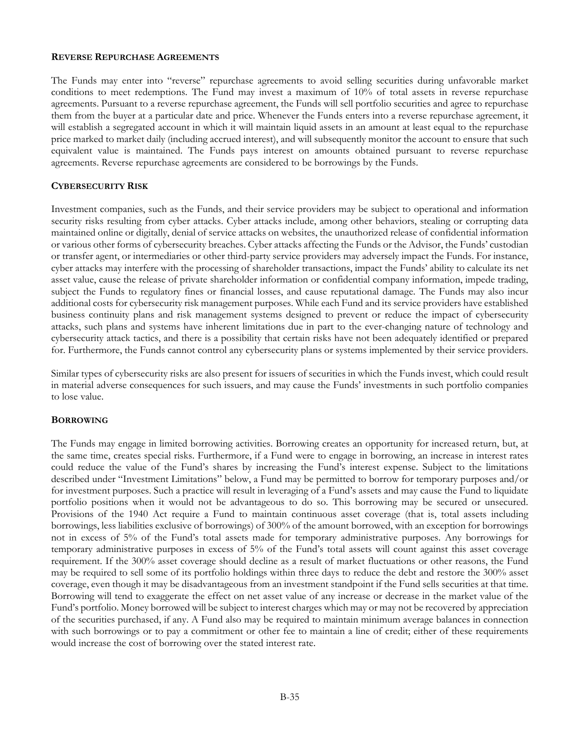## Reverse Repurchase Agreements

The Funds may enter into "reverse" repurchase agreements to avoid selling securities during unfavorable market conditions to meet redemptions. The Fund may invest a maximum of 10% of total assets in reverse repurchase agreements. Pursuant to a reverse repurchase agreement, the Funds will sell portfolio securities and agree to repurchase them from the buyer at a particular date and price. Whenever the Funds enters into a reverse repurchase agreement, it will establish a segregated account in which it will maintain liquid assets in an amount at least equal to the repurchase price marked to market daily (including accrued interest), and will subsequently monitor the account to ensure that such equivalent value is maintained. The Funds pays interest on amounts obtained pursuant to reverse repurchase agreements. Reverse repurchase agreements are considered to be borrowings by the Funds.

## Cybersecurity Risk

Investment companies, such as the Funds, and their service providers may be subject to operational and information security risks resulting from cyber attacks. Cyber attacks include, among other behaviors, stealing or corrupting data maintained online or digitally, denial of service attacks on websites, the unauthorized release of confidential information or various other forms of cybersecurity breaches. Cyber attacks affecting the Funds or the Advisor, the Funds' custodian or transfer agent, or intermediaries or other third-party service providers may adversely impact the Funds. For instance, cyber attacks may interfere with the processing of shareholder transactions, impact the Funds' ability to calculate its net asset value, cause the release of private shareholder information or confidential company information, impede trading, subject the Funds to regulatory fines or financial losses, and cause reputational damage. The Funds may also incur additional costs for cybersecurity risk management purposes. While each Fund and its service providers have established business continuity plans and risk management systems designed to prevent or reduce the impact of cybersecurity attacks, such plans and systems have inherent limitations due in part to the ever-changing nature of technology and cybersecurity attack tactics, and there is a possibility that certain risks have not been adequately identified or prepared for. Furthermore, the Funds cannot control any cybersecurity plans or systems implemented by their service providers.

Similar types of cybersecurity risks are also present for issuers of securities in which the Funds invest, which could result in material adverse consequences for such issuers, and may cause the Funds' investments in such portfolio companies to lose value.

## Borrowing

The Funds may engage in limited borrowing activities. Borrowing creates an opportunity for increased return, but, at the same time, creates special risks. Furthermore, if a Fund were to engage in borrowing, an increase in interest rates could reduce the value of the Fund's shares by increasing the Fund's interest expense. Subject to the limitations described under "Investment Limitations" below, a Fund may be permitted to borrow for temporary purposes and/or for investment purposes. Such a practice will result in leveraging of a Fund's assets and may cause the Fund to liquidate portfolio positions when it would not be advantageous to do so. This borrowing may be secured or unsecured. Provisions of the 1940 Act require a Fund to maintain continuous asset coverage (that is, total assets including borrowings, less liabilities exclusive of borrowings) of 300% of the amount borrowed, with an exception for borrowings not in excess of 5% of the Fund's total assets made for temporary administrative purposes. Any borrowings for temporary administrative purposes in excess of 5% of the Fund's total assets will count against this asset coverage requirement. If the 300% asset coverage should decline as a result of market fluctuations or other reasons, the Fund may be required to sell some of its portfolio holdings within three days to reduce the debt and restore the 300% asset coverage, even though it may be disadvantageous from an investment standpoint if the Fund sells securities at that time. Borrowing will tend to exaggerate the effect on net asset value of any increase or decrease in the market value of the Fund's portfolio. Money borrowed will be subject to interest charges which may or may not be recovered by appreciation of the securities purchased, if any. A Fund also may be required to maintain minimum average balances in connection with such borrowings or to pay a commitment or other fee to maintain a line of credit; either of these requirements would increase the cost of borrowing over the stated interest rate.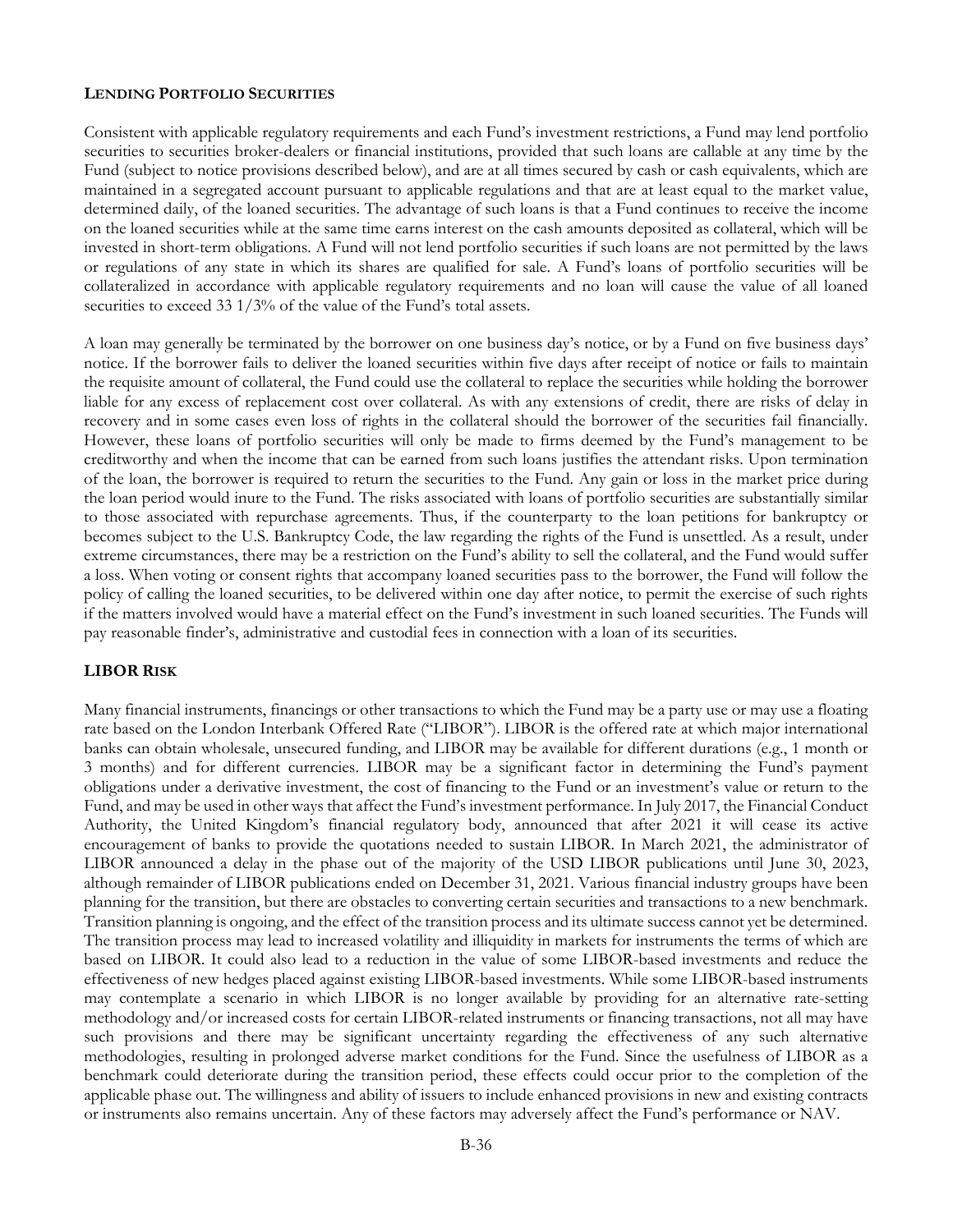## LENDING PORTFOLIO SECURITIES

Consistent with applicable regulatory requirements and each Fund's investment restrictions, a Fund may lend portfolio securities to securities broker-dealers or financial institutions, provided that such loans are callable at any time by the Fund (subject to notice provisions described below), and are at all times secured by cash or cash equivalents, which are maintained in a segregated account pursuant to applicable regulations and that are at least equal to the market value, determined daily, of the loaned securities. The advantage of such loans is that a Fund continues to receive the income on the loaned securities while at the same time earns interest on the cash amounts deposited as collateral, which will be invested in short-term obligations. A Fund will not lend portfolio securities if such loans are not permitted by the laws or regulations of any state in which its shares are qualified for sale. A Fund's loans of portfolio securities will be collateralized in accordance with applicable regulatory requirements and no loan will cause the value of all loaned securities to exceed 33 1/3% of the value of the Fund's total assets.

A loan may generally be terminated by the borrower on one business day's notice, or by a Fund on five business days' notice. If the borrower fails to deliver the loaned securities within five days after receipt of notice or fails to maintain the requisite amount of collateral, the Fund could use the collateral to replace the securities while holding the borrower liable for any excess of replacement cost over collateral. As with any extensions of credit, there are risks of delay in recovery and in some cases even loss of rights in the collateral should the borrower of the securities fail financially. However, these loans of portfolio securities will only be made to firms deemed by the Fund's management to be creditworthy and when the income that can be earned from such loans justifies the attendant risks. Upon termination of the loan, the borrower is required to return the securities to the Fund. Any gain or loss in the market price during the loan period would inure to the Fund. The risks associated with loans of portfolio securities are substantially similar to those associated with repurchase agreements. Thus, if the counterparty to the loan petitions for bankruptcy or becomes subject to the U.S. Bankruptcy Code, the law regarding the rights of the Fund is unsettled. As a result, under extreme circumstances, there may be a restriction on the Fund's ability to sell the collateral, and the Fund would suffer a loss. When voting or consent rights that accompany loaned securities pass to the borrower, the Fund will follow the policy of calling the loaned securities, to be delivered within one day after notice, to permit the exercise of such rights if the matters involved would have a material effect on the Fund's investment in such loaned securities. The Funds will pay reasonable finder's, administrative and custodial fees in connection with a loan of its securities.

## LIBOR RISK

Many financial instruments, financings or other transactions to which the Fund may be a party use or may use a floating rate based on the London Interbank Offered Rate ("LIBOR"). LIBOR is the offered rate at which major international banks can obtain wholesale, unsecured funding, and LIBOR may be available for different durations (e.g., 1 month or 3 months) and for different currencies. LIBOR may be a significant factor in determining the Fund's payment obligations under a derivative investment, the cost of financing to the Fund or an investment's value or return to the Fund, and may be used in other ways that affect the Fund's investment performance. In July 2017, the Financial Conduct Authority, the United Kingdom's financial regulatory body, announced that after 2021 it will cease its active encouragement of banks to provide the quotations needed to sustain LIBOR. In March 2021, the administrator of LIBOR announced a delay in the phase out of the majority of the USD LIBOR publications until June 30, 2023, although remainder of LIBOR publications ended on December 31, 2021. Various financial industry groups have been planning for the transition, but there are obstacles to converting certain securities and transactions to a new benchmark. Transition planning is ongoing, and the effect of the transition process and its ultimate success cannot yet be determined. The transition process may lead to increased volatility and illiquidity in markets for instruments the terms of which are based on LIBOR. It could also lead to a reduction in the value of some LIBOR-based investments and reduce the effectiveness of new hedges placed against existing LIBOR-based investments. While some LIBOR-based instruments may contemplate a scenario in which LIBOR is no longer available by providing for an alternative rate-setting methodology and/or increased costs for certain LIBOR-related instruments or financing transactions, not all may have such provisions and there may be significant uncertainty regarding the effectiveness of any such alternative methodologies, resulting in prolonged adverse market conditions for the Fund. Since the usefulness of LIBOR as a benchmark could deteriorate during the transition period, these effects could occur prior to the completion of the applicable phase out. The willingness and ability of issuers to include enhanced provisions in new and existing contracts or instruments also remains uncertain. Any of these factors may adversely affect the Fund's performance or NAV.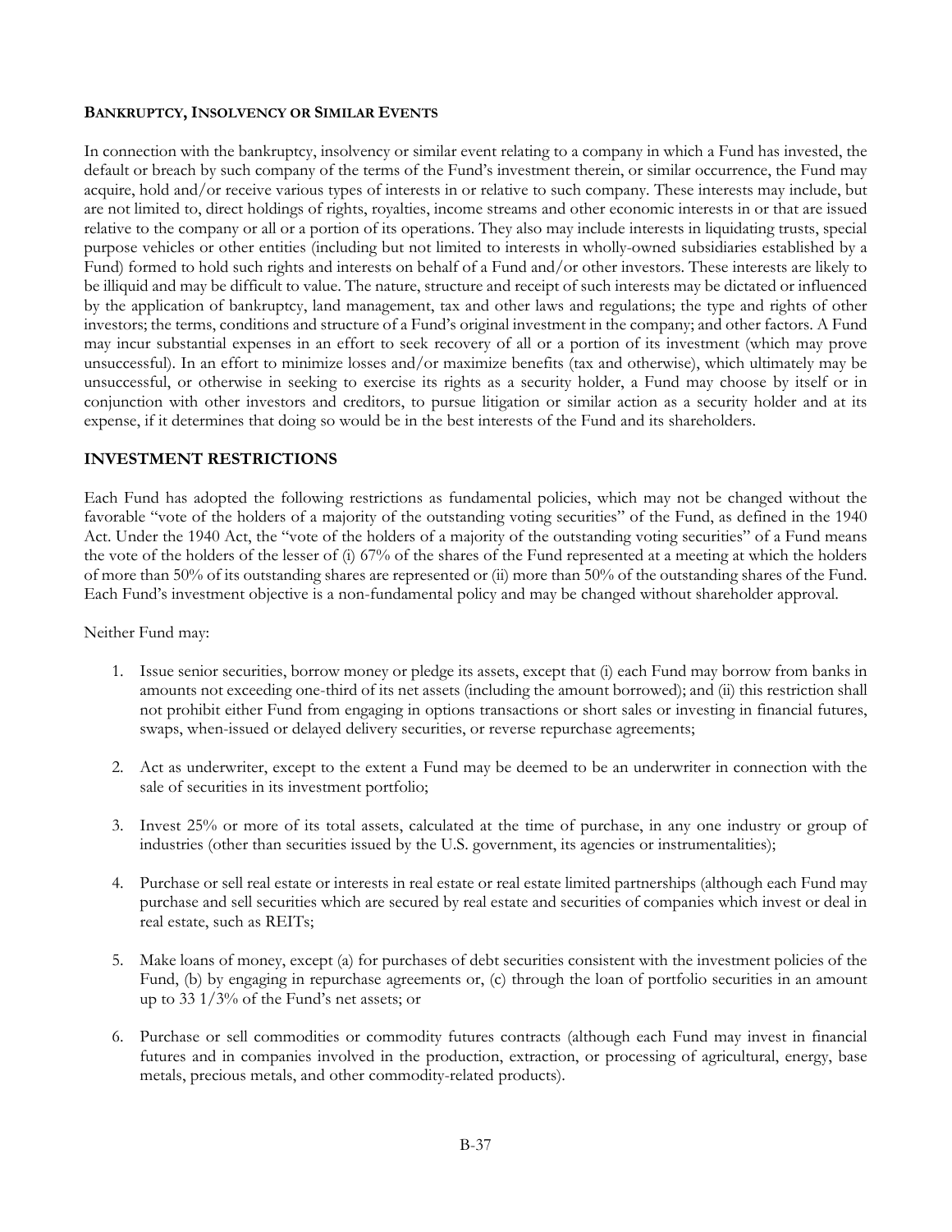**BANKRUPTCY, INSOLVENCY OR SIMILAR EVENTS**

In connection with the bankruptcy, insolvency or similar event relating to a company in which a Fund has invested, the default or breach by such company of the terms of the Fund's investment therein, or similar occurrence, the Fund may acquire, hold and/or receive various types of interests in or relative to such company. These interests may include, but are not limited to, direct holdings of rights, royalties, income streams and other economic interests in or that are issued relative to the company or all or a portion of its operations. They also may include interests in liquidating trusts, special purpose vehicles or other entities (including but not limited to interests in wholly-owned subsidiaries established by a Fund) formed to hold such rights and interests on behalf of a Fund and/or other investors. These interests are likely to be illiquid and may be difficult to value. The nature, structure and receipt of such interests may be dictated or influenced by the application of bankruptcy, land management, tax and other laws and regulations; the type and rights of other investors; the terms, conditions and structure of a Fund's original investment in the company; and other factors. A Fund may incur substantial expenses in an effort to seek recovery of all or a portion of its investment (which may prove unsuccessful). In an effort to minimize losses and/or maximize benefits (tax and otherwise), which ultimately may be unsuccessful, or otherwise in seeking to exercise its rights as a security holder, a Fund may choose by itself or in conjunction with other investors and creditors, to pursue litigation or similar action as a security holder and at its expense, if it determines that doing so would be in the best interests of the Fund and its shareholders.

## INVESTMENT RESTRICTIONS

Each Fund has adopted the following restrictions as fundamental policies, which may not be changed without the favorable "vote of the holders of a majority of the outstanding voting securities" of the Fund, as defined in the 1940 Act. Under the 1940 Act, the "vote of the holders of a majority of the outstanding voting securities" of a Fund means the vote of the holders of the lesser of (i) 67% of the shares of the Fund represented at a meeting at which the holders of more than 50% of its outstanding shares are represented or (ii) more than 50% of the outstanding shares of the Fund. Each Fund's investment objective is a non-fundamental policy and may be changed without shareholder approval.

Neither Fund may:

1. Issue senior securities, borrow money or pledge its assets, except that (i) each Fund may borrow from banks in amounts not exceeding one-third of its net assets (including the amount borrowed); and (ii) this restriction shall not prohibit either Fund from engaging in options transactions or short sales or investing in financial futures, swaps, when-issued or delayed delivery securities, or reverse repurchase agreements;

2. Act as underwriter, except to the extent a Fund may be deemed to be an underwriter in connection with the sale of securities in its investment portfolio;

3. Invest 25% or more of its total assets, calculated at the time of purchase, in any one industry or group of industries (other than securities issued by the U.S. government, its agencies or instrumentalities);

4. Purchase or sell real estate or interests in real estate or real estate limited partnerships (although each Fund may purchase and sell securities which are secured by real estate and securities of companies which invest or deal in real estate, such as REITs;

5. Make loans of money, except (a) for purchases of debt securities consistent with the investment policies of the Fund, (b) by engaging in repurchase agreements or, (c) through the loan of portfolio securities in an amount up to 33 1/3% of the Fund's net assets; or

6. Purchase or sell commodities or commodity futures contracts (although each Fund may invest in financial futures and in companies involved in the production, extraction, or processing of agricultural, energy, base metals, precious metals, and other commodity-related products).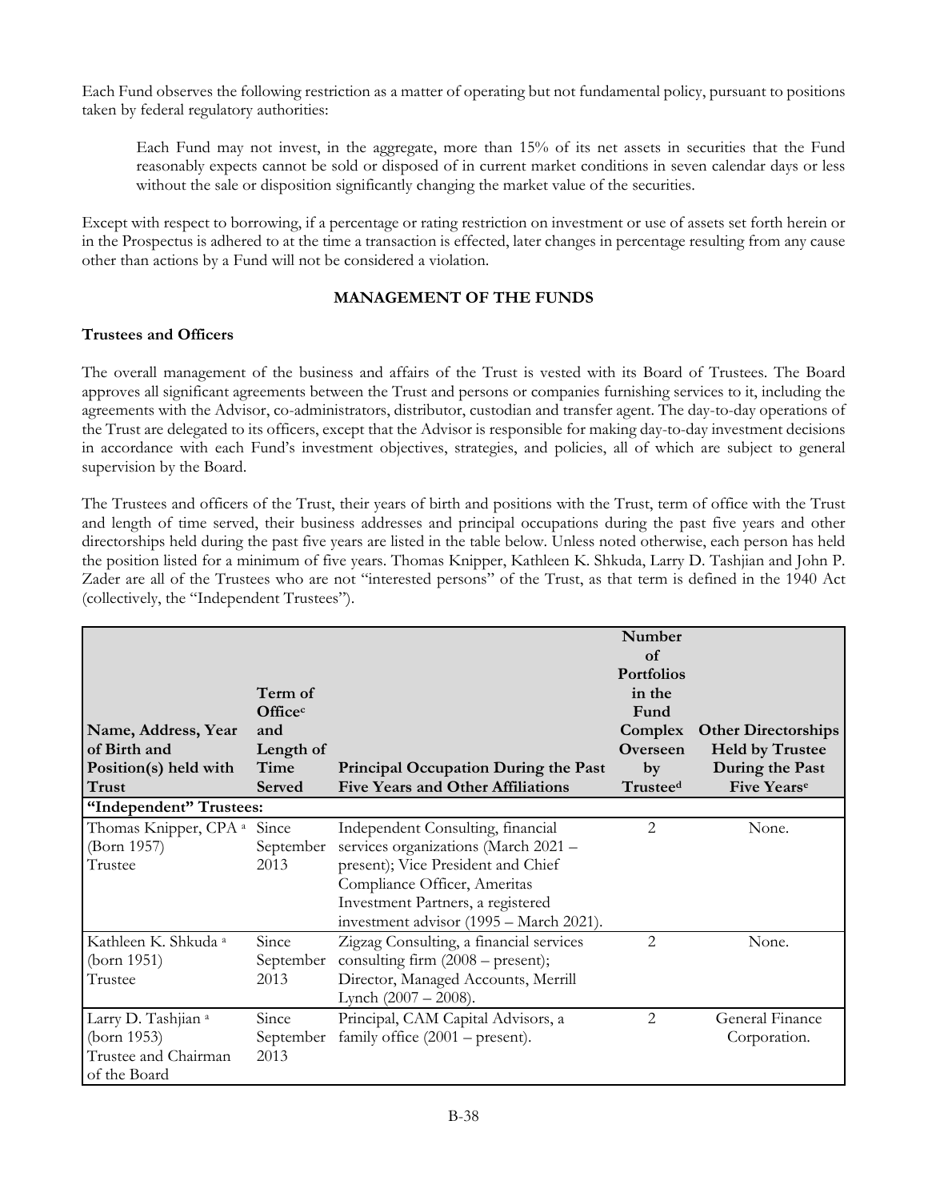Each Fund observes the following restriction as a matter of operating but not fundamental policy, pursuant to positions taken by federal regulatory authorities:

> Each Fund may not invest, in the aggregate, more than 15% of its net assets in securities that the Fund reasonably expects cannot be sold or disposed of in current market conditions in seven calendar days or less without the sale or disposition significantly changing the market value of the securities.

Except with respect to borrowing, if a percentage or rating restriction on investment or use of assets set forth herein or in the Prospectus is adhered to at the time a transaction is effected, later changes in percentage resulting from any cause other than actions by a Fund will not be considered a violation.

## MANAGEMENT OF THE FUNDS

### Trustees and Officers

The overall management of the business and affairs of the Trust is vested with its Board of Trustees. The Board approves all significant agreements between the Trust and persons or companies furnishing services to it, including the agreements with the Advisor, co-administrators, distributor, custodian and transfer agent. The day-to-day operations of the Trust are delegated to its officers, except that the Advisor is responsible for making day-to-day investment decisions in accordance with each Fund's investment objectives, strategies, and policies, all of which are subject to general supervision by the Board.

The Trustees and officers of the Trust, their years of birth and positions with the Trust, term of office with the Trust and length of time served, their business addresses and principal occupations during the past five years and other directorships held during the past five years are listed in the table below. Unless noted otherwise, each person has held the position listed for a minimum of five years. Thomas Knipper, Kathleen K. Shkuda, Larry D. Tashjian and John P. Zader are all of the Trustees who are not "interested persons" of the Trust, as that term is defined in the 1940 Act (collectively, the "Independent Trustees").

| Name, Address, Year of Birth and Position(s) held with Trust | Term of Office[c] and Length of Time Served | Principal Occupation During the Past Five Years and Other Affiliations | Number of Portfolios in the Fund Complex Overseen by Trustee[d] | Other Directorships Held by Trustee During the Past Five Years[e] |
|---|---|---|---|---|
| **"Independent" Trustees:** | | | | |
| Thomas Knipper, CPA [a] (Born 1957) Trustee | Since September 2013 | Independent Consulting, financial services organizations (March 2021 – present); Vice President and Chief Compliance Officer, Ameritas Investment Partners, a registered investment advisor (1995 – March 2021). | 2 | None. |
| Kathleen K. Shkuda [a] (born 1951) Trustee | Since September 2013 | Zigzag Consulting, a financial services consulting firm (2008 – present); Director, Managed Accounts, Merrill Lynch (2007 – 2008). | 2 | None. |
| Larry D. Tashjian [a] (born 1953) Trustee and Chairman of the Board | Since September 2013 | Principal, CAM Capital Advisors, a family office (2001 – present). | 2 | General Finance Corporation. |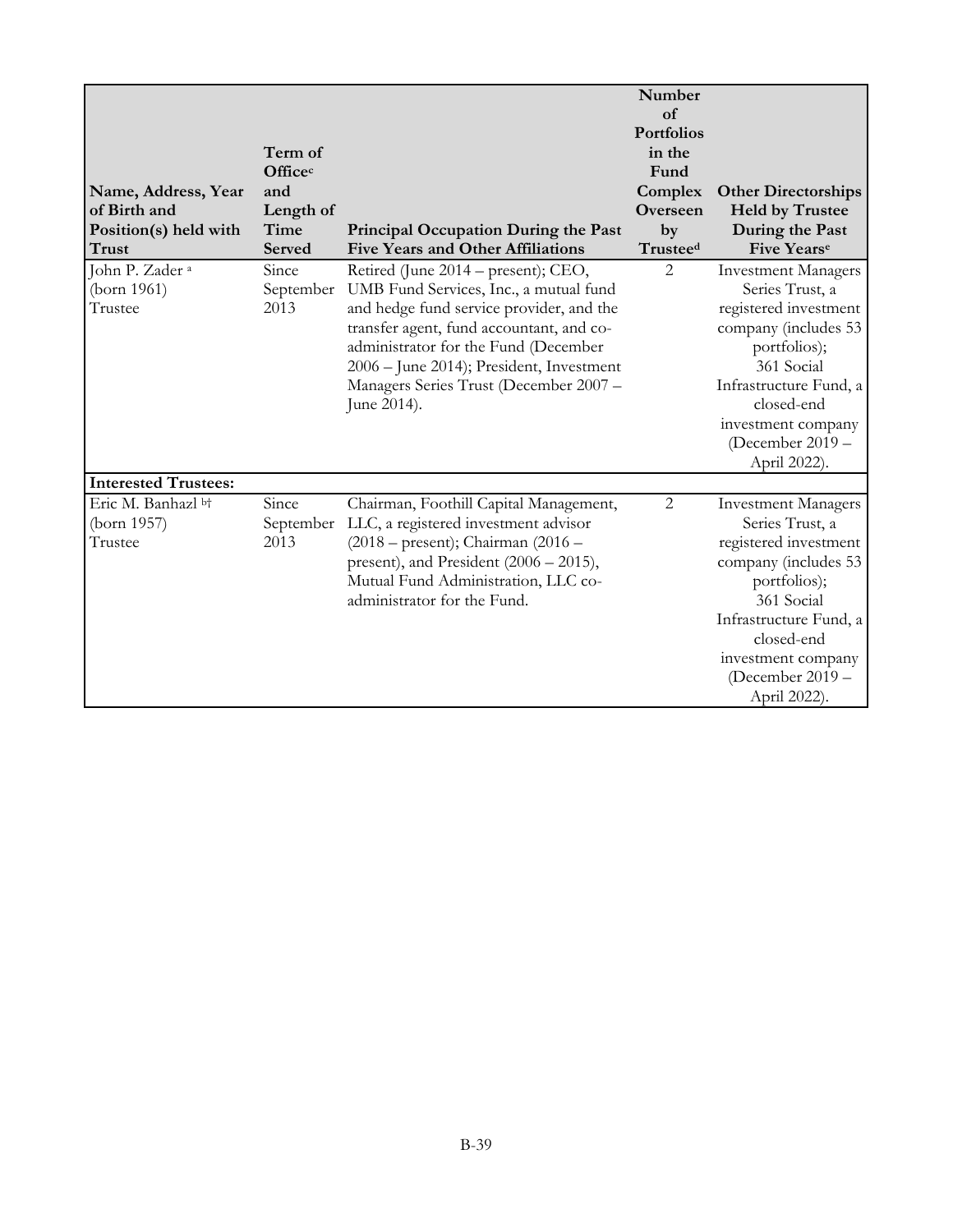| Name, Address, Year of Birth and Position(s) held with Trust | Term of Office[c] and Length of Time Served | Principal Occupation During the Past Five Years and Other Affiliations | Number of Portfolios in the Fund Complex Overseen by Trustee[d] | Other Directorships Held by Trustee During the Past Five Years[e] |
|---|---|---|---|---|
| John P. Zader [a] (born 1961) Trustee | Since September 2013 | Retired (June 2014 – present); CEO, UMB Fund Services, Inc., a mutual fund and hedge fund service provider, and the transfer agent, fund accountant, and co-administrator for the Fund (December 2006 – June 2014); President, Investment Managers Series Trust (December 2007 – June 2014). | 2 | Investment Managers Series Trust, a registered investment company (includes 53 portfolios); 361 Social Infrastructure Fund, a closed-end investment company (December 2019 – April 2022). |
| **Interested Trustees:** | | | | |
| Eric M. Banhazl [b]† (born 1957) Trustee | Since September 2013 | Chairman, Foothill Capital Management, LLC, a registered investment advisor (2018 – present); Chairman (2016 – present), and President (2006 – 2015), Mutual Fund Administration, LLC co-administrator for the Fund. | 2 | Investment Managers Series Trust, a registered investment company (includes 53 portfolios); 361 Social Infrastructure Fund, a closed-end investment company (December 2019 – April 2022). |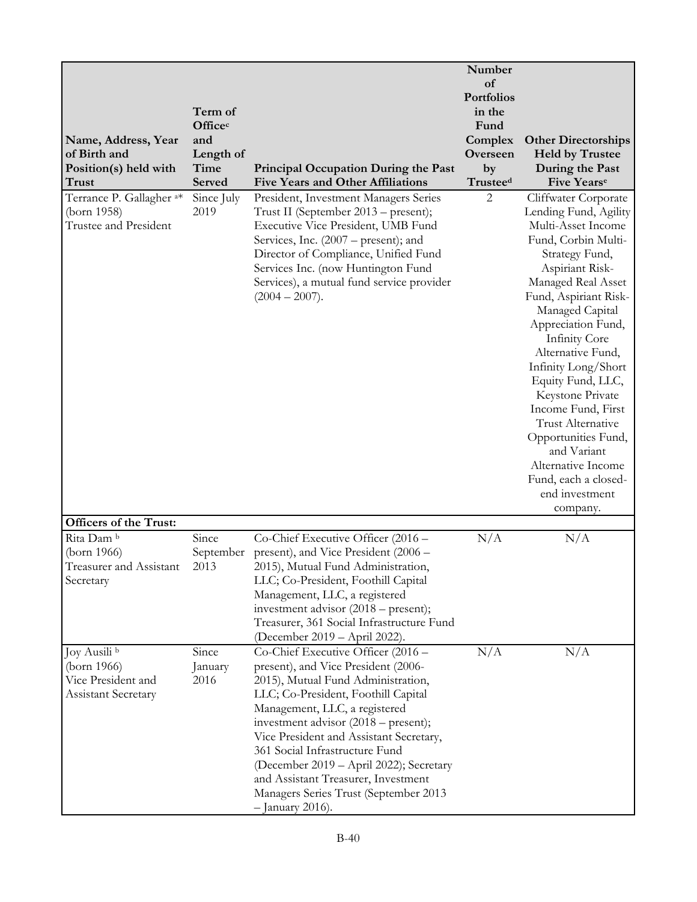| Name, Address, Year of Birth and Position(s) held with Trust | Term of Office[c] and Length of Time Served | Principal Occupation During the Past Five Years and Other Affiliations | Number of Portfolios in the Fund Complex Overseen by Trustee[d] | Other Directorships Held by Trustee During the Past Five Years[e] |
|---|---|---|---|---|
| Terrance P. Gallagher [a]* (born 1958) Trustee and President | Since July 2019 | President, Investment Managers Series Trust II (September 2013 – present); Executive Vice President, UMB Fund Services, Inc. (2007 – present); and Director of Compliance, Unified Fund Services Inc. (now Huntington Fund Services), a mutual fund service provider (2004 – 2007). | 2 | Cliffwater Corporate Lending Fund, Agility Multi-Asset Income Fund, Corbin Multi-Strategy Fund, Aspiriant Risk-Managed Real Asset Fund, Aspiriant Risk-Managed Capital Appreciation Fund, Infinity Core Alternative Fund, Infinity Long/Short Equity Fund, LLC, Keystone Private Income Fund, First Trust Alternative Opportunities Fund, and Variant Alternative Income Fund, each a closed-end investment company. |
| **Officers of the Trust:** | | | | |
| Rita Dam [b] (born 1966) Treasurer and Assistant Secretary | Since September 2013 | Co-Chief Executive Officer (2016 – present), and Vice President (2006 – 2015), Mutual Fund Administration, LLC; Co-President, Foothill Capital Management, LLC, a registered investment advisor (2018 – present); Treasurer, 361 Social Infrastructure Fund (December 2019 – April 2022). | N/A | N/A |
| Joy Ausili [b] (born 1966) Vice President and Assistant Secretary | Since January 2016 | Co-Chief Executive Officer (2016 – present), and Vice President (2006-2015), Mutual Fund Administration, LLC; Co-President, Foothill Capital Management, LLC, a registered investment advisor (2018 – present); Vice President and Assistant Secretary, 361 Social Infrastructure Fund (December 2019 – April 2022); Secretary and Assistant Treasurer, Investment Managers Series Trust (September 2013 – January 2016). | N/A | N/A |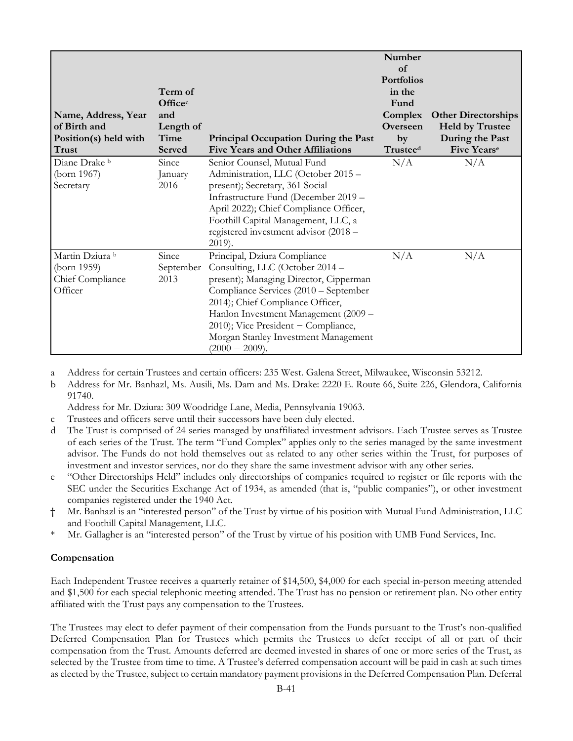| Name, Address, Year of Birth and Position(s) held with Trust | Term of Office[c] and Length of Time Served | Principal Occupation During the Past Five Years and Other Affiliations | Number of Portfolios in the Fund Complex Overseen by Trustee[d] | Other Directorships Held by Trustee During the Past Five Years[e] |
|---|---|---|---|---|
| Diane Drake [b] (born 1967) Secretary | Since January 2016 | Senior Counsel, Mutual Fund Administration, LLC (October 2015 – present); Secretary, 361 Social Infrastructure Fund (December 2019 – April 2022); Chief Compliance Officer, Foothill Capital Management, LLC, a registered investment advisor (2018 – 2019). | N/A | N/A |
| Martin Dziura [b] (born 1959) Chief Compliance Officer | Since September 2013 | Principal, Dziura Compliance Consulting, LLC (October 2014 – present); Managing Director, Cipperman Compliance Services (2010 – September 2014); Chief Compliance Officer, Hanlon Investment Management (2009 – 2010); Vice President − Compliance, Morgan Stanley Investment Management (2000 − 2009). | N/A | N/A |

a Address for certain Trustees and certain officers: 235 West. Galena Street, Milwaukee, Wisconsin 53212.

b Address for Mr. Banhazl, Ms. Ausili, Ms. Dam and Ms. Drake: 2220 E. Route 66, Suite 226, Glendora, California 91740.

Address for Mr. Dziura: 309 Woodridge Lane, Media, Pennsylvania 19063.

c Trustees and officers serve until their successors have been duly elected.

d The Trust is comprised of 24 series managed by unaffiliated investment advisors. Each Trustee serves as Trustee of each series of the Trust. The term "Fund Complex" applies only to the series managed by the same investment advisor. The Funds do not hold themselves out as related to any other series within the Trust, for purposes of investment and investor services, nor do they share the same investment advisor with any other series.

e "Other Directorships Held" includes only directorships of companies required to register or file reports with the SEC under the Securities Exchange Act of 1934, as amended (that is, "public companies"), or other investment companies registered under the 1940 Act.

† Mr. Banhazl is an "interested person" of the Trust by virtue of his position with Mutual Fund Administration, LLC and Foothill Capital Management, LLC.

* Mr. Gallagher is an "interested person" of the Trust by virtue of his position with UMB Fund Services, Inc.

**Compensation**

Each Independent Trustee receives a quarterly retainer of $14,500, $4,000 for each special in-person meeting attended and $1,500 for each special telephonic meeting attended. The Trust has no pension or retirement plan. No other entity affiliated with the Trust pays any compensation to the Trustees.

The Trustees may elect to defer payment of their compensation from the Funds pursuant to the Trust's non-qualified Deferred Compensation Plan for Trustees which permits the Trustees to defer receipt of all or part of their compensation from the Trust. Amounts deferred are deemed invested in shares of one or more series of the Trust, as selected by the Trustee from time to time. A Trustee's deferred compensation account will be paid in cash at such times as elected by the Trustee, subject to certain mandatory payment provisions in the Deferred Compensation Plan. Deferral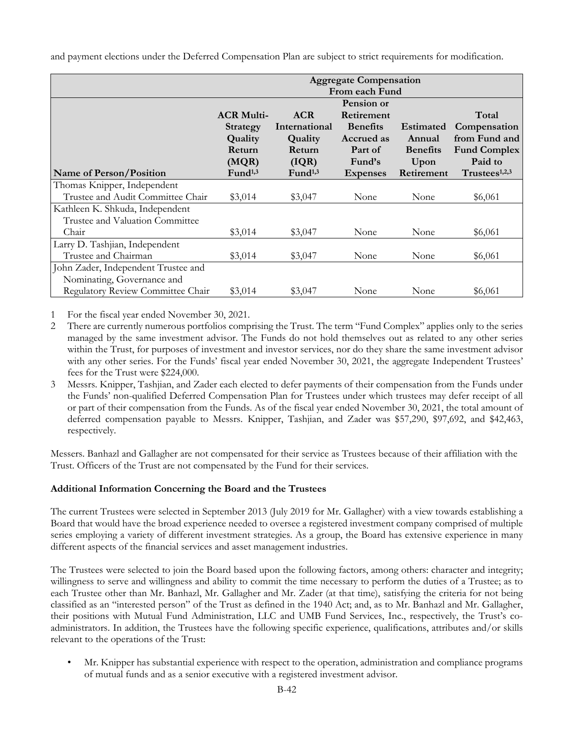and payment elections under the Deferred Compensation Plan are subject to strict requirements for modification.

| | Aggregate Compensation From each Fund | | | | |
|---|---|---|---|---|---|
| Name of Person/Position | ACR Multi-Strategy Quality Return (MQR) Fund[1,3] | ACR International Quality Return (IQR) Fund[1,3] | Pension or Retirement Benefits Accrued as Part of Fund's Expenses | Estimated Annual Benefits Upon Retirement | Total Compensation from Fund and Fund Complex Paid to Trustees[1,2,3] |
| Thomas Knipper, Independent Trustee and Audit Committee Chair | $3,014 | $3,047 | None | None | $6,061 |
| Kathleen K. Shkuda, Independent Trustee and Valuation Committee Chair | $3,014 | $3,047 | None | None | $6,061 |
| Larry D. Tashjian, Independent Trustee and Chairman | $3,014 | $3,047 | None | None | $6,061 |
| John Zader, Independent Trustee and Nominating, Governance and Regulatory Review Committee Chair | $3,014 | $3,047 | None | None | $6,061 |

1 For the fiscal year ended November 30, 2021.

2 There are currently numerous portfolios comprising the Trust. The term "Fund Complex" applies only to the series managed by the same investment advisor. The Funds do not hold themselves out as related to any other series within the Trust, for purposes of investment and investor services, nor do they share the same investment advisor with any other series. For the Funds' fiscal year ended November 30, 2021, the aggregate Independent Trustees' fees for the Trust were $224,000.

3 Messrs. Knipper, Tashjian, and Zader each elected to defer payments of their compensation from the Funds under the Funds' non-qualified Deferred Compensation Plan for Trustees under which trustees may defer receipt of all or part of their compensation from the Funds. As of the fiscal year ended November 30, 2021, the total amount of deferred compensation payable to Messrs. Knipper, Tashjian, and Zader was $57,290, $97,692, and $42,463, respectively.

Messers. Banhazl and Gallagher are not compensated for their service as Trustees because of their affiliation with the Trust. Officers of the Trust are not compensated by the Fund for their services.

**Additional Information Concerning the Board and the Trustees**

The current Trustees were selected in September 2013 (July 2019 for Mr. Gallagher) with a view towards establishing a Board that would have the broad experience needed to oversee a registered investment company comprised of multiple series employing a variety of different investment strategies. As a group, the Board has extensive experience in many different aspects of the financial services and asset management industries.

The Trustees were selected to join the Board based upon the following factors, among others: character and integrity; willingness to serve and willingness and ability to commit the time necessary to perform the duties of a Trustee; as to each Trustee other than Mr. Banhazl, Mr. Gallagher and Mr. Zader (at that time), satisfying the criteria for not being classified as an "interested person" of the Trust as defined in the 1940 Act; and, as to Mr. Banhazl and Mr. Gallagher, their positions with Mutual Fund Administration, LLC and UMB Fund Services, Inc., respectively, the Trust's co-administrators. In addition, the Trustees have the following specific experience, qualifications, attributes and/or skills relevant to the operations of the Trust:

- Mr. Knipper has substantial experience with respect to the operation, administration and compliance programs of mutual funds and as a senior executive with a registered investment advisor.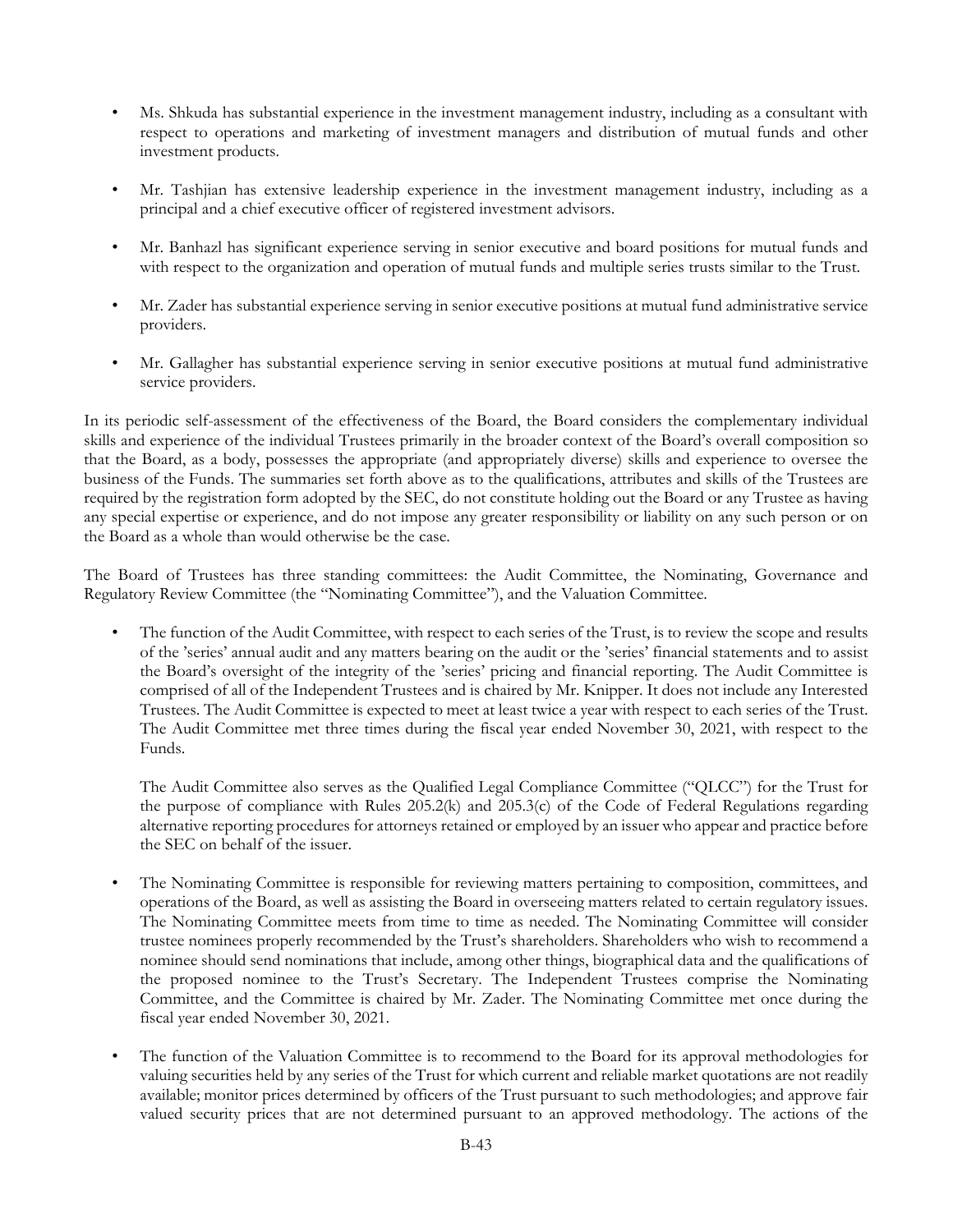- Ms. Shkuda has substantial experience in the investment management industry, including as a consultant with respect to operations and marketing of investment managers and distribution of mutual funds and other investment products.

- Mr. Tashjian has extensive leadership experience in the investment management industry, including as a principal and a chief executive officer of registered investment advisors.

- Mr. Banhazl has significant experience serving in senior executive and board positions for mutual funds and with respect to the organization and operation of mutual funds and multiple series trusts similar to the Trust.

- Mr. Zader has substantial experience serving in senior executive positions at mutual fund administrative service providers.

- Mr. Gallagher has substantial experience serving in senior executive positions at mutual fund administrative service providers.

In its periodic self-assessment of the effectiveness of the Board, the Board considers the complementary individual skills and experience of the individual Trustees primarily in the broader context of the Board's overall composition so that the Board, as a body, possesses the appropriate (and appropriately diverse) skills and experience to oversee the business of the Funds. The summaries set forth above as to the qualifications, attributes and skills of the Trustees are required by the registration form adopted by the SEC, do not constitute holding out the Board or any Trustee as having any special expertise or experience, and do not impose any greater responsibility or liability on any such person or on the Board as a whole than would otherwise be the case.

The Board of Trustees has three standing committees: the Audit Committee, the Nominating, Governance and Regulatory Review Committee (the "Nominating Committee"), and the Valuation Committee.

- The function of the Audit Committee, with respect to each series of the Trust, is to review the scope and results of the 'series' annual audit and any matters bearing on the audit or the 'series' financial statements and to assist the Board's oversight of the integrity of the 'series' pricing and financial reporting. The Audit Committee is comprised of all of the Independent Trustees and is chaired by Mr. Knipper. It does not include any Interested Trustees. The Audit Committee is expected to meet at least twice a year with respect to each series of the Trust. The Audit Committee met three times during the fiscal year ended November 30, 2021, with respect to the Funds.

  The Audit Committee also serves as the Qualified Legal Compliance Committee ("QLCC") for the Trust for the purpose of compliance with Rules 205.2(k) and 205.3(c) of the Code of Federal Regulations regarding alternative reporting procedures for attorneys retained or employed by an issuer who appear and practice before the SEC on behalf of the issuer.

- The Nominating Committee is responsible for reviewing matters pertaining to composition, committees, and operations of the Board, as well as assisting the Board in overseeing matters related to certain regulatory issues. The Nominating Committee meets from time to time as needed. The Nominating Committee will consider trustee nominees properly recommended by the Trust's shareholders. Shareholders who wish to recommend a nominee should send nominations that include, among other things, biographical data and the qualifications of the proposed nominee to the Trust's Secretary. The Independent Trustees comprise the Nominating Committee, and the Committee is chaired by Mr. Zader. The Nominating Committee met once during the fiscal year ended November 30, 2021.

- The function of the Valuation Committee is to recommend to the Board for its approval methodologies for valuing securities held by any series of the Trust for which current and reliable market quotations are not readily available; monitor prices determined by officers of the Trust pursuant to such methodologies; and approve fair valued security prices that are not determined pursuant to an approved methodology. The actions of the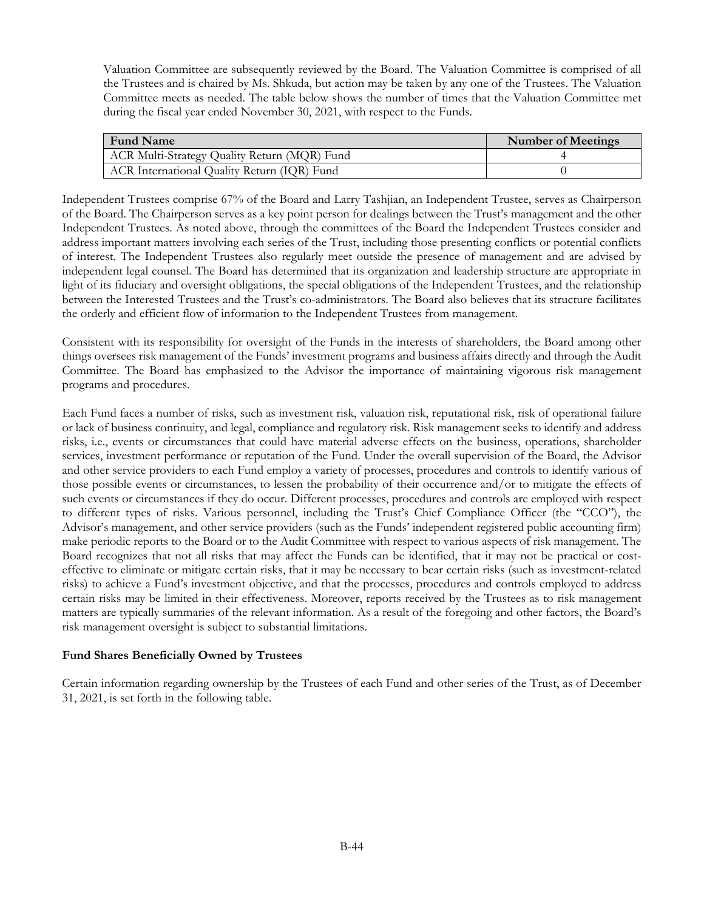Valuation Committee are subsequently reviewed by the Board. The Valuation Committee is comprised of all the Trustees and is chaired by Ms. Shkuda, but action may be taken by any one of the Trustees. The Valuation Committee meets as needed. The table below shows the number of times that the Valuation Committee met during the fiscal year ended November 30, 2021, with respect to the Funds.

| Fund Name | Number of Meetings |
| --- | --- |
| ACR Multi-Strategy Quality Return (MQR) Fund | 4 |
| ACR International Quality Return (IQR) Fund | 0 |

Independent Trustees comprise 67% of the Board and Larry Tashjian, an Independent Trustee, serves as Chairperson of the Board. The Chairperson serves as a key point person for dealings between the Trust's management and the other Independent Trustees. As noted above, through the committees of the Board the Independent Trustees consider and address important matters involving each series of the Trust, including those presenting conflicts or potential conflicts of interest. The Independent Trustees also regularly meet outside the presence of management and are advised by independent legal counsel. The Board has determined that its organization and leadership structure are appropriate in light of its fiduciary and oversight obligations, the special obligations of the Independent Trustees, and the relationship between the Interested Trustees and the Trust's co-administrators. The Board also believes that its structure facilitates the orderly and efficient flow of information to the Independent Trustees from management.

Consistent with its responsibility for oversight of the Funds in the interests of shareholders, the Board among other things oversees risk management of the Funds' investment programs and business affairs directly and through the Audit Committee. The Board has emphasized to the Advisor the importance of maintaining vigorous risk management programs and procedures.

Each Fund faces a number of risks, such as investment risk, valuation risk, reputational risk, risk of operational failure or lack of business continuity, and legal, compliance and regulatory risk. Risk management seeks to identify and address risks, i.e., events or circumstances that could have material adverse effects on the business, operations, shareholder services, investment performance or reputation of the Fund. Under the overall supervision of the Board, the Advisor and other service providers to each Fund employ a variety of processes, procedures and controls to identify various of those possible events or circumstances, to lessen the probability of their occurrence and/or to mitigate the effects of such events or circumstances if they do occur. Different processes, procedures and controls are employed with respect to different types of risks. Various personnel, including the Trust's Chief Compliance Officer (the "CCO"), the Advisor's management, and other service providers (such as the Funds' independent registered public accounting firm) make periodic reports to the Board or to the Audit Committee with respect to various aspects of risk management. The Board recognizes that not all risks that may affect the Funds can be identified, that it may not be practical or cost-effective to eliminate or mitigate certain risks, that it may be necessary to bear certain risks (such as investment-related risks) to achieve a Fund's investment objective, and that the processes, procedures and controls employed to address certain risks may be limited in their effectiveness. Moreover, reports received by the Trustees as to risk management matters are typically summaries of the relevant information. As a result of the foregoing and other factors, the Board's risk management oversight is subject to substantial limitations.

**Fund Shares Beneficially Owned by Trustees**

Certain information regarding ownership by the Trustees of each Fund and other series of the Trust, as of December 31, 2021, is set forth in the following table.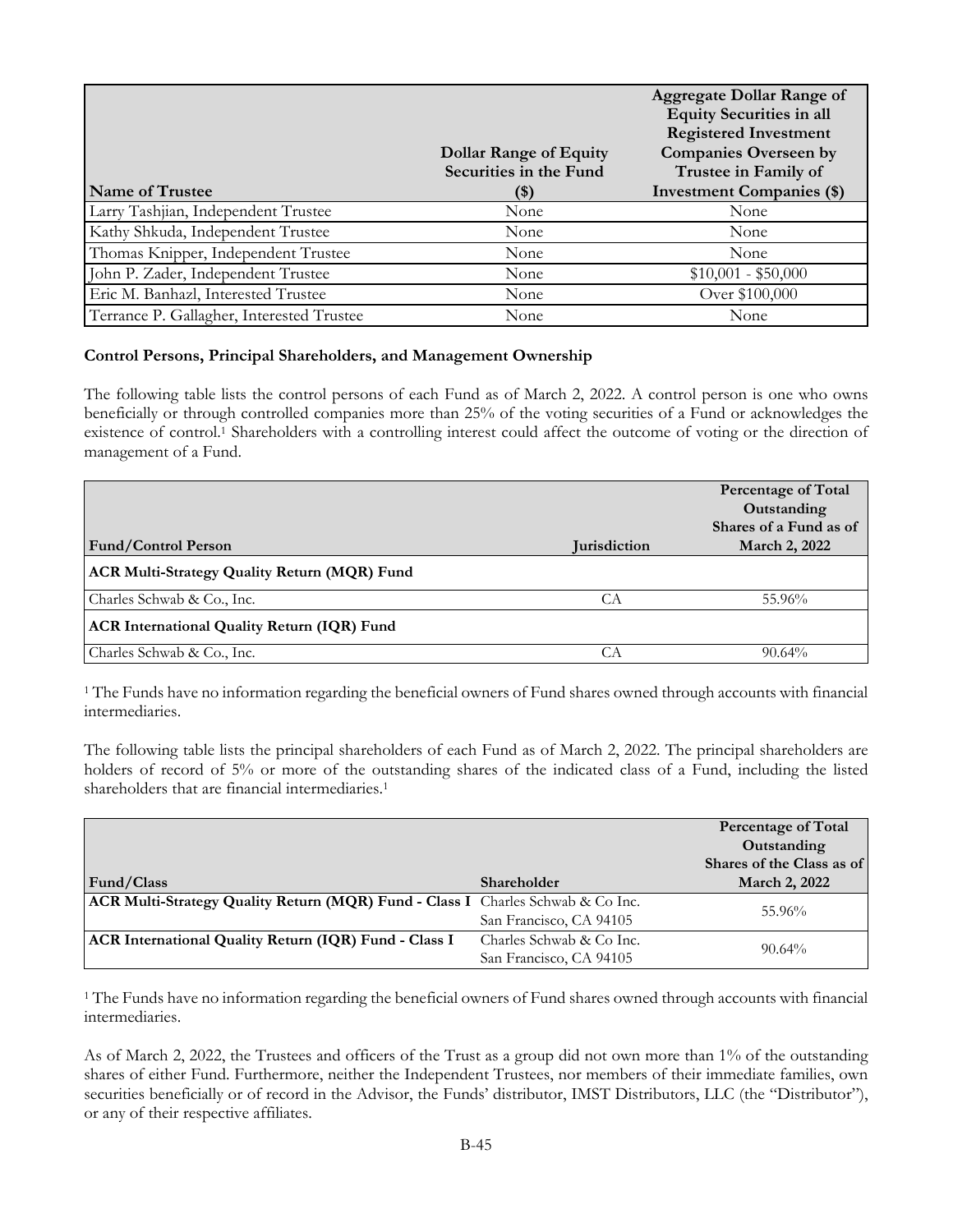| Name of Trustee | Dollar Range of Equity Securities in the Fund ($) | Aggregate Dollar Range of Equity Securities in all Registered Investment Companies Overseen by Trustee in Family of Investment Companies ($) |
|---|---|---|
| Larry Tashjian, Independent Trustee | None | None |
| Kathy Shkuda, Independent Trustee | None | None |
| Thomas Knipper, Independent Trustee | None | None |
| John P. Zader, Independent Trustee | None | $10,001 - $50,000 |
| Eric M. Banhazl, Interested Trustee | None | Over $100,000 |
| Terrance P. Gallagher, Interested Trustee | None | None |

**Control Persons, Principal Shareholders, and Management Ownership**

The following table lists the control persons of each Fund as of March 2, 2022. A control person is one who owns beneficially or through controlled companies more than 25% of the voting securities of a Fund or acknowledges the existence of control.[1] Shareholders with a controlling interest could affect the outcome of voting or the direction of management of a Fund.

| Fund/Control Person | Jurisdiction | Percentage of Total Outstanding Shares of a Fund as of March 2, 2022 |
|---|---|---|
| **ACR Multi-Strategy Quality Return (MQR) Fund** | | |
| Charles Schwab & Co., Inc. | CA | 55.96% |
| **ACR International Quality Return (IQR) Fund** | | |
| Charles Schwab & Co., Inc. | CA | 90.64% |

[1] The Funds have no information regarding the beneficial owners of Fund shares owned through accounts with financial intermediaries.

The following table lists the principal shareholders of each Fund as of March 2, 2022. The principal shareholders are holders of record of 5% or more of the outstanding shares of the indicated class of a Fund, including the listed shareholders that are financial intermediaries.[1]

| Fund/Class | Shareholder | Percentage of Total Outstanding Shares of the Class as of March 2, 2022 |
|---|---|---|
| **ACR Multi-Strategy Quality Return (MQR) Fund - Class I** | Charles Schwab & Co Inc. San Francisco, CA 94105 | 55.96% |
| **ACR International Quality Return (IQR) Fund - Class I** | Charles Schwab & Co Inc. San Francisco, CA 94105 | 90.64% |

[1] The Funds have no information regarding the beneficial owners of Fund shares owned through accounts with financial intermediaries.

As of March 2, 2022, the Trustees and officers of the Trust as a group did not own more than 1% of the outstanding shares of either Fund. Furthermore, neither the Independent Trustees, nor members of their immediate families, own securities beneficially or of record in the Advisor, the Funds' distributor, IMST Distributors, LLC (the "Distributor"), or any of their respective affiliates.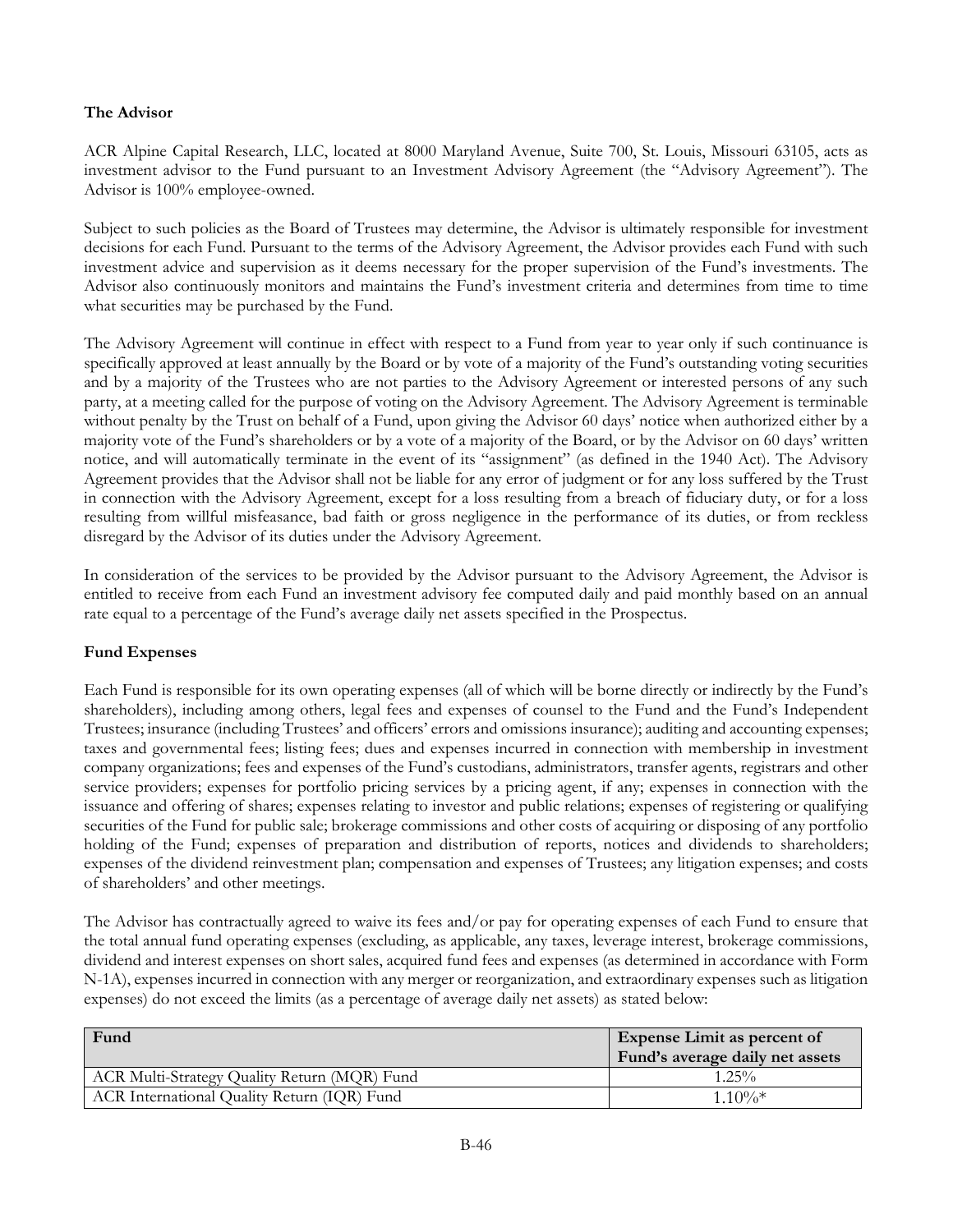**The Advisor**

ACR Alpine Capital Research, LLC, located at 8000 Maryland Avenue, Suite 700, St. Louis, Missouri 63105, acts as investment advisor to the Fund pursuant to an Investment Advisory Agreement (the "Advisory Agreement"). The Advisor is 100% employee-owned.

Subject to such policies as the Board of Trustees may determine, the Advisor is ultimately responsible for investment decisions for each Fund. Pursuant to the terms of the Advisory Agreement, the Advisor provides each Fund with such investment advice and supervision as it deems necessary for the proper supervision of the Fund's investments. The Advisor also continuously monitors and maintains the Fund's investment criteria and determines from time to time what securities may be purchased by the Fund.

The Advisory Agreement will continue in effect with respect to a Fund from year to year only if such continuance is specifically approved at least annually by the Board or by vote of a majority of the Fund's outstanding voting securities and by a majority of the Trustees who are not parties to the Advisory Agreement or interested persons of any such party, at a meeting called for the purpose of voting on the Advisory Agreement. The Advisory Agreement is terminable without penalty by the Trust on behalf of a Fund, upon giving the Advisor 60 days' notice when authorized either by a majority vote of the Fund's shareholders or by a vote of a majority of the Board, or by the Advisor on 60 days' written notice, and will automatically terminate in the event of its "assignment" (as defined in the 1940 Act). The Advisory Agreement provides that the Advisor shall not be liable for any error of judgment or for any loss suffered by the Trust in connection with the Advisory Agreement, except for a loss resulting from a breach of fiduciary duty, or for a loss resulting from willful misfeasance, bad faith or gross negligence in the performance of its duties, or from reckless disregard by the Advisor of its duties under the Advisory Agreement.

In consideration of the services to be provided by the Advisor pursuant to the Advisory Agreement, the Advisor is entitled to receive from each Fund an investment advisory fee computed daily and paid monthly based on an annual rate equal to a percentage of the Fund's average daily net assets specified in the Prospectus.

**Fund Expenses**

Each Fund is responsible for its own operating expenses (all of which will be borne directly or indirectly by the Fund's shareholders), including among others, legal fees and expenses of counsel to the Fund and the Fund's Independent Trustees; insurance (including Trustees' and officers' errors and omissions insurance); auditing and accounting expenses; taxes and governmental fees; listing fees; dues and expenses incurred in connection with membership in investment company organizations; fees and expenses of the Fund's custodians, administrators, transfer agents, registrars and other service providers; expenses for portfolio pricing services by a pricing agent, if any; expenses in connection with the issuance and offering of shares; expenses relating to investor and public relations; expenses of registering or qualifying securities of the Fund for public sale; brokerage commissions and other costs of acquiring or disposing of any portfolio holding of the Fund; expenses of preparation and distribution of reports, notices and dividends to shareholders; expenses of the dividend reinvestment plan; compensation and expenses of Trustees; any litigation expenses; and costs of shareholders' and other meetings.

The Advisor has contractually agreed to waive its fees and/or pay for operating expenses of each Fund to ensure that the total annual fund operating expenses (excluding, as applicable, any taxes, leverage interest, brokerage commissions, dividend and interest expenses on short sales, acquired fund fees and expenses (as determined in accordance with Form N-1A), expenses incurred in connection with any merger or reorganization, and extraordinary expenses such as litigation expenses) do not exceed the limits (as a percentage of average daily net assets) as stated below:

| Fund | Expense Limit as percent of Fund's average daily net assets |
|---|---|
| ACR Multi-Strategy Quality Return (MQR) Fund | 1.25% |
| ACR International Quality Return (IQR) Fund | 1.10%* |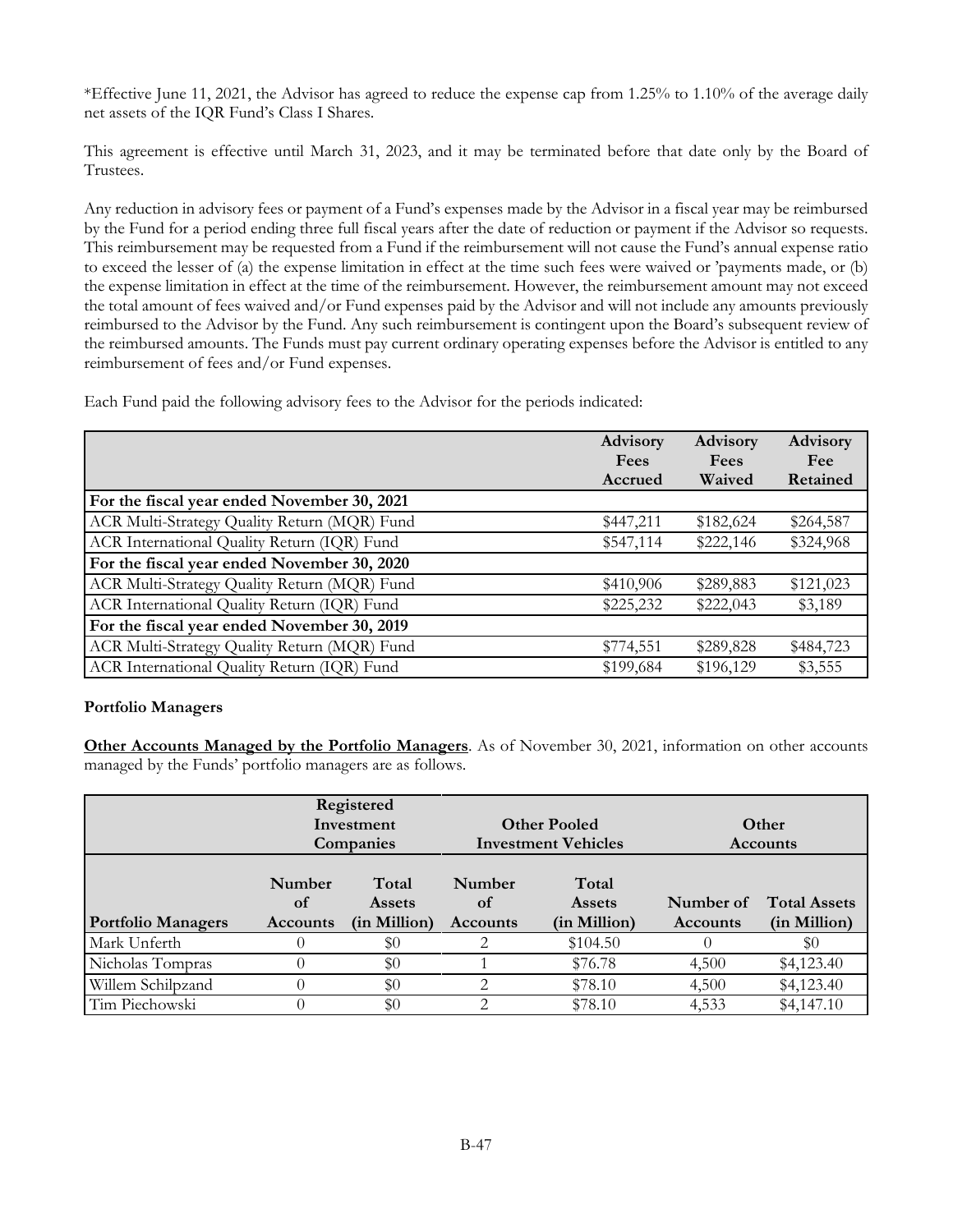*Effective June 11, 2021, the Advisor has agreed to reduce the expense cap from 1.25% to 1.10% of the average daily net assets of the IQR Fund's Class I Shares.

This agreement is effective until March 31, 2023, and it may be terminated before that date only by the Board of Trustees.

Any reduction in advisory fees or payment of a Fund's expenses made by the Advisor in a fiscal year may be reimbursed by the Fund for a period ending three full fiscal years after the date of reduction or payment if the Advisor so requests. This reimbursement may be requested from a Fund if the reimbursement will not cause the Fund's annual expense ratio to exceed the lesser of (a) the expense limitation in effect at the time such fees were waived or 'payments made, or (b) the expense limitation in effect at the time of the reimbursement. However, the reimbursement amount may not exceed the total amount of fees waived and/or Fund expenses paid by the Advisor and will not include any amounts previously reimbursed to the Advisor by the Fund. Any such reimbursement is contingent upon the Board's subsequent review of the reimbursed amounts. The Funds must pay current ordinary operating expenses before the Advisor is entitled to any reimbursement of fees and/or Fund expenses.

Each Fund paid the following advisory fees to the Advisor for the periods indicated:

| | Advisory Fees Accrued | Advisory Fees Waived | Advisory Fee Retained |
|---|---|---|---|
| **For the fiscal year ended November 30, 2021** | | | |
| ACR Multi-Strategy Quality Return (MQR) Fund | $447,211 | $182,624 | $264,587 |
| ACR International Quality Return (IQR) Fund | $547,114 | $222,146 | $324,968 |
| **For the fiscal year ended November 30, 2020** | | | |
| ACR Multi-Strategy Quality Return (MQR) Fund | $410,906 | $289,883 | $121,023 |
| ACR International Quality Return (IQR) Fund | $225,232 | $222,043 | $3,189 |
| **For the fiscal year ended November 30, 2019** | | | |
| ACR Multi-Strategy Quality Return (MQR) Fund | $774,551 | $289,828 | $484,723 |
| ACR International Quality Return (IQR) Fund | $199,684 | $196,129 | $3,555 |

**Portfolio Managers**

**Other Accounts Managed by the Portfolio Managers**. As of November 30, 2021, information on other accounts managed by the Funds' portfolio managers are as follows.

| | Registered Investment Companies | | Other Pooled Investment Vehicles | | Other Accounts | |
|---|---|---|---|---|---|---|
| **Portfolio Managers** | **Number of Accounts** | **Total Assets (in Million)** | **Number of Accounts** | **Total Assets (in Million)** | **Number of Accounts** | **Total Assets (in Million)** |
| Mark Unferth | 0 | $0 | 2 | $104.50 | 0 | $0 |
| Nicholas Tompras | 0 | $0 | 1 | $76.78 | 4,500 | $4,123.40 |
| Willem Schilpzand | 0 | $0 | 2 | $78.10 | 4,500 | $4,123.40 |
| Tim Piechowski | 0 | $0 | 2 | $78.10 | 4,533 | $4,147.10 |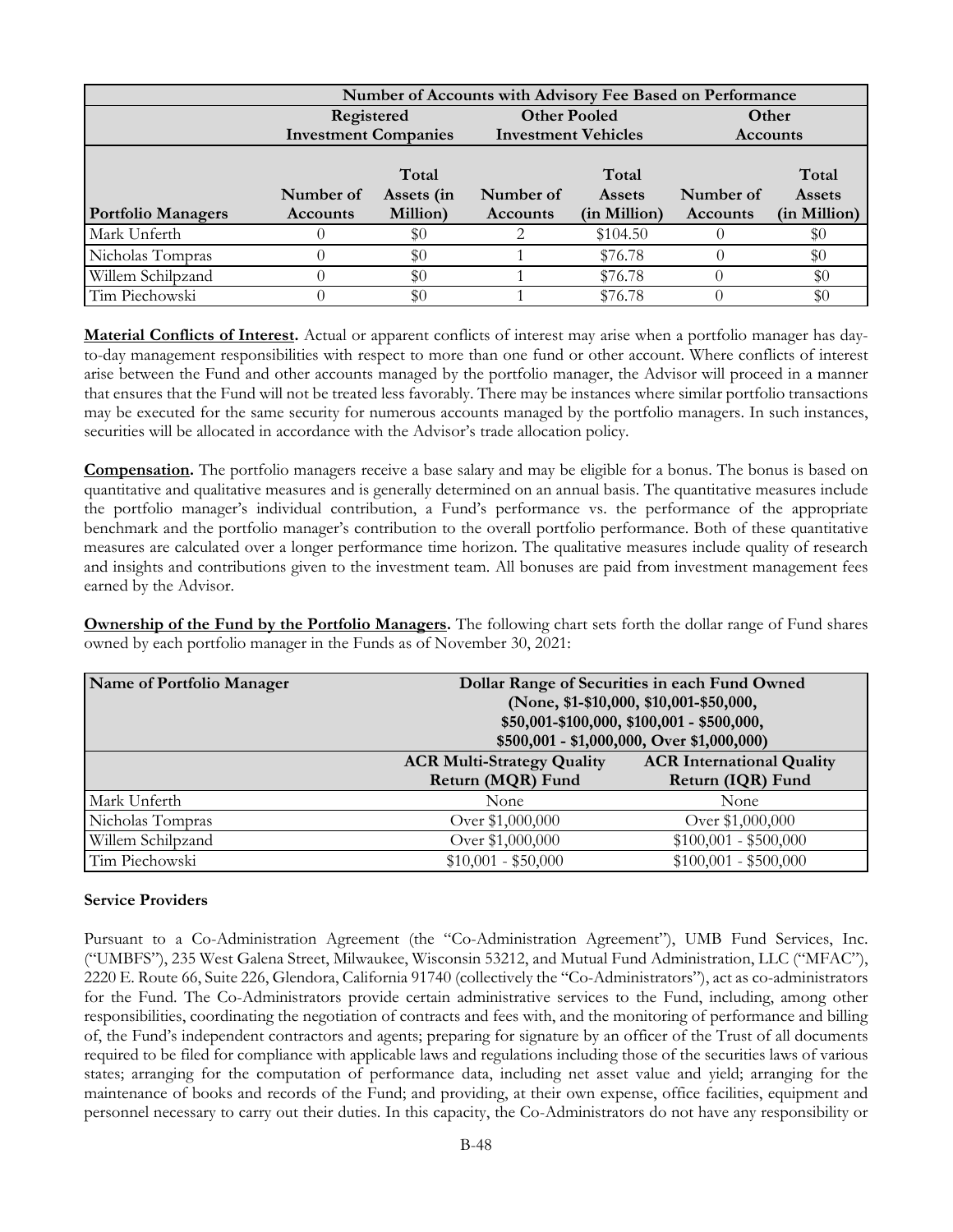| | Number of Accounts with Advisory Fee Based on Performance | | | | | |
|---|---|---|---|---|---|---|
| | Registered Investment Companies | | Other Pooled Investment Vehicles | | Other Accounts | |
| Portfolio Managers | Number of Accounts | Total Assets (in Million) | Number of Accounts | Total Assets (in Million) | Number of Accounts | Total Assets (in Million) |
| Mark Unferth | 0 | $0 | 2 | $104.50 | 0 | $0 |
| Nicholas Tompras | 0 | $0 | 1 | $76.78 | 0 | $0 |
| Willem Schilpzand | 0 | $0 | 1 | $76.78 | 0 | $0 |
| Tim Piechowski | 0 | $0 | 1 | $76.78 | 0 | $0 |

**Material Conflicts of Interest.** Actual or apparent conflicts of interest may arise when a portfolio manager has day-to-day management responsibilities with respect to more than one fund or other account. Where conflicts of interest arise between the Fund and other accounts managed by the portfolio manager, the Advisor will proceed in a manner that ensures that the Fund will not be treated less favorably. There may be instances where similar portfolio transactions may be executed for the same security for numerous accounts managed by the portfolio managers. In such instances, securities will be allocated in accordance with the Advisor's trade allocation policy.

**Compensation.** The portfolio managers receive a base salary and may be eligible for a bonus. The bonus is based on quantitative and qualitative measures and is generally determined on an annual basis. The quantitative measures include the portfolio manager's individual contribution, a Fund's performance vs. the performance of the appropriate benchmark and the portfolio manager's contribution to the overall portfolio performance. Both of these quantitative measures are calculated over a longer performance time horizon. The qualitative measures include quality of research and insights and contributions given to the investment team. All bonuses are paid from investment management fees earned by the Advisor.

**Ownership of the Fund by the Portfolio Managers.** The following chart sets forth the dollar range of Fund shares owned by each portfolio manager in the Funds as of November 30, 2021:

| Name of Portfolio Manager | Dollar Range of Securities in each Fund Owned (None, $1-$10,000, $10,001-$50,000, $50,001-$100,000, $100,001 - $500,000, $500,001 - $1,000,000, Over $1,000,000) | |
|---|---|---|
| | ACR Multi-Strategy Quality Return (MQR) Fund | ACR International Quality Return (IQR) Fund |
| Mark Unferth | None | None |
| Nicholas Tompras | Over $1,000,000 | Over $1,000,000 |
| Willem Schilpzand | Over $1,000,000 | $100,001 - $500,000 |
| Tim Piechowski | $10,001 - $50,000 | $100,001 - $500,000 |

**Service Providers**

Pursuant to a Co-Administration Agreement (the "Co-Administration Agreement"), UMB Fund Services, Inc. ("UMBFS"), 235 West Galena Street, Milwaukee, Wisconsin 53212, and Mutual Fund Administration, LLC ("MFAC"), 2220 E. Route 66, Suite 226, Glendora, California 91740 (collectively the "Co-Administrators"), act as co-administrators for the Fund. The Co-Administrators provide certain administrative services to the Fund, including, among other responsibilities, coordinating the negotiation of contracts and fees with, and the monitoring of performance and billing of, the Fund's independent contractors and agents; preparing for signature by an officer of the Trust of all documents required to be filed for compliance with applicable laws and regulations including those of the securities laws of various states; arranging for the computation of performance data, including net asset value and yield; arranging for the maintenance of books and records of the Fund; and providing, at their own expense, office facilities, equipment and personnel necessary to carry out their duties. In this capacity, the Co-Administrators do not have any responsibility or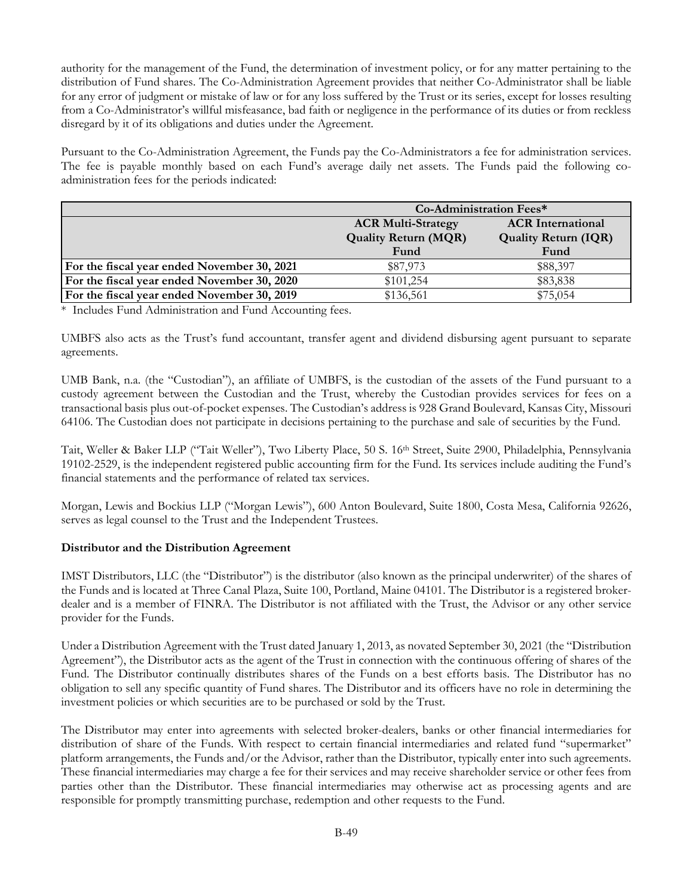authority for the management of the Fund, the determination of investment policy, or for any matter pertaining to the distribution of Fund shares. The Co-Administration Agreement provides that neither Co-Administrator shall be liable for any error of judgment or mistake of law or for any loss suffered by the Trust or its series, except for losses resulting from a Co-Administrator's willful misfeasance, bad faith or negligence in the performance of its duties or from reckless disregard by it of its obligations and duties under the Agreement.

Pursuant to the Co-Administration Agreement, the Funds pay the Co-Administrators a fee for administration services. The fee is payable monthly based on each Fund's average daily net assets. The Funds paid the following co-administration fees for the periods indicated:

| | **Co-Administration Fees*** | |
|---|---|---|
| | **ACR Multi-Strategy Quality Return (MQR) Fund** | **ACR International Quality Return (IQR) Fund** |
| **For the fiscal year ended November 30, 2021** | $87,973 | $88,397 |
| **For the fiscal year ended November 30, 2020** | $101,254 | $83,838 |
| **For the fiscal year ended November 30, 2019** | $136,561 | $75,054 |

\* Includes Fund Administration and Fund Accounting fees.

UMBFS also acts as the Trust's fund accountant, transfer agent and dividend disbursing agent pursuant to separate agreements.

UMB Bank, n.a. (the "Custodian"), an affiliate of UMBFS, is the custodian of the assets of the Fund pursuant to a custody agreement between the Custodian and the Trust, whereby the Custodian provides services for fees on a transactional basis plus out-of-pocket expenses. The Custodian's address is 928 Grand Boulevard, Kansas City, Missouri 64106. The Custodian does not participate in decisions pertaining to the purchase and sale of securities by the Fund.

Tait, Weller & Baker LLP ("Tait Weller"), Two Liberty Place, 50 S. 16th Street, Suite 2900, Philadelphia, Pennsylvania 19102-2529, is the independent registered public accounting firm for the Fund. Its services include auditing the Fund's financial statements and the performance of related tax services.

Morgan, Lewis and Bockius LLP ("Morgan Lewis"), 600 Anton Boulevard, Suite 1800, Costa Mesa, California 92626, serves as legal counsel to the Trust and the Independent Trustees.

### Distributor and the Distribution Agreement

IMST Distributors, LLC (the "Distributor") is the distributor (also known as the principal underwriter) of the shares of the Funds and is located at Three Canal Plaza, Suite 100, Portland, Maine 04101. The Distributor is a registered broker-dealer and is a member of FINRA. The Distributor is not affiliated with the Trust, the Advisor or any other service provider for the Funds.

Under a Distribution Agreement with the Trust dated January 1, 2013, as novated September 30, 2021 (the "Distribution Agreement"), the Distributor acts as the agent of the Trust in connection with the continuous offering of shares of the Fund. The Distributor continually distributes shares of the Funds on a best efforts basis. The Distributor has no obligation to sell any specific quantity of Fund shares. The Distributor and its officers have no role in determining the investment policies or which securities are to be purchased or sold by the Trust.

The Distributor may enter into agreements with selected broker-dealers, banks or other financial intermediaries for distribution of share of the Funds. With respect to certain financial intermediaries and related fund "supermarket" platform arrangements, the Funds and/or the Advisor, rather than the Distributor, typically enter into such agreements. These financial intermediaries may charge a fee for their services and may receive shareholder service or other fees from parties other than the Distributor. These financial intermediaries may otherwise act as processing agents and are responsible for promptly transmitting purchase, redemption and other requests to the Fund.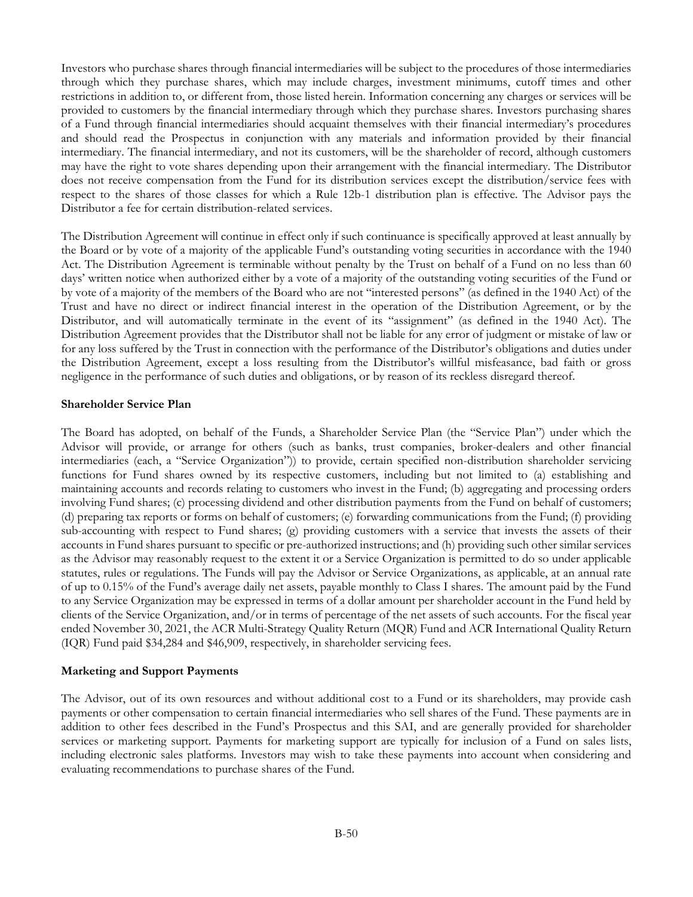Investors who purchase shares through financial intermediaries will be subject to the procedures of those intermediaries through which they purchase shares, which may include charges, investment minimums, cutoff times and other restrictions in addition to, or different from, those listed herein. Information concerning any charges or services will be provided to customers by the financial intermediary through which they purchase shares. Investors purchasing shares of a Fund through financial intermediaries should acquaint themselves with their financial intermediary's procedures and should read the Prospectus in conjunction with any materials and information provided by their financial intermediary. The financial intermediary, and not its customers, will be the shareholder of record, although customers may have the right to vote shares depending upon their arrangement with the financial intermediary. The Distributor does not receive compensation from the Fund for its distribution services except the distribution/service fees with respect to the shares of those classes for which a Rule 12b-1 distribution plan is effective. The Advisor pays the Distributor a fee for certain distribution-related services.

The Distribution Agreement will continue in effect only if such continuance is specifically approved at least annually by the Board or by vote of a majority of the applicable Fund's outstanding voting securities in accordance with the 1940 Act. The Distribution Agreement is terminable without penalty by the Trust on behalf of a Fund on no less than 60 days' written notice when authorized either by a vote of a majority of the outstanding voting securities of the Fund or by vote of a majority of the members of the Board who are not "interested persons" (as defined in the 1940 Act) of the Trust and have no direct or indirect financial interest in the operation of the Distribution Agreement, or by the Distributor, and will automatically terminate in the event of its "assignment" (as defined in the 1940 Act). The Distribution Agreement provides that the Distributor shall not be liable for any error of judgment or mistake of law or for any loss suffered by the Trust in connection with the performance of the Distributor's obligations and duties under the Distribution Agreement, except a loss resulting from the Distributor's willful misfeasance, bad faith or gross negligence in the performance of such duties and obligations, or by reason of its reckless disregard thereof.

**Shareholder Service Plan**

The Board has adopted, on behalf of the Funds, a Shareholder Service Plan (the "Service Plan") under which the Advisor will provide, or arrange for others (such as banks, trust companies, broker-dealers and other financial intermediaries (each, a "Service Organization")) to provide, certain specified non-distribution shareholder servicing functions for Fund shares owned by its respective customers, including but not limited to (a) establishing and maintaining accounts and records relating to customers who invest in the Fund; (b) aggregating and processing orders involving Fund shares; (c) processing dividend and other distribution payments from the Fund on behalf of customers; (d) preparing tax reports or forms on behalf of customers; (e) forwarding communications from the Fund; (f) providing sub-accounting with respect to Fund shares; (g) providing customers with a service that invests the assets of their accounts in Fund shares pursuant to specific or pre-authorized instructions; and (h) providing such other similar services as the Advisor may reasonably request to the extent it or a Service Organization is permitted to do so under applicable statutes, rules or regulations. The Funds will pay the Advisor or Service Organizations, as applicable, at an annual rate of up to 0.15% of the Fund's average daily net assets, payable monthly to Class I shares. The amount paid by the Fund to any Service Organization may be expressed in terms of a dollar amount per shareholder account in the Fund held by clients of the Service Organization, and/or in terms of percentage of the net assets of such accounts. For the fiscal year ended November 30, 2021, the ACR Multi-Strategy Quality Return (MQR) Fund and ACR International Quality Return (IQR) Fund paid $34,284 and $46,909, respectively, in shareholder servicing fees.

**Marketing and Support Payments**

The Advisor, out of its own resources and without additional cost to a Fund or its shareholders, may provide cash payments or other compensation to certain financial intermediaries who sell shares of the Fund. These payments are in addition to other fees described in the Fund's Prospectus and this SAI, and are generally provided for shareholder services or marketing support. Payments for marketing support are typically for inclusion of a Fund on sales lists, including electronic sales platforms. Investors may wish to take these payments into account when considering and evaluating recommendations to purchase shares of the Fund.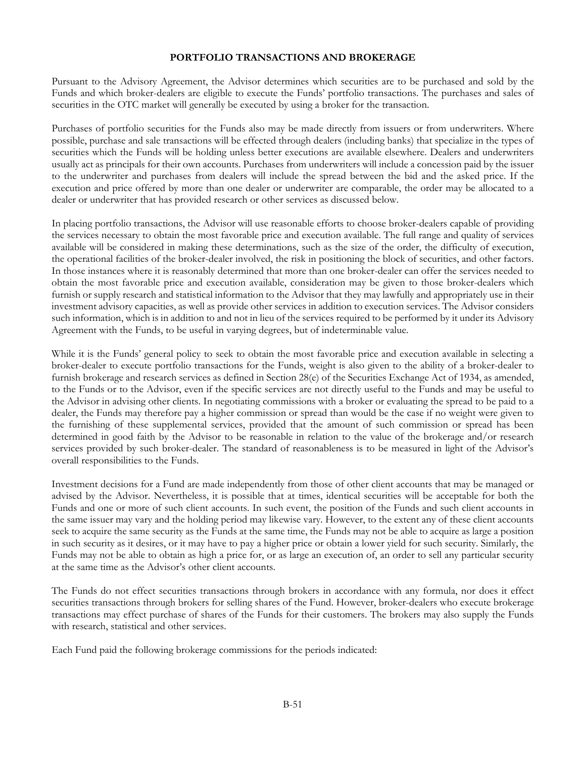## PORTFOLIO TRANSACTIONS AND BROKERAGE

Pursuant to the Advisory Agreement, the Advisor determines which securities are to be purchased and sold by the Funds and which broker-dealers are eligible to execute the Funds' portfolio transactions. The purchases and sales of securities in the OTC market will generally be executed by using a broker for the transaction.

Purchases of portfolio securities for the Funds also may be made directly from issuers or from underwriters. Where possible, purchase and sale transactions will be effected through dealers (including banks) that specialize in the types of securities which the Funds will be holding unless better executions are available elsewhere. Dealers and underwriters usually act as principals for their own accounts. Purchases from underwriters will include a concession paid by the issuer to the underwriter and purchases from dealers will include the spread between the bid and the asked price. If the execution and price offered by more than one dealer or underwriter are comparable, the order may be allocated to a dealer or underwriter that has provided research or other services as discussed below.

In placing portfolio transactions, the Advisor will use reasonable efforts to choose broker-dealers capable of providing the services necessary to obtain the most favorable price and execution available. The full range and quality of services available will be considered in making these determinations, such as the size of the order, the difficulty of execution, the operational facilities of the broker-dealer involved, the risk in positioning the block of securities, and other factors. In those instances where it is reasonably determined that more than one broker-dealer can offer the services needed to obtain the most favorable price and execution available, consideration may be given to those broker-dealers which furnish or supply research and statistical information to the Advisor that they may lawfully and appropriately use in their investment advisory capacities, as well as provide other services in addition to execution services. The Advisor considers such information, which is in addition to and not in lieu of the services required to be performed by it under its Advisory Agreement with the Funds, to be useful in varying degrees, but of indeterminable value.

While it is the Funds' general policy to seek to obtain the most favorable price and execution available in selecting a broker-dealer to execute portfolio transactions for the Funds, weight is also given to the ability of a broker-dealer to furnish brokerage and research services as defined in Section 28(e) of the Securities Exchange Act of 1934, as amended, to the Funds or to the Advisor, even if the specific services are not directly useful to the Funds and may be useful to the Advisor in advising other clients. In negotiating commissions with a broker or evaluating the spread to be paid to a dealer, the Funds may therefore pay a higher commission or spread than would be the case if no weight were given to the furnishing of these supplemental services, provided that the amount of such commission or spread has been determined in good faith by the Advisor to be reasonable in relation to the value of the brokerage and/or research services provided by such broker-dealer. The standard of reasonableness is to be measured in light of the Advisor's overall responsibilities to the Funds.

Investment decisions for a Fund are made independently from those of other client accounts that may be managed or advised by the Advisor. Nevertheless, it is possible that at times, identical securities will be acceptable for both the Funds and one or more of such client accounts. In such event, the position of the Funds and such client accounts in the same issuer may vary and the holding period may likewise vary. However, to the extent any of these client accounts seek to acquire the same security as the Funds at the same time, the Funds may not be able to acquire as large a position in such security as it desires, or it may have to pay a higher price or obtain a lower yield for such security. Similarly, the Funds may not be able to obtain as high a price for, or as large an execution of, an order to sell any particular security at the same time as the Advisor's other client accounts.

The Funds do not effect securities transactions through brokers in accordance with any formula, nor does it effect securities transactions through brokers for selling shares of the Fund. However, broker-dealers who execute brokerage transactions may effect purchase of shares of the Funds for their customers. The brokers may also supply the Funds with research, statistical and other services.

Each Fund paid the following brokerage commissions for the periods indicated: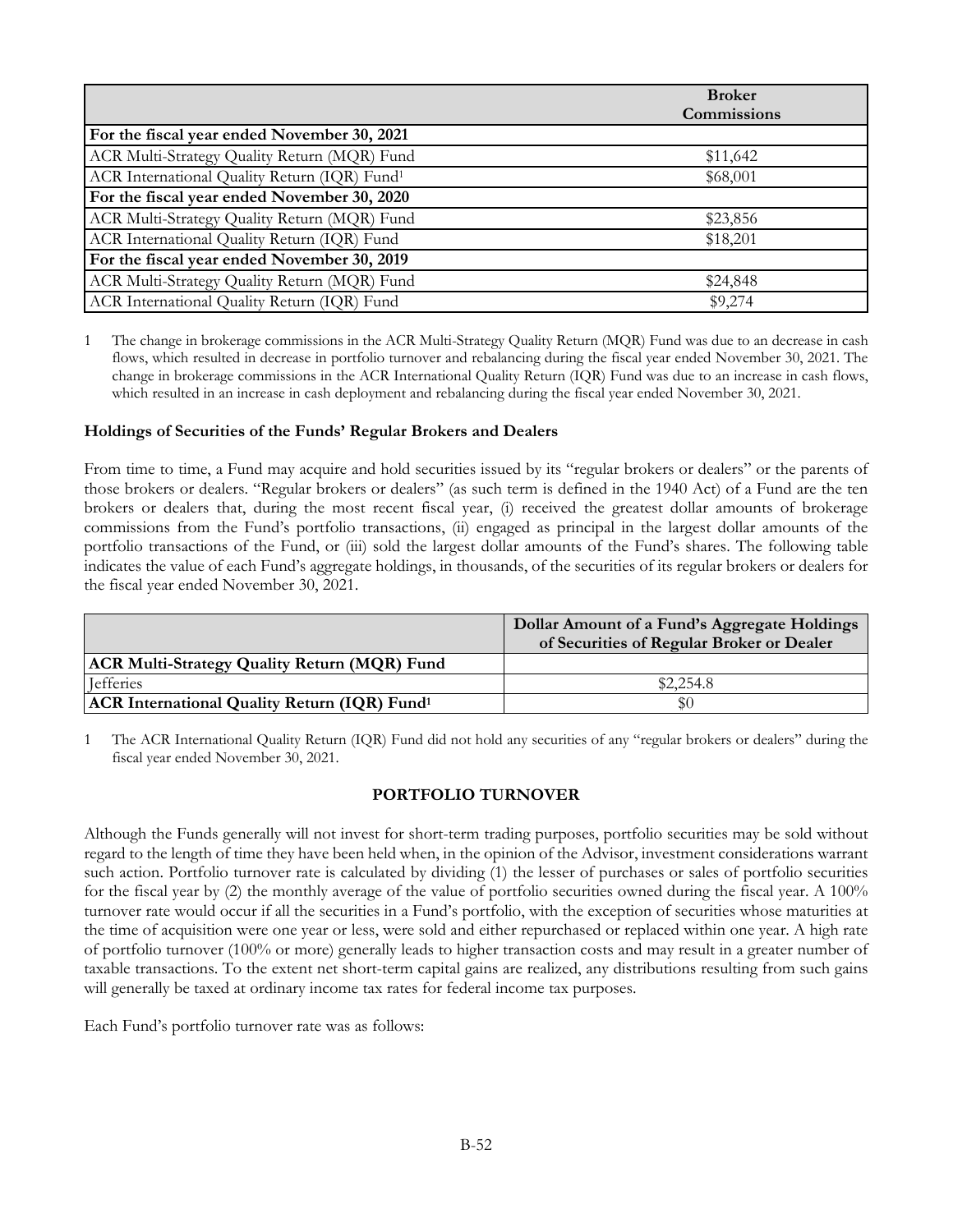| | Broker Commissions |
|---|---|
| **For the fiscal year ended November 30, 2021** | |
| ACR Multi-Strategy Quality Return (MQR) Fund | $11,642 |
| ACR International Quality Return (IQR) Fund[1] | $68,001 |
| **For the fiscal year ended November 30, 2020** | |
| ACR Multi-Strategy Quality Return (MQR) Fund | $23,856 |
| ACR International Quality Return (IQR) Fund | $18,201 |
| **For the fiscal year ended November 30, 2019** | |
| ACR Multi-Strategy Quality Return (MQR) Fund | $24,848 |
| ACR International Quality Return (IQR) Fund | $9,274 |

1 The change in brokerage commissions in the ACR Multi-Strategy Quality Return (MQR) Fund was due to an decrease in cash flows, which resulted in decrease in portfolio turnover and rebalancing during the fiscal year ended November 30, 2021. The change in brokerage commissions in the ACR International Quality Return (IQR) Fund was due to an increase in cash flows, which resulted in an increase in cash deployment and rebalancing during the fiscal year ended November 30, 2021.

### Holdings of Securities of the Funds' Regular Brokers and Dealers

From time to time, a Fund may acquire and hold securities issued by its "regular brokers or dealers" or the parents of those brokers or dealers. "Regular brokers or dealers" (as such term is defined in the 1940 Act) of a Fund are the ten brokers or dealers that, during the most recent fiscal year, (i) received the greatest dollar amounts of brokerage commissions from the Fund's portfolio transactions, (ii) engaged as principal in the largest dollar amounts of the portfolio transactions of the Fund, or (iii) sold the largest dollar amounts of the Fund's shares. The following table indicates the value of each Fund's aggregate holdings, in thousands, of the securities of its regular brokers or dealers for the fiscal year ended November 30, 2021.

| | Dollar Amount of a Fund's Aggregate Holdings of Securities of Regular Broker or Dealer |
|---|---|
| **ACR Multi-Strategy Quality Return (MQR) Fund** | |
| Jefferies | $2,254.8 |
| **ACR International Quality Return (IQR) Fund[1]** | $0 |

1 The ACR International Quality Return (IQR) Fund did not hold any securities of any "regular brokers or dealers" during the fiscal year ended November 30, 2021.

## PORTFOLIO TURNOVER

Although the Funds generally will not invest for short-term trading purposes, portfolio securities may be sold without regard to the length of time they have been held when, in the opinion of the Advisor, investment considerations warrant such action. Portfolio turnover rate is calculated by dividing (1) the lesser of purchases or sales of portfolio securities for the fiscal year by (2) the monthly average of the value of portfolio securities owned during the fiscal year. A 100% turnover rate would occur if all the securities in a Fund's portfolio, with the exception of securities whose maturities at the time of acquisition were one year or less, were sold and either repurchased or replaced within one year. A high rate of portfolio turnover (100% or more) generally leads to higher transaction costs and may result in a greater number of taxable transactions. To the extent net short-term capital gains are realized, any distributions resulting from such gains will generally be taxed at ordinary income tax rates for federal income tax purposes.

Each Fund's portfolio turnover rate was as follows: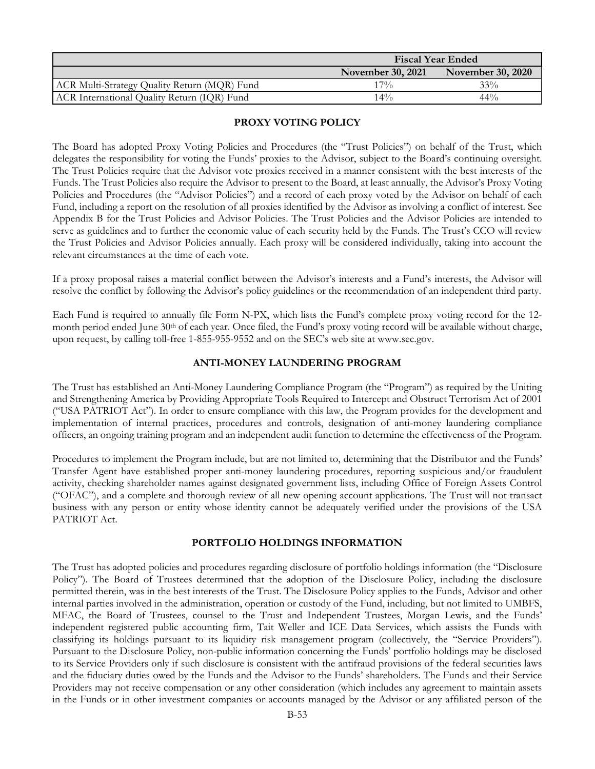| | Fiscal Year Ended | |
|---|---|---|
| | November 30, 2021 | November 30, 2020 |
| ACR Multi-Strategy Quality Return (MQR) Fund | 17% | 33% |
| ACR International Quality Return (IQR) Fund | 14% | 44% |

## PROXY VOTING POLICY

The Board has adopted Proxy Voting Policies and Procedures (the "Trust Policies") on behalf of the Trust, which delegates the responsibility for voting the Funds' proxies to the Advisor, subject to the Board's continuing oversight. The Trust Policies require that the Advisor vote proxies received in a manner consistent with the best interests of the Funds. The Trust Policies also require the Advisor to present to the Board, at least annually, the Advisor's Proxy Voting Policies and Procedures (the "Advisor Policies") and a record of each proxy voted by the Advisor on behalf of each Fund, including a report on the resolution of all proxies identified by the Advisor as involving a conflict of interest. See Appendix B for the Trust Policies and Advisor Policies. The Trust Policies and the Advisor Policies are intended to serve as guidelines and to further the economic value of each security held by the Funds. The Trust's CCO will review the Trust Policies and Advisor Policies annually. Each proxy will be considered individually, taking into account the relevant circumstances at the time of each vote.

If a proxy proposal raises a material conflict between the Advisor's interests and a Fund's interests, the Advisor will resolve the conflict by following the Advisor's policy guidelines or the recommendation of an independent third party.

Each Fund is required to annually file Form N-PX, which lists the Fund's complete proxy voting record for the 12-month period ended June 30th of each year. Once filed, the Fund's proxy voting record will be available without charge, upon request, by calling toll-free 1-855-955-9552 and on the SEC's web site at www.sec.gov.

## ANTI-MONEY LAUNDERING PROGRAM

The Trust has established an Anti-Money Laundering Compliance Program (the "Program") as required by the Uniting and Strengthening America by Providing Appropriate Tools Required to Intercept and Obstruct Terrorism Act of 2001 ("USA PATRIOT Act"). In order to ensure compliance with this law, the Program provides for the development and implementation of internal practices, procedures and controls, designation of anti-money laundering compliance officers, an ongoing training program and an independent audit function to determine the effectiveness of the Program.

Procedures to implement the Program include, but are not limited to, determining that the Distributor and the Funds' Transfer Agent have established proper anti-money laundering procedures, reporting suspicious and/or fraudulent activity, checking shareholder names against designated government lists, including Office of Foreign Assets Control ("OFAC"), and a complete and thorough review of all new opening account applications. The Trust will not transact business with any person or entity whose identity cannot be adequately verified under the provisions of the USA PATRIOT Act.

## PORTFOLIO HOLDINGS INFORMATION

The Trust has adopted policies and procedures regarding disclosure of portfolio holdings information (the "Disclosure Policy"). The Board of Trustees determined that the adoption of the Disclosure Policy, including the disclosure permitted therein, was in the best interests of the Trust. The Disclosure Policy applies to the Funds, Advisor and other internal parties involved in the administration, operation or custody of the Fund, including, but not limited to UMBFS, MFAC, the Board of Trustees, counsel to the Trust and Independent Trustees, Morgan Lewis, and the Funds' independent registered public accounting firm, Tait Weller and ICE Data Services, which assists the Funds with classifying its holdings pursuant to its liquidity risk management program (collectively, the "Service Providers"). Pursuant to the Disclosure Policy, non-public information concerning the Funds' portfolio holdings may be disclosed to its Service Providers only if such disclosure is consistent with the antifraud provisions of the federal securities laws and the fiduciary duties owed by the Funds and the Advisor to the Funds' shareholders. The Funds and their Service Providers may not receive compensation or any other consideration (which includes any agreement to maintain assets in the Funds or in other investment companies or accounts managed by the Advisor or any affiliated person of the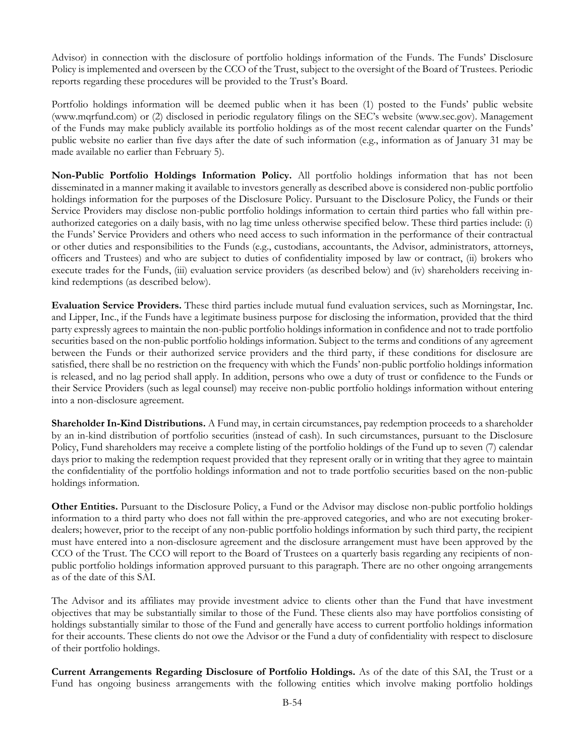Advisor) in connection with the disclosure of portfolio holdings information of the Funds. The Funds' Disclosure Policy is implemented and overseen by the CCO of the Trust, subject to the oversight of the Board of Trustees. Periodic reports regarding these procedures will be provided to the Trust's Board.

Portfolio holdings information will be deemed public when it has been (1) posted to the Funds' public website (www.mqrfund.com) or (2) disclosed in periodic regulatory filings on the SEC's website (www.sec.gov). Management of the Funds may make publicly available its portfolio holdings as of the most recent calendar quarter on the Funds' public website no earlier than five days after the date of such information (e.g., information as of January 31 may be made available no earlier than February 5).

**Non-Public Portfolio Holdings Information Policy.** All portfolio holdings information that has not been disseminated in a manner making it available to investors generally as described above is considered non-public portfolio holdings information for the purposes of the Disclosure Policy. Pursuant to the Disclosure Policy, the Funds or their Service Providers may disclose non-public portfolio holdings information to certain third parties who fall within pre-authorized categories on a daily basis, with no lag time unless otherwise specified below. These third parties include: (i) the Funds' Service Providers and others who need access to such information in the performance of their contractual or other duties and responsibilities to the Funds (e.g., custodians, accountants, the Advisor, administrators, attorneys, officers and Trustees) and who are subject to duties of confidentiality imposed by law or contract, (ii) brokers who execute trades for the Funds, (iii) evaluation service providers (as described below) and (iv) shareholders receiving in-kind redemptions (as described below).

**Evaluation Service Providers.** These third parties include mutual fund evaluation services, such as Morningstar, Inc. and Lipper, Inc., if the Funds have a legitimate business purpose for disclosing the information, provided that the third party expressly agrees to maintain the non-public portfolio holdings information in confidence and not to trade portfolio securities based on the non-public portfolio holdings information. Subject to the terms and conditions of any agreement between the Funds or their authorized service providers and the third party, if these conditions for disclosure are satisfied, there shall be no restriction on the frequency with which the Funds' non-public portfolio holdings information is released, and no lag period shall apply. In addition, persons who owe a duty of trust or confidence to the Funds or their Service Providers (such as legal counsel) may receive non-public portfolio holdings information without entering into a non-disclosure agreement.

**Shareholder In-Kind Distributions.** A Fund may, in certain circumstances, pay redemption proceeds to a shareholder by an in-kind distribution of portfolio securities (instead of cash). In such circumstances, pursuant to the Disclosure Policy, Fund shareholders may receive a complete listing of the portfolio holdings of the Fund up to seven (7) calendar days prior to making the redemption request provided that they represent orally or in writing that they agree to maintain the confidentiality of the portfolio holdings information and not to trade portfolio securities based on the non-public holdings information.

**Other Entities.** Pursuant to the Disclosure Policy, a Fund or the Advisor may disclose non-public portfolio holdings information to a third party who does not fall within the pre-approved categories, and who are not executing broker-dealers; however, prior to the receipt of any non-public portfolio holdings information by such third party, the recipient must have entered into a non-disclosure agreement and the disclosure arrangement must have been approved by the CCO of the Trust. The CCO will report to the Board of Trustees on a quarterly basis regarding any recipients of non-public portfolio holdings information approved pursuant to this paragraph. There are no other ongoing arrangements as of the date of this SAI.

The Advisor and its affiliates may provide investment advice to clients other than the Fund that have investment objectives that may be substantially similar to those of the Fund. These clients also may have portfolios consisting of holdings substantially similar to those of the Fund and generally have access to current portfolio holdings information for their accounts. These clients do not owe the Advisor or the Fund a duty of confidentiality with respect to disclosure of their portfolio holdings.

**Current Arrangements Regarding Disclosure of Portfolio Holdings.** As of the date of this SAI, the Trust or a Fund has ongoing business arrangements with the following entities which involve making portfolio holdings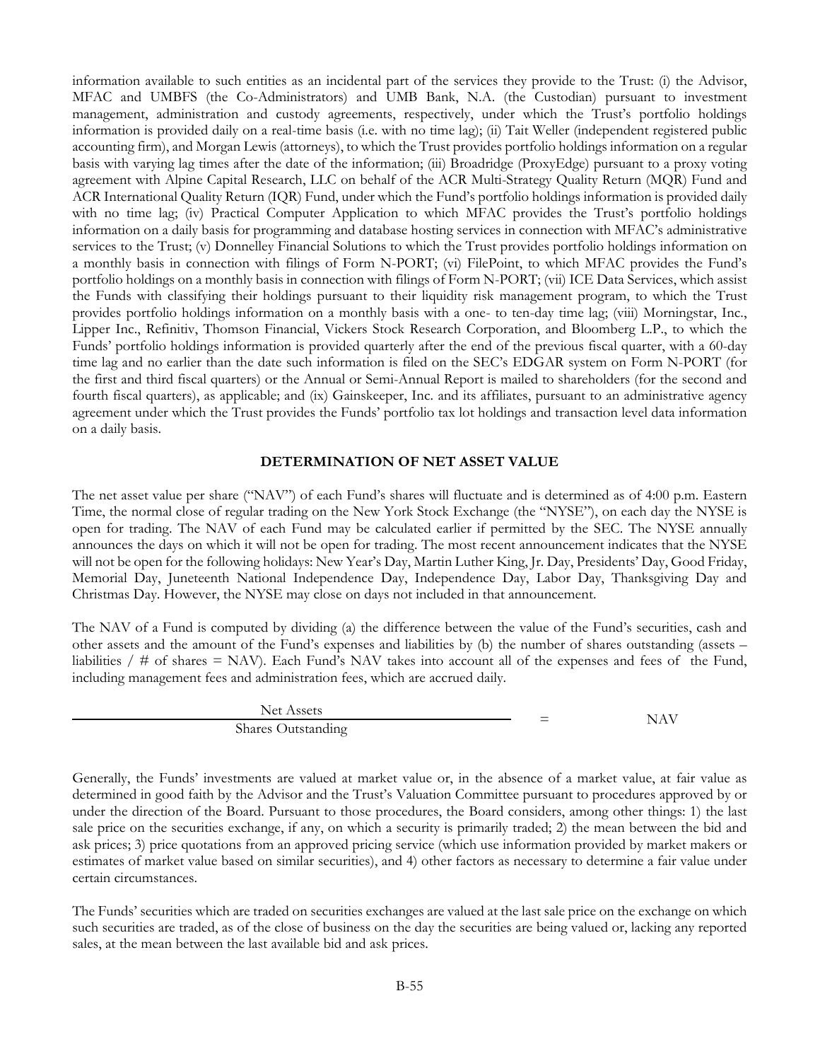information available to such entities as an incidental part of the services they provide to the Trust: (i) the Advisor, MFAC and UMBFS (the Co-Administrators) and UMB Bank, N.A. (the Custodian) pursuant to investment management, administration and custody agreements, respectively, under which the Trust's portfolio holdings information is provided daily on a real-time basis (i.e. with no time lag); (ii) Tait Weller (independent registered public accounting firm), and Morgan Lewis (attorneys), to which the Trust provides portfolio holdings information on a regular basis with varying lag times after the date of the information; (iii) Broadridge (ProxyEdge) pursuant to a proxy voting agreement with Alpine Capital Research, LLC on behalf of the ACR Multi-Strategy Quality Return (MQR) Fund and ACR International Quality Return (IQR) Fund, under which the Fund's portfolio holdings information is provided daily with no time lag; (iv) Practical Computer Application to which MFAC provides the Trust's portfolio holdings information on a daily basis for programming and database hosting services in connection with MFAC's administrative services to the Trust; (v) Donnelley Financial Solutions to which the Trust provides portfolio holdings information on a monthly basis in connection with filings of Form N-PORT; (vi) FilePoint, to which MFAC provides the Fund's portfolio holdings on a monthly basis in connection with filings of Form N-PORT; (vii) ICE Data Services, which assist the Funds with classifying their holdings pursuant to their liquidity risk management program, to which the Trust provides portfolio holdings information on a monthly basis with a one- to ten-day time lag; (viii) Morningstar, Inc., Lipper Inc., Refinitiv, Thomson Financial, Vickers Stock Research Corporation, and Bloomberg L.P., to which the Funds' portfolio holdings information is provided quarterly after the end of the previous fiscal quarter, with a 60-day time lag and no earlier than the date such information is filed on the SEC's EDGAR system on Form N-PORT (for the first and third fiscal quarters) or the Annual or Semi-Annual Report is mailed to shareholders (for the second and fourth fiscal quarters), as applicable; and (ix) Gainskeeper, Inc. and its affiliates, pursuant to an administrative agency agreement under which the Trust provides the Funds' portfolio tax lot holdings and transaction level data information on a daily basis.

## DETERMINATION OF NET ASSET VALUE

The net asset value per share ("NAV") of each Fund's shares will fluctuate and is determined as of 4:00 p.m. Eastern Time, the normal close of regular trading on the New York Stock Exchange (the "NYSE"), on each day the NYSE is open for trading. The NAV of each Fund may be calculated earlier if permitted by the SEC. The NYSE annually announces the days on which it will not be open for trading. The most recent announcement indicates that the NYSE will not be open for the following holidays: New Year's Day, Martin Luther King, Jr. Day, Presidents' Day, Good Friday, Memorial Day, Juneteenth National Independence Day, Independence Day, Labor Day, Thanksgiving Day and Christmas Day. However, the NYSE may close on days not included in that announcement.

The NAV of a Fund is computed by dividing (a) the difference between the value of the Fund's securities, cash and other assets and the amount of the Fund's expenses and liabilities by (b) the number of shares outstanding (assets – liabilities / # of shares = NAV). Each Fund's NAV takes into account all of the expenses and fees of the Fund, including management fees and administration fees, which are accrued daily.

$$\frac{\text{Net Assets}}{\text{Shares Outstanding}} = \text{NAV}$$

Generally, the Funds' investments are valued at market value or, in the absence of a market value, at fair value as determined in good faith by the Advisor and the Trust's Valuation Committee pursuant to procedures approved by or under the direction of the Board. Pursuant to those procedures, the Board considers, among other things: 1) the last sale price on the securities exchange, if any, on which a security is primarily traded; 2) the mean between the bid and ask prices; 3) price quotations from an approved pricing service (which use information provided by market makers or estimates of market value based on similar securities), and 4) other factors as necessary to determine a fair value under certain circumstances.

The Funds' securities which are traded on securities exchanges are valued at the last sale price on the exchange on which such securities are traded, as of the close of business on the day the securities are being valued or, lacking any reported sales, at the mean between the last available bid and ask prices.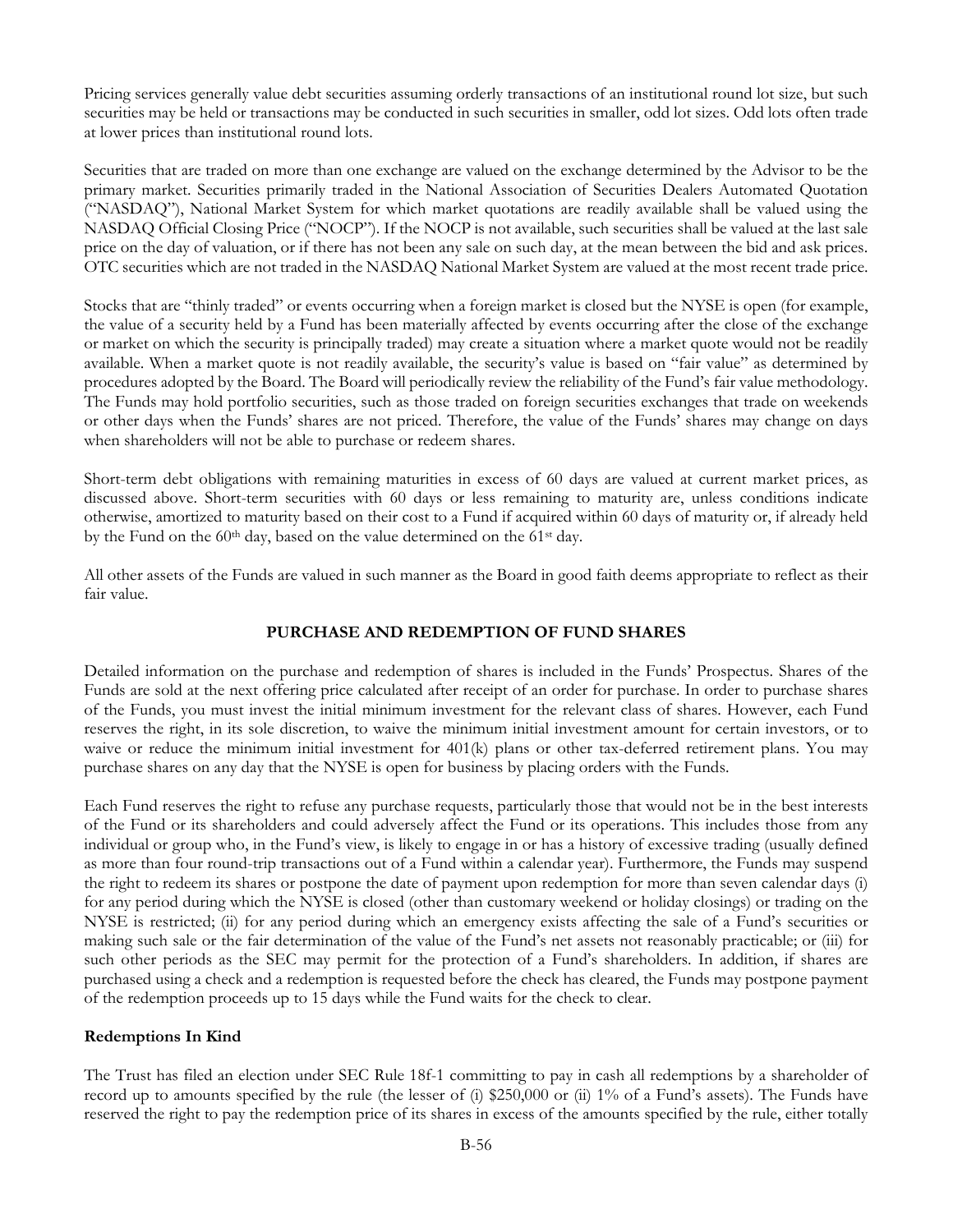Pricing services generally value debt securities assuming orderly transactions of an institutional round lot size, but such securities may be held or transactions may be conducted in such securities in smaller, odd lot sizes. Odd lots often trade at lower prices than institutional round lots.

Securities that are traded on more than one exchange are valued on the exchange determined by the Advisor to be the primary market. Securities primarily traded in the National Association of Securities Dealers Automated Quotation ("NASDAQ"), National Market System for which market quotations are readily available shall be valued using the NASDAQ Official Closing Price ("NOCP"). If the NOCP is not available, such securities shall be valued at the last sale price on the day of valuation, or if there has not been any sale on such day, at the mean between the bid and ask prices. OTC securities which are not traded in the NASDAQ National Market System are valued at the most recent trade price.

Stocks that are "thinly traded" or events occurring when a foreign market is closed but the NYSE is open (for example, the value of a security held by a Fund has been materially affected by events occurring after the close of the exchange or market on which the security is principally traded) may create a situation where a market quote would not be readily available. When a market quote is not readily available, the security's value is based on "fair value" as determined by procedures adopted by the Board. The Board will periodically review the reliability of the Fund's fair value methodology. The Funds may hold portfolio securities, such as those traded on foreign securities exchanges that trade on weekends or other days when the Funds' shares are not priced. Therefore, the value of the Funds' shares may change on days when shareholders will not be able to purchase or redeem shares.

Short-term debt obligations with remaining maturities in excess of 60 days are valued at current market prices, as discussed above. Short-term securities with 60 days or less remaining to maturity are, unless conditions indicate otherwise, amortized to maturity based on their cost to a Fund if acquired within 60 days of maturity or, if already held by the Fund on the 60th day, based on the value determined on the 61st day.

All other assets of the Funds are valued in such manner as the Board in good faith deems appropriate to reflect as their fair value.

## PURCHASE AND REDEMPTION OF FUND SHARES

Detailed information on the purchase and redemption of shares is included in the Funds' Prospectus. Shares of the Funds are sold at the next offering price calculated after receipt of an order for purchase. In order to purchase shares of the Funds, you must invest the initial minimum investment for the relevant class of shares. However, each Fund reserves the right, in its sole discretion, to waive the minimum initial investment amount for certain investors, or to waive or reduce the minimum initial investment for 401(k) plans or other tax-deferred retirement plans. You may purchase shares on any day that the NYSE is open for business by placing orders with the Funds.

Each Fund reserves the right to refuse any purchase requests, particularly those that would not be in the best interests of the Fund or its shareholders and could adversely affect the Fund or its operations. This includes those from any individual or group who, in the Fund's view, is likely to engage in or has a history of excessive trading (usually defined as more than four round-trip transactions out of a Fund within a calendar year). Furthermore, the Funds may suspend the right to redeem its shares or postpone the date of payment upon redemption for more than seven calendar days (i) for any period during which the NYSE is closed (other than customary weekend or holiday closings) or trading on the NYSE is restricted; (ii) for any period during which an emergency exists affecting the sale of a Fund's securities or making such sale or the fair determination of the value of the Fund's net assets not reasonably practicable; or (iii) for such other periods as the SEC may permit for the protection of a Fund's shareholders. In addition, if shares are purchased using a check and a redemption is requested before the check has cleared, the Funds may postpone payment of the redemption proceeds up to 15 days while the Fund waits for the check to clear.

### Redemptions In Kind

The Trust has filed an election under SEC Rule 18f-1 committing to pay in cash all redemptions by a shareholder of record up to amounts specified by the rule (the lesser of (i) $250,000 or (ii) 1% of a Fund's assets). The Funds have reserved the right to pay the redemption price of its shares in excess of the amounts specified by the rule, either totally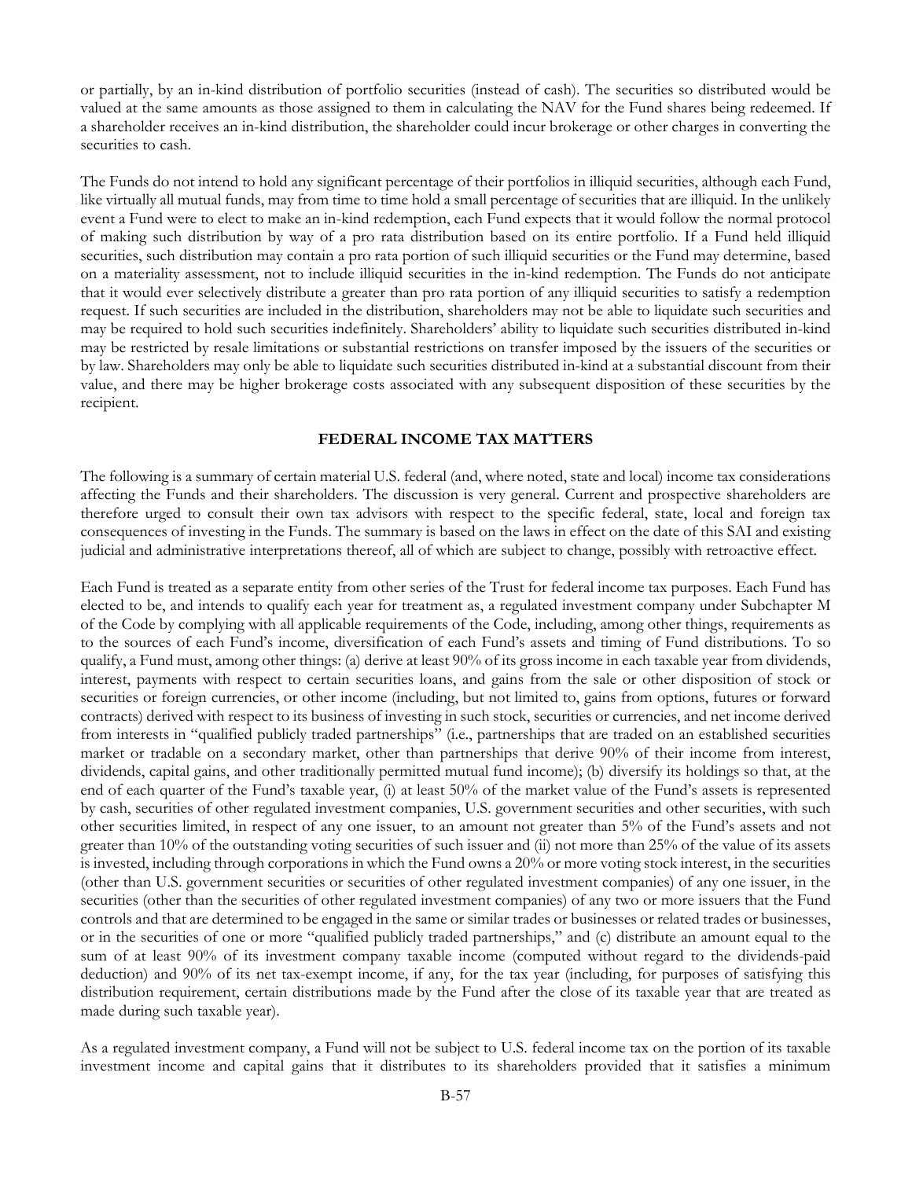or partially, by an in-kind distribution of portfolio securities (instead of cash). The securities so distributed would be valued at the same amounts as those assigned to them in calculating the NAV for the Fund shares being redeemed. If a shareholder receives an in-kind distribution, the shareholder could incur brokerage or other charges in converting the securities to cash.

The Funds do not intend to hold any significant percentage of their portfolios in illiquid securities, although each Fund, like virtually all mutual funds, may from time to time hold a small percentage of securities that are illiquid. In the unlikely event a Fund were to elect to make an in-kind redemption, each Fund expects that it would follow the normal protocol of making such distribution by way of a pro rata distribution based on its entire portfolio. If a Fund held illiquid securities, such distribution may contain a pro rata portion of such illiquid securities or the Fund may determine, based on a materiality assessment, not to include illiquid securities in the in-kind redemption. The Funds do not anticipate that it would ever selectively distribute a greater than pro rata portion of any illiquid securities to satisfy a redemption request. If such securities are included in the distribution, shareholders may not be able to liquidate such securities and may be required to hold such securities indefinitely. Shareholders' ability to liquidate such securities distributed in-kind may be restricted by resale limitations or substantial restrictions on transfer imposed by the issuers of the securities or by law. Shareholders may only be able to liquidate such securities distributed in-kind at a substantial discount from their value, and there may be higher brokerage costs associated with any subsequent disposition of these securities by the recipient.

## FEDERAL INCOME TAX MATTERS

The following is a summary of certain material U.S. federal (and, where noted, state and local) income tax considerations affecting the Funds and their shareholders. The discussion is very general. Current and prospective shareholders are therefore urged to consult their own tax advisors with respect to the specific federal, state, local and foreign tax consequences of investing in the Funds. The summary is based on the laws in effect on the date of this SAI and existing judicial and administrative interpretations thereof, all of which are subject to change, possibly with retroactive effect.

Each Fund is treated as a separate entity from other series of the Trust for federal income tax purposes. Each Fund has elected to be, and intends to qualify each year for treatment as, a regulated investment company under Subchapter M of the Code by complying with all applicable requirements of the Code, including, among other things, requirements as to the sources of each Fund's income, diversification of each Fund's assets and timing of Fund distributions. To so qualify, a Fund must, among other things: (a) derive at least 90% of its gross income in each taxable year from dividends, interest, payments with respect to certain securities loans, and gains from the sale or other disposition of stock or securities or foreign currencies, or other income (including, but not limited to, gains from options, futures or forward contracts) derived with respect to its business of investing in such stock, securities or currencies, and net income derived from interests in "qualified publicly traded partnerships" (i.e., partnerships that are traded on an established securities market or tradable on a secondary market, other than partnerships that derive 90% of their income from interest, dividends, capital gains, and other traditionally permitted mutual fund income); (b) diversify its holdings so that, at the end of each quarter of the Fund's taxable year, (i) at least 50% of the market value of the Fund's assets is represented by cash, securities of other regulated investment companies, U.S. government securities and other securities, with such other securities limited, in respect of any one issuer, to an amount not greater than 5% of the Fund's assets and not greater than 10% of the outstanding voting securities of such issuer and (ii) not more than 25% of the value of its assets is invested, including through corporations in which the Fund owns a 20% or more voting stock interest, in the securities (other than U.S. government securities or securities of other regulated investment companies) of any one issuer, in the securities (other than the securities of other regulated investment companies) of any two or more issuers that the Fund controls and that are determined to be engaged in the same or similar trades or businesses or related trades or businesses, or in the securities of one or more "qualified publicly traded partnerships," and (c) distribute an amount equal to the sum of at least 90% of its investment company taxable income (computed without regard to the dividends-paid deduction) and 90% of its net tax-exempt income, if any, for the tax year (including, for purposes of satisfying this distribution requirement, certain distributions made by the Fund after the close of its taxable year that are treated as made during such taxable year).

As a regulated investment company, a Fund will not be subject to U.S. federal income tax on the portion of its taxable investment income and capital gains that it distributes to its shareholders provided that it satisfies a minimum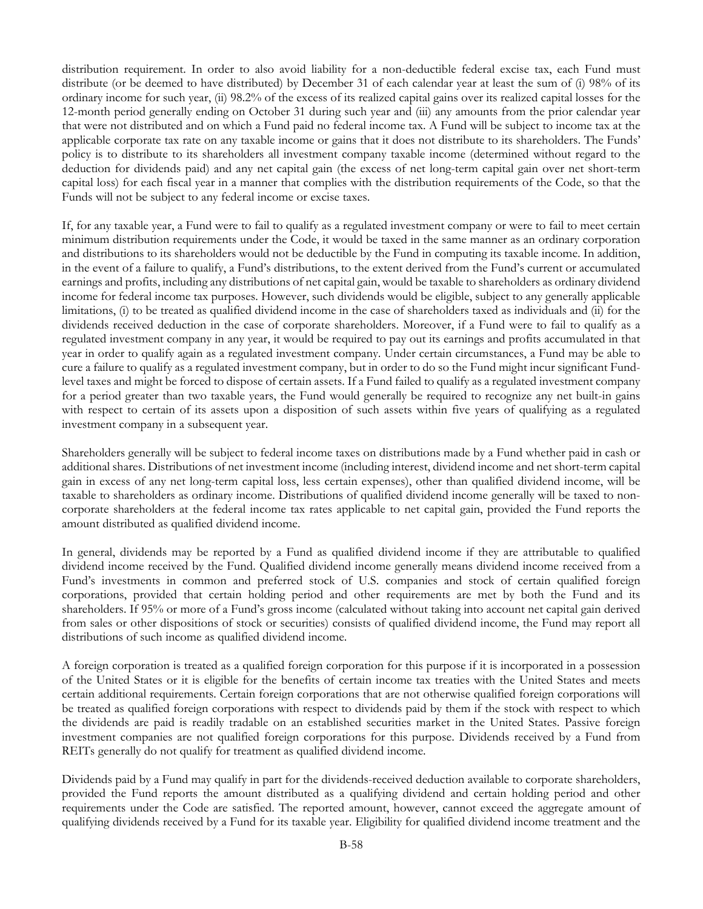distribution requirement. In order to also avoid liability for a non-deductible federal excise tax, each Fund must distribute (or be deemed to have distributed) by December 31 of each calendar year at least the sum of (i) 98% of its ordinary income for such year, (ii) 98.2% of the excess of its realized capital gains over its realized capital losses for the 12-month period generally ending on October 31 during such year and (iii) any amounts from the prior calendar year that were not distributed and on which a Fund paid no federal income tax. A Fund will be subject to income tax at the applicable corporate tax rate on any taxable income or gains that it does not distribute to its shareholders. The Funds' policy is to distribute to its shareholders all investment company taxable income (determined without regard to the deduction for dividends paid) and any net capital gain (the excess of net long-term capital gain over net short-term capital loss) for each fiscal year in a manner that complies with the distribution requirements of the Code, so that the Funds will not be subject to any federal income or excise taxes.

If, for any taxable year, a Fund were to fail to qualify as a regulated investment company or were to fail to meet certain minimum distribution requirements under the Code, it would be taxed in the same manner as an ordinary corporation and distributions to its shareholders would not be deductible by the Fund in computing its taxable income. In addition, in the event of a failure to qualify, a Fund's distributions, to the extent derived from the Fund's current or accumulated earnings and profits, including any distributions of net capital gain, would be taxable to shareholders as ordinary dividend income for federal income tax purposes. However, such dividends would be eligible, subject to any generally applicable limitations, (i) to be treated as qualified dividend income in the case of shareholders taxed as individuals and (ii) for the dividends received deduction in the case of corporate shareholders. Moreover, if a Fund were to fail to qualify as a regulated investment company in any year, it would be required to pay out its earnings and profits accumulated in that year in order to qualify again as a regulated investment company. Under certain circumstances, a Fund may be able to cure a failure to qualify as a regulated investment company, but in order to do so the Fund might incur significant Fund-level taxes and might be forced to dispose of certain assets. If a Fund failed to qualify as a regulated investment company for a period greater than two taxable years, the Fund would generally be required to recognize any net built-in gains with respect to certain of its assets upon a disposition of such assets within five years of qualifying as a regulated investment company in a subsequent year.

Shareholders generally will be subject to federal income taxes on distributions made by a Fund whether paid in cash or additional shares. Distributions of net investment income (including interest, dividend income and net short-term capital gain in excess of any net long-term capital loss, less certain expenses), other than qualified dividend income, will be taxable to shareholders as ordinary income. Distributions of qualified dividend income generally will be taxed to non-corporate shareholders at the federal income tax rates applicable to net capital gain, provided the Fund reports the amount distributed as qualified dividend income.

In general, dividends may be reported by a Fund as qualified dividend income if they are attributable to qualified dividend income received by the Fund. Qualified dividend income generally means dividend income received from a Fund's investments in common and preferred stock of U.S. companies and stock of certain qualified foreign corporations, provided that certain holding period and other requirements are met by both the Fund and its shareholders. If 95% or more of a Fund's gross income (calculated without taking into account net capital gain derived from sales or other dispositions of stock or securities) consists of qualified dividend income, the Fund may report all distributions of such income as qualified dividend income.

A foreign corporation is treated as a qualified foreign corporation for this purpose if it is incorporated in a possession of the United States or it is eligible for the benefits of certain income tax treaties with the United States and meets certain additional requirements. Certain foreign corporations that are not otherwise qualified foreign corporations will be treated as qualified foreign corporations with respect to dividends paid by them if the stock with respect to which the dividends are paid is readily tradable on an established securities market in the United States. Passive foreign investment companies are not qualified foreign corporations for this purpose. Dividends received by a Fund from REITs generally do not qualify for treatment as qualified dividend income.

Dividends paid by a Fund may qualify in part for the dividends-received deduction available to corporate shareholders, provided the Fund reports the amount distributed as a qualifying dividend and certain holding period and other requirements under the Code are satisfied. The reported amount, however, cannot exceed the aggregate amount of qualifying dividends received by a Fund for its taxable year. Eligibility for qualified dividend income treatment and the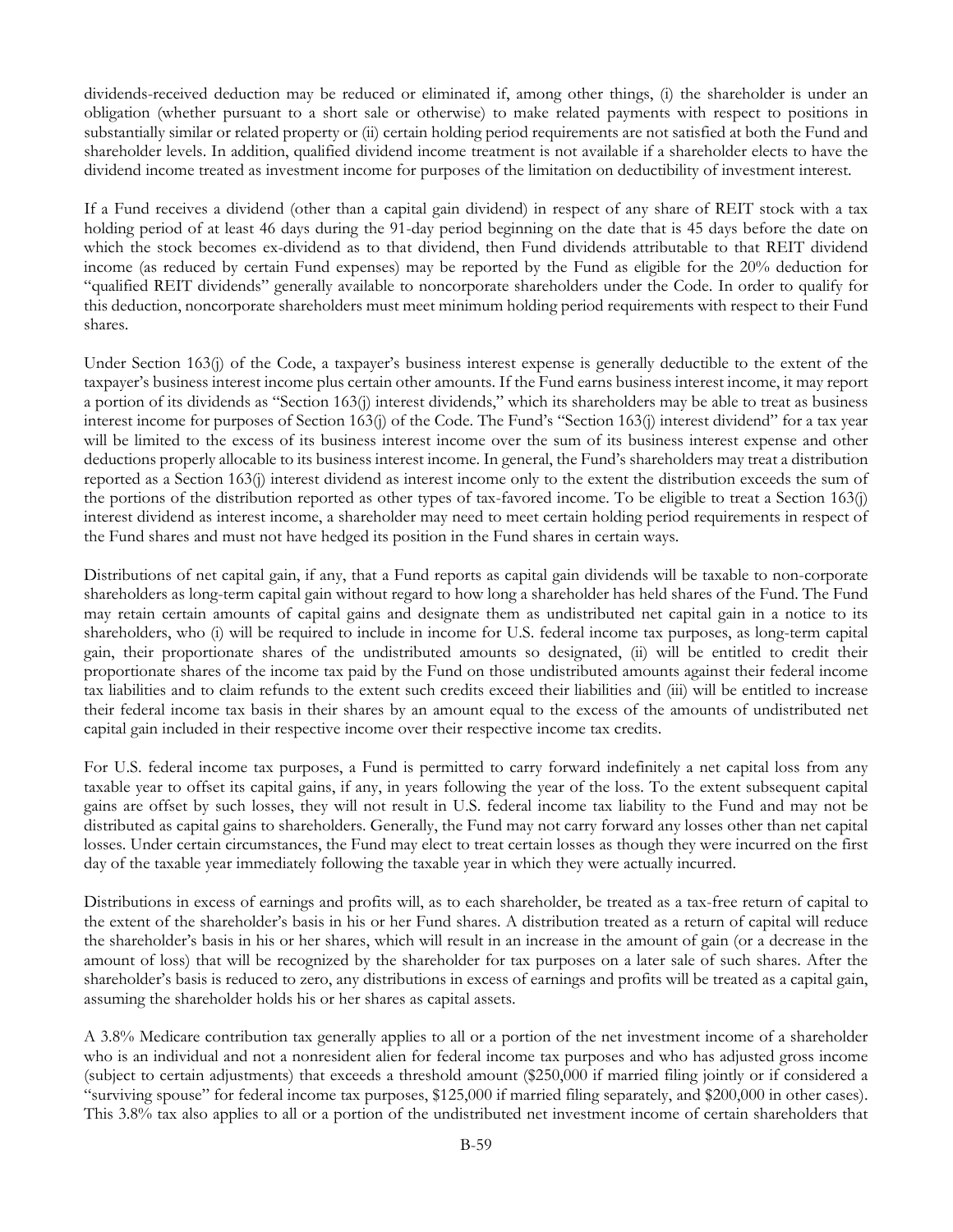dividends-received deduction may be reduced or eliminated if, among other things, (i) the shareholder is under an obligation (whether pursuant to a short sale or otherwise) to make related payments with respect to positions in substantially similar or related property or (ii) certain holding period requirements are not satisfied at both the Fund and shareholder levels. In addition, qualified dividend income treatment is not available if a shareholder elects to have the dividend income treated as investment income for purposes of the limitation on deductibility of investment interest.

If a Fund receives a dividend (other than a capital gain dividend) in respect of any share of REIT stock with a tax holding period of at least 46 days during the 91-day period beginning on the date that is 45 days before the date on which the stock becomes ex-dividend as to that dividend, then Fund dividends attributable to that REIT dividend income (as reduced by certain Fund expenses) may be reported by the Fund as eligible for the 20% deduction for "qualified REIT dividends" generally available to noncorporate shareholders under the Code. In order to qualify for this deduction, noncorporate shareholders must meet minimum holding period requirements with respect to their Fund shares.

Under Section 163(j) of the Code, a taxpayer's business interest expense is generally deductible to the extent of the taxpayer's business interest income plus certain other amounts. If the Fund earns business interest income, it may report a portion of its dividends as "Section 163(j) interest dividends," which its shareholders may be able to treat as business interest income for purposes of Section 163(j) of the Code. The Fund's "Section 163(j) interest dividend" for a tax year will be limited to the excess of its business interest income over the sum of its business interest expense and other deductions properly allocable to its business interest income. In general, the Fund's shareholders may treat a distribution reported as a Section 163(j) interest dividend as interest income only to the extent the distribution exceeds the sum of the portions of the distribution reported as other types of tax-favored income. To be eligible to treat a Section 163(j) interest dividend as interest income, a shareholder may need to meet certain holding period requirements in respect of the Fund shares and must not have hedged its position in the Fund shares in certain ways.

Distributions of net capital gain, if any, that a Fund reports as capital gain dividends will be taxable to non-corporate shareholders as long-term capital gain without regard to how long a shareholder has held shares of the Fund. The Fund may retain certain amounts of capital gains and designate them as undistributed net capital gain in a notice to its shareholders, who (i) will be required to include in income for U.S. federal income tax purposes, as long-term capital gain, their proportionate shares of the undistributed amounts so designated, (ii) will be entitled to credit their proportionate shares of the income tax paid by the Fund on those undistributed amounts against their federal income tax liabilities and to claim refunds to the extent such credits exceed their liabilities and (iii) will be entitled to increase their federal income tax basis in their shares by an amount equal to the excess of the amounts of undistributed net capital gain included in their respective income over their respective income tax credits.

For U.S. federal income tax purposes, a Fund is permitted to carry forward indefinitely a net capital loss from any taxable year to offset its capital gains, if any, in years following the year of the loss. To the extent subsequent capital gains are offset by such losses, they will not result in U.S. federal income tax liability to the Fund and may not be distributed as capital gains to shareholders. Generally, the Fund may not carry forward any losses other than net capital losses. Under certain circumstances, the Fund may elect to treat certain losses as though they were incurred on the first day of the taxable year immediately following the taxable year in which they were actually incurred.

Distributions in excess of earnings and profits will, as to each shareholder, be treated as a tax-free return of capital to the extent of the shareholder's basis in his or her Fund shares. A distribution treated as a return of capital will reduce the shareholder's basis in his or her shares, which will result in an increase in the amount of gain (or a decrease in the amount of loss) that will be recognized by the shareholder for tax purposes on a later sale of such shares. After the shareholder's basis is reduced to zero, any distributions in excess of earnings and profits will be treated as a capital gain, assuming the shareholder holds his or her shares as capital assets.

A 3.8% Medicare contribution tax generally applies to all or a portion of the net investment income of a shareholder who is an individual and not a nonresident alien for federal income tax purposes and who has adjusted gross income (subject to certain adjustments) that exceeds a threshold amount ($250,000 if married filing jointly or if considered a "surviving spouse" for federal income tax purposes, $125,000 if married filing separately, and $200,000 in other cases). This 3.8% tax also applies to all or a portion of the undistributed net investment income of certain shareholders that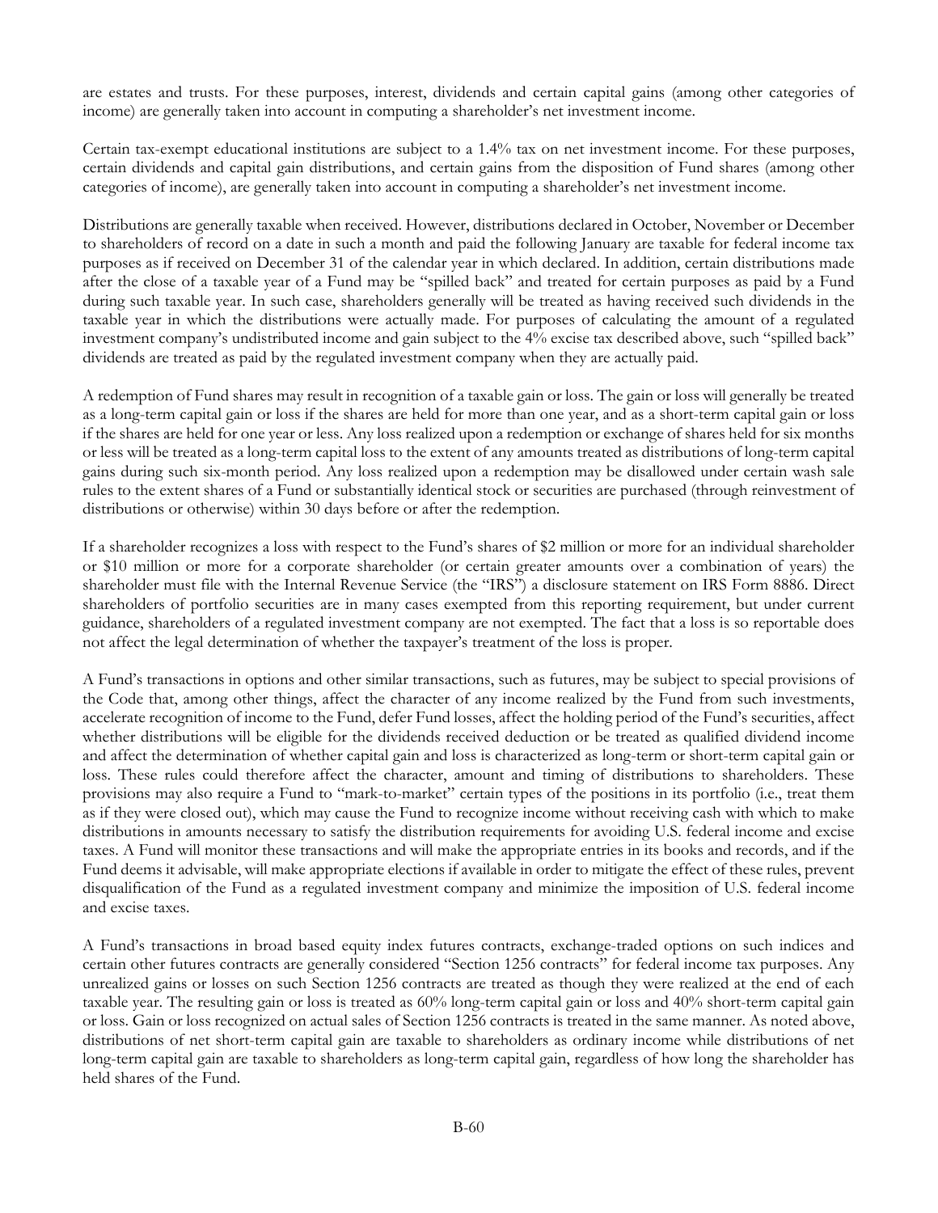are estates and trusts. For these purposes, interest, dividends and certain capital gains (among other categories of income) are generally taken into account in computing a shareholder's net investment income.

Certain tax-exempt educational institutions are subject to a 1.4% tax on net investment income. For these purposes, certain dividends and capital gain distributions, and certain gains from the disposition of Fund shares (among other categories of income), are generally taken into account in computing a shareholder's net investment income.

Distributions are generally taxable when received. However, distributions declared in October, November or December to shareholders of record on a date in such a month and paid the following January are taxable for federal income tax purposes as if received on December 31 of the calendar year in which declared. In addition, certain distributions made after the close of a taxable year of a Fund may be "spilled back" and treated for certain purposes as paid by a Fund during such taxable year. In such case, shareholders generally will be treated as having received such dividends in the taxable year in which the distributions were actually made. For purposes of calculating the amount of a regulated investment company's undistributed income and gain subject to the 4% excise tax described above, such "spilled back" dividends are treated as paid by the regulated investment company when they are actually paid.

A redemption of Fund shares may result in recognition of a taxable gain or loss. The gain or loss will generally be treated as a long-term capital gain or loss if the shares are held for more than one year, and as a short-term capital gain or loss if the shares are held for one year or less. Any loss realized upon a redemption or exchange of shares held for six months or less will be treated as a long-term capital loss to the extent of any amounts treated as distributions of long-term capital gains during such six-month period. Any loss realized upon a redemption may be disallowed under certain wash sale rules to the extent shares of a Fund or substantially identical stock or securities are purchased (through reinvestment of distributions or otherwise) within 30 days before or after the redemption.

If a shareholder recognizes a loss with respect to the Fund's shares of $2 million or more for an individual shareholder or $10 million or more for a corporate shareholder (or certain greater amounts over a combination of years) the shareholder must file with the Internal Revenue Service (the "IRS") a disclosure statement on IRS Form 8886. Direct shareholders of portfolio securities are in many cases exempted from this reporting requirement, but under current guidance, shareholders of a regulated investment company are not exempted. The fact that a loss is so reportable does not affect the legal determination of whether the taxpayer's treatment of the loss is proper.

A Fund's transactions in options and other similar transactions, such as futures, may be subject to special provisions of the Code that, among other things, affect the character of any income realized by the Fund from such investments, accelerate recognition of income to the Fund, defer Fund losses, affect the holding period of the Fund's securities, affect whether distributions will be eligible for the dividends received deduction or be treated as qualified dividend income and affect the determination of whether capital gain and loss is characterized as long-term or short-term capital gain or loss. These rules could therefore affect the character, amount and timing of distributions to shareholders. These provisions may also require a Fund to "mark-to-market" certain types of the positions in its portfolio (i.e., treat them as if they were closed out), which may cause the Fund to recognize income without receiving cash with which to make distributions in amounts necessary to satisfy the distribution requirements for avoiding U.S. federal income and excise taxes. A Fund will monitor these transactions and will make the appropriate entries in its books and records, and if the Fund deems it advisable, will make appropriate elections if available in order to mitigate the effect of these rules, prevent disqualification of the Fund as a regulated investment company and minimize the imposition of U.S. federal income and excise taxes.

A Fund's transactions in broad based equity index futures contracts, exchange-traded options on such indices and certain other futures contracts are generally considered "Section 1256 contracts" for federal income tax purposes. Any unrealized gains or losses on such Section 1256 contracts are treated as though they were realized at the end of each taxable year. The resulting gain or loss is treated as 60% long-term capital gain or loss and 40% short-term capital gain or loss. Gain or loss recognized on actual sales of Section 1256 contracts is treated in the same manner. As noted above, distributions of net short-term capital gain are taxable to shareholders as ordinary income while distributions of net long-term capital gain are taxable to shareholders as long-term capital gain, regardless of how long the shareholder has held shares of the Fund.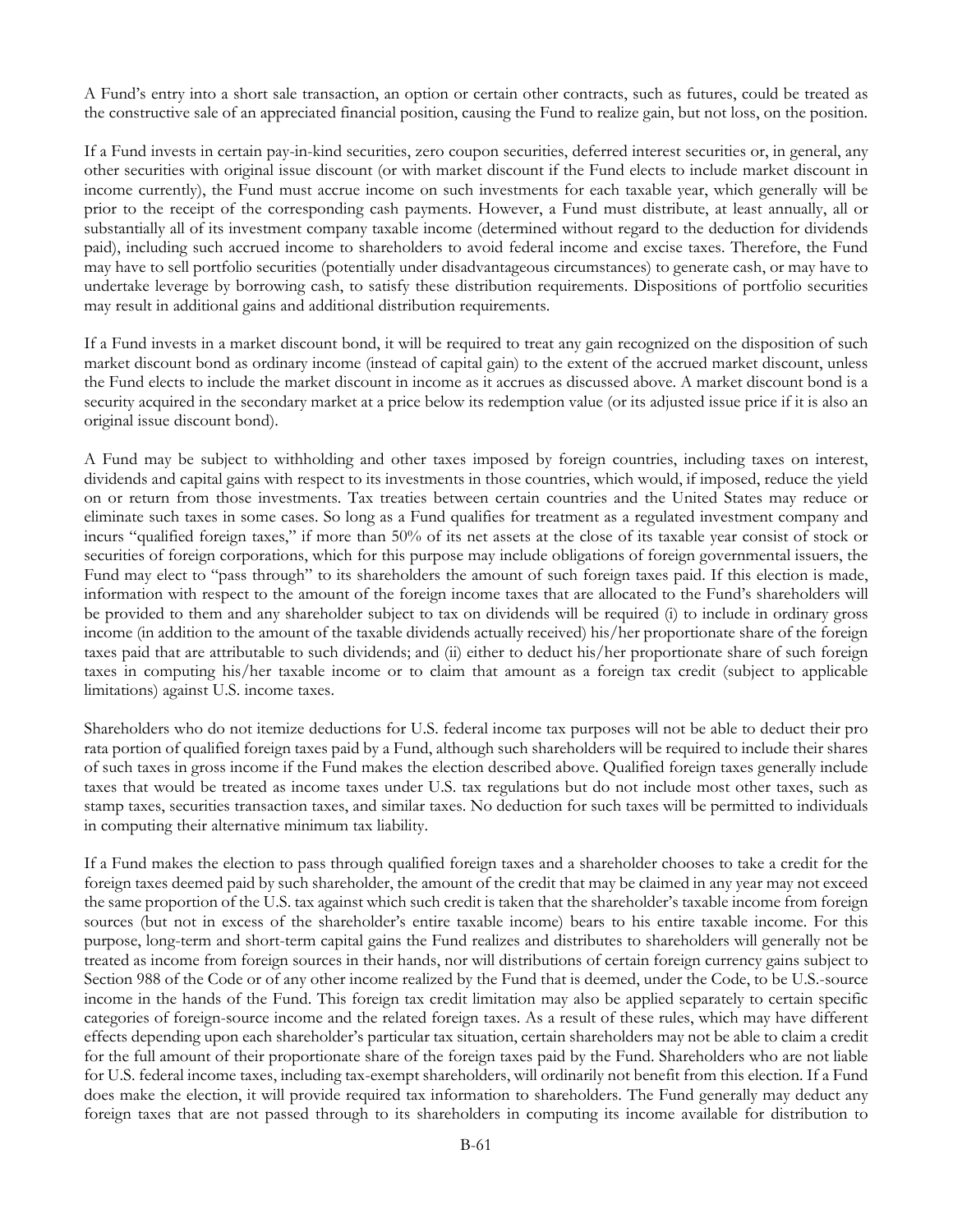A Fund's entry into a short sale transaction, an option or certain other contracts, such as futures, could be treated as the constructive sale of an appreciated financial position, causing the Fund to realize gain, but not loss, on the position.

If a Fund invests in certain pay-in-kind securities, zero coupon securities, deferred interest securities or, in general, any other securities with original issue discount (or with market discount if the Fund elects to include market discount in income currently), the Fund must accrue income on such investments for each taxable year, which generally will be prior to the receipt of the corresponding cash payments. However, a Fund must distribute, at least annually, all or substantially all of its investment company taxable income (determined without regard to the deduction for dividends paid), including such accrued income to shareholders to avoid federal income and excise taxes. Therefore, the Fund may have to sell portfolio securities (potentially under disadvantageous circumstances) to generate cash, or may have to undertake leverage by borrowing cash, to satisfy these distribution requirements. Dispositions of portfolio securities may result in additional gains and additional distribution requirements.

If a Fund invests in a market discount bond, it will be required to treat any gain recognized on the disposition of such market discount bond as ordinary income (instead of capital gain) to the extent of the accrued market discount, unless the Fund elects to include the market discount in income as it accrues as discussed above. A market discount bond is a security acquired in the secondary market at a price below its redemption value (or its adjusted issue price if it is also an original issue discount bond).

A Fund may be subject to withholding and other taxes imposed by foreign countries, including taxes on interest, dividends and capital gains with respect to its investments in those countries, which would, if imposed, reduce the yield on or return from those investments. Tax treaties between certain countries and the United States may reduce or eliminate such taxes in some cases. So long as a Fund qualifies for treatment as a regulated investment company and incurs "qualified foreign taxes," if more than 50% of its net assets at the close of its taxable year consist of stock or securities of foreign corporations, which for this purpose may include obligations of foreign governmental issuers, the Fund may elect to "pass through" to its shareholders the amount of such foreign taxes paid. If this election is made, information with respect to the amount of the foreign income taxes that are allocated to the Fund's shareholders will be provided to them and any shareholder subject to tax on dividends will be required (i) to include in ordinary gross income (in addition to the amount of the taxable dividends actually received) his/her proportionate share of the foreign taxes paid that are attributable to such dividends; and (ii) either to deduct his/her proportionate share of such foreign taxes in computing his/her taxable income or to claim that amount as a foreign tax credit (subject to applicable limitations) against U.S. income taxes.

Shareholders who do not itemize deductions for U.S. federal income tax purposes will not be able to deduct their pro rata portion of qualified foreign taxes paid by a Fund, although such shareholders will be required to include their shares of such taxes in gross income if the Fund makes the election described above. Qualified foreign taxes generally include taxes that would be treated as income taxes under U.S. tax regulations but do not include most other taxes, such as stamp taxes, securities transaction taxes, and similar taxes. No deduction for such taxes will be permitted to individuals in computing their alternative minimum tax liability.

If a Fund makes the election to pass through qualified foreign taxes and a shareholder chooses to take a credit for the foreign taxes deemed paid by such shareholder, the amount of the credit that may be claimed in any year may not exceed the same proportion of the U.S. tax against which such credit is taken that the shareholder's taxable income from foreign sources (but not in excess of the shareholder's entire taxable income) bears to his entire taxable income. For this purpose, long-term and short-term capital gains the Fund realizes and distributes to shareholders will generally not be treated as income from foreign sources in their hands, nor will distributions of certain foreign currency gains subject to Section 988 of the Code or of any other income realized by the Fund that is deemed, under the Code, to be U.S.-source income in the hands of the Fund. This foreign tax credit limitation may also be applied separately to certain specific categories of foreign-source income and the related foreign taxes. As a result of these rules, which may have different effects depending upon each shareholder's particular tax situation, certain shareholders may not be able to claim a credit for the full amount of their proportionate share of the foreign taxes paid by the Fund. Shareholders who are not liable for U.S. federal income taxes, including tax-exempt shareholders, will ordinarily not benefit from this election. If a Fund does make the election, it will provide required tax information to shareholders. The Fund generally may deduct any foreign taxes that are not passed through to its shareholders in computing its income available for distribution to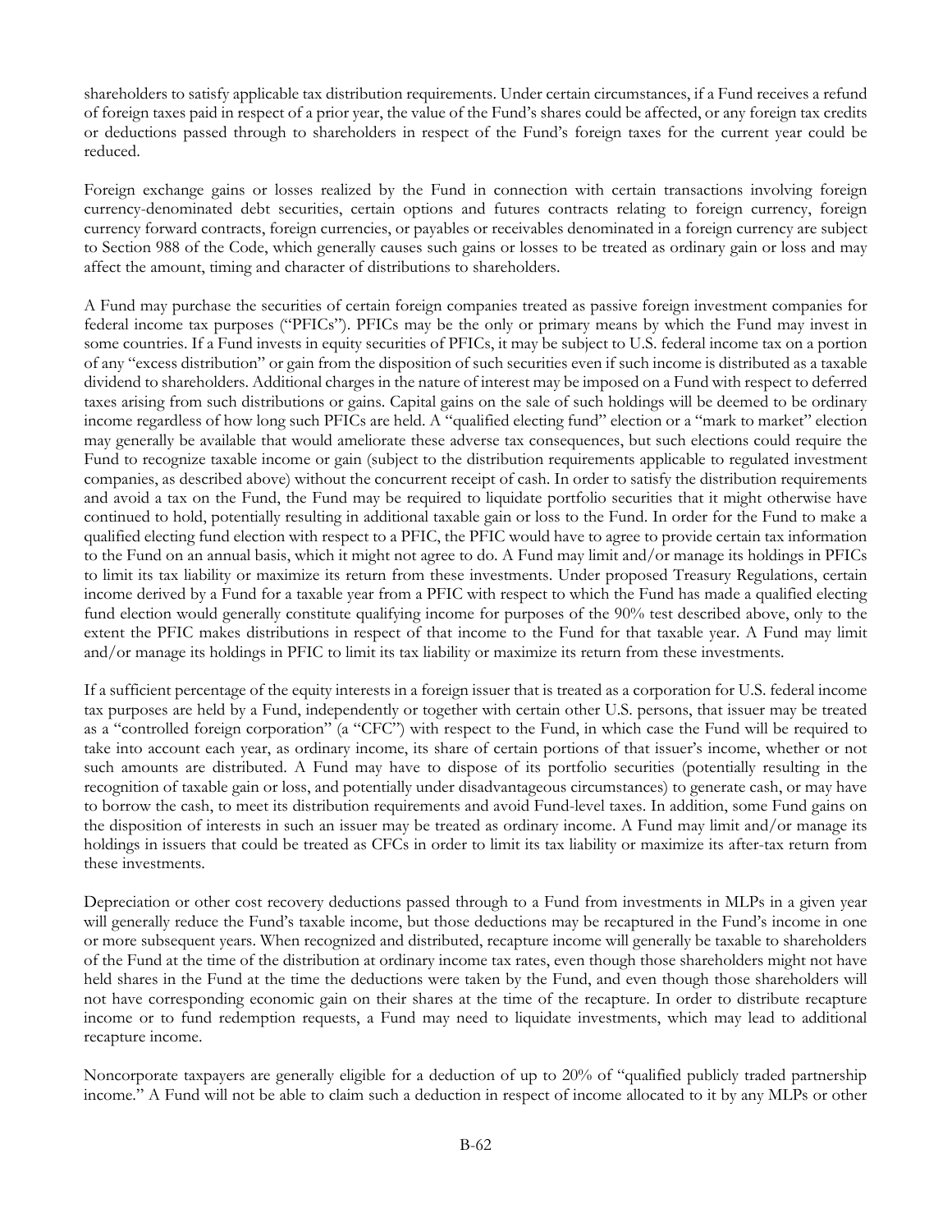shareholders to satisfy applicable tax distribution requirements. Under certain circumstances, if a Fund receives a refund of foreign taxes paid in respect of a prior year, the value of the Fund's shares could be affected, or any foreign tax credits or deductions passed through to shareholders in respect of the Fund's foreign taxes for the current year could be reduced.

Foreign exchange gains or losses realized by the Fund in connection with certain transactions involving foreign currency-denominated debt securities, certain options and futures contracts relating to foreign currency, foreign currency forward contracts, foreign currencies, or payables or receivables denominated in a foreign currency are subject to Section 988 of the Code, which generally causes such gains or losses to be treated as ordinary gain or loss and may affect the amount, timing and character of distributions to shareholders.

A Fund may purchase the securities of certain foreign companies treated as passive foreign investment companies for federal income tax purposes ("PFICs"). PFICs may be the only or primary means by which the Fund may invest in some countries. If a Fund invests in equity securities of PFICs, it may be subject to U.S. federal income tax on a portion of any "excess distribution" or gain from the disposition of such securities even if such income is distributed as a taxable dividend to shareholders. Additional charges in the nature of interest may be imposed on a Fund with respect to deferred taxes arising from such distributions or gains. Capital gains on the sale of such holdings will be deemed to be ordinary income regardless of how long such PFICs are held. A "qualified electing fund" election or a "mark to market" election may generally be available that would ameliorate these adverse tax consequences, but such elections could require the Fund to recognize taxable income or gain (subject to the distribution requirements applicable to regulated investment companies, as described above) without the concurrent receipt of cash. In order to satisfy the distribution requirements and avoid a tax on the Fund, the Fund may be required to liquidate portfolio securities that it might otherwise have continued to hold, potentially resulting in additional taxable gain or loss to the Fund. In order for the Fund to make a qualified electing fund election with respect to a PFIC, the PFIC would have to agree to provide certain tax information to the Fund on an annual basis, which it might not agree to do. A Fund may limit and/or manage its holdings in PFICs to limit its tax liability or maximize its return from these investments. Under proposed Treasury Regulations, certain income derived by a Fund for a taxable year from a PFIC with respect to which the Fund has made a qualified electing fund election would generally constitute qualifying income for purposes of the 90% test described above, only to the extent the PFIC makes distributions in respect of that income to the Fund for that taxable year. A Fund may limit and/or manage its holdings in PFIC to limit its tax liability or maximize its return from these investments.

If a sufficient percentage of the equity interests in a foreign issuer that is treated as a corporation for U.S. federal income tax purposes are held by a Fund, independently or together with certain other U.S. persons, that issuer may be treated as a "controlled foreign corporation" (a "CFC") with respect to the Fund, in which case the Fund will be required to take into account each year, as ordinary income, its share of certain portions of that issuer's income, whether or not such amounts are distributed. A Fund may have to dispose of its portfolio securities (potentially resulting in the recognition of taxable gain or loss, and potentially under disadvantageous circumstances) to generate cash, or may have to borrow the cash, to meet its distribution requirements and avoid Fund-level taxes. In addition, some Fund gains on the disposition of interests in such an issuer may be treated as ordinary income. A Fund may limit and/or manage its holdings in issuers that could be treated as CFCs in order to limit its tax liability or maximize its after-tax return from these investments.

Depreciation or other cost recovery deductions passed through to a Fund from investments in MLPs in a given year will generally reduce the Fund's taxable income, but those deductions may be recaptured in the Fund's income in one or more subsequent years. When recognized and distributed, recapture income will generally be taxable to shareholders of the Fund at the time of the distribution at ordinary income tax rates, even though those shareholders might not have held shares in the Fund at the time the deductions were taken by the Fund, and even though those shareholders will not have corresponding economic gain on their shares at the time of the recapture. In order to distribute recapture income or to fund redemption requests, a Fund may need to liquidate investments, which may lead to additional recapture income.

Noncorporate taxpayers are generally eligible for a deduction of up to 20% of "qualified publicly traded partnership income." A Fund will not be able to claim such a deduction in respect of income allocated to it by any MLPs or other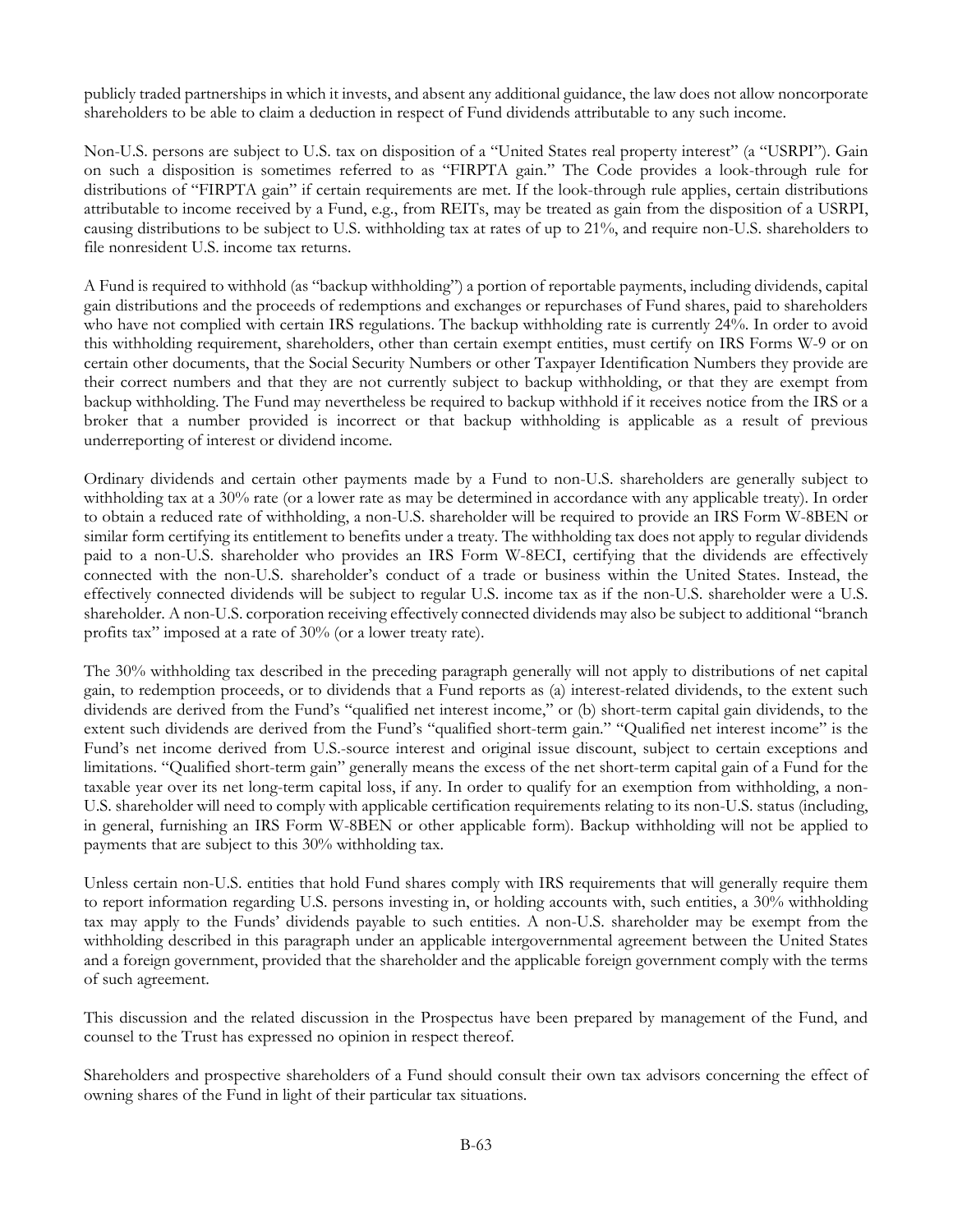publicly traded partnerships in which it invests, and absent any additional guidance, the law does not allow noncorporate shareholders to be able to claim a deduction in respect of Fund dividends attributable to any such income.

Non-U.S. persons are subject to U.S. tax on disposition of a "United States real property interest" (a "USRPI"). Gain on such a disposition is sometimes referred to as "FIRPTA gain." The Code provides a look-through rule for distributions of "FIRPTA gain" if certain requirements are met. If the look-through rule applies, certain distributions attributable to income received by a Fund, e.g., from REITs, may be treated as gain from the disposition of a USRPI, causing distributions to be subject to U.S. withholding tax at rates of up to 21%, and require non-U.S. shareholders to file nonresident U.S. income tax returns.

A Fund is required to withhold (as "backup withholding") a portion of reportable payments, including dividends, capital gain distributions and the proceeds of redemptions and exchanges or repurchases of Fund shares, paid to shareholders who have not complied with certain IRS regulations. The backup withholding rate is currently 24%. In order to avoid this withholding requirement, shareholders, other than certain exempt entities, must certify on IRS Forms W-9 or on certain other documents, that the Social Security Numbers or other Taxpayer Identification Numbers they provide are their correct numbers and that they are not currently subject to backup withholding, or that they are exempt from backup withholding. The Fund may nevertheless be required to backup withhold if it receives notice from the IRS or a broker that a number provided is incorrect or that backup withholding is applicable as a result of previous underreporting of interest or dividend income.

Ordinary dividends and certain other payments made by a Fund to non-U.S. shareholders are generally subject to withholding tax at a 30% rate (or a lower rate as may be determined in accordance with any applicable treaty). In order to obtain a reduced rate of withholding, a non-U.S. shareholder will be required to provide an IRS Form W-8BEN or similar form certifying its entitlement to benefits under a treaty. The withholding tax does not apply to regular dividends paid to a non-U.S. shareholder who provides an IRS Form W-8ECI, certifying that the dividends are effectively connected with the non-U.S. shareholder's conduct of a trade or business within the United States. Instead, the effectively connected dividends will be subject to regular U.S. income tax as if the non-U.S. shareholder were a U.S. shareholder. A non-U.S. corporation receiving effectively connected dividends may also be subject to additional "branch profits tax" imposed at a rate of 30% (or a lower treaty rate).

The 30% withholding tax described in the preceding paragraph generally will not apply to distributions of net capital gain, to redemption proceeds, or to dividends that a Fund reports as (a) interest-related dividends, to the extent such dividends are derived from the Fund's "qualified net interest income," or (b) short-term capital gain dividends, to the extent such dividends are derived from the Fund's "qualified short-term gain." "Qualified net interest income" is the Fund's net income derived from U.S.-source interest and original issue discount, subject to certain exceptions and limitations. "Qualified short-term gain" generally means the excess of the net short-term capital gain of a Fund for the taxable year over its net long-term capital loss, if any. In order to qualify for an exemption from withholding, a non-U.S. shareholder will need to comply with applicable certification requirements relating to its non-U.S. status (including, in general, furnishing an IRS Form W-8BEN or other applicable form). Backup withholding will not be applied to payments that are subject to this 30% withholding tax.

Unless certain non-U.S. entities that hold Fund shares comply with IRS requirements that will generally require them to report information regarding U.S. persons investing in, or holding accounts with, such entities, a 30% withholding tax may apply to the Funds' dividends payable to such entities. A non-U.S. shareholder may be exempt from the withholding described in this paragraph under an applicable intergovernmental agreement between the United States and a foreign government, provided that the shareholder and the applicable foreign government comply with the terms of such agreement.

This discussion and the related discussion in the Prospectus have been prepared by management of the Fund, and counsel to the Trust has expressed no opinion in respect thereof.

Shareholders and prospective shareholders of a Fund should consult their own tax advisors concerning the effect of owning shares of the Fund in light of their particular tax situations.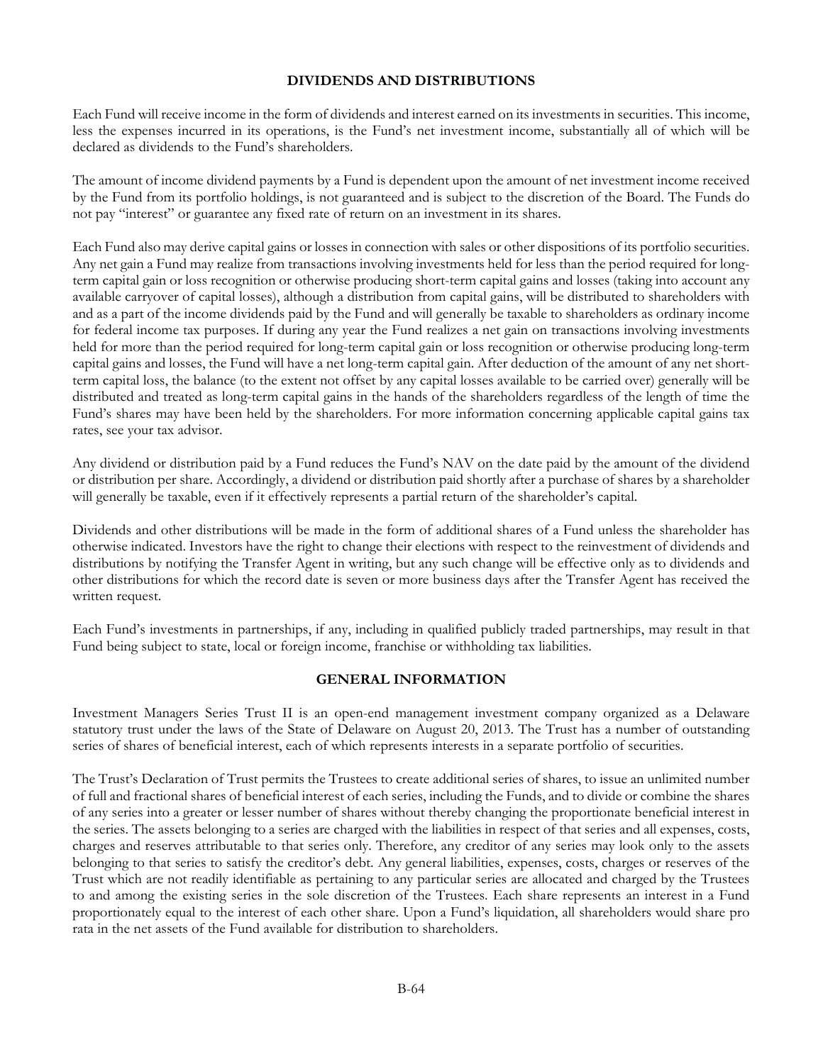## DIVIDENDS AND DISTRIBUTIONS

Each Fund will receive income in the form of dividends and interest earned on its investments in securities. This income, less the expenses incurred in its operations, is the Fund's net investment income, substantially all of which will be declared as dividends to the Fund's shareholders.

The amount of income dividend payments by a Fund is dependent upon the amount of net investment income received by the Fund from its portfolio holdings, is not guaranteed and is subject to the discretion of the Board. The Funds do not pay "interest" or guarantee any fixed rate of return on an investment in its shares.

Each Fund also may derive capital gains or losses in connection with sales or other dispositions of its portfolio securities. Any net gain a Fund may realize from transactions involving investments held for less than the period required for long-term capital gain or loss recognition or otherwise producing short-term capital gains and losses (taking into account any available carryover of capital losses), although a distribution from capital gains, will be distributed to shareholders with and as a part of the income dividends paid by the Fund and will generally be taxable to shareholders as ordinary income for federal income tax purposes. If during any year the Fund realizes a net gain on transactions involving investments held for more than the period required for long-term capital gain or loss recognition or otherwise producing long-term capital gains and losses, the Fund will have a net long-term capital gain. After deduction of the amount of any net short-term capital loss, the balance (to the extent not offset by any capital losses available to be carried over) generally will be distributed and treated as long-term capital gains in the hands of the shareholders regardless of the length of time the Fund's shares may have been held by the shareholders. For more information concerning applicable capital gains tax rates, see your tax advisor.

Any dividend or distribution paid by a Fund reduces the Fund's NAV on the date paid by the amount of the dividend or distribution per share. Accordingly, a dividend or distribution paid shortly after a purchase of shares by a shareholder will generally be taxable, even if it effectively represents a partial return of the shareholder's capital.

Dividends and other distributions will be made in the form of additional shares of a Fund unless the shareholder has otherwise indicated. Investors have the right to change their elections with respect to the reinvestment of dividends and distributions by notifying the Transfer Agent in writing, but any such change will be effective only as to dividends and other distributions for which the record date is seven or more business days after the Transfer Agent has received the written request.

Each Fund's investments in partnerships, if any, including in qualified publicly traded partnerships, may result in that Fund being subject to state, local or foreign income, franchise or withholding tax liabilities.

## GENERAL INFORMATION

Investment Managers Series Trust II is an open-end management investment company organized as a Delaware statutory trust under the laws of the State of Delaware on August 20, 2013. The Trust has a number of outstanding series of shares of beneficial interest, each of which represents interests in a separate portfolio of securities.

The Trust's Declaration of Trust permits the Trustees to create additional series of shares, to issue an unlimited number of full and fractional shares of beneficial interest of each series, including the Funds, and to divide or combine the shares of any series into a greater or lesser number of shares without thereby changing the proportionate beneficial interest in the series. The assets belonging to a series are charged with the liabilities in respect of that series and all expenses, costs, charges and reserves attributable to that series only. Therefore, any creditor of any series may look only to the assets belonging to that series to satisfy the creditor's debt. Any general liabilities, expenses, costs, charges or reserves of the Trust which are not readily identifiable as pertaining to any particular series are allocated and charged by the Trustees to and among the existing series in the sole discretion of the Trustees. Each share represents an interest in a Fund proportionately equal to the interest of each other share. Upon a Fund's liquidation, all shareholders would share pro rata in the net assets of the Fund available for distribution to shareholders.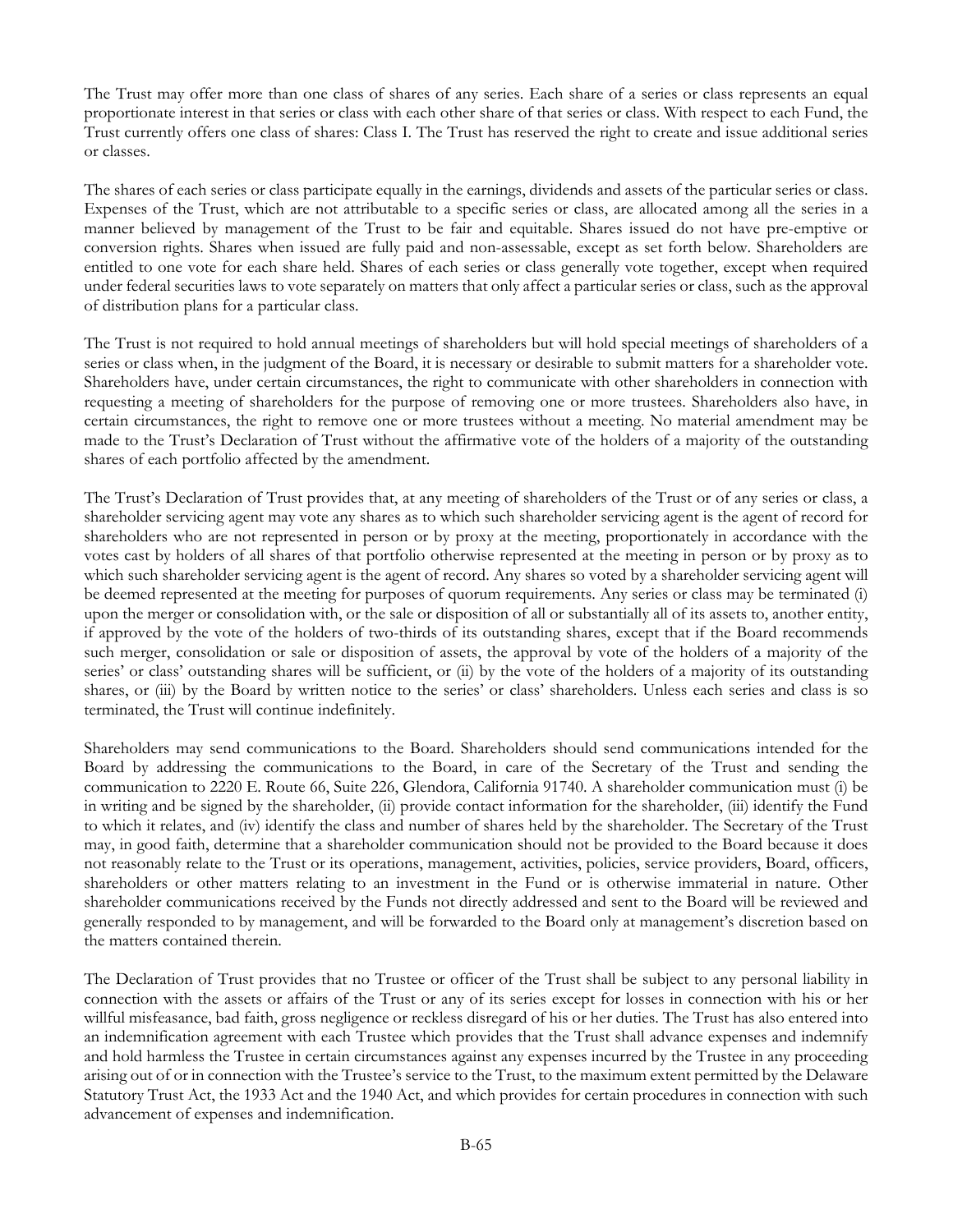The Trust may offer more than one class of shares of any series. Each share of a series or class represents an equal proportionate interest in that series or class with each other share of that series or class. With respect to each Fund, the Trust currently offers one class of shares: Class I. The Trust has reserved the right to create and issue additional series or classes.

The shares of each series or class participate equally in the earnings, dividends and assets of the particular series or class. Expenses of the Trust, which are not attributable to a specific series or class, are allocated among all the series in a manner believed by management of the Trust to be fair and equitable. Shares issued do not have pre-emptive or conversion rights. Shares when issued are fully paid and non-assessable, except as set forth below. Shareholders are entitled to one vote for each share held. Shares of each series or class generally vote together, except when required under federal securities laws to vote separately on matters that only affect a particular series or class, such as the approval of distribution plans for a particular class.

The Trust is not required to hold annual meetings of shareholders but will hold special meetings of shareholders of a series or class when, in the judgment of the Board, it is necessary or desirable to submit matters for a shareholder vote. Shareholders have, under certain circumstances, the right to communicate with other shareholders in connection with requesting a meeting of shareholders for the purpose of removing one or more trustees. Shareholders also have, in certain circumstances, the right to remove one or more trustees without a meeting. No material amendment may be made to the Trust's Declaration of Trust without the affirmative vote of the holders of a majority of the outstanding shares of each portfolio affected by the amendment.

The Trust's Declaration of Trust provides that, at any meeting of shareholders of the Trust or of any series or class, a shareholder servicing agent may vote any shares as to which such shareholder servicing agent is the agent of record for shareholders who are not represented in person or by proxy at the meeting, proportionately in accordance with the votes cast by holders of all shares of that portfolio otherwise represented at the meeting in person or by proxy as to which such shareholder servicing agent is the agent of record. Any shares so voted by a shareholder servicing agent will be deemed represented at the meeting for purposes of quorum requirements. Any series or class may be terminated (i) upon the merger or consolidation with, or the sale or disposition of all or substantially all of its assets to, another entity, if approved by the vote of the holders of two-thirds of its outstanding shares, except that if the Board recommends such merger, consolidation or sale or disposition of assets, the approval by vote of the holders of a majority of the series' or class' outstanding shares will be sufficient, or (ii) by the vote of the holders of a majority of its outstanding shares, or (iii) by the Board by written notice to the series' or class' shareholders. Unless each series and class is so terminated, the Trust will continue indefinitely.

Shareholders may send communications to the Board. Shareholders should send communications intended for the Board by addressing the communications to the Board, in care of the Secretary of the Trust and sending the communication to 2220 E. Route 66, Suite 226, Glendora, California 91740. A shareholder communication must (i) be in writing and be signed by the shareholder, (ii) provide contact information for the shareholder, (iii) identify the Fund to which it relates, and (iv) identify the class and number of shares held by the shareholder. The Secretary of the Trust may, in good faith, determine that a shareholder communication should not be provided to the Board because it does not reasonably relate to the Trust or its operations, management, activities, policies, service providers, Board, officers, shareholders or other matters relating to an investment in the Fund or is otherwise immaterial in nature. Other shareholder communications received by the Funds not directly addressed and sent to the Board will be reviewed and generally responded to by management, and will be forwarded to the Board only at management's discretion based on the matters contained therein.

The Declaration of Trust provides that no Trustee or officer of the Trust shall be subject to any personal liability in connection with the assets or affairs of the Trust or any of its series except for losses in connection with his or her willful misfeasance, bad faith, gross negligence or reckless disregard of his or her duties. The Trust has also entered into an indemnification agreement with each Trustee which provides that the Trust shall advance expenses and indemnify and hold harmless the Trustee in certain circumstances against any expenses incurred by the Trustee in any proceeding arising out of or in connection with the Trustee's service to the Trust, to the maximum extent permitted by the Delaware Statutory Trust Act, the 1933 Act and the 1940 Act, and which provides for certain procedures in connection with such advancement of expenses and indemnification.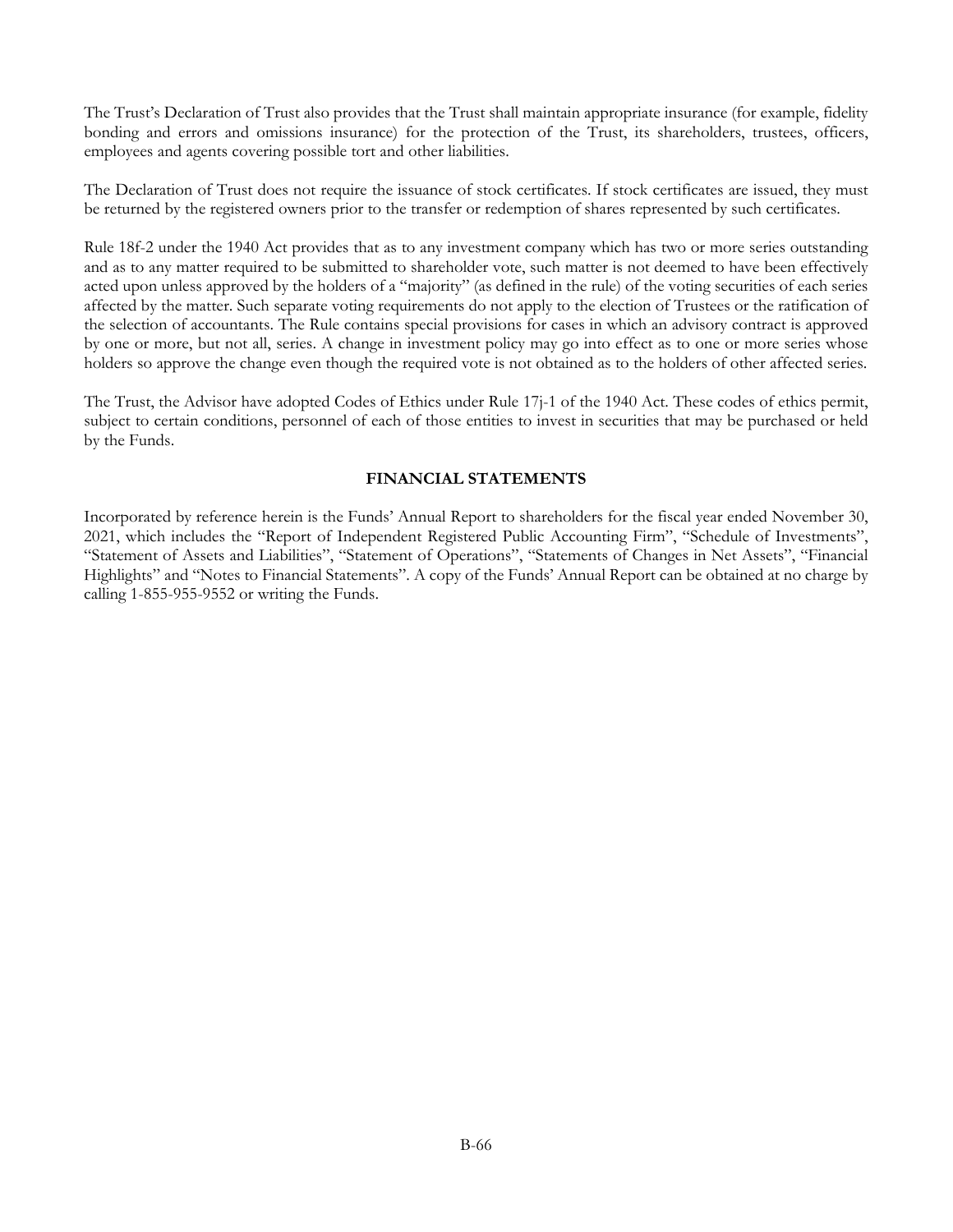The Trust's Declaration of Trust also provides that the Trust shall maintain appropriate insurance (for example, fidelity bonding and errors and omissions insurance) for the protection of the Trust, its shareholders, trustees, officers, employees and agents covering possible tort and other liabilities.

The Declaration of Trust does not require the issuance of stock certificates. If stock certificates are issued, they must be returned by the registered owners prior to the transfer or redemption of shares represented by such certificates.

Rule 18f-2 under the 1940 Act provides that as to any investment company which has two or more series outstanding and as to any matter required to be submitted to shareholder vote, such matter is not deemed to have been effectively acted upon unless approved by the holders of a "majority" (as defined in the rule) of the voting securities of each series affected by the matter. Such separate voting requirements do not apply to the election of Trustees or the ratification of the selection of accountants. The Rule contains special provisions for cases in which an advisory contract is approved by one or more, but not all, series. A change in investment policy may go into effect as to one or more series whose holders so approve the change even though the required vote is not obtained as to the holders of other affected series.

The Trust, the Advisor have adopted Codes of Ethics under Rule 17j-1 of the 1940 Act. These codes of ethics permit, subject to certain conditions, personnel of each of those entities to invest in securities that may be purchased or held by the Funds.

## FINANCIAL STATEMENTS

Incorporated by reference herein is the Funds' Annual Report to shareholders for the fiscal year ended November 30, 2021, which includes the "Report of Independent Registered Public Accounting Firm", "Schedule of Investments", "Statement of Assets and Liabilities", "Statement of Operations", "Statements of Changes in Net Assets", "Financial Highlights" and "Notes to Financial Statements". A copy of the Funds' Annual Report can be obtained at no charge by calling 1-855-955-9552 or writing the Funds.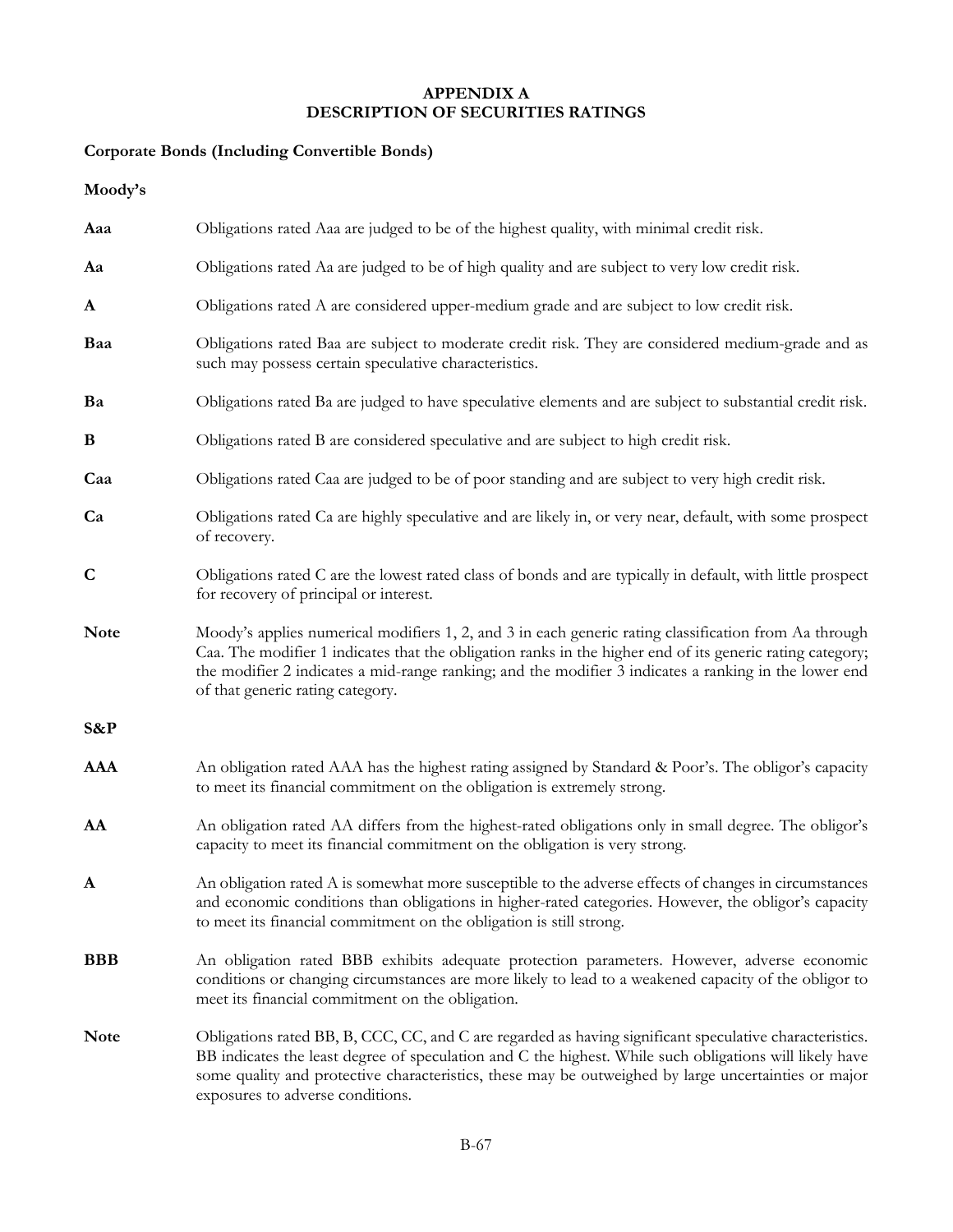# APPENDIX A
# DESCRIPTION OF SECURITIES RATINGS

## Corporate Bonds (Including Convertible Bonds)

### Moody's

**Aaa** Obligations rated Aaa are judged to be of the highest quality, with minimal credit risk.

**Aa** Obligations rated Aa are judged to be of high quality and are subject to very low credit risk.

**A** Obligations rated A are considered upper-medium grade and are subject to low credit risk.

**Baa** Obligations rated Baa are subject to moderate credit risk. They are considered medium-grade and as such may possess certain speculative characteristics.

**Ba** Obligations rated Ba are judged to have speculative elements and are subject to substantial credit risk.

**B** Obligations rated B are considered speculative and are subject to high credit risk.

**Caa** Obligations rated Caa are judged to be of poor standing and are subject to very high credit risk.

**Ca** Obligations rated Ca are highly speculative and are likely in, or very near, default, with some prospect of recovery.

**C** Obligations rated C are the lowest rated class of bonds and are typically in default, with little prospect for recovery of principal or interest.

**Note** Moody's applies numerical modifiers 1, 2, and 3 in each generic rating classification from Aa through Caa. The modifier 1 indicates that the obligation ranks in the higher end of its generic rating category; the modifier 2 indicates a mid-range ranking; and the modifier 3 indicates a ranking in the lower end of that generic rating category.

### S&P

**AAA** An obligation rated AAA has the highest rating assigned by Standard & Poor's. The obligor's capacity to meet its financial commitment on the obligation is extremely strong.

**AA** An obligation rated AA differs from the highest-rated obligations only in small degree. The obligor's capacity to meet its financial commitment on the obligation is very strong.

**A** An obligation rated A is somewhat more susceptible to the adverse effects of changes in circumstances and economic conditions than obligations in higher-rated categories. However, the obligor's capacity to meet its financial commitment on the obligation is still strong.

**BBB** An obligation rated BBB exhibits adequate protection parameters. However, adverse economic conditions or changing circumstances are more likely to lead to a weakened capacity of the obligor to meet its financial commitment on the obligation.

**Note** Obligations rated BB, B, CCC, CC, and C are regarded as having significant speculative characteristics. BB indicates the least degree of speculation and C the highest. While such obligations will likely have some quality and protective characteristics, these may be outweighed by large uncertainties or major exposures to adverse conditions.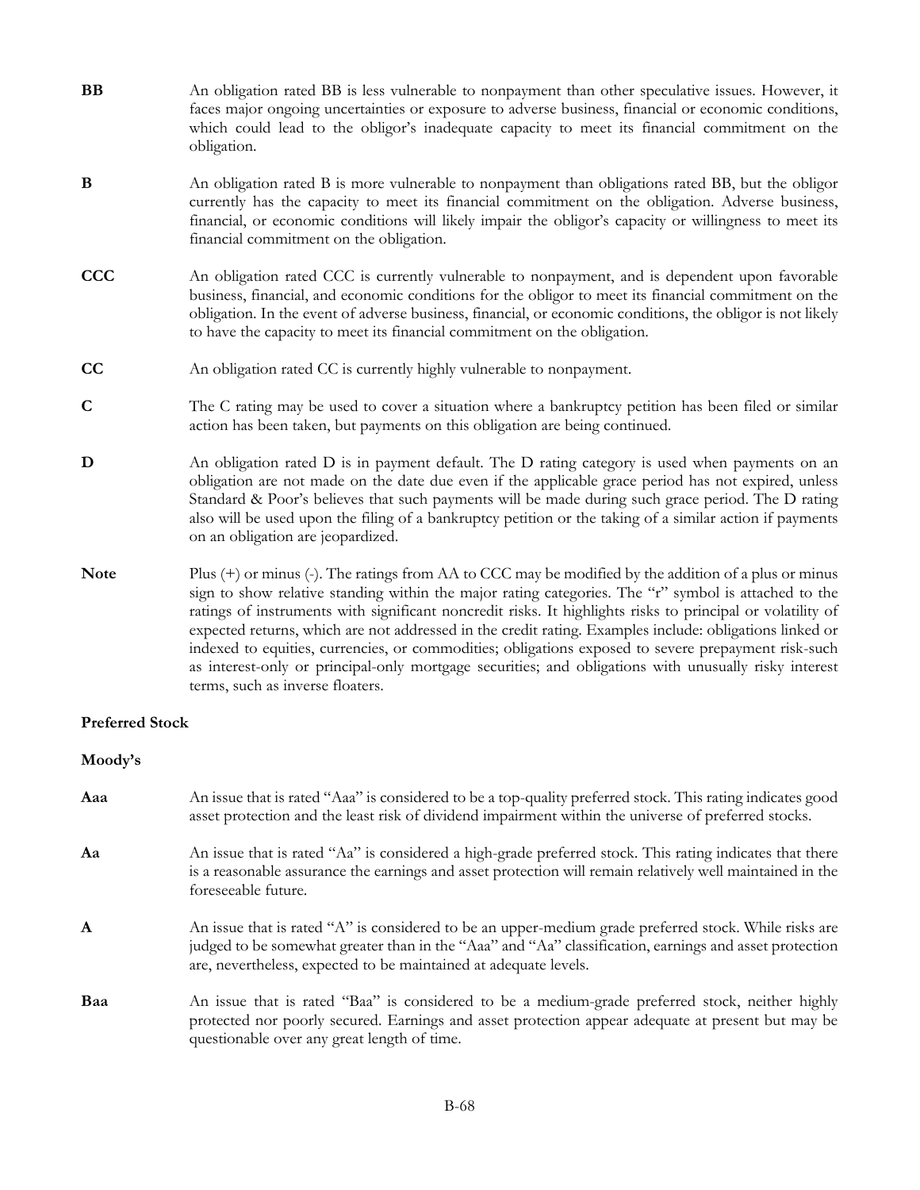**BB** An obligation rated BB is less vulnerable to nonpayment than other speculative issues. However, it faces major ongoing uncertainties or exposure to adverse business, financial or economic conditions, which could lead to the obligor's inadequate capacity to meet its financial commitment on the obligation.

**B** An obligation rated B is more vulnerable to nonpayment than obligations rated BB, but the obligor currently has the capacity to meet its financial commitment on the obligation. Adverse business, financial, or economic conditions will likely impair the obligor's capacity or willingness to meet its financial commitment on the obligation.

**CCC** An obligation rated CCC is currently vulnerable to nonpayment, and is dependent upon favorable business, financial, and economic conditions for the obligor to meet its financial commitment on the obligation. In the event of adverse business, financial, or economic conditions, the obligor is not likely to have the capacity to meet its financial commitment on the obligation.

**CC** An obligation rated CC is currently highly vulnerable to nonpayment.

**C** The C rating may be used to cover a situation where a bankruptcy petition has been filed or similar action has been taken, but payments on this obligation are being continued.

**D** An obligation rated D is in payment default. The D rating category is used when payments on an obligation are not made on the date due even if the applicable grace period has not expired, unless Standard & Poor's believes that such payments will be made during such grace period. The D rating also will be used upon the filing of a bankruptcy petition or the taking of a similar action if payments on an obligation are jeopardized.

**Note** Plus (+) or minus (-). The ratings from AA to CCC may be modified by the addition of a plus or minus sign to show relative standing within the major rating categories. The "r" symbol is attached to the ratings of instruments with significant noncredit risks. It highlights risks to principal or volatility of expected returns, which are not addressed in the credit rating. Examples include: obligations linked or indexed to equities, currencies, or commodities; obligations exposed to severe prepayment risk-such as interest-only or principal-only mortgage securities; and obligations with unusually risky interest terms, such as inverse floaters.

**Preferred Stock**

**Moody's**

**Aaa** An issue that is rated "Aaa" is considered to be a top-quality preferred stock. This rating indicates good asset protection and the least risk of dividend impairment within the universe of preferred stocks.

**Aa** An issue that is rated "Aa" is considered a high-grade preferred stock. This rating indicates that there is a reasonable assurance the earnings and asset protection will remain relatively well maintained in the foreseeable future.

**A** An issue that is rated "A" is considered to be an upper-medium grade preferred stock. While risks are judged to be somewhat greater than in the "Aaa" and "Aa" classification, earnings and asset protection are, nevertheless, expected to be maintained at adequate levels.

**Baa** An issue that is rated "Baa" is considered to be a medium-grade preferred stock, neither highly protected nor poorly secured. Earnings and asset protection appear adequate at present but may be questionable over any great length of time.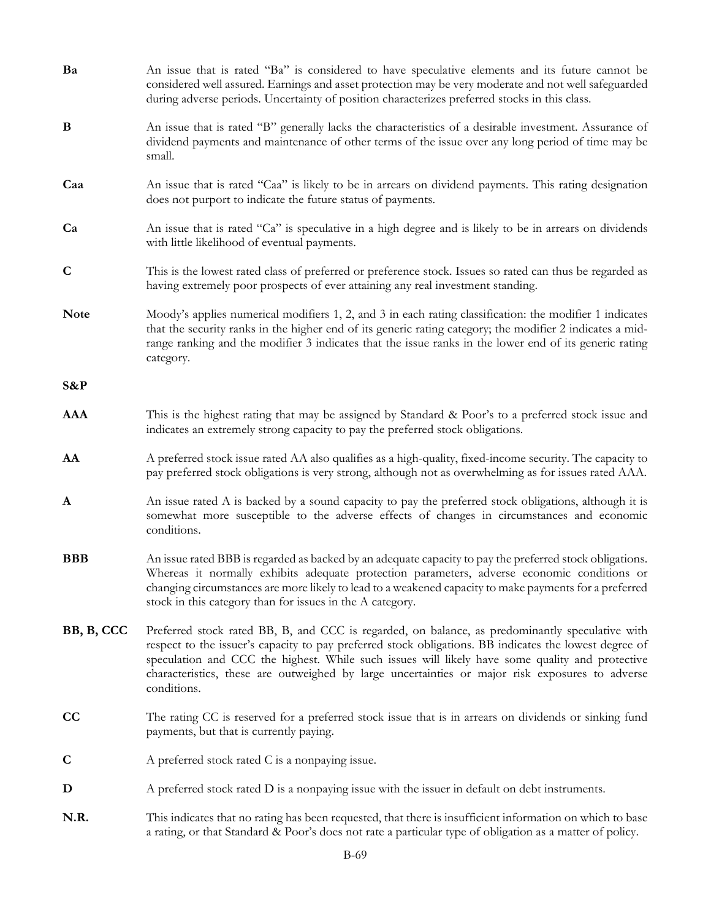**Ba** An issue that is rated "Ba" is considered to have speculative elements and its future cannot be considered well assured. Earnings and asset protection may be very moderate and not well safeguarded during adverse periods. Uncertainty of position characterizes preferred stocks in this class.

**B** An issue that is rated "B" generally lacks the characteristics of a desirable investment. Assurance of dividend payments and maintenance of other terms of the issue over any long period of time may be small.

**Caa** An issue that is rated "Caa" is likely to be in arrears on dividend payments. This rating designation does not purport to indicate the future status of payments.

**Ca** An issue that is rated "Ca" is speculative in a high degree and is likely to be in arrears on dividends with little likelihood of eventual payments.

**C** This is the lowest rated class of preferred or preference stock. Issues so rated can thus be regarded as having extremely poor prospects of ever attaining any real investment standing.

**Note** Moody's applies numerical modifiers 1, 2, and 3 in each rating classification: the modifier 1 indicates that the security ranks in the higher end of its generic rating category; the modifier 2 indicates a mid-range ranking and the modifier 3 indicates that the issue ranks in the lower end of its generic rating category.

**S&P**

**AAA** This is the highest rating that may be assigned by Standard & Poor's to a preferred stock issue and indicates an extremely strong capacity to pay the preferred stock obligations.

**AA** A preferred stock issue rated AA also qualifies as a high-quality, fixed-income security. The capacity to pay preferred stock obligations is very strong, although not as overwhelming as for issues rated AAA.

**A** An issue rated A is backed by a sound capacity to pay the preferred stock obligations, although it is somewhat more susceptible to the adverse effects of changes in circumstances and economic conditions.

**BBB** An issue rated BBB is regarded as backed by an adequate capacity to pay the preferred stock obligations. Whereas it normally exhibits adequate protection parameters, adverse economic conditions or changing circumstances are more likely to lead to a weakened capacity to make payments for a preferred stock in this category than for issues in the A category.

**BB, B, CCC** Preferred stock rated BB, B, and CCC is regarded, on balance, as predominantly speculative with respect to the issuer's capacity to pay preferred stock obligations. BB indicates the lowest degree of speculation and CCC the highest. While such issues will likely have some quality and protective characteristics, these are outweighed by large uncertainties or major risk exposures to adverse conditions.

**CC** The rating CC is reserved for a preferred stock issue that is in arrears on dividends or sinking fund payments, but that is currently paying.

**C** A preferred stock rated C is a nonpaying issue.

**D** A preferred stock rated D is a nonpaying issue with the issuer in default on debt instruments.

**N.R.** This indicates that no rating has been requested, that there is insufficient information on which to base a rating, or that Standard & Poor's does not rate a particular type of obligation as a matter of policy.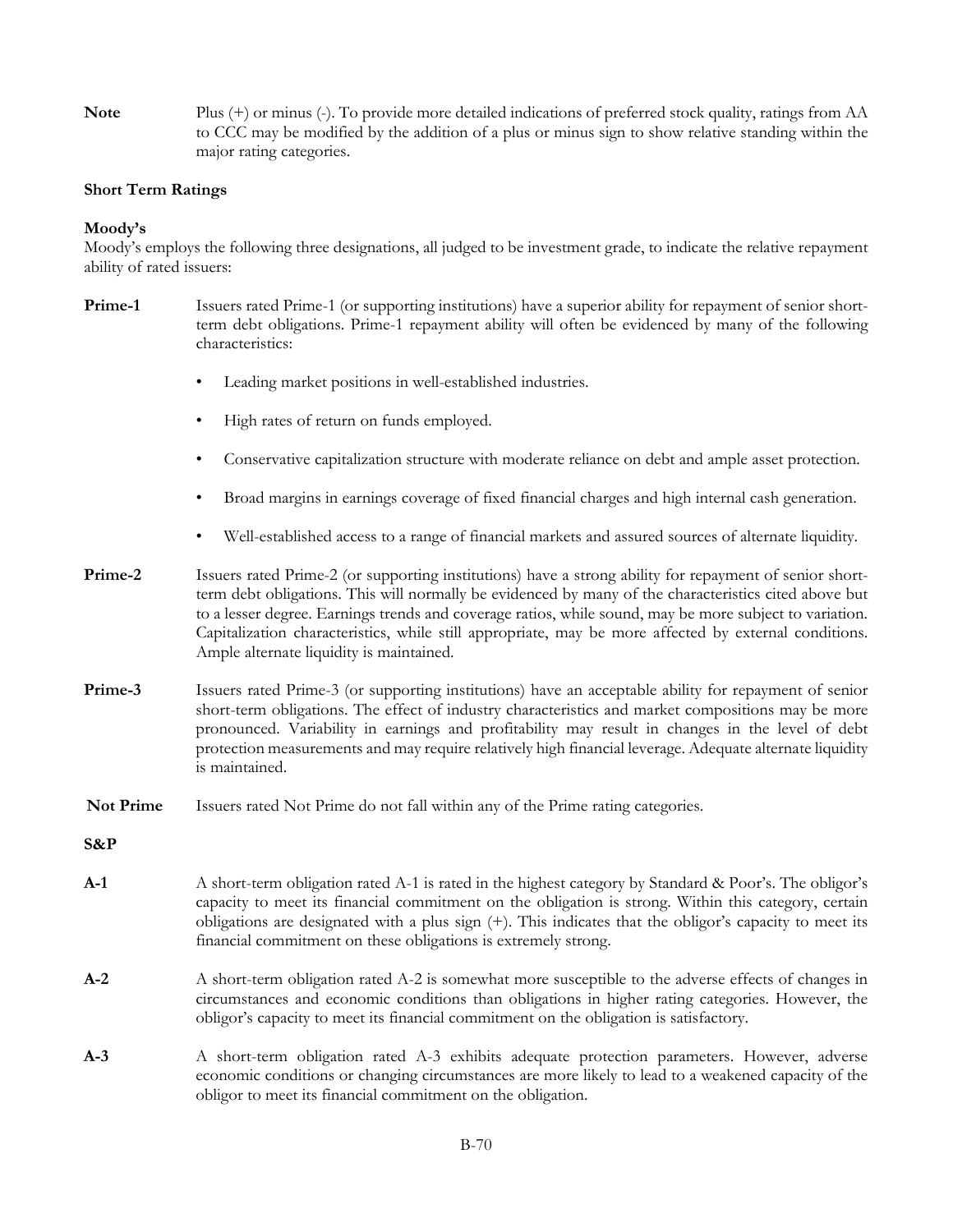**Note** Plus (+) or minus (-). To provide more detailed indications of preferred stock quality, ratings from AA to CCC may be modified by the addition of a plus or minus sign to show relative standing within the major rating categories.

**Short Term Ratings**

**Moody's**

Moody's employs the following three designations, all judged to be investment grade, to indicate the relative repayment ability of rated issuers:

**Prime-1** Issuers rated Prime-1 (or supporting institutions) have a superior ability for repayment of senior short-term debt obligations. Prime-1 repayment ability will often be evidenced by many of the following characteristics:

- Leading market positions in well-established industries.
- High rates of return on funds employed.
- Conservative capitalization structure with moderate reliance on debt and ample asset protection.
- Broad margins in earnings coverage of fixed financial charges and high internal cash generation.
- Well-established access to a range of financial markets and assured sources of alternate liquidity.

**Prime-2** Issuers rated Prime-2 (or supporting institutions) have a strong ability for repayment of senior short-term debt obligations. This will normally be evidenced by many of the characteristics cited above but to a lesser degree. Earnings trends and coverage ratios, while sound, may be more subject to variation. Capitalization characteristics, while still appropriate, may be more affected by external conditions. Ample alternate liquidity is maintained.

**Prime-3** Issuers rated Prime-3 (or supporting institutions) have an acceptable ability for repayment of senior short-term obligations. The effect of industry characteristics and market compositions may be more pronounced. Variability in earnings and profitability may result in changes in the level of debt protection measurements and may require relatively high financial leverage. Adequate alternate liquidity is maintained.

**Not Prime** Issuers rated Not Prime do not fall within any of the Prime rating categories.

**S&P**

**A-1** A short-term obligation rated A-1 is rated in the highest category by Standard & Poor's. The obligor's capacity to meet its financial commitment on the obligation is strong. Within this category, certain obligations are designated with a plus sign (+). This indicates that the obligor's capacity to meet its financial commitment on these obligations is extremely strong.

**A-2** A short-term obligation rated A-2 is somewhat more susceptible to the adverse effects of changes in circumstances and economic conditions than obligations in higher rating categories. However, the obligor's capacity to meet its financial commitment on the obligation is satisfactory.

**A-3** A short-term obligation rated A-3 exhibits adequate protection parameters. However, adverse economic conditions or changing circumstances are more likely to lead to a weakened capacity of the obligor to meet its financial commitment on the obligation.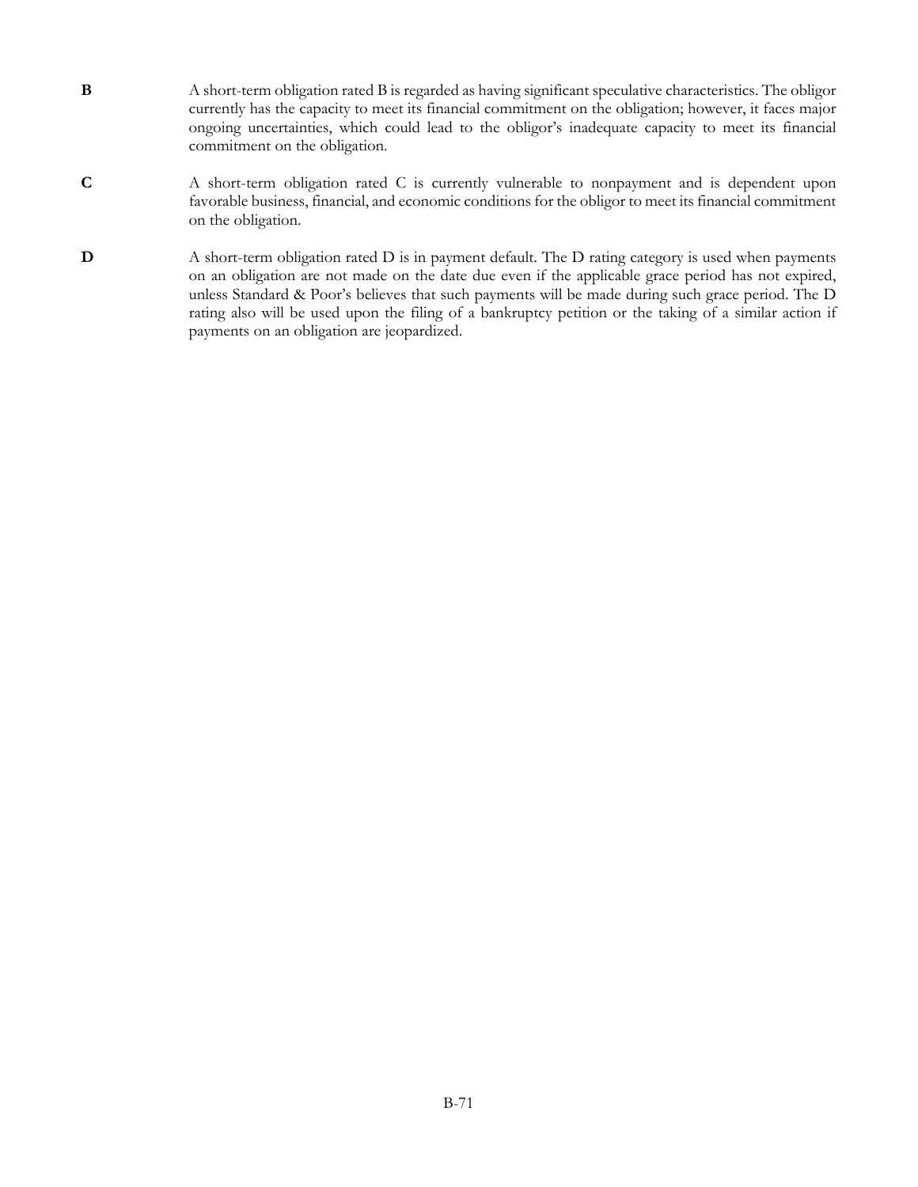**B** A short-term obligation rated B is regarded as having significant speculative characteristics. The obligor currently has the capacity to meet its financial commitment on the obligation; however, it faces major ongoing uncertainties, which could lead to the obligor's inadequate capacity to meet its financial commitment on the obligation.

**C** A short-term obligation rated C is currently vulnerable to nonpayment and is dependent upon favorable business, financial, and economic conditions for the obligor to meet its financial commitment on the obligation.

**D** A short-term obligation rated D is in payment default. The D rating category is used when payments on an obligation are not made on the date due even if the applicable grace period has not expired, unless Standard & Poor's believes that such payments will be made during such grace period. The D rating also will be used upon the filing of a bankruptcy petition or the taking of a similar action if payments on an obligation are jeopardized.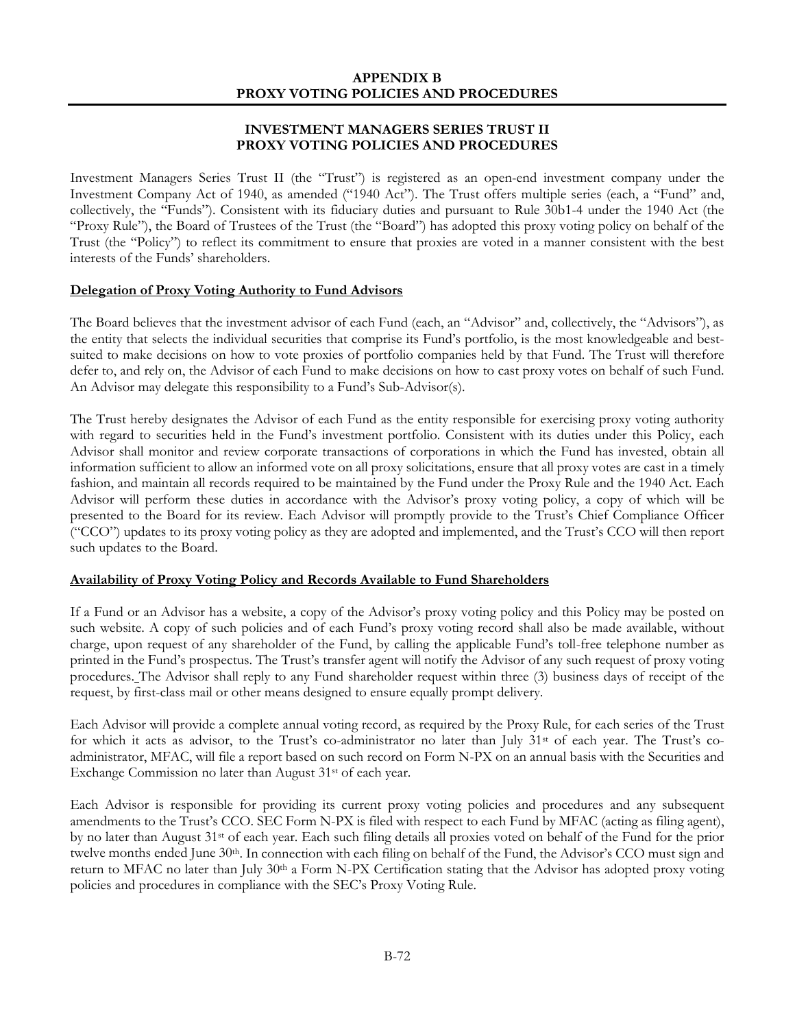# APPENDIX B
# PROXY VOTING POLICIES AND PROCEDURES

## INVESTMENT MANAGERS SERIES TRUST II
## PROXY VOTING POLICIES AND PROCEDURES

Investment Managers Series Trust II (the "Trust") is registered as an open-end investment company under the Investment Company Act of 1940, as amended ("1940 Act"). The Trust offers multiple series (each, a "Fund" and, collectively, the "Funds"). Consistent with its fiduciary duties and pursuant to Rule 30b1-4 under the 1940 Act (the "Proxy Rule"), the Board of Trustees of the Trust (the "Board") has adopted this proxy voting policy on behalf of the Trust (the "Policy") to reflect its commitment to ensure that proxies are voted in a manner consistent with the best interests of the Funds' shareholders.

**Delegation of Proxy Voting Authority to Fund Advisors**

The Board believes that the investment advisor of each Fund (each, an "Advisor" and, collectively, the "Advisors"), as the entity that selects the individual securities that comprise its Fund's portfolio, is the most knowledgeable and best-suited to make decisions on how to vote proxies of portfolio companies held by that Fund. The Trust will therefore defer to, and rely on, the Advisor of each Fund to make decisions on how to cast proxy votes on behalf of such Fund. An Advisor may delegate this responsibility to a Fund's Sub-Advisor(s).

The Trust hereby designates the Advisor of each Fund as the entity responsible for exercising proxy voting authority with regard to securities held in the Fund's investment portfolio. Consistent with its duties under this Policy, each Advisor shall monitor and review corporate transactions of corporations in which the Fund has invested, obtain all information sufficient to allow an informed vote on all proxy solicitations, ensure that all proxy votes are cast in a timely fashion, and maintain all records required to be maintained by the Fund under the Proxy Rule and the 1940 Act. Each Advisor will perform these duties in accordance with the Advisor's proxy voting policy, a copy of which will be presented to the Board for its review. Each Advisor will promptly provide to the Trust's Chief Compliance Officer ("CCO") updates to its proxy voting policy as they are adopted and implemented, and the Trust's CCO will then report such updates to the Board.

**Availability of Proxy Voting Policy and Records Available to Fund Shareholders**

If a Fund or an Advisor has a website, a copy of the Advisor's proxy voting policy and this Policy may be posted on such website. A copy of such policies and of each Fund's proxy voting record shall also be made available, without charge, upon request of any shareholder of the Fund, by calling the applicable Fund's toll-free telephone number as printed in the Fund's prospectus. The Trust's transfer agent will notify the Advisor of any such request of proxy voting procedures. The Advisor shall reply to any Fund shareholder request within three (3) business days of receipt of the request, by first-class mail or other means designed to ensure equally prompt delivery.

Each Advisor will provide a complete annual voting record, as required by the Proxy Rule, for each series of the Trust for which it acts as advisor, to the Trust's co-administrator no later than July 31st of each year. The Trust's co-administrator, MFAC, will file a report based on such record on Form N-PX on an annual basis with the Securities and Exchange Commission no later than August 31st of each year.

Each Advisor is responsible for providing its current proxy voting policies and procedures and any subsequent amendments to the Trust's CCO. SEC Form N-PX is filed with respect to each Fund by MFAC (acting as filing agent), by no later than August 31st of each year. Each such filing details all proxies voted on behalf of the Fund for the prior twelve months ended June 30th. In connection with each filing on behalf of the Fund, the Advisor's CCO must sign and return to MFAC no later than July 30th a Form N-PX Certification stating that the Advisor has adopted proxy voting policies and procedures in compliance with the SEC's Proxy Voting Rule.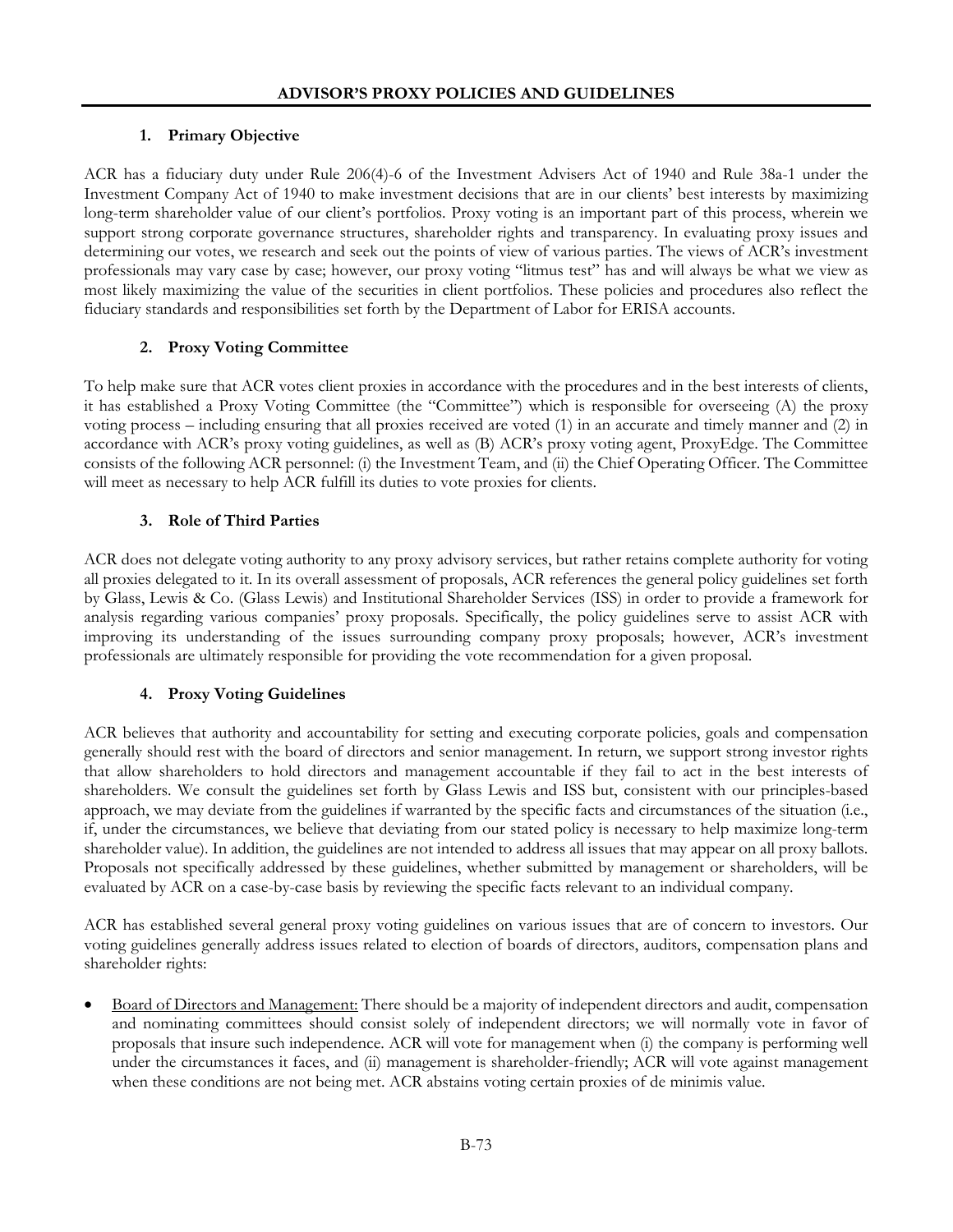## ADVISOR'S PROXY POLICIES AND GUIDELINES

### 1. Primary Objective

ACR has a fiduciary duty under Rule 206(4)-6 of the Investment Advisers Act of 1940 and Rule 38a-1 under the Investment Company Act of 1940 to make investment decisions that are in our clients' best interests by maximizing long-term shareholder value of our client's portfolios. Proxy voting is an important part of this process, wherein we support strong corporate governance structures, shareholder rights and transparency. In evaluating proxy issues and determining our votes, we research and seek out the points of view of various parties. The views of ACR's investment professionals may vary case by case; however, our proxy voting "litmus test" has and will always be what we view as most likely maximizing the value of the securities in client portfolios. These policies and procedures also reflect the fiduciary standards and responsibilities set forth by the Department of Labor for ERISA accounts.

### 2. Proxy Voting Committee

To help make sure that ACR votes client proxies in accordance with the procedures and in the best interests of clients, it has established a Proxy Voting Committee (the "Committee") which is responsible for overseeing (A) the proxy voting process – including ensuring that all proxies received are voted (1) in an accurate and timely manner and (2) in accordance with ACR's proxy voting guidelines, as well as (B) ACR's proxy voting agent, ProxyEdge. The Committee consists of the following ACR personnel: (i) the Investment Team, and (ii) the Chief Operating Officer. The Committee will meet as necessary to help ACR fulfill its duties to vote proxies for clients.

### 3. Role of Third Parties

ACR does not delegate voting authority to any proxy advisory services, but rather retains complete authority for voting all proxies delegated to it. In its overall assessment of proposals, ACR references the general policy guidelines set forth by Glass, Lewis & Co. (Glass Lewis) and Institutional Shareholder Services (ISS) in order to provide a framework for analysis regarding various companies' proxy proposals. Specifically, the policy guidelines serve to assist ACR with improving its understanding of the issues surrounding company proxy proposals; however, ACR's investment professionals are ultimately responsible for providing the vote recommendation for a given proposal.

### 4. Proxy Voting Guidelines

ACR believes that authority and accountability for setting and executing corporate policies, goals and compensation generally should rest with the board of directors and senior management. In return, we support strong investor rights that allow shareholders to hold directors and management accountable if they fail to act in the best interests of shareholders. We consult the guidelines set forth by Glass Lewis and ISS but, consistent with our principles-based approach, we may deviate from the guidelines if warranted by the specific facts and circumstances of the situation (i.e., if, under the circumstances, we believe that deviating from our stated policy is necessary to help maximize long-term shareholder value). In addition, the guidelines are not intended to address all issues that may appear on all proxy ballots. Proposals not specifically addressed by these guidelines, whether submitted by management or shareholders, will be evaluated by ACR on a case-by-case basis by reviewing the specific facts relevant to an individual company.

ACR has established several general proxy voting guidelines on various issues that are of concern to investors. Our voting guidelines generally address issues related to election of boards of directors, auditors, compensation plans and shareholder rights:

- Board of Directors and Management: There should be a majority of independent directors and audit, compensation and nominating committees should consist solely of independent directors; we will normally vote in favor of proposals that insure such independence. ACR will vote for management when (i) the company is performing well under the circumstances it faces, and (ii) management is shareholder-friendly; ACR will vote against management when these conditions are not being met. ACR abstains voting certain proxies of de minimis value.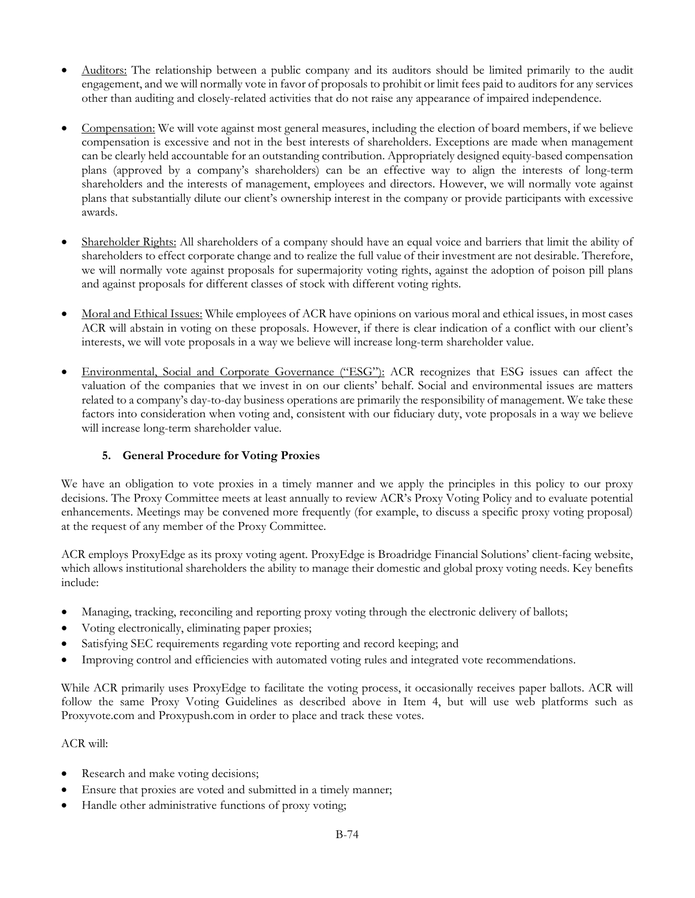- Auditors: The relationship between a public company and its auditors should be limited primarily to the audit engagement, and we will normally vote in favor of proposals to prohibit or limit fees paid to auditors for any services other than auditing and closely-related activities that do not raise any appearance of impaired independence.

- Compensation: We will vote against most general measures, including the election of board members, if we believe compensation is excessive and not in the best interests of shareholders. Exceptions are made when management can be clearly held accountable for an outstanding contribution. Appropriately designed equity-based compensation plans (approved by a company's shareholders) can be an effective way to align the interests of long-term shareholders and the interests of management, employees and directors. However, we will normally vote against plans that substantially dilute our client's ownership interest in the company or provide participants with excessive awards.

- Shareholder Rights: All shareholders of a company should have an equal voice and barriers that limit the ability of shareholders to effect corporate change and to realize the full value of their investment are not desirable. Therefore, we will normally vote against proposals for supermajority voting rights, against the adoption of poison pill plans and against proposals for different classes of stock with different voting rights.

- Moral and Ethical Issues: While employees of ACR have opinions on various moral and ethical issues, in most cases ACR will abstain in voting on these proposals. However, if there is clear indication of a conflict with our client's interests, we will vote proposals in a way we believe will increase long-term shareholder value.

- Environmental, Social and Corporate Governance ("ESG"): ACR recognizes that ESG issues can affect the valuation of the companies that we invest in on our clients' behalf. Social and environmental issues are matters related to a company's day-to-day business operations are primarily the responsibility of management. We take these factors into consideration when voting and, consistent with our fiduciary duty, vote proposals in a way we believe will increase long-term shareholder value.

### 5. General Procedure for Voting Proxies

We have an obligation to vote proxies in a timely manner and we apply the principles in this policy to our proxy decisions. The Proxy Committee meets at least annually to review ACR's Proxy Voting Policy and to evaluate potential enhancements. Meetings may be convened more frequently (for example, to discuss a specific proxy voting proposal) at the request of any member of the Proxy Committee.

ACR employs ProxyEdge as its proxy voting agent. ProxyEdge is Broadridge Financial Solutions' client-facing website, which allows institutional shareholders the ability to manage their domestic and global proxy voting needs. Key benefits include:

- Managing, tracking, reconciling and reporting proxy voting through the electronic delivery of ballots;
- Voting electronically, eliminating paper proxies;
- Satisfying SEC requirements regarding vote reporting and record keeping; and
- Improving control and efficiencies with automated voting rules and integrated vote recommendations.

While ACR primarily uses ProxyEdge to facilitate the voting process, it occasionally receives paper ballots. ACR will follow the same Proxy Voting Guidelines as described above in Item 4, but will use web platforms such as Proxyvote.com and Proxypush.com in order to place and track these votes.

ACR will:

- Research and make voting decisions;
- Ensure that proxies are voted and submitted in a timely manner;
- Handle other administrative functions of proxy voting;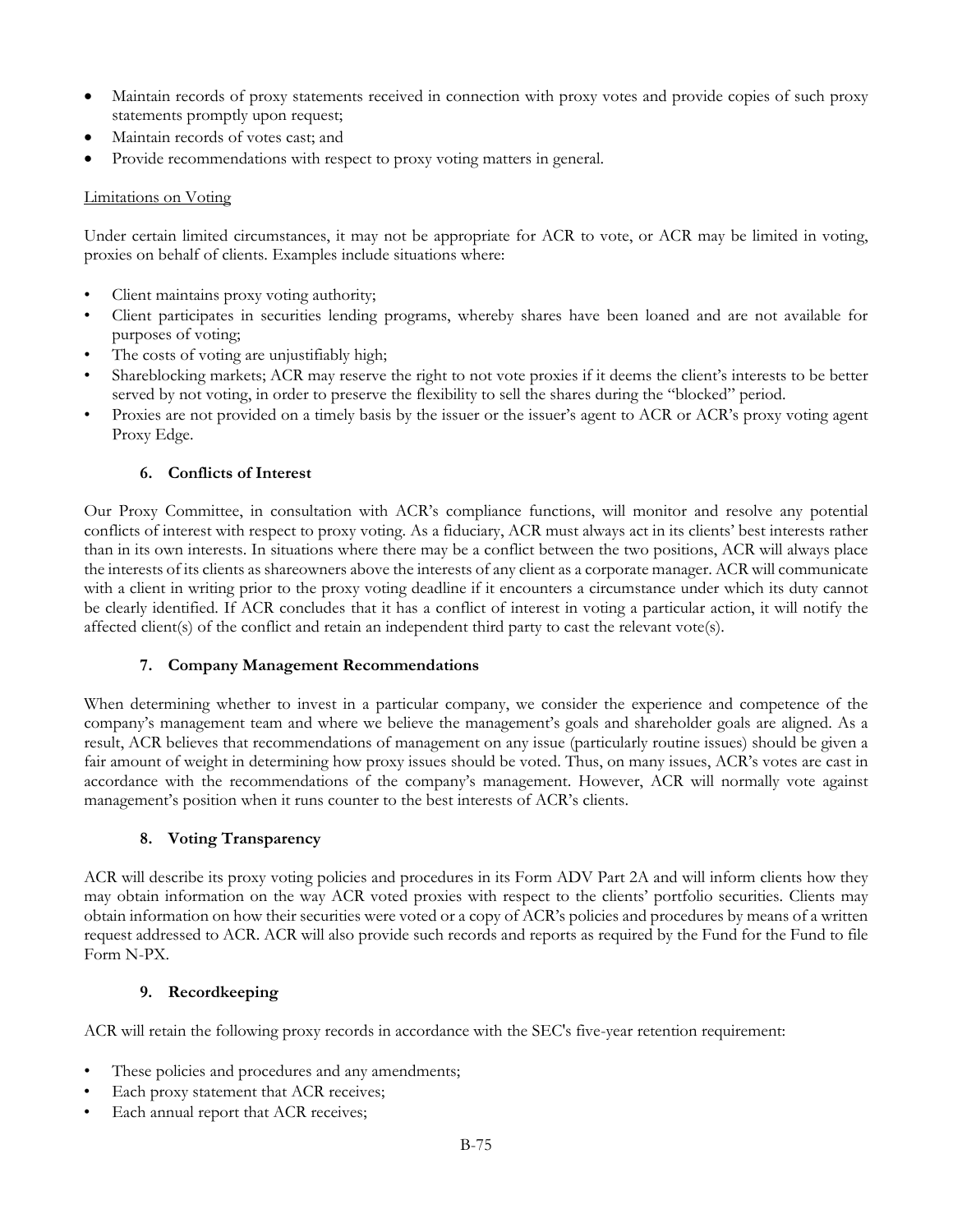- Maintain records of proxy statements received in connection with proxy votes and provide copies of such proxy statements promptly upon request;
- Maintain records of votes cast; and
- Provide recommendations with respect to proxy voting matters in general.

Limitations on Voting

Under certain limited circumstances, it may not be appropriate for ACR to vote, or ACR may be limited in voting, proxies on behalf of clients. Examples include situations where:

- Client maintains proxy voting authority;
- Client participates in securities lending programs, whereby shares have been loaned and are not available for purposes of voting;
- The costs of voting are unjustifiably high;
- Shareblocking markets; ACR may reserve the right to not vote proxies if it deems the client's interests to be better served by not voting, in order to preserve the flexibility to sell the shares during the "blocked" period.
- Proxies are not provided on a timely basis by the issuer or the issuer's agent to ACR or ACR's proxy voting agent Proxy Edge.

### 6. Conflicts of Interest

Our Proxy Committee, in consultation with ACR's compliance functions, will monitor and resolve any potential conflicts of interest with respect to proxy voting. As a fiduciary, ACR must always act in its clients' best interests rather than in its own interests. In situations where there may be a conflict between the two positions, ACR will always place the interests of its clients as shareowners above the interests of any client as a corporate manager. ACR will communicate with a client in writing prior to the proxy voting deadline if it encounters a circumstance under which its duty cannot be clearly identified. If ACR concludes that it has a conflict of interest in voting a particular action, it will notify the affected client(s) of the conflict and retain an independent third party to cast the relevant vote(s).

### 7. Company Management Recommendations

When determining whether to invest in a particular company, we consider the experience and competence of the company's management team and where we believe the management's goals and shareholder goals are aligned. As a result, ACR believes that recommendations of management on any issue (particularly routine issues) should be given a fair amount of weight in determining how proxy issues should be voted. Thus, on many issues, ACR's votes are cast in accordance with the recommendations of the company's management. However, ACR will normally vote against management's position when it runs counter to the best interests of ACR's clients.

### 8. Voting Transparency

ACR will describe its proxy voting policies and procedures in its Form ADV Part 2A and will inform clients how they may obtain information on the way ACR voted proxies with respect to the clients' portfolio securities. Clients may obtain information on how their securities were voted or a copy of ACR's policies and procedures by means of a written request addressed to ACR. ACR will also provide such records and reports as required by the Fund for the Fund to file Form N-PX.

### 9. Recordkeeping

ACR will retain the following proxy records in accordance with the SEC's five-year retention requirement:

- These policies and procedures and any amendments;
- Each proxy statement that ACR receives;
- Each annual report that ACR receives;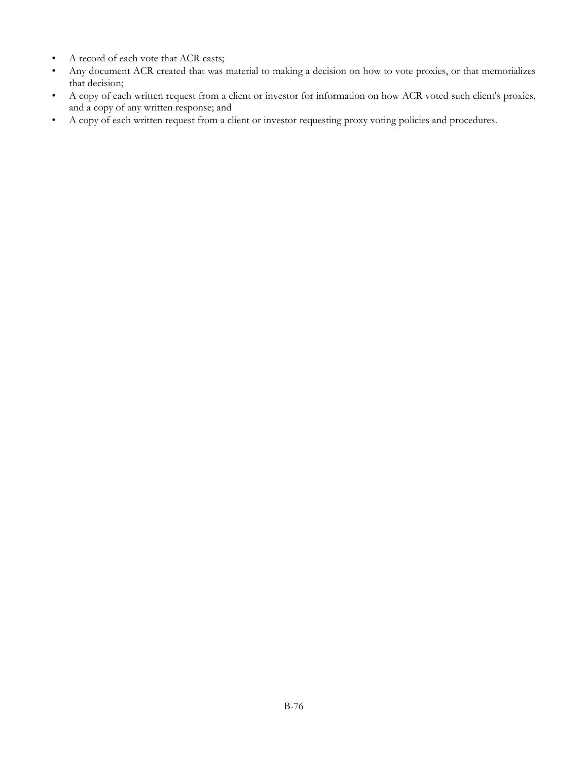- A record of each vote that ACR casts;
- Any document ACR created that was material to making a decision on how to vote proxies, or that memorializes that decision;
- A copy of each written request from a client or investor for information on how ACR voted such client's proxies, and a copy of any written response; and
- A copy of each written request from a client or investor requesting proxy voting policies and procedures.